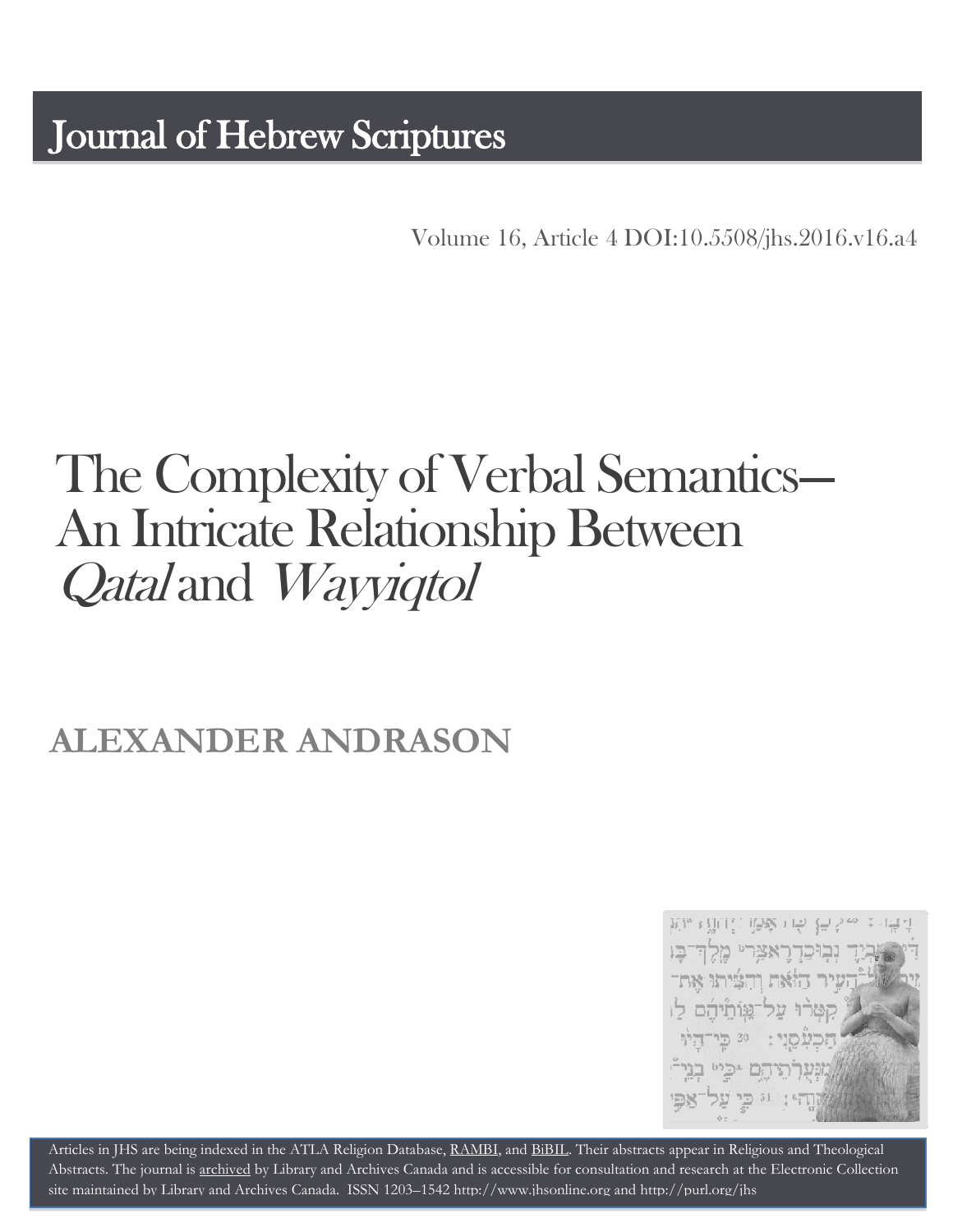# Journal of Hebrew Scriptures

Volume 16, Article 4 DOI:10.5508/jhs.2016.v16.a4

# The Complexity of Verbal Semantics—An Intricate Relationship Between *Qatal* and *Wayyiqtol*

## ALEXANDER ANDRASON

Articles in JHS are being indexed in the ATLA Religion Database, RAMBI, and BiBIL. Their abstracts appear in Religious and Theological Abstracts. The journal is archived by Library and Archives Canada and is accessible for consultation and research at the Electronic Collection site maintained by Library and Archives Canada. ISSN 1203–1542 http://www.jhsonline.org and http://purl.org/jhs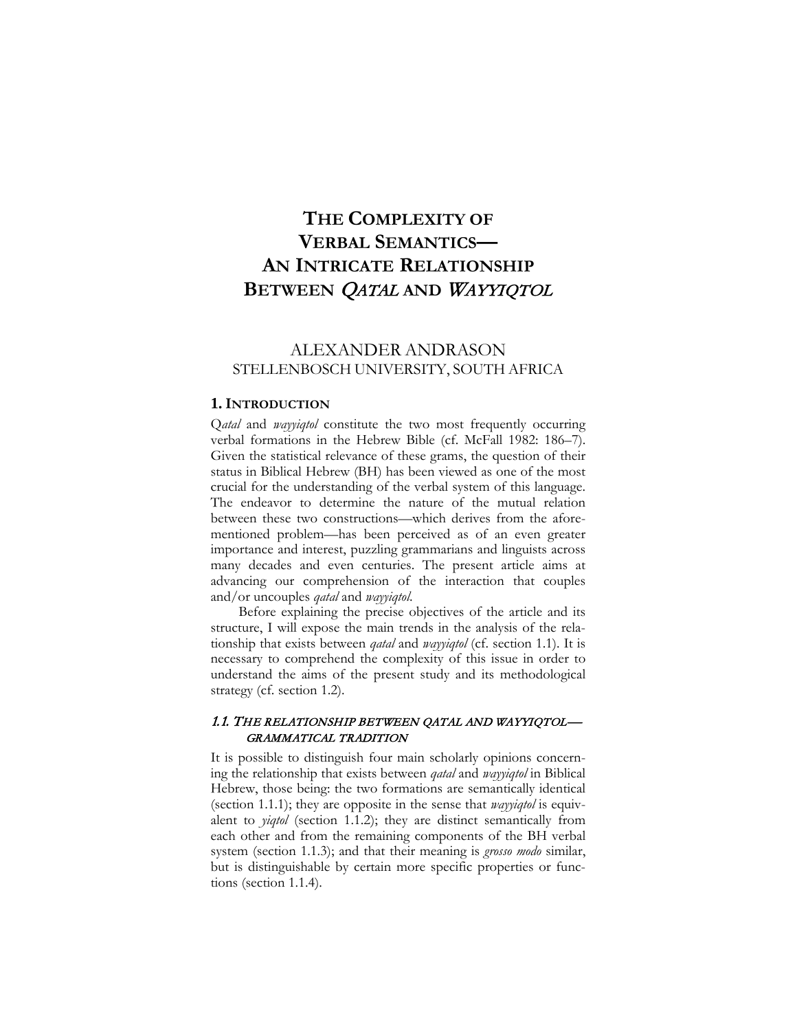# THE COMPLEXITY OF VERBAL SEMANTICS— AN INTRICATE RELATIONSHIP BETWEEN *QATAL* AND *WAYYIQTOL*

ALEXANDER ANDRASON
STELLENBOSCH UNIVERSITY, SOUTH AFRICA

## 1. INTRODUCTION

Q*atal* and *wayyiqtol* constitute the two most frequently occurring verbal formations in the Hebrew Bible (cf. McFall 1982: 186–7). Given the statistical relevance of these grams, the question of their status in Biblical Hebrew (BH) has been viewed as one of the most crucial for the understanding of the verbal system of this language. The endeavor to determine the nature of the mutual relation between these two constructions—which derives from the aforementioned problem—has been perceived as of an even greater importance and interest, puzzling grammarians and linguists across many decades and even centuries. The present article aims at advancing our comprehension of the interaction that couples and/or uncouples *qatal* and *wayyiqtol*.

Before explaining the precise objectives of the article and its structure, I will expose the main trends in the analysis of the relationship that exists between *qatal* and *wayyiqtol* (cf. section 1.1). It is necessary to comprehend the complexity of this issue in order to understand the aims of the present study and its methodological strategy (cf. section 1.2).

### *1.1. THE RELATIONSHIP BETWEEN QATAL AND WAYYIQTOL— GRAMMATICAL TRADITION*

It is possible to distinguish four main scholarly opinions concerning the relationship that exists between *qatal* and *wayyiqtol* in Biblical Hebrew, those being: the two formations are semantically identical (section 1.1.1); they are opposite in the sense that *wayyiqtol* is equivalent to *yiqtol* (section 1.1.2); they are distinct semantically from each other and from the remaining components of the BH verbal system (section 1.1.3); and that their meaning is *grosso modo* similar, but is distinguishable by certain more specific properties or functions (section 1.1.4).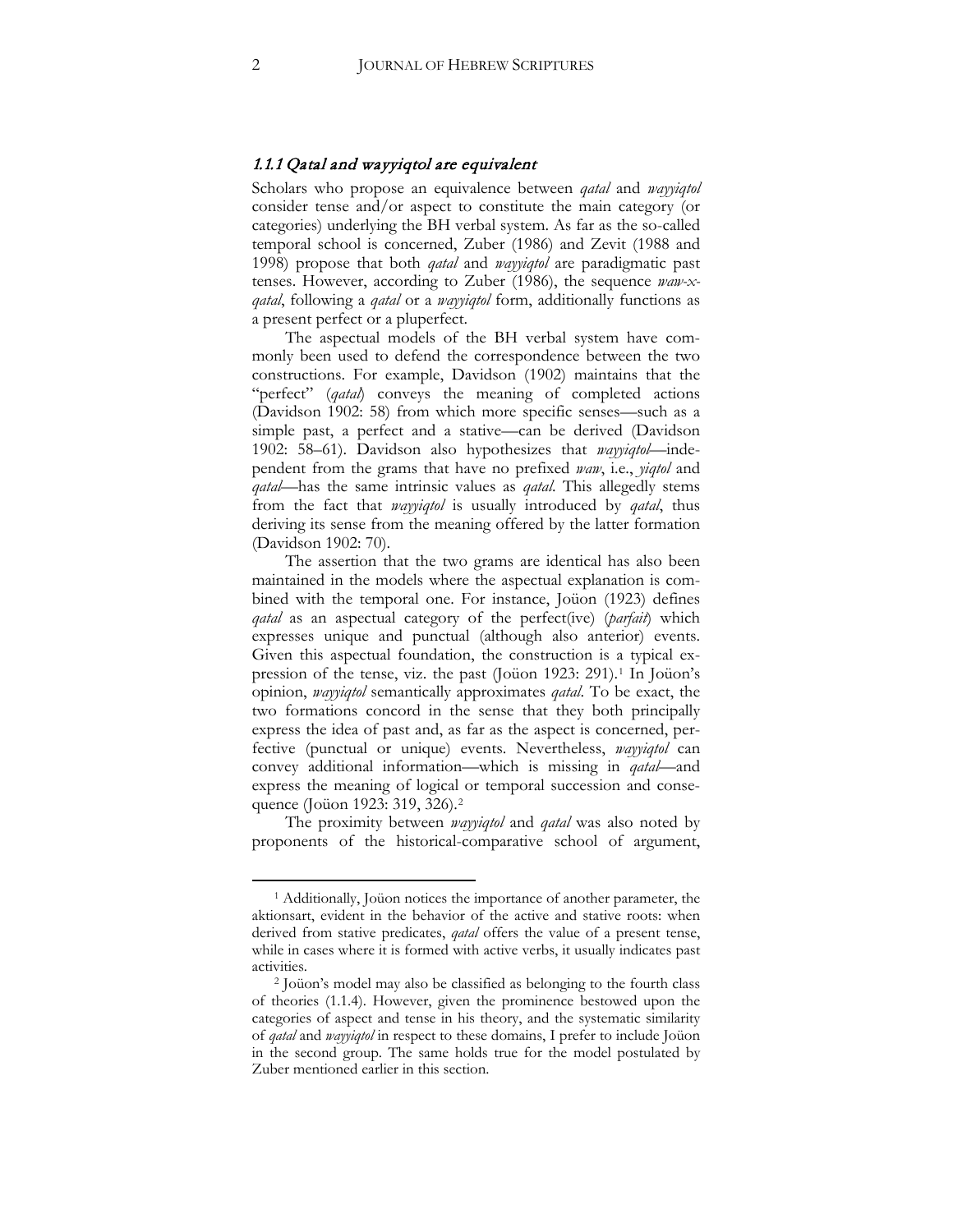### 1.1.1 Qatal and wayyiqtol are equivalent

Scholars who propose an equivalence between *qatal* and *wayyiqtol* consider tense and/or aspect to constitute the main category (or categories) underlying the BH verbal system. As far as the so-called temporal school is concerned, Zuber (1986) and Zevit (1988 and 1998) propose that both *qatal* and *wayyiqtol* are paradigmatic past tenses. However, according to Zuber (1986), the sequence *waw-x-qatal*, following a *qatal* or a *wayyiqtol* form, additionally functions as a present perfect or a pluperfect.

The aspectual models of the BH verbal system have commonly been used to defend the correspondence between the two constructions. For example, Davidson (1902) maintains that the "perfect" (*qatal*) conveys the meaning of completed actions (Davidson 1902: 58) from which more specific senses—such as a simple past, a perfect and a stative—can be derived (Davidson 1902: 58–61). Davidson also hypothesizes that *wayyiqtol*—independent from the grams that have no prefixed *waw*, i.e., *yiqtol* and *qatal*—has the same intrinsic values as *qatal*. This allegedly stems from the fact that *wayyiqtol* is usually introduced by *qatal*, thus deriving its sense from the meaning offered by the latter formation (Davidson 1902: 70).

The assertion that the two grams are identical has also been maintained in the models where the aspectual explanation is combined with the temporal one. For instance, Joüon (1923) defines *qatal* as an aspectual category of the perfect(ive) (*parfait*) which expresses unique and punctual (although also anterior) events. Given this aspectual foundation, the construction is a typical expression of the tense, viz. the past (Joüon 1923: 291).[1] In Joüon's opinion, *wayyiqtol* semantically approximates *qatal*. To be exact, the two formations concord in the sense that they both principally express the idea of past and, as far as the aspect is concerned, perfective (punctual or unique) events. Nevertheless, *wayyiqtol* can convey additional information—which is missing in *qatal*—and express the meaning of logical or temporal succession and consequence (Joüon 1923: 319, 326).[2]

The proximity between *wayyiqtol* and *qatal* was also noted by proponents of the historical-comparative school of argument,

---

[1] Additionally, Joüon notices the importance of another parameter, the aktionsart, evident in the behavior of the active and stative roots: when derived from stative predicates, *qatal* offers the value of a present tense, while in cases where it is formed with active verbs, it usually indicates past activities.

[2] Joüon's model may also be classified as belonging to the fourth class of theories (1.1.4). However, given the prominence bestowed upon the categories of aspect and tense in his theory, and the systematic similarity of *qatal* and *wayyiqtol* in respect to these domains, I prefer to include Joüon in the second group. The same holds true for the model postulated by Zuber mentioned earlier in this section.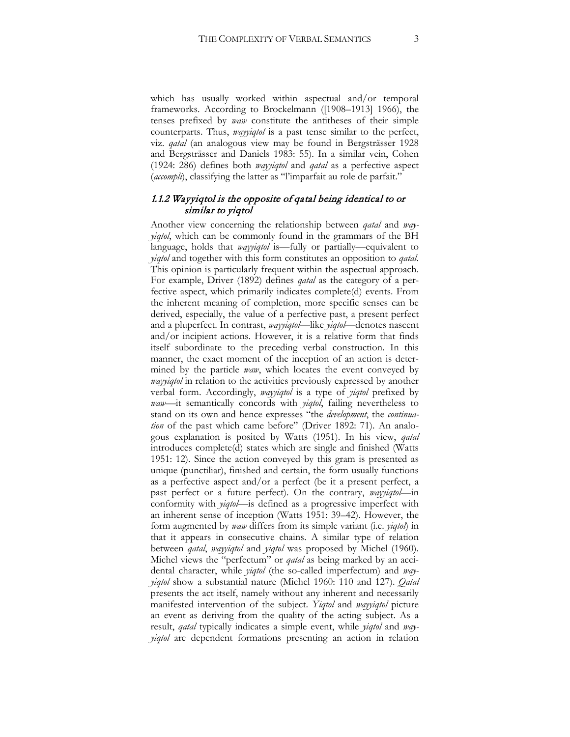which has usually worked within aspectual and/or temporal frameworks. According to Brockelmann ([1908–1913] 1966), the tenses prefixed by *waw* constitute the antitheses of their simple counterparts. Thus, *wayyiqtol* is a past tense similar to the perfect, viz. *qatal* (an analogous view may be found in Bergsträsser 1928 and Bergsträsser and Daniels 1983: 55). In a similar vein, Cohen (1924: 286) defines both *wayyiqtol* and *qatal* as a perfective aspect (*accompli*), classifying the latter as "l'imparfait au role de parfait."

### *1.1.2 Wayyiqtol is the opposite of qatal being identical to or similar to yiqtol*

Another view concerning the relationship between *qatal* and *wayyiqtol*, which can be commonly found in the grammars of the BH language, holds that *wayyiqtol* is—fully or partially—equivalent to *yiqtol* and together with this form constitutes an opposition to *qatal*. This opinion is particularly frequent within the aspectual approach. For example, Driver (1892) defines *qatal* as the category of a perfective aspect, which primarily indicates complete(d) events. From the inherent meaning of completion, more specific senses can be derived, especially, the value of a perfective past, a present perfect and a pluperfect. In contrast, *wayyiqtol*—like *yiqtol*—denotes nascent and/or incipient actions. However, it is a relative form that finds itself subordinate to the preceding verbal construction. In this manner, the exact moment of the inception of an action is determined by the particle *waw*, which locates the event conveyed by *wayyiqtol* in relation to the activities previously expressed by another verbal form. Accordingly, *wayyiqtol* is a type of *yiqtol* prefixed by *waw*—it semantically concords with *yiqtol*, failing nevertheless to stand on its own and hence expresses "the *development*, the *continuation* of the past which came before" (Driver 1892: 71). An analogous explanation is posited by Watts (1951). In his view, *qatal* introduces complete(d) states which are single and finished (Watts 1951: 12). Since the action conveyed by this gram is presented as unique (punctiliar), finished and certain, the form usually functions as a perfective aspect and/or a perfect (be it a present perfect, a past perfect or a future perfect). On the contrary, *wayyiqtol*—in conformity with *yiqtol*—is defined as a progressive imperfect with an inherent sense of inception (Watts 1951: 39–42). However, the form augmented by *waw* differs from its simple variant (i.e. *yiqtol*) in that it appears in consecutive chains. A similar type of relation between *qatal*, *wayyiqtol* and *yiqtol* was proposed by Michel (1960). Michel views the "perfectum" or *qatal* as being marked by an accidental character, while *yiqtol* (the so-called imperfectum) and *wayyiqtol* show a substantial nature (Michel 1960: 110 and 127). *Qatal* presents the act itself, namely without any inherent and necessarily manifested intervention of the subject. *Yiqtol* and *wayyiqtol* picture an event as deriving from the quality of the acting subject. As a result, *qatal* typically indicates a simple event, while *yiqtol* and *wayyiqtol* are dependent formations presenting an action in relation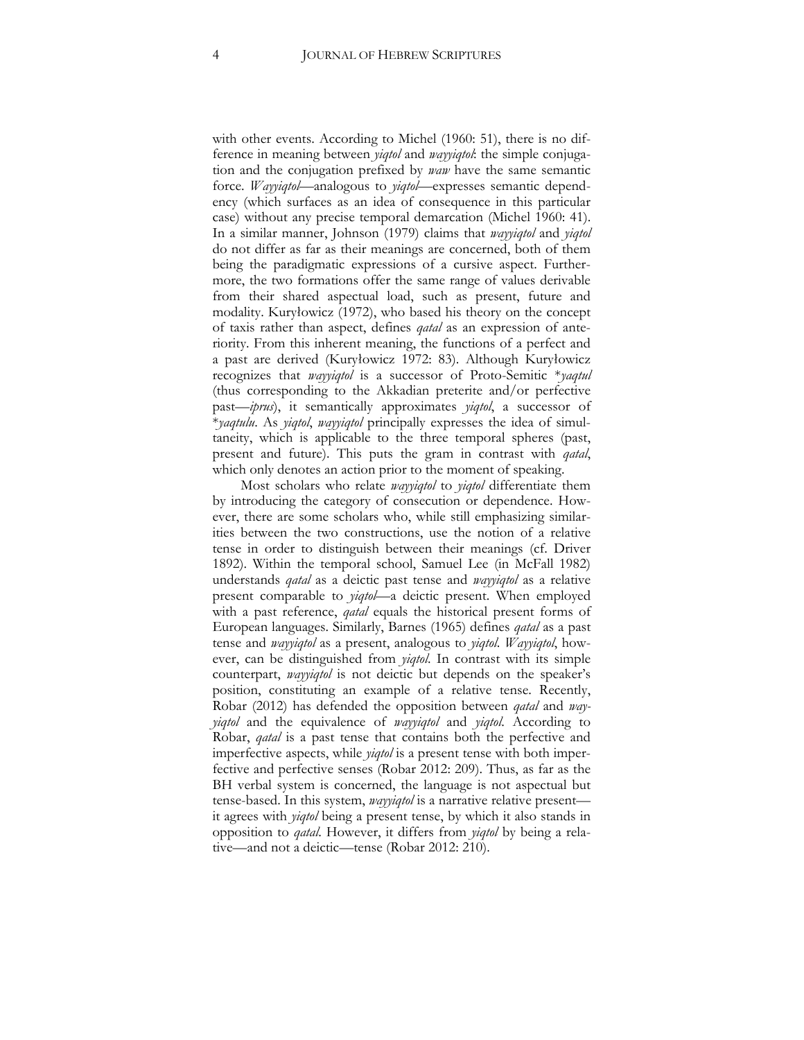with other events. According to Michel (1960: 51), there is no difference in meaning between *yiqtol* and *wayyiqtol*: the simple conjugation and the conjugation prefixed by *waw* have the same semantic force. *Wayyiqtol*—analogous to *yiqtol*—expresses semantic dependency (which surfaces as an idea of consequence in this particular case) without any precise temporal demarcation (Michel 1960: 41). In a similar manner, Johnson (1979) claims that *wayyiqtol* and *yiqtol* do not differ as far as their meanings are concerned, both of them being the paradigmatic expressions of a cursive aspect. Furthermore, the two formations offer the same range of values derivable from their shared aspectual load, such as present, future and modality. Kuryłowicz (1972), who based his theory on the concept of taxis rather than aspect, defines *qatal* as an expression of anteriority. From this inherent meaning, the functions of a perfect and a past are derived (Kuryłowicz 1972: 83). Although Kuryłowicz recognizes that *wayyiqtol* is a successor of Proto-Semitic \**yaqtul* (thus corresponding to the Akkadian preterite and/or perfective past—*iprus*), it semantically approximates *yiqtol*, a successor of \**yaqtulu*. As *yiqtol*, *wayyiqtol* principally expresses the idea of simultaneity, which is applicable to the three temporal spheres (past, present and future). This puts the gram in contrast with *qatal*, which only denotes an action prior to the moment of speaking.

Most scholars who relate *wayyiqtol* to *yiqtol* differentiate them by introducing the category of consecution or dependence. However, there are some scholars who, while still emphasizing similarities between the two constructions, use the notion of a relative tense in order to distinguish between their meanings (cf. Driver 1892). Within the temporal school, Samuel Lee (in McFall 1982) understands *qatal* as a deictic past tense and *wayyiqtol* as a relative present comparable to *yiqtol*—a deictic present. When employed with a past reference, *qatal* equals the historical present forms of European languages. Similarly, Barnes (1965) defines *qatal* as a past tense and *wayyiqtol* as a present, analogous to *yiqtol*. *Wayyiqtol*, however, can be distinguished from *yiqtol*. In contrast with its simple counterpart, *wayyiqtol* is not deictic but depends on the speaker's position, constituting an example of a relative tense. Recently, Robar (2012) has defended the opposition between *qatal* and *wayyiqtol* and the equivalence of *wayyiqtol* and *yiqtol*. According to Robar, *qatal* is a past tense that contains both the perfective and imperfective aspects, while *yiqtol* is a present tense with both imperfective and perfective senses (Robar 2012: 209). Thus, as far as the BH verbal system is concerned, the language is not aspectual but tense-based. In this system, *wayyiqtol* is a narrative relative present—it agrees with *yiqtol* being a present tense, by which it also stands in opposition to *qatal*. However, it differs from *yiqtol* by being a relative—and not a deictic—tense (Robar 2012: 210).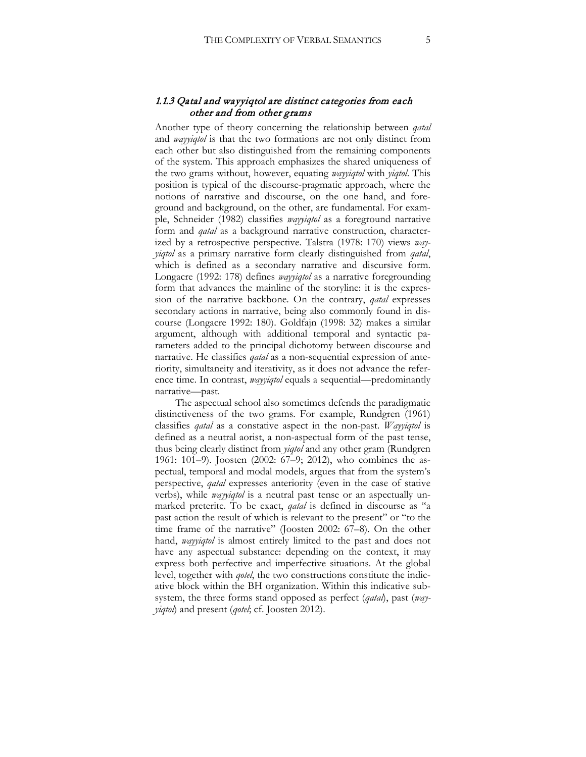### *1.1.3 Qatal and wayyiqtol are distinct categories from each other and from other grams*

Another type of theory concerning the relationship between *qatal* and *wayyiqtol* is that the two formations are not only distinct from each other but also distinguished from the remaining components of the system. This approach emphasizes the shared uniqueness of the two grams without, however, equating *wayyiqtol* with *yiqtol*. This position is typical of the discourse-pragmatic approach, where the notions of narrative and discourse, on the one hand, and foreground and background, on the other, are fundamental. For example, Schneider (1982) classifies *wayyiqtol* as a foreground narrative form and *qatal* as a background narrative construction, characterized by a retrospective perspective. Talstra (1978: 170) views *wayyiqtol* as a primary narrative form clearly distinguished from *qatal*, which is defined as a secondary narrative and discursive form. Longacre (1992: 178) defines *wayyiqtol* as a narrative foregrounding form that advances the mainline of the storyline: it is the expression of the narrative backbone. On the contrary, *qatal* expresses secondary actions in narrative, being also commonly found in discourse (Longacre 1992: 180). Goldfajn (1998: 32) makes a similar argument, although with additional temporal and syntactic parameters added to the principal dichotomy between discourse and narrative. He classifies *qatal* as a non-sequential expression of anteriority, simultaneity and iterativity, as it does not advance the reference time. In contrast, *wayyiqtol* equals a sequential—predominantly narrative—past.

The aspectual school also sometimes defends the paradigmatic distinctiveness of the two grams. For example, Rundgren (1961) classifies *qatal* as a constative aspect in the non-past. *Wayyiqtol* is defined as a neutral aorist, a non-aspectual form of the past tense, thus being clearly distinct from *yiqtol* and any other gram (Rundgren 1961: 101–9). Joosten (2002: 67–9; 2012), who combines the aspectual, temporal and modal models, argues that from the system's perspective, *qatal* expresses anteriority (even in the case of stative verbs), while *wayyiqtol* is a neutral past tense or an aspectually unmarked preterite. To be exact, *qatal* is defined in discourse as "a past action the result of which is relevant to the present" or "to the time frame of the narrative" (Joosten 2002: 67–8). On the other hand, *wayyiqtol* is almost entirely limited to the past and does not have any aspectual substance: depending on the context, it may express both perfective and imperfective situations. At the global level, together with *qotel*, the two constructions constitute the indicative block within the BH organization. Within this indicative subsystem, the three forms stand opposed as perfect (*qatal*), past (*wayyiqtol*) and present (*qotel*; cf. Joosten 2012).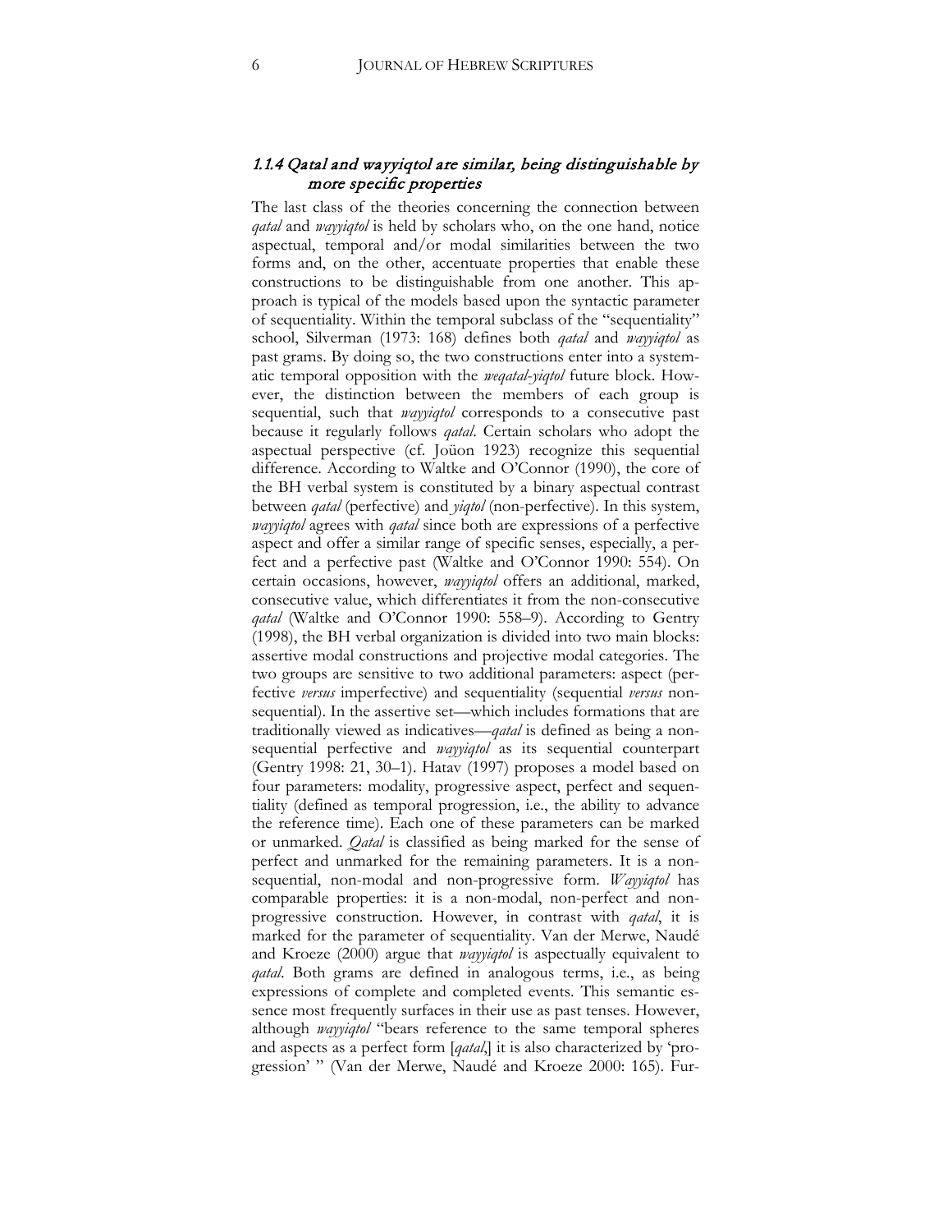### *1.1.4 Qatal and wayyiqtol are similar, being distinguishable by more specific properties*

The last class of the theories concerning the connection between *qatal* and *wayyiqtol* is held by scholars who, on the one hand, notice aspectual, temporal and/or modal similarities between the two forms and, on the other, accentuate properties that enable these constructions to be distinguishable from one another. This approach is typical of the models based upon the syntactic parameter of sequentiality. Within the temporal subclass of the "sequentiality" school, Silverman (1973: 168) defines both *qatal* and *wayyiqtol* as past grams. By doing so, the two constructions enter into a systematic temporal opposition with the *weqatal-yiqtol* future block. However, the distinction between the members of each group is sequential, such that *wayyiqtol* corresponds to a consecutive past because it regularly follows *qatal*. Certain scholars who adopt the aspectual perspective (cf. Joüon 1923) recognize this sequential difference. According to Waltke and O'Connor (1990), the core of the BH verbal system is constituted by a binary aspectual contrast between *qatal* (perfective) and *yiqtol* (non-perfective). In this system, *wayyiqtol* agrees with *qatal* since both are expressions of a perfective aspect and offer a similar range of specific senses, especially, a perfect and a perfective past (Waltke and O'Connor 1990: 554). On certain occasions, however, *wayyiqtol* offers an additional, marked, consecutive value, which differentiates it from the non-consecutive *qatal* (Waltke and O'Connor 1990: 558–9). According to Gentry (1998), the BH verbal organization is divided into two main blocks: assertive modal constructions and projective modal categories. The two groups are sensitive to two additional parameters: aspect (perfective *versus* imperfective) and sequentiality (sequential *versus* non-sequential). In the assertive set—which includes formations that are traditionally viewed as indicatives—*qatal* is defined as being a non-sequential perfective and *wayyiqtol* as its sequential counterpart (Gentry 1998: 21, 30–1). Hatav (1997) proposes a model based on four parameters: modality, progressive aspect, perfect and sequentiality (defined as temporal progression, i.e., the ability to advance the reference time). Each one of these parameters can be marked or unmarked. *Qatal* is classified as being marked for the sense of perfect and unmarked for the remaining parameters. It is a non-sequential, non-modal and non-progressive form. *Wayyiqtol* has comparable properties: it is a non-modal, non-perfect and non-progressive construction. However, in contrast with *qatal*, it is marked for the parameter of sequentiality. Van der Merwe, Naudé and Kroeze (2000) argue that *wayyiqtol* is aspectually equivalent to *qatal*. Both grams are defined in analogous terms, i.e., as being expressions of complete and completed events. This semantic essence most frequently surfaces in their use as past tenses. However, although *wayyiqtol* "bears reference to the same temporal spheres and aspects as a perfect form [*qatal*,] it is also characterized by 'progression' " (Van der Merwe, Naudé and Kroeze 2000: 165). Fur-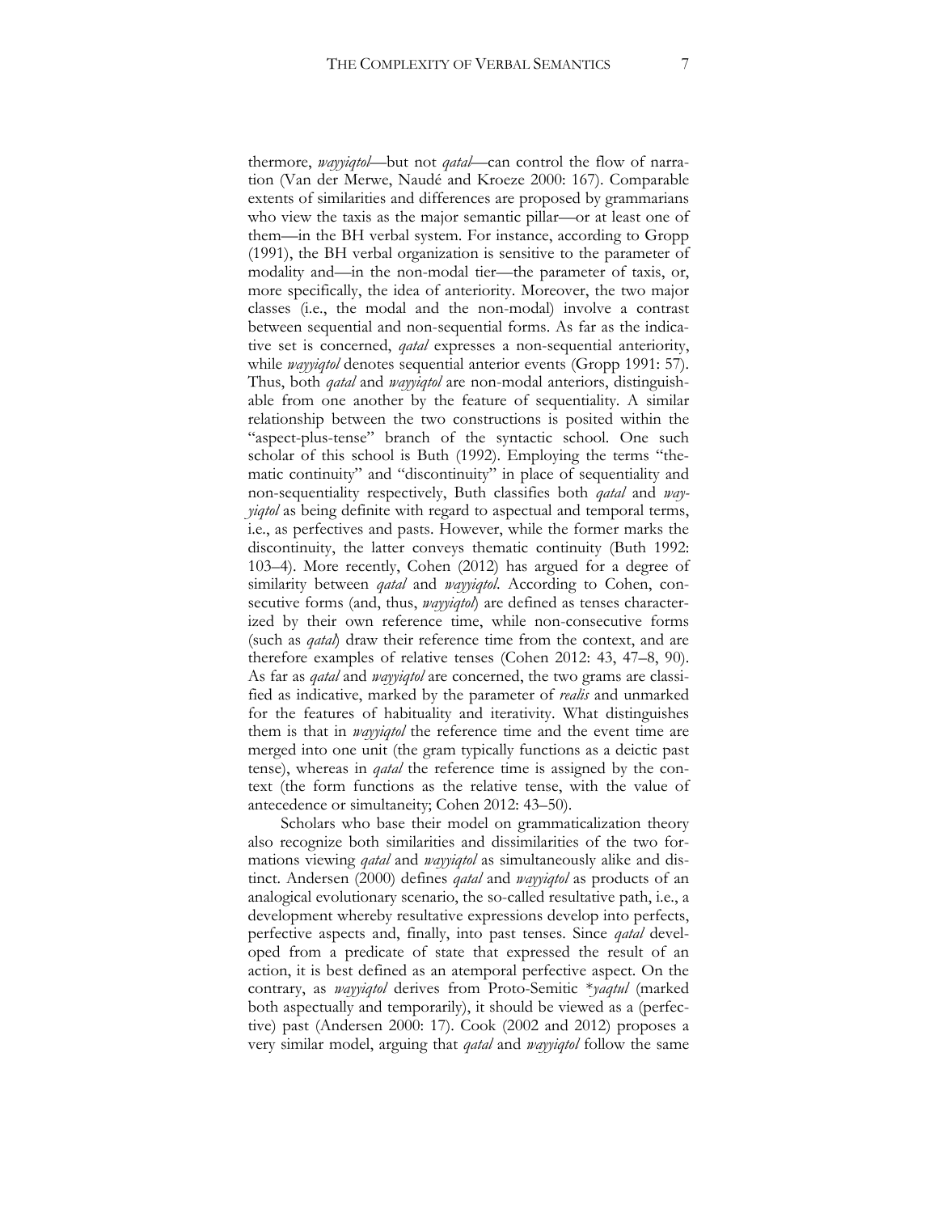thermore, *wayyiqtol*—but not *qatal*—can control the flow of narration (Van der Merwe, Naudé and Kroeze 2000: 167). Comparable extents of similarities and differences are proposed by grammarians who view the taxis as the major semantic pillar—or at least one of them—in the BH verbal system. For instance, according to Gropp (1991), the BH verbal organization is sensitive to the parameter of modality and—in the non-modal tier—the parameter of taxis, or, more specifically, the idea of anteriority. Moreover, the two major classes (i.e., the modal and the non-modal) involve a contrast between sequential and non-sequential forms. As far as the indicative set is concerned, *qatal* expresses a non-sequential anteriority, while *wayyiqtol* denotes sequential anterior events (Gropp 1991: 57). Thus, both *qatal* and *wayyiqtol* are non-modal anteriors, distinguishable from one another by the feature of sequentiality. A similar relationship between the two constructions is posited within the "aspect-plus-tense" branch of the syntactic school. One such scholar of this school is Buth (1992). Employing the terms "thematic continuity" and "discontinuity" in place of sequentiality and non-sequentiality respectively, Buth classifies both *qatal* and *wayyiqtol* as being definite with regard to aspectual and temporal terms, i.e., as perfectives and pasts. However, while the former marks the discontinuity, the latter conveys thematic continuity (Buth 1992: 103–4). More recently, Cohen (2012) has argued for a degree of similarity between *qatal* and *wayyiqtol*. According to Cohen, consecutive forms (and, thus, *wayyiqtol*) are defined as tenses characterized by their own reference time, while non-consecutive forms (such as *qatal*) draw their reference time from the context, and are therefore examples of relative tenses (Cohen 2012: 43, 47–8, 90). As far as *qatal* and *wayyiqtol* are concerned, the two grams are classified as indicative, marked by the parameter of *realis* and unmarked for the features of habituality and iterativity. What distinguishes them is that in *wayyiqtol* the reference time and the event time are merged into one unit (the gram typically functions as a deictic past tense), whereas in *qatal* the reference time is assigned by the context (the form functions as the relative tense, with the value of antecedence or simultaneity; Cohen 2012: 43–50).

Scholars who base their model on grammaticalization theory also recognize both similarities and dissimilarities of the two formations viewing *qatal* and *wayyiqtol* as simultaneously alike and distinct. Andersen (2000) defines *qatal* and *wayyiqtol* as products of an analogical evolutionary scenario, the so-called resultative path, i.e., a development whereby resultative expressions develop into perfects, perfective aspects and, finally, into past tenses. Since *qatal* developed from a predicate of state that expressed the result of an action, it is best defined as an atemporal perfective aspect. On the contrary, as *wayyiqtol* derives from Proto-Semitic *\*yaqtul* (marked both aspectually and temporarily), it should be viewed as a (perfective) past (Andersen 2000: 17). Cook (2002 and 2012) proposes a very similar model, arguing that *qatal* and *wayyiqtol* follow the same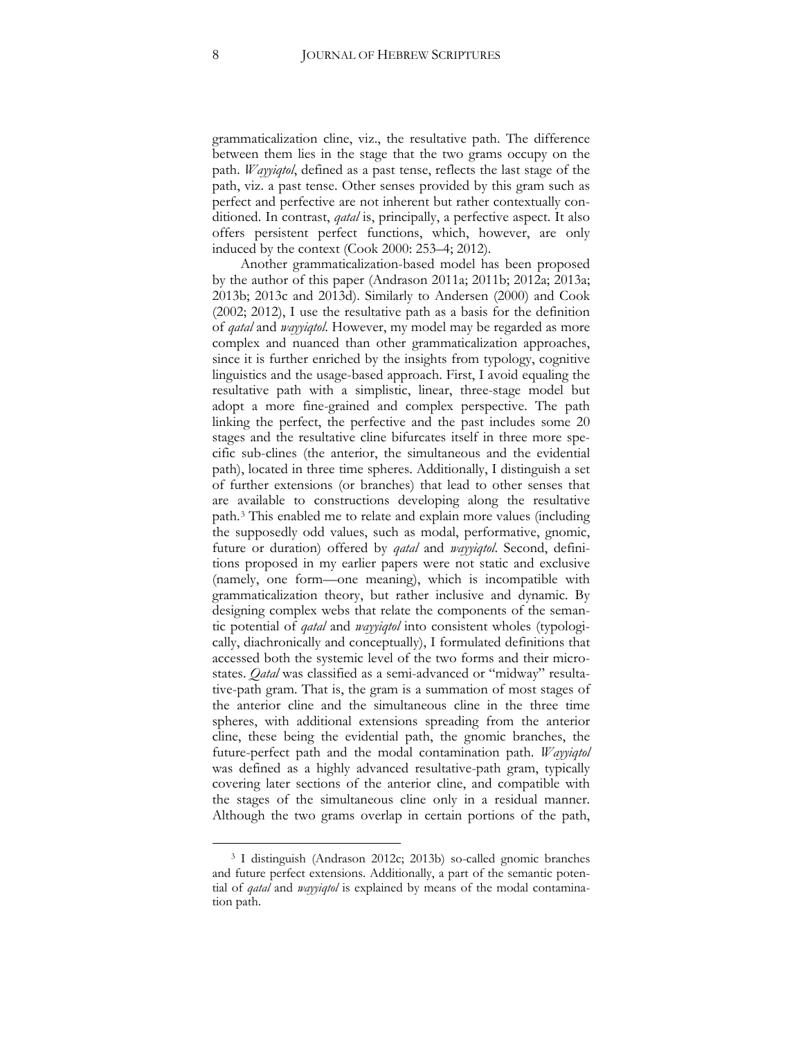grammaticalization cline, viz., the resultative path. The difference between them lies in the stage that the two grams occupy on the path. *Wayyiqtol*, defined as a past tense, reflects the last stage of the path, viz. a past tense. Other senses provided by this gram such as perfect and perfective are not inherent but rather contextually conditioned. In contrast, *qatal* is, principally, a perfective aspect. It also offers persistent perfect functions, which, however, are only induced by the context (Cook 2000: 253–4; 2012).

Another grammaticalization-based model has been proposed by the author of this paper (Andrason 2011a; 2011b; 2012a; 2013a; 2013b; 2013c and 2013d). Similarly to Andersen (2000) and Cook (2002; 2012), I use the resultative path as a basis for the definition of *qatal* and *wayyiqtol*. However, my model may be regarded as more complex and nuanced than other grammaticalization approaches, since it is further enriched by the insights from typology, cognitive linguistics and the usage-based approach. First, I avoid equaling the resultative path with a simplistic, linear, three-stage model but adopt a more fine-grained and complex perspective. The path linking the perfect, the perfective and the past includes some 20 stages and the resultative cline bifurcates itself in three more specific sub-clines (the anterior, the simultaneous and the evidential path), located in three time spheres. Additionally, I distinguish a set of further extensions (or branches) that lead to other senses that are available to constructions developing along the resultative path.[3] This enabled me to relate and explain more values (including the supposedly odd values, such as modal, performative, gnomic, future or duration) offered by *qatal* and *wayyiqtol*. Second, definitions proposed in my earlier papers were not static and exclusive (namely, one form—one meaning), which is incompatible with grammaticalization theory, but rather inclusive and dynamic. By designing complex webs that relate the components of the semantic potential of *qatal* and *wayyiqtol* into consistent wholes (typologically, diachronically and conceptually), I formulated definitions that accessed both the systemic level of the two forms and their microstates. *Qatal* was classified as a semi-advanced or "midway" resultative-path gram. That is, the gram is a summation of most stages of the anterior cline and the simultaneous cline in the three time spheres, with additional extensions spreading from the anterior cline, these being the evidential path, the gnomic branches, the future-perfect path and the modal contamination path. *Wayyiqtol* was defined as a highly advanced resultative-path gram, typically covering later sections of the anterior cline, and compatible with the stages of the simultaneous cline only in a residual manner. Although the two grams overlap in certain portions of the path,

---

[3] I distinguish (Andrason 2012c; 2013b) so-called gnomic branches and future perfect extensions. Additionally, a part of the semantic potential of *qatal* and *wayyiqtol* is explained by means of the modal contamination path.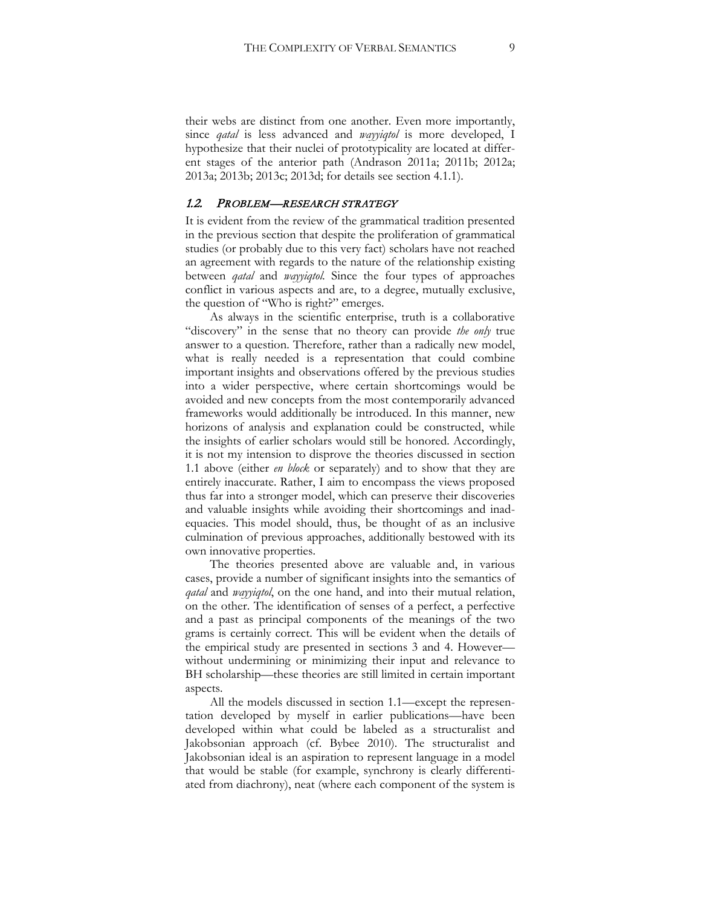their webs are distinct from one another. Even more importantly, since *qatal* is less advanced and *wayyiqtol* is more developed, I hypothesize that their nuclei of prototypicality are located at different stages of the anterior path (Andrason 2011a; 2011b; 2012a; 2013a; 2013b; 2013c; 2013d; for details see section 4.1.1).

## 1.2. PROBLEM—RESEARCH STRATEGY

It is evident from the review of the grammatical tradition presented in the previous section that despite the proliferation of grammatical studies (or probably due to this very fact) scholars have not reached an agreement with regards to the nature of the relationship existing between *qatal* and *wayyiqtol*. Since the four types of approaches conflict in various aspects and are, to a degree, mutually exclusive, the question of "Who is right?" emerges.

As always in the scientific enterprise, truth is a collaborative "discovery" in the sense that no theory can provide *the only* true answer to a question. Therefore, rather than a radically new model, what is really needed is a representation that could combine important insights and observations offered by the previous studies into a wider perspective, where certain shortcomings would be avoided and new concepts from the most contemporarily advanced frameworks would additionally be introduced. In this manner, new horizons of analysis and explanation could be constructed, while the insights of earlier scholars would still be honored. Accordingly, it is not my intension to disprove the theories discussed in section 1.1 above (either *en block* or separately) and to show that they are entirely inaccurate. Rather, I aim to encompass the views proposed thus far into a stronger model, which can preserve their discoveries and valuable insights while avoiding their shortcomings and inadequacies. This model should, thus, be thought of as an inclusive culmination of previous approaches, additionally bestowed with its own innovative properties.

The theories presented above are valuable and, in various cases, provide a number of significant insights into the semantics of *qatal* and *wayyiqtol*, on the one hand, and into their mutual relation, on the other. The identification of senses of a perfect, a perfective and a past as principal components of the meanings of the two grams is certainly correct. This will be evident when the details of the empirical study are presented in sections 3 and 4. However—without undermining or minimizing their input and relevance to BH scholarship—these theories are still limited in certain important aspects.

All the models discussed in section 1.1—except the representation developed by myself in earlier publications—have been developed within what could be labeled as a structuralist and Jakobsonian approach (cf. Bybee 2010). The structuralist and Jakobsonian ideal is an aspiration to represent language in a model that would be stable (for example, synchrony is clearly differentiated from diachrony), neat (where each component of the system is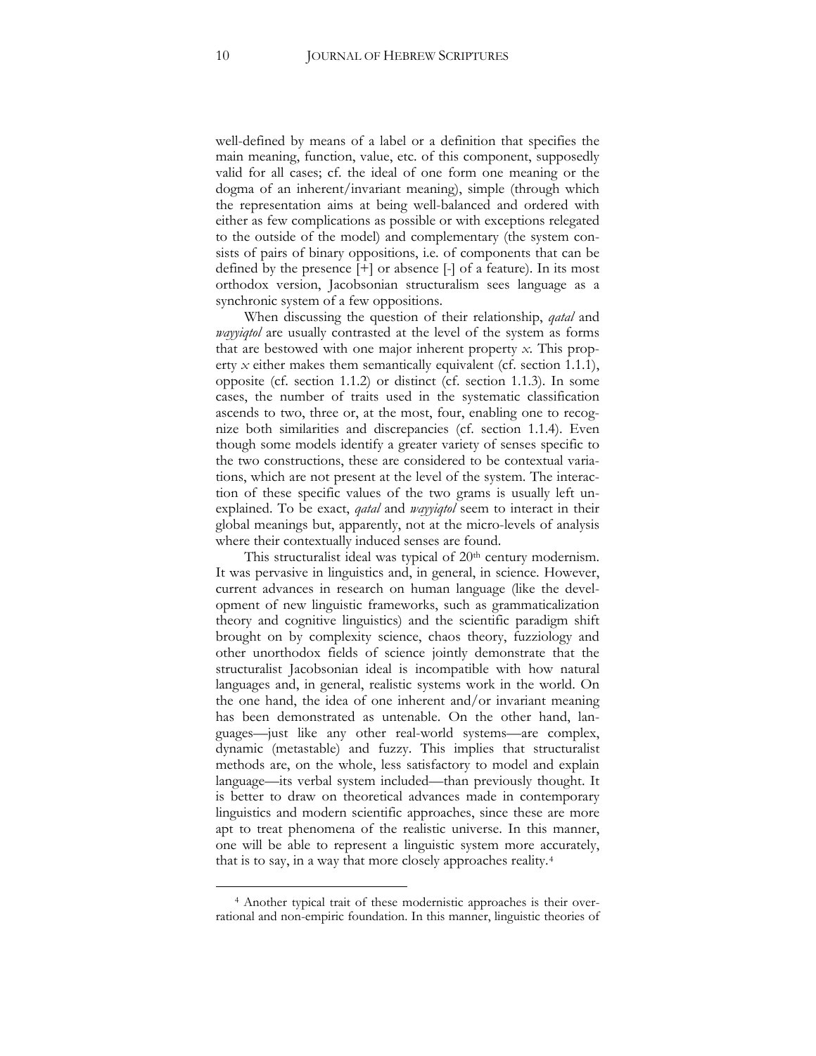well-defined by means of a label or a definition that specifies the main meaning, function, value, etc. of this component, supposedly valid for all cases; cf. the ideal of one form one meaning or the dogma of an inherent/invariant meaning), simple (through which the representation aims at being well-balanced and ordered with either as few complications as possible or with exceptions relegated to the outside of the model) and complementary (the system consists of pairs of binary oppositions, i.e. of components that can be defined by the presence [+] or absence [-] of a feature). In its most orthodox version, Jacobsonian structuralism sees language as a synchronic system of a few oppositions.

When discussing the question of their relationship, *qatal* and *wayyiqtol* are usually contrasted at the level of the system as forms that are bestowed with one major inherent property *x*. This property *x* either makes them semantically equivalent (cf. section 1.1.1), opposite (cf. section 1.1.2) or distinct (cf. section 1.1.3). In some cases, the number of traits used in the systematic classification ascends to two, three or, at the most, four, enabling one to recognize both similarities and discrepancies (cf. section 1.1.4). Even though some models identify a greater variety of senses specific to the two constructions, these are considered to be contextual variations, which are not present at the level of the system. The interaction of these specific values of the two grams is usually left unexplained. To be exact, *qatal* and *wayyiqtol* seem to interact in their global meanings but, apparently, not at the micro-levels of analysis where their contextually induced senses are found.

This structuralist ideal was typical of 20th century modernism. It was pervasive in linguistics and, in general, in science. However, current advances in research on human language (like the development of new linguistic frameworks, such as grammaticalization theory and cognitive linguistics) and the scientific paradigm shift brought on by complexity science, chaos theory, fuzziology and other unorthodox fields of science jointly demonstrate that the structuralist Jacobsonian ideal is incompatible with how natural languages and, in general, realistic systems work in the world. On the one hand, the idea of one inherent and/or invariant meaning has been demonstrated as untenable. On the other hand, languages—just like any other real-world systems—are complex, dynamic (metastable) and fuzzy. This implies that structuralist methods are, on the whole, less satisfactory to model and explain language—its verbal system included—than previously thought. It is better to draw on theoretical advances made in contemporary linguistics and modern scientific approaches, since these are more apt to treat phenomena of the realistic universe. In this manner, one will be able to represent a linguistic system more accurately, that is to say, in a way that more closely approaches reality.[4]

---

[4] Another typical trait of these modernistic approaches is their overrational and non-empiric foundation. In this manner, linguistic theories of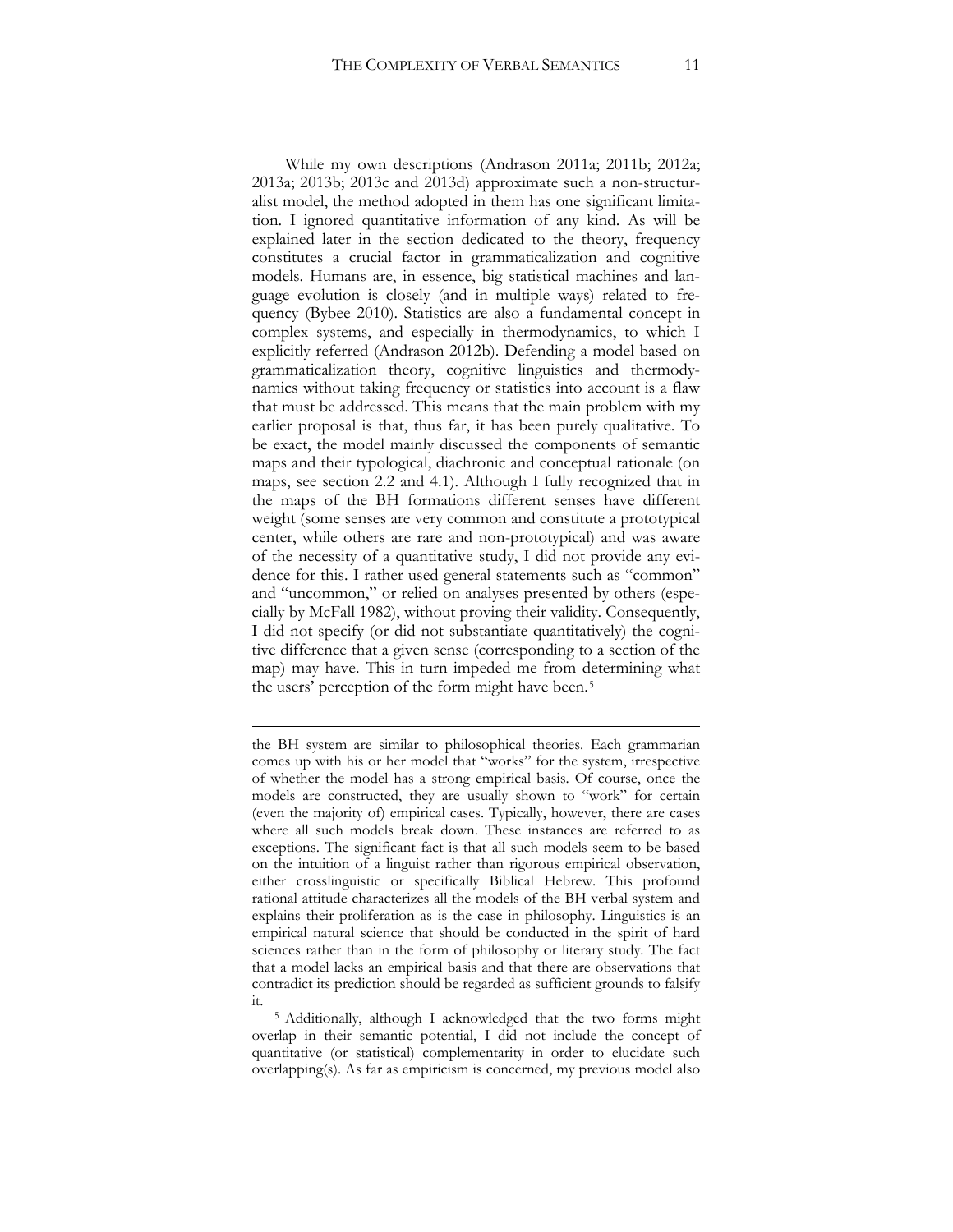While my own descriptions (Andrason 2011a; 2011b; 2012a; 2013a; 2013b; 2013c and 2013d) approximate such a non-structuralist model, the method adopted in them has one significant limitation. I ignored quantitative information of any kind. As will be explained later in the section dedicated to the theory, frequency constitutes a crucial factor in grammaticalization and cognitive models. Humans are, in essence, big statistical machines and language evolution is closely (and in multiple ways) related to frequency (Bybee 2010). Statistics are also a fundamental concept in complex systems, and especially in thermodynamics, to which I explicitly referred (Andrason 2012b). Defending a model based on grammaticalization theory, cognitive linguistics and thermodynamics without taking frequency or statistics into account is a flaw that must be addressed. This means that the main problem with my earlier proposal is that, thus far, it has been purely qualitative. To be exact, the model mainly discussed the components of semantic maps and their typological, diachronic and conceptual rationale (on maps, see section 2.2 and 4.1). Although I fully recognized that in the maps of the BH formations different senses have different weight (some senses are very common and constitute a prototypical center, while others are rare and non-prototypical) and was aware of the necessity of a quantitative study, I did not provide any evidence for this. I rather used general statements such as "common" and "uncommon," or relied on analyses presented by others (especially by McFall 1982), without proving their validity. Consequently, I did not specify (or did not substantiate quantitatively) the cognitive difference that a given sense (corresponding to a section of the map) may have. This in turn impeded me from determining what the users' perception of the form might have been.[5]

---

the BH system are similar to philosophical theories. Each grammarian comes up with his or her model that "works" for the system, irrespective of whether the model has a strong empirical basis. Of course, once the models are constructed, they are usually shown to "work" for certain (even the majority of) empirical cases. Typically, however, there are cases where all such models break down. These instances are referred to as exceptions. The significant fact is that all such models seem to be based on the intuition of a linguist rather than rigorous empirical observation, either crosslinguistic or specifically Biblical Hebrew. This profound rational attitude characterizes all the models of the BH verbal system and explains their proliferation as is the case in philosophy. Linguistics is an empirical natural science that should be conducted in the spirit of hard sciences rather than in the form of philosophy or literary study. The fact that a model lacks an empirical basis and that there are observations that contradict its prediction should be regarded as sufficient grounds to falsify it.

[5] Additionally, although I acknowledged that the two forms might overlap in their semantic potential, I did not include the concept of quantitative (or statistical) complementarity in order to elucidate such overlapping(s). As far as empiricism is concerned, my previous model also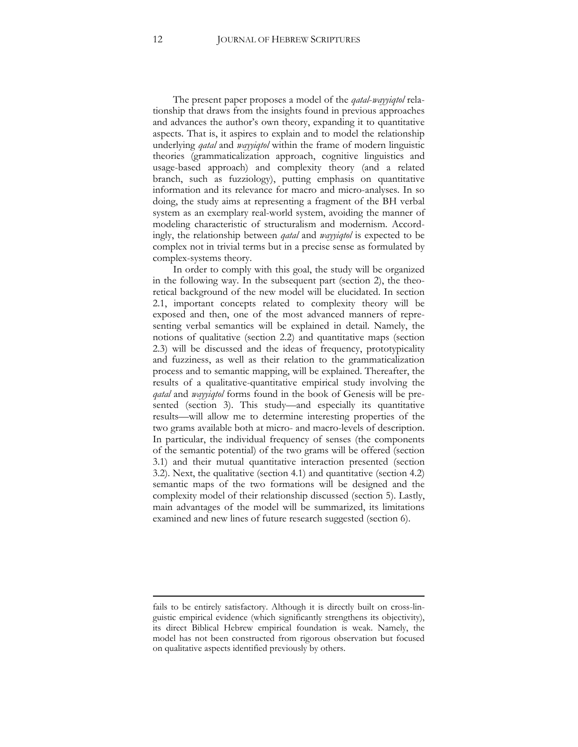The present paper proposes a model of the *qatal-wayyiqtol* relationship that draws from the insights found in previous approaches and advances the author's own theory, expanding it to quantitative aspects. That is, it aspires to explain and to model the relationship underlying *qatal* and *wayyiqtol* within the frame of modern linguistic theories (grammaticalization approach, cognitive linguistics and usage-based approach) and complexity theory (and a related branch, such as fuzziology), putting emphasis on quantitative information and its relevance for macro and micro-analyses. In so doing, the study aims at representing a fragment of the BH verbal system as an exemplary real-world system, avoiding the manner of modeling characteristic of structuralism and modernism. Accordingly, the relationship between *qatal* and *wayyiqtol* is expected to be complex not in trivial terms but in a precise sense as formulated by complex-systems theory.

In order to comply with this goal, the study will be organized in the following way. In the subsequent part (section 2), the theoretical background of the new model will be elucidated. In section 2.1, important concepts related to complexity theory will be exposed and then, one of the most advanced manners of representing verbal semantics will be explained in detail. Namely, the notions of qualitative (section 2.2) and quantitative maps (section 2.3) will be discussed and the ideas of frequency, prototypicality and fuzziness, as well as their relation to the grammaticalization process and to semantic mapping, will be explained. Thereafter, the results of a qualitative-quantitative empirical study involving the *qatal* and *wayyiqtol* forms found in the book of Genesis will be presented (section 3). This study—and especially its quantitative results—will allow me to determine interesting properties of the two grams available both at micro- and macro-levels of description. In particular, the individual frequency of senses (the components of the semantic potential) of the two grams will be offered (section 3.1) and their mutual quantitative interaction presented (section 3.2). Next, the qualitative (section 4.1) and quantitative (section 4.2) semantic maps of the two formations will be designed and the complexity model of their relationship discussed (section 5). Lastly, main advantages of the model will be summarized, its limitations examined and new lines of future research suggested (section 6).

---

fails to be entirely satisfactory. Although it is directly built on cross-linguistic empirical evidence (which significantly strengthens its objectivity), its direct Biblical Hebrew empirical foundation is weak. Namely, the model has not been constructed from rigorous observation but focused on qualitative aspects identified previously by others.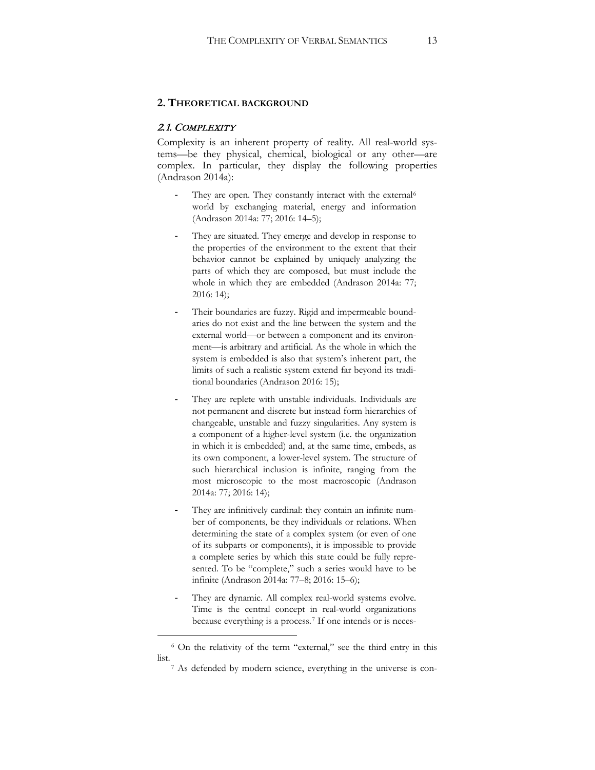## 2. Theoretical background

### 2.1. *Complexity*

Complexity is an inherent property of reality. All real-world systems—be they physical, chemical, biological or any other—are complex. In particular, they display the following properties (Andrason 2014a):

- They are open. They constantly interact with the external[6] world by exchanging material, energy and information (Andrason 2014a: 77; 2016: 14–5);
- They are situated. They emerge and develop in response to the properties of the environment to the extent that their behavior cannot be explained by uniquely analyzing the parts of which they are composed, but must include the whole in which they are embedded (Andrason 2014a: 77; 2016: 14);
- Their boundaries are fuzzy. Rigid and impermeable boundaries do not exist and the line between the system and the external world—or between a component and its environment—is arbitrary and artificial. As the whole in which the system is embedded is also that system's inherent part, the limits of such a realistic system extend far beyond its traditional boundaries (Andrason 2016: 15);
- They are replete with unstable individuals. Individuals are not permanent and discrete but instead form hierarchies of changeable, unstable and fuzzy singularities. Any system is a component of a higher-level system (i.e. the organization in which it is embedded) and, at the same time, embeds, as its own component, a lower-level system. The structure of such hierarchical inclusion is infinite, ranging from the most microscopic to the most macroscopic (Andrason 2014a: 77; 2016: 14);
- They are infinitively cardinal: they contain an infinite number of components, be they individuals or relations. When determining the state of a complex system (or even of one of its subparts or components), it is impossible to provide a complete series by which this state could be fully represented. To be "complete," such a series would have to be infinite (Andrason 2014a: 77–8; 2016: 15–6);
- They are dynamic. All complex real-world systems evolve. Time is the central concept in real-world organizations because everything is a process.[7] If one intends or is neces-

[6] On the relativity of the term "external," see the third entry in this list.

[7] As defended by modern science, everything in the universe is con-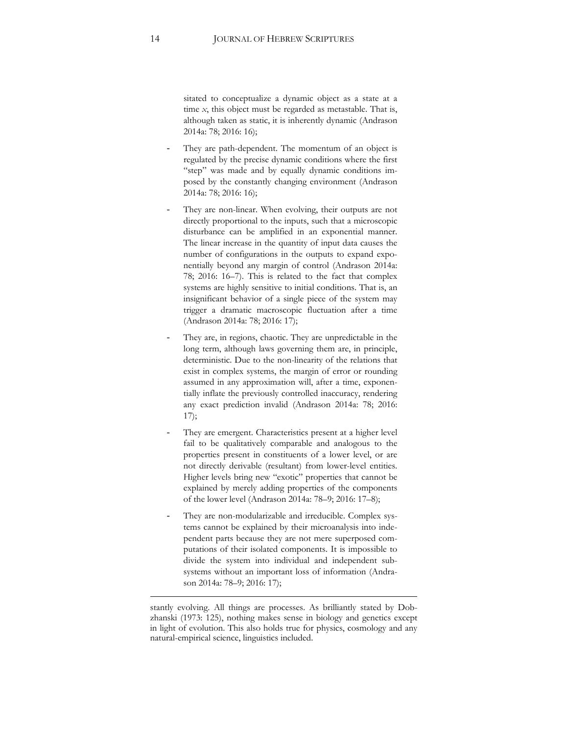sitated to conceptualize a dynamic object as a state at a time *x*, this object must be regarded as metastable. That is, although taken as static, it is inherently dynamic (Andrason 2014a: 78; 2016: 16);

- They are path-dependent. The momentum of an object is regulated by the precise dynamic conditions where the first "step" was made and by equally dynamic conditions imposed by the constantly changing environment (Andrason 2014a: 78; 2016: 16);
- They are non-linear. When evolving, their outputs are not directly proportional to the inputs, such that a microscopic disturbance can be amplified in an exponential manner. The linear increase in the quantity of input data causes the number of configurations in the outputs to expand exponentially beyond any margin of control (Andrason 2014a: 78; 2016: 16–7). This is related to the fact that complex systems are highly sensitive to initial conditions. That is, an insignificant behavior of a single piece of the system may trigger a dramatic macroscopic fluctuation after a time (Andrason 2014a: 78; 2016: 17);
- They are, in regions, chaotic. They are unpredictable in the long term, although laws governing them are, in principle, deterministic. Due to the non-linearity of the relations that exist in complex systems, the margin of error or rounding assumed in any approximation will, after a time, exponentially inflate the previously controlled inaccuracy, rendering any exact prediction invalid (Andrason 2014a: 78; 2016: 17);
- They are emergent. Characteristics present at a higher level fail to be qualitatively comparable and analogous to the properties present in constituents of a lower level, or are not directly derivable (resultant) from lower-level entities. Higher levels bring new "exotic" properties that cannot be explained by merely adding properties of the components of the lower level (Andrason 2014a: 78–9; 2016: 17–8);
- They are non-modularizable and irreducible. Complex systems cannot be explained by their microanalysis into independent parts because they are not mere superposed computations of their isolated components. It is impossible to divide the system into individual and independent subsystems without an important loss of information (Andrason 2014a: 78–9; 2016: 17);

---

stantly evolving. All things are processes. As brilliantly stated by Dobzhanski (1973: 125), nothing makes sense in biology and genetics except in light of evolution. This also holds true for physics, cosmology and any natural-empirical science, linguistics included.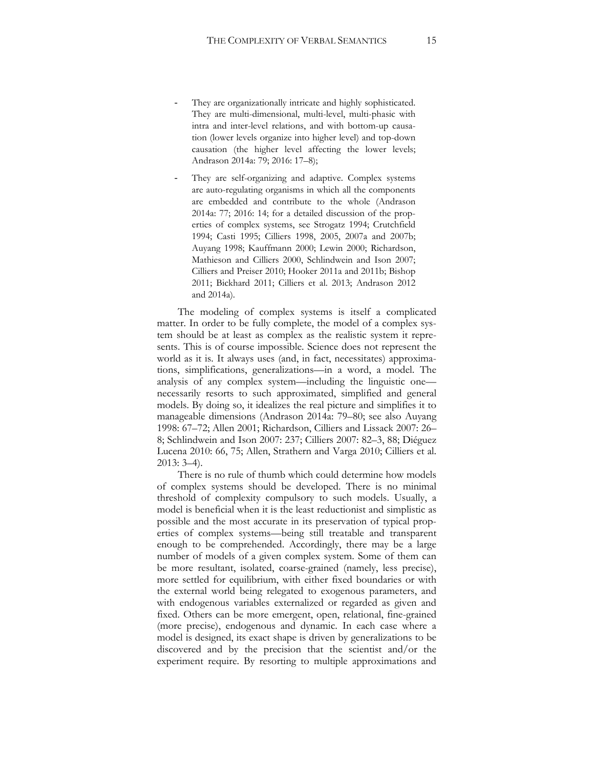- They are organizationally intricate and highly sophisticated. They are multi-dimensional, multi-level, multi-phasic with intra and inter-level relations, and with bottom-up causation (lower levels organize into higher level) and top-down causation (the higher level affecting the lower levels; Andrason 2014a: 79; 2016: 17–8);

- They are self-organizing and adaptive. Complex systems are auto-regulating organisms in which all the components are embedded and contribute to the whole (Andrason 2014a: 77; 2016: 14; for a detailed discussion of the properties of complex systems, see Strogatz 1994; Crutchfield 1994; Casti 1995; Cilliers 1998, 2005, 2007a and 2007b; Auyang 1998; Kauffmann 2000; Lewin 2000; Richardson, Mathieson and Cilliers 2000, Schlindwein and Ison 2007; Cilliers and Preiser 2010; Hooker 2011a and 2011b; Bishop 2011; Bickhard 2011; Cilliers et al. 2013; Andrason 2012 and 2014a).

The modeling of complex systems is itself a complicated matter. In order to be fully complete, the model of a complex system should be at least as complex as the realistic system it represents. This is of course impossible. Science does not represent the world as it is. It always uses (and, in fact, necessitates) approximations, simplifications, generalizations—in a word, a model. The analysis of any complex system—including the linguistic one—necessarily resorts to such approximated, simplified and general models. By doing so, it idealizes the real picture and simplifies it to manageable dimensions (Andrason 2014a: 79–80; see also Auyang 1998: 67–72; Allen 2001; Richardson, Cilliers and Lissack 2007: 26–8; Schlindwein and Ison 2007: 237; Cilliers 2007: 82–3, 88; Diéguez Lucena 2010: 66, 75; Allen, Strathern and Varga 2010; Cilliers et al. 2013: 3–4).

There is no rule of thumb which could determine how models of complex systems should be developed. There is no minimal threshold of complexity compulsory to such models. Usually, a model is beneficial when it is the least reductionist and simplistic as possible and the most accurate in its preservation of typical properties of complex systems—being still treatable and transparent enough to be comprehended. Accordingly, there may be a large number of models of a given complex system. Some of them can be more resultant, isolated, coarse-grained (namely, less precise), more settled for equilibrium, with either fixed boundaries or with the external world being relegated to exogenous parameters, and with endogenous variables externalized or regarded as given and fixed. Others can be more emergent, open, relational, fine-grained (more precise), endogenous and dynamic. In each case where a model is designed, its exact shape is driven by generalizations to be discovered and by the precision that the scientist and/or the experiment require. By resorting to multiple approximations and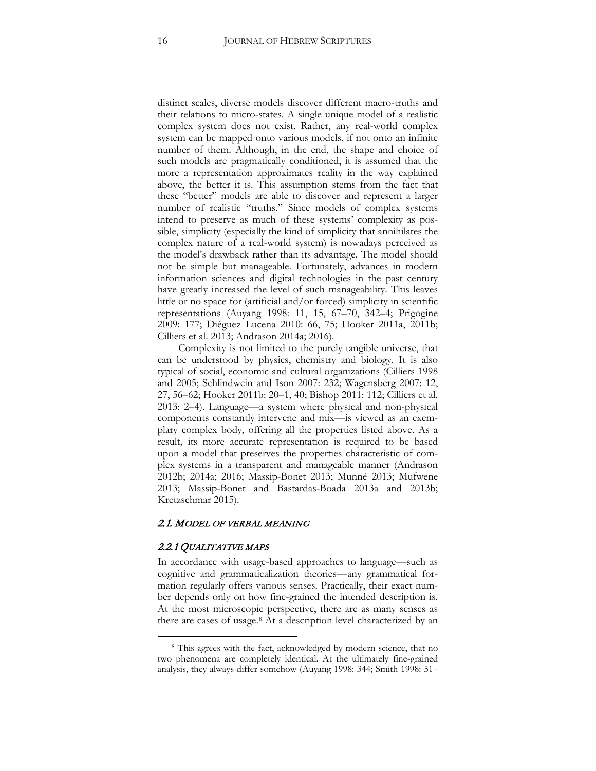distinct scales, diverse models discover different macro-truths and their relations to micro-states. A single unique model of a realistic complex system does not exist. Rather, any real-world complex system can be mapped onto various models, if not onto an infinite number of them. Although, in the end, the shape and choice of such models are pragmatically conditioned, it is assumed that the more a representation approximates reality in the way explained above, the better it is. This assumption stems from the fact that these "better" models are able to discover and represent a larger number of realistic "truths." Since models of complex systems intend to preserve as much of these systems' complexity as possible, simplicity (especially the kind of simplicity that annihilates the complex nature of a real-world system) is nowadays perceived as the model's drawback rather than its advantage. The model should not be simple but manageable. Fortunately, advances in modern information sciences and digital technologies in the past century have greatly increased the level of such manageability. This leaves little or no space for (artificial and/or forced) simplicity in scientific representations (Auyang 1998: 11, 15, 67–70, 342–4; Prigogine 2009: 177; Diéguez Lucena 2010: 66, 75; Hooker 2011a, 2011b; Cilliers et al. 2013; Andrason 2014a; 2016).

Complexity is not limited to the purely tangible universe, that can be understood by physics, chemistry and biology. It is also typical of social, economic and cultural organizations (Cilliers 1998 and 2005; Schlindwein and Ison 2007: 232; Wagensberg 2007: 12, 27, 56–62; Hooker 2011b: 20–1, 40; Bishop 2011: 112; Cilliers et al. 2013: 2–4). Language—a system where physical and non-physical components constantly intervene and mix—is viewed as an exemplary complex body, offering all the properties listed above. As a result, its more accurate representation is required to be based upon a model that preserves the properties characteristic of complex systems in a transparent and manageable manner (Andrason 2012b; 2014a; 2016; Massip-Bonet 2013; Munné 2013; Mufwene 2013; Massip-Bonet and Bastardas-Boada 2013a and 2013b; Kretzschmar 2015).

## *2.1. MODEL OF VERBAL MEANING*

### *2.2.1 QUALITATIVE MAPS*

In accordance with usage-based approaches to language—such as cognitive and grammaticalization theories—any grammatical formation regularly offers various senses. Practically, their exact number depends only on how fine-grained the intended description is. At the most microscopic perspective, there are as many senses as there are cases of usage.[8] At a description level characterized by an

[8] This agrees with the fact, acknowledged by modern science, that no two phenomena are completely identical. At the ultimately fine-grained analysis, they always differ somehow (Auyang 1998: 344; Smith 1998: 51–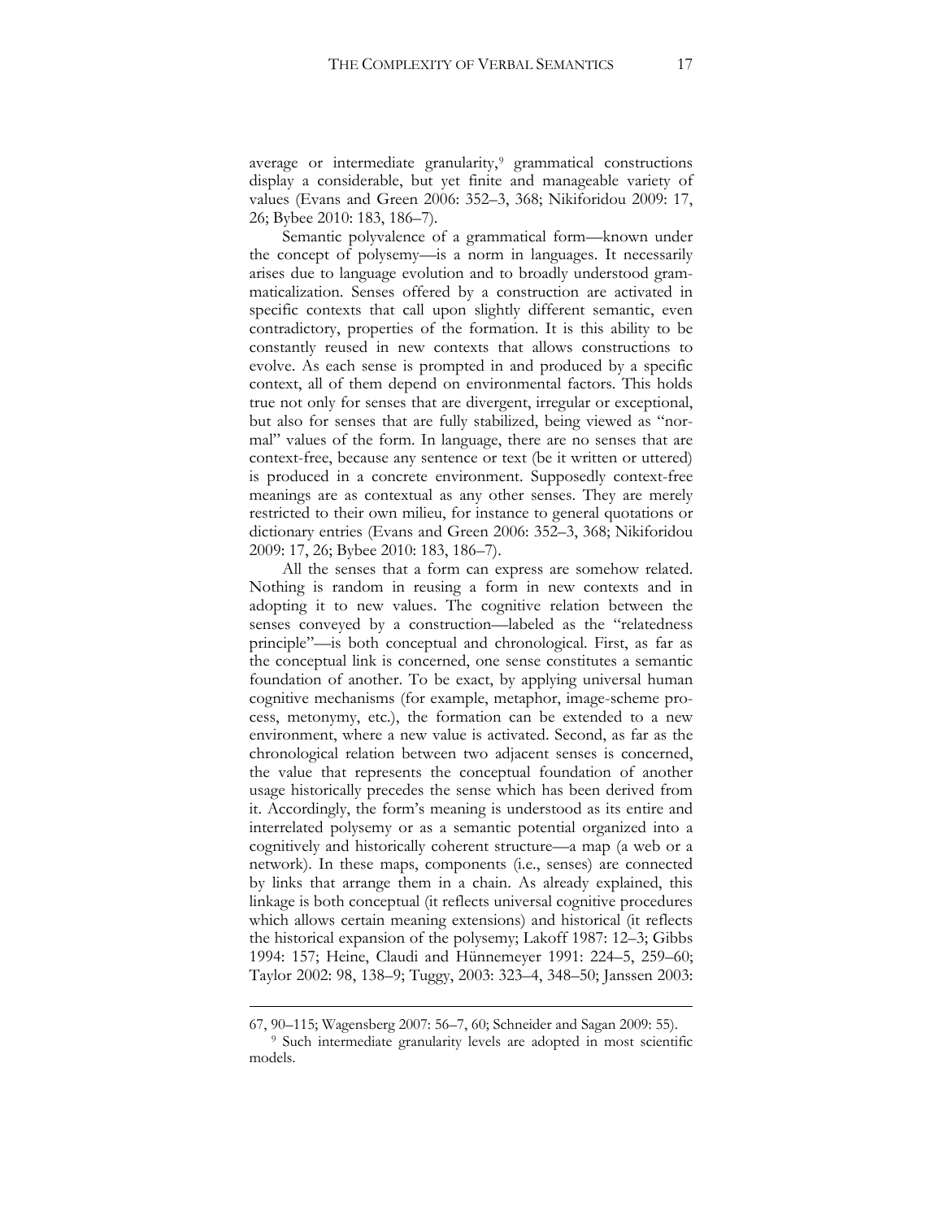average or intermediate granularity,[9] grammatical constructions display a considerable, but yet finite and manageable variety of values (Evans and Green 2006: 352–3, 368; Nikiforidou 2009: 17, 26; Bybee 2010: 183, 186–7).

Semantic polyvalence of a grammatical form—known under the concept of polysemy—is a norm in languages. It necessarily arises due to language evolution and to broadly understood grammaticalization. Senses offered by a construction are activated in specific contexts that call upon slightly different semantic, even contradictory, properties of the formation. It is this ability to be constantly reused in new contexts that allows constructions to evolve. As each sense is prompted in and produced by a specific context, all of them depend on environmental factors. This holds true not only for senses that are divergent, irregular or exceptional, but also for senses that are fully stabilized, being viewed as "normal" values of the form. In language, there are no senses that are context-free, because any sentence or text (be it written or uttered) is produced in a concrete environment. Supposedly context-free meanings are as contextual as any other senses. They are merely restricted to their own milieu, for instance to general quotations or dictionary entries (Evans and Green 2006: 352–3, 368; Nikiforidou 2009: 17, 26; Bybee 2010: 183, 186–7).

All the senses that a form can express are somehow related. Nothing is random in reusing a form in new contexts and in adopting it to new values. The cognitive relation between the senses conveyed by a construction—labeled as the "relatedness principle"—is both conceptual and chronological. First, as far as the conceptual link is concerned, one sense constitutes a semantic foundation of another. To be exact, by applying universal human cognitive mechanisms (for example, metaphor, image-scheme process, metonymy, etc.), the formation can be extended to a new environment, where a new value is activated. Second, as far as the chronological relation between two adjacent senses is concerned, the value that represents the conceptual foundation of another usage historically precedes the sense which has been derived from it. Accordingly, the form's meaning is understood as its entire and interrelated polysemy or as a semantic potential organized into a cognitively and historically coherent structure—a map (a web or a network). In these maps, components (i.e., senses) are connected by links that arrange them in a chain. As already explained, this linkage is both conceptual (it reflects universal cognitive procedures which allows certain meaning extensions) and historical (it reflects the historical expansion of the polysemy; Lakoff 1987: 12–3; Gibbs 1994: 157; Heine, Claudi and Hünnemeyer 1991: 224–5, 259–60; Taylor 2002: 98, 138–9; Tuggy, 2003: 323–4, 348–50; Janssen 2003:

---

67, 90–115; Wagensberg 2007: 56–7, 60; Schneider and Sagan 2009: 55).

[9] Such intermediate granularity levels are adopted in most scientific models.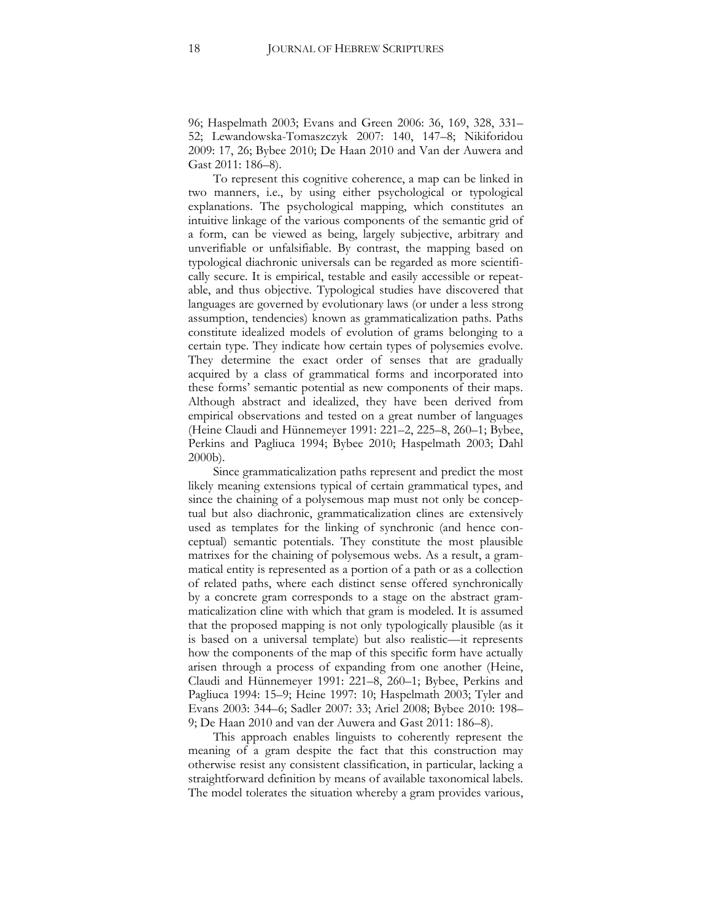96; Haspelmath 2003; Evans and Green 2006: 36, 169, 328, 331–52; Lewandowska-Tomaszczyk 2007: 140, 147–8; Nikiforidou 2009: 17, 26; Bybee 2010; De Haan 2010 and Van der Auwera and Gast 2011: 186–8).

To represent this cognitive coherence, a map can be linked in two manners, i.e., by using either psychological or typological explanations. The psychological mapping, which constitutes an intuitive linkage of the various components of the semantic grid of a form, can be viewed as being, largely subjective, arbitrary and unverifiable or unfalsifiable. By contrast, the mapping based on typological diachronic universals can be regarded as more scientifically secure. It is empirical, testable and easily accessible or repeatable, and thus objective. Typological studies have discovered that languages are governed by evolutionary laws (or under a less strong assumption, tendencies) known as grammaticalization paths. Paths constitute idealized models of evolution of grams belonging to a certain type. They indicate how certain types of polysemies evolve. They determine the exact order of senses that are gradually acquired by a class of grammatical forms and incorporated into these forms' semantic potential as new components of their maps. Although abstract and idealized, they have been derived from empirical observations and tested on a great number of languages (Heine Claudi and Hünnemeyer 1991: 221–2, 225–8, 260–1; Bybee, Perkins and Pagliuca 1994; Bybee 2010; Haspelmath 2003; Dahl 2000b).

Since grammaticalization paths represent and predict the most likely meaning extensions typical of certain grammatical types, and since the chaining of a polysemous map must not only be conceptual but also diachronic, grammaticalization clines are extensively used as templates for the linking of synchronic (and hence conceptual) semantic potentials. They constitute the most plausible matrixes for the chaining of polysemous webs. As a result, a grammatical entity is represented as a portion of a path or as a collection of related paths, where each distinct sense offered synchronically by a concrete gram corresponds to a stage on the abstract grammaticalization cline with which that gram is modeled. It is assumed that the proposed mapping is not only typologically plausible (as it is based on a universal template) but also realistic—it represents how the components of the map of this specific form have actually arisen through a process of expanding from one another (Heine, Claudi and Hünnemeyer 1991: 221–8, 260–1; Bybee, Perkins and Pagliuca 1994: 15–9; Heine 1997: 10; Haspelmath 2003; Tyler and Evans 2003: 344–6; Sadler 2007: 33; Ariel 2008; Bybee 2010: 198–9; De Haan 2010 and van der Auwera and Gast 2011: 186–8).

This approach enables linguists to coherently represent the meaning of a gram despite the fact that this construction may otherwise resist any consistent classification, in particular, lacking a straightforward definition by means of available taxonomical labels. The model tolerates the situation whereby a gram provides various,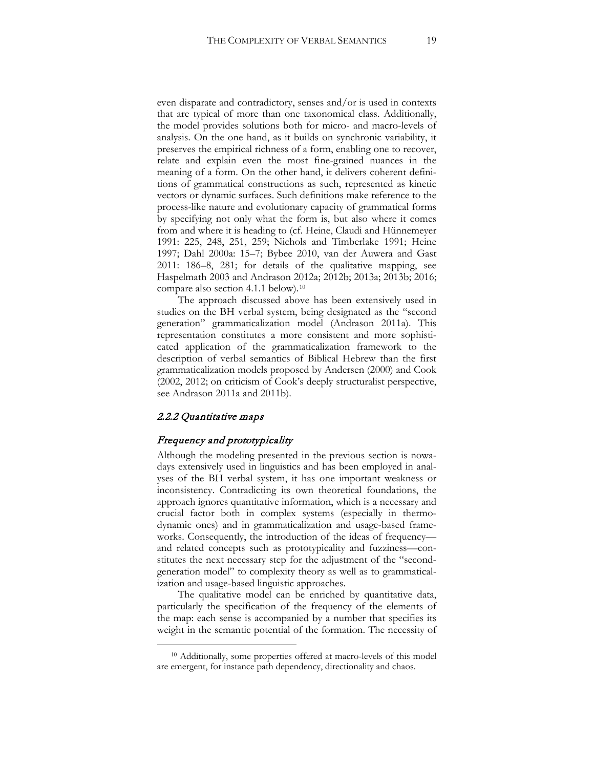even disparate and contradictory, senses and/or is used in contexts that are typical of more than one taxonomical class. Additionally, the model provides solutions both for micro- and macro-levels of analysis. On the one hand, as it builds on synchronic variability, it preserves the empirical richness of a form, enabling one to recover, relate and explain even the most fine-grained nuances in the meaning of a form. On the other hand, it delivers coherent definitions of grammatical constructions as such, represented as kinetic vectors or dynamic surfaces. Such definitions make reference to the process-like nature and evolutionary capacity of grammatical forms by specifying not only what the form is, but also where it comes from and where it is heading to (cf. Heine, Claudi and Hünnemeyer 1991: 225, 248, 251, 259; Nichols and Timberlake 1991; Heine 1997; Dahl 2000a: 15–7; Bybee 2010, van der Auwera and Gast 2011: 186–8, 281; for details of the qualitative mapping, see Haspelmath 2003 and Andrason 2012a; 2012b; 2013a; 2013b; 2016; compare also section 4.1.1 below).[10]

The approach discussed above has been extensively used in studies on the BH verbal system, being designated as the "second generation" grammaticalization model (Andrason 2011a). This representation constitutes a more consistent and more sophisticated application of the grammaticalization framework to the description of verbal semantics of Biblical Hebrew than the first grammaticalization models proposed by Andersen (2000) and Cook (2002, 2012; on criticism of Cook's deeply structuralist perspective, see Andrason 2011a and 2011b).

### *2.2.2 Quantitative maps*

#### *Frequency and prototypicality*

Although the modeling presented in the previous section is nowadays extensively used in linguistics and has been employed in analyses of the BH verbal system, it has one important weakness or inconsistency. Contradicting its own theoretical foundations, the approach ignores quantitative information, which is a necessary and crucial factor both in complex systems (especially in thermodynamic ones) and in grammaticalization and usage-based frameworks. Consequently, the introduction of the ideas of frequency—and related concepts such as prototypicality and fuzziness—constitutes the next necessary step for the adjustment of the "second-generation model" to complexity theory as well as to grammaticalization and usage-based linguistic approaches.

The qualitative model can be enriched by quantitative data, particularly the specification of the frequency of the elements of the map: each sense is accompanied by a number that specifies its weight in the semantic potential of the formation. The necessity of

[10] Additionally, some properties offered at macro-levels of this model are emergent, for instance path dependency, directionality and chaos.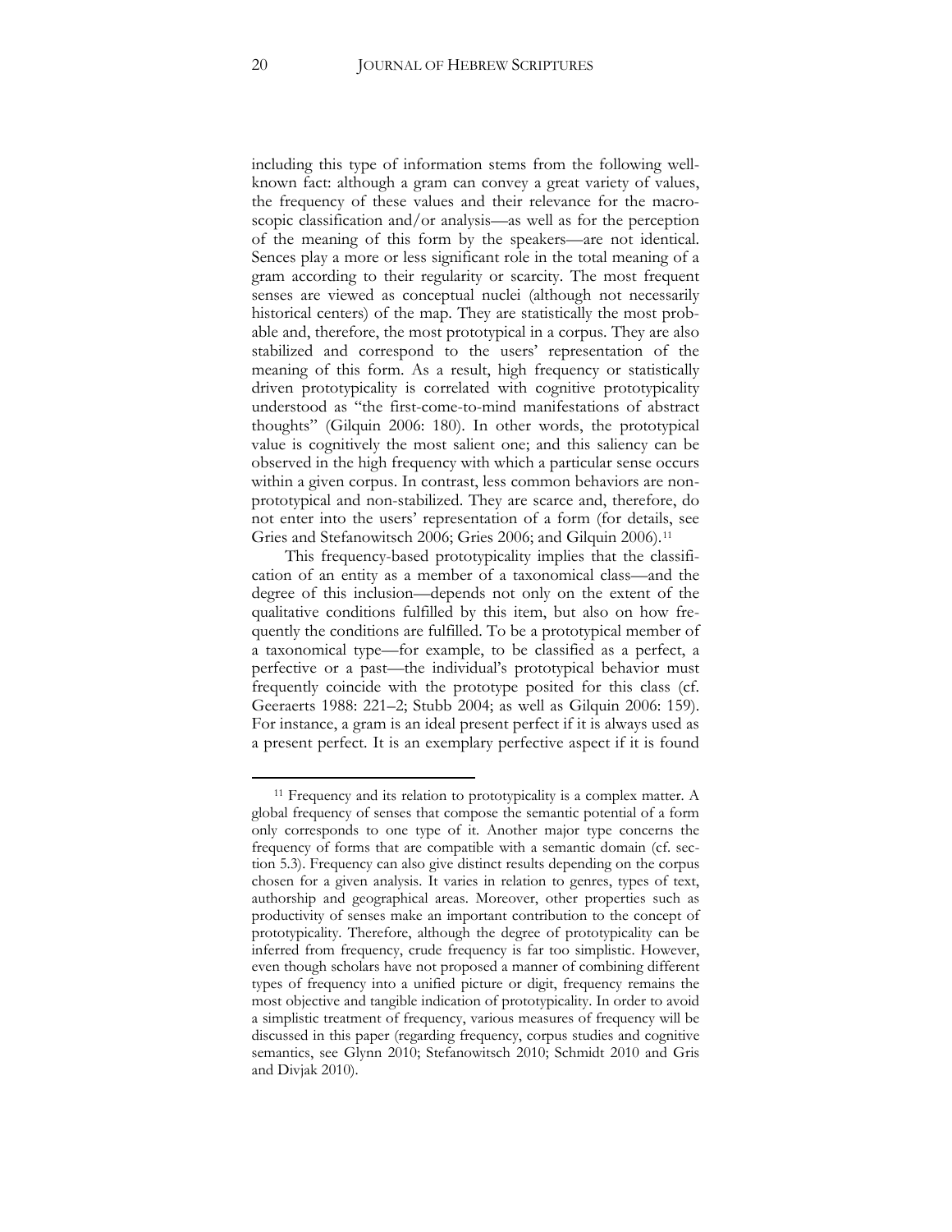including this type of information stems from the following well-known fact: although a gram can convey a great variety of values, the frequency of these values and their relevance for the macroscopic classification and/or analysis—as well as for the perception of the meaning of this form by the speakers—are not identical. Sences play a more or less significant role in the total meaning of a gram according to their regularity or scarcity. The most frequent senses are viewed as conceptual nuclei (although not necessarily historical centers) of the map. They are statistically the most probable and, therefore, the most prototypical in a corpus. They are also stabilized and correspond to the users' representation of the meaning of this form. As a result, high frequency or statistically driven prototypicality is correlated with cognitive prototypicality understood as "the first-come-to-mind manifestations of abstract thoughts" (Gilquin 2006: 180). In other words, the prototypical value is cognitively the most salient one; and this saliency can be observed in the high frequency with which a particular sense occurs within a given corpus. In contrast, less common behaviors are non-prototypical and non-stabilized. They are scarce and, therefore, do not enter into the users' representation of a form (for details, see Gries and Stefanowitsch 2006; Gries 2006; and Gilquin 2006).[11]

This frequency-based prototypicality implies that the classification of an entity as a member of a taxonomical class—and the degree of this inclusion—depends not only on the extent of the qualitative conditions fulfilled by this item, but also on how frequently the conditions are fulfilled. To be a prototypical member of a taxonomical type—for example, to be classified as a perfect, a perfective or a past—the individual's prototypical behavior must frequently coincide with the prototype posited for this class (cf. Geeraerts 1988: 221–2; Stubb 2004; as well as Gilquin 2006: 159). For instance, a gram is an ideal present perfect if it is always used as a present perfect. It is an exemplary perfective aspect if it is found

---

[11] Frequency and its relation to prototypicality is a complex matter. A global frequency of senses that compose the semantic potential of a form only corresponds to one type of it. Another major type concerns the frequency of forms that are compatible with a semantic domain (cf. section 5.3). Frequency can also give distinct results depending on the corpus chosen for a given analysis. It varies in relation to genres, types of text, authorship and geographical areas. Moreover, other properties such as productivity of senses make an important contribution to the concept of prototypicality. Therefore, although the degree of prototypicality can be inferred from frequency, crude frequency is far too simplistic. However, even though scholars have not proposed a manner of combining different types of frequency into a unified picture or digit, frequency remains the most objective and tangible indication of prototypicality. In order to avoid a simplistic treatment of frequency, various measures of frequency will be discussed in this paper (regarding frequency, corpus studies and cognitive semantics, see Glynn 2010; Stefanowitsch 2010; Schmidt 2010 and Gris and Divjak 2010).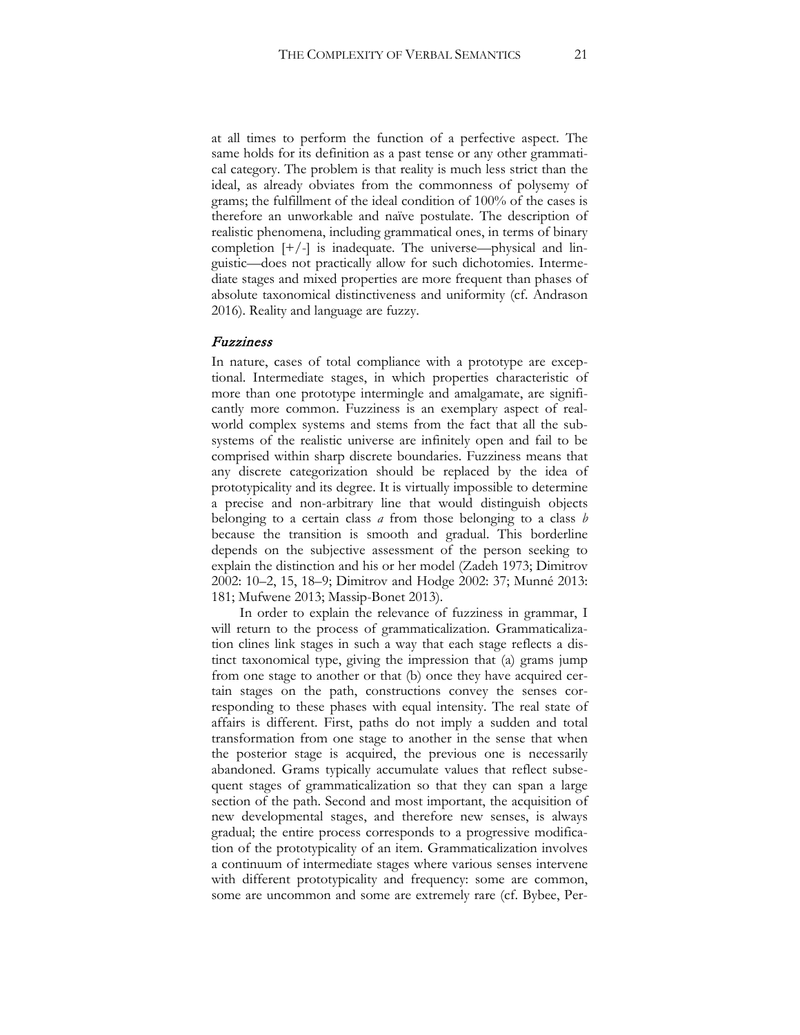at all times to perform the function of a perfective aspect. The same holds for its definition as a past tense or any other grammatical category. The problem is that reality is much less strict than the ideal, as already obviates from the commonness of polysemy of grams; the fulfillment of the ideal condition of 100% of the cases is therefore an unworkable and naïve postulate. The description of realistic phenomena, including grammatical ones, in terms of binary completion [+/-] is inadequate. The universe—physical and linguistic—does not practically allow for such dichotomies. Intermediate stages and mixed properties are more frequent than phases of absolute taxonomical distinctiveness and uniformity (cf. Andrason 2016). Reality and language are fuzzy.

### *Fuzziness*

In nature, cases of total compliance with a prototype are exceptional. Intermediate stages, in which properties characteristic of more than one prototype intermingle and amalgamate, are significantly more common. Fuzziness is an exemplary aspect of real-world complex systems and stems from the fact that all the subsystems of the realistic universe are infinitely open and fail to be comprised within sharp discrete boundaries. Fuzziness means that any discrete categorization should be replaced by the idea of prototypicality and its degree. It is virtually impossible to determine a precise and non-arbitrary line that would distinguish objects belonging to a certain class *a* from those belonging to a class *b* because the transition is smooth and gradual. This borderline depends on the subjective assessment of the person seeking to explain the distinction and his or her model (Zadeh 1973; Dimitrov 2002: 10–2, 15, 18–9; Dimitrov and Hodge 2002: 37; Munné 2013: 181; Mufwene 2013; Massip-Bonet 2013).

In order to explain the relevance of fuzziness in grammar, I will return to the process of grammaticalization. Grammaticalization clines link stages in such a way that each stage reflects a distinct taxonomical type, giving the impression that (a) grams jump from one stage to another or that (b) once they have acquired certain stages on the path, constructions convey the senses corresponding to these phases with equal intensity. The real state of affairs is different. First, paths do not imply a sudden and total transformation from one stage to another in the sense that when the posterior stage is acquired, the previous one is necessarily abandoned. Grams typically accumulate values that reflect subsequent stages of grammaticalization so that they can span a large section of the path. Second and most important, the acquisition of new developmental stages, and therefore new senses, is always gradual; the entire process corresponds to a progressive modification of the prototypicality of an item. Grammaticalization involves a continuum of intermediate stages where various senses intervene with different prototypicality and frequency: some are common, some are uncommon and some are extremely rare (cf. Bybee, Per-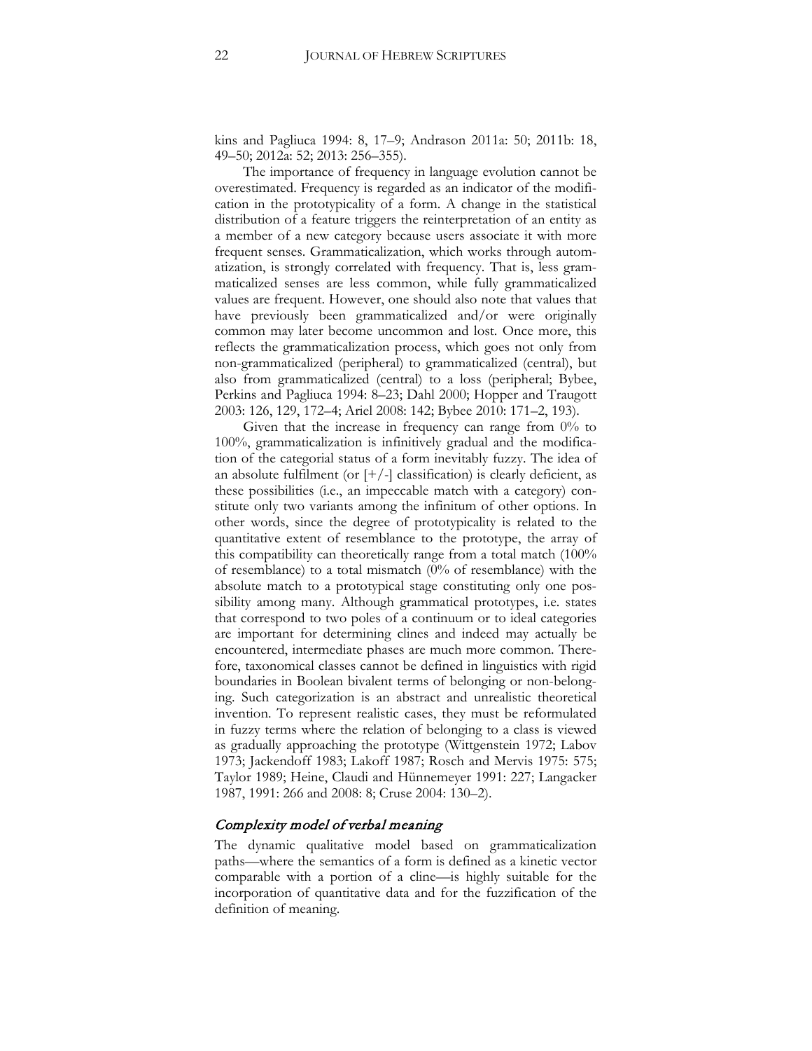kins and Pagliuca 1994: 8, 17–9; Andrason 2011a: 50; 2011b: 18, 49–50; 2012a: 52; 2013: 256–355).

The importance of frequency in language evolution cannot be overestimated. Frequency is regarded as an indicator of the modification in the prototypicality of a form. A change in the statistical distribution of a feature triggers the reinterpretation of an entity as a member of a new category because users associate it with more frequent senses. Grammaticalization, which works through automatization, is strongly correlated with frequency. That is, less grammaticalized senses are less common, while fully grammaticalized values are frequent. However, one should also note that values that have previously been grammaticalized and/or were originally common may later become uncommon and lost. Once more, this reflects the grammaticalization process, which goes not only from non-grammaticalized (peripheral) to grammaticalized (central), but also from grammaticalized (central) to a loss (peripheral; Bybee, Perkins and Pagliuca 1994: 8–23; Dahl 2000; Hopper and Traugott 2003: 126, 129, 172–4; Ariel 2008: 142; Bybee 2010: 171–2, 193).

Given that the increase in frequency can range from 0% to 100%, grammaticalization is infinitively gradual and the modification of the categorial status of a form inevitably fuzzy. The idea of an absolute fulfilment (or [+/-] classification) is clearly deficient, as these possibilities (i.e., an impeccable match with a category) constitute only two variants among the infinitum of other options. In other words, since the degree of prototypicality is related to the quantitative extent of resemblance to the prototype, the array of this compatibility can theoretically range from a total match (100% of resemblance) to a total mismatch (0% of resemblance) with the absolute match to a prototypical stage constituting only one possibility among many. Although grammatical prototypes, i.e. states that correspond to two poles of a continuum or to ideal categories are important for determining clines and indeed may actually be encountered, intermediate phases are much more common. Therefore, taxonomical classes cannot be defined in linguistics with rigid boundaries in Boolean bivalent terms of belonging or non-belonging. Such categorization is an abstract and unrealistic theoretical invention. To represent realistic cases, they must be reformulated in fuzzy terms where the relation of belonging to a class is viewed as gradually approaching the prototype (Wittgenstein 1972; Labov 1973; Jackendoff 1983; Lakoff 1987; Rosch and Mervis 1975: 575; Taylor 1989; Heine, Claudi and Hünnemeyer 1991: 227; Langacker 1987, 1991: 266 and 2008: 8; Cruse 2004: 130–2).

### *Complexity model of verbal meaning*

The dynamic qualitative model based on grammaticalization paths—where the semantics of a form is defined as a kinetic vector comparable with a portion of a cline—is highly suitable for the incorporation of quantitative data and for the fuzzification of the definition of meaning.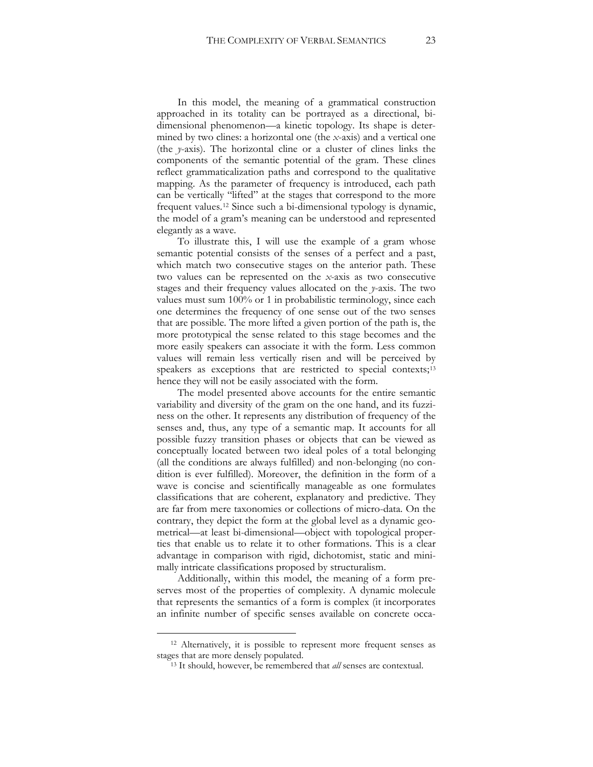In this model, the meaning of a grammatical construction approached in its totality can be portrayed as a directional, bi-dimensional phenomenon—a kinetic topology. Its shape is determined by two clines: a horizontal one (the *x*-axis) and a vertical one (the *y*-axis). The horizontal cline or a cluster of clines links the components of the semantic potential of the gram. These clines reflect grammaticalization paths and correspond to the qualitative mapping. As the parameter of frequency is introduced, each path can be vertically "lifted" at the stages that correspond to the more frequent values.[12] Since such a bi-dimensional typology is dynamic, the model of a gram's meaning can be understood and represented elegantly as a wave.

To illustrate this, I will use the example of a gram whose semantic potential consists of the senses of a perfect and a past, which match two consecutive stages on the anterior path. These two values can be represented on the *x*-axis as two consecutive stages and their frequency values allocated on the *y*-axis. The two values must sum 100% or 1 in probabilistic terminology, since each one determines the frequency of one sense out of the two senses that are possible. The more lifted a given portion of the path is, the more prototypical the sense related to this stage becomes and the more easily speakers can associate it with the form. Less common values will remain less vertically risen and will be perceived by speakers as exceptions that are restricted to special contexts;[13] hence they will not be easily associated with the form.

The model presented above accounts for the entire semantic variability and diversity of the gram on the one hand, and its fuzziness on the other. It represents any distribution of frequency of the senses and, thus, any type of a semantic map. It accounts for all possible fuzzy transition phases or objects that can be viewed as conceptually located between two ideal poles of a total belonging (all the conditions are always fulfilled) and non-belonging (no condition is ever fulfilled). Moreover, the definition in the form of a wave is concise and scientifically manageable as one formulates classifications that are coherent, explanatory and predictive. They are far from mere taxonomies or collections of micro-data. On the contrary, they depict the form at the global level as a dynamic geometrical—at least bi-dimensional—object with topological properties that enable us to relate it to other formations. This is a clear advantage in comparison with rigid, dichotomist, static and minimally intricate classifications proposed by structuralism.

Additionally, within this model, the meaning of a form preserves most of the properties of complexity. A dynamic molecule that represents the semantics of a form is complex (it incorporates an infinite number of specific senses available on concrete occa-

---

[12] Alternatively, it is possible to represent more frequent senses as stages that are more densely populated.

[13] It should, however, be remembered that *all* senses are contextual.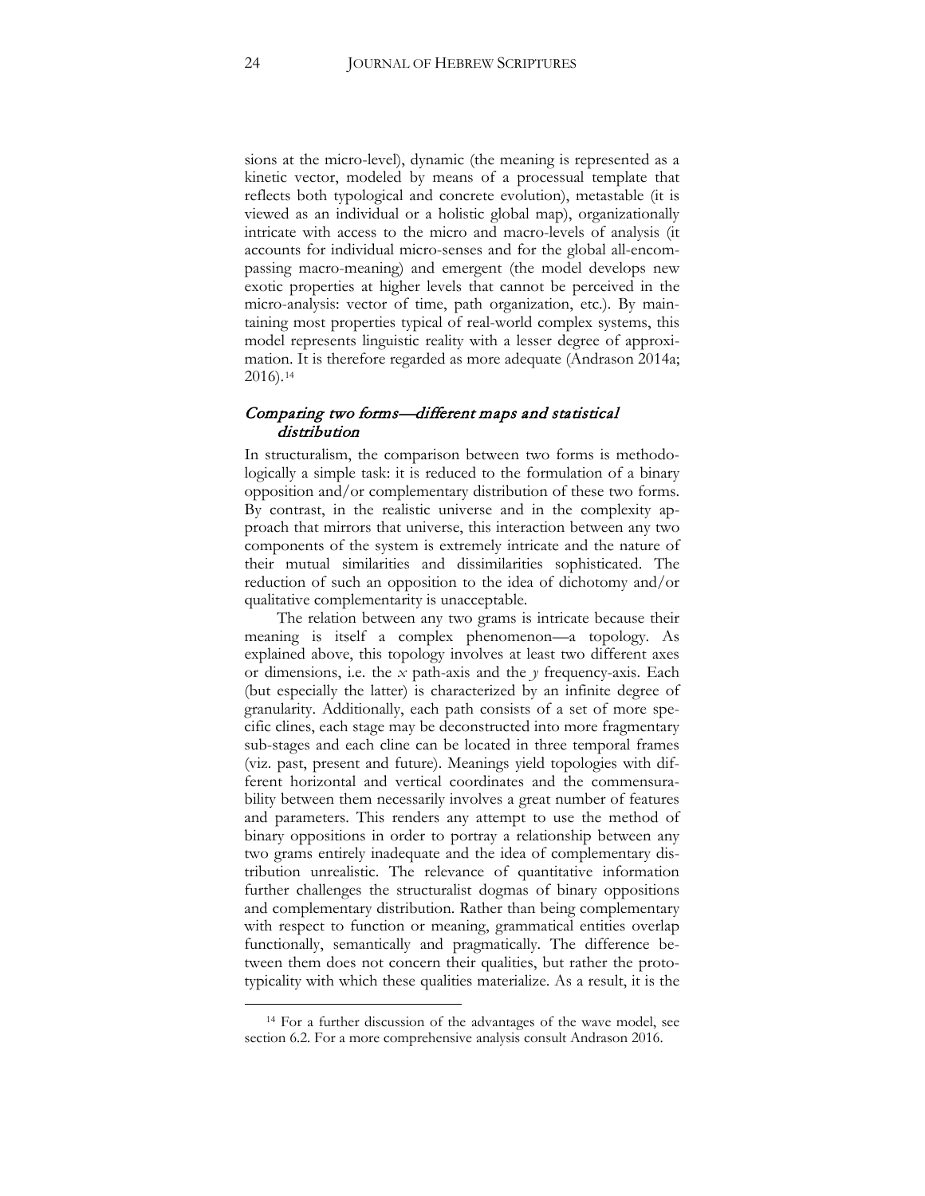sions at the micro-level), dynamic (the meaning is represented as a kinetic vector, modeled by means of a processual template that reflects both typological and concrete evolution), metastable (it is viewed as an individual or a holistic global map), organizationally intricate with access to the micro and macro-levels of analysis (it accounts for individual micro-senses and for the global all-encompassing macro-meaning) and emergent (the model develops new exotic properties at higher levels that cannot be perceived in the micro-analysis: vector of time, path organization, etc.). By maintaining most properties typical of real-world complex systems, this model represents linguistic reality with a lesser degree of approximation. It is therefore regarded as more adequate (Andrason 2014a; 2016).[14]

### *Comparing two forms—different maps and statistical distribution*

In structuralism, the comparison between two forms is methodologically a simple task: it is reduced to the formulation of a binary opposition and/or complementary distribution of these two forms. By contrast, in the realistic universe and in the complexity approach that mirrors that universe, this interaction between any two components of the system is extremely intricate and the nature of their mutual similarities and dissimilarities sophisticated. The reduction of such an opposition to the idea of dichotomy and/or qualitative complementarity is unacceptable.

The relation between any two grams is intricate because their meaning is itself a complex phenomenon—a topology. As explained above, this topology involves at least two different axes or dimensions, i.e. the *x* path-axis and the *y* frequency-axis. Each (but especially the latter) is characterized by an infinite degree of granularity. Additionally, each path consists of a set of more specific clines, each stage may be deconstructed into more fragmentary sub-stages and each cline can be located in three temporal frames (viz. past, present and future). Meanings yield topologies with different horizontal and vertical coordinates and the commensurability between them necessarily involves a great number of features and parameters. This renders any attempt to use the method of binary oppositions in order to portray a relationship between any two grams entirely inadequate and the idea of complementary distribution unrealistic. The relevance of quantitative information further challenges the structuralist dogmas of binary oppositions and complementary distribution. Rather than being complementary with respect to function or meaning, grammatical entities overlap functionally, semantically and pragmatically. The difference between them does not concern their qualities, but rather the prototypicality with which these qualities materialize. As a result, it is the

[14] For a further discussion of the advantages of the wave model, see section 6.2. For a more comprehensive analysis consult Andrason 2016.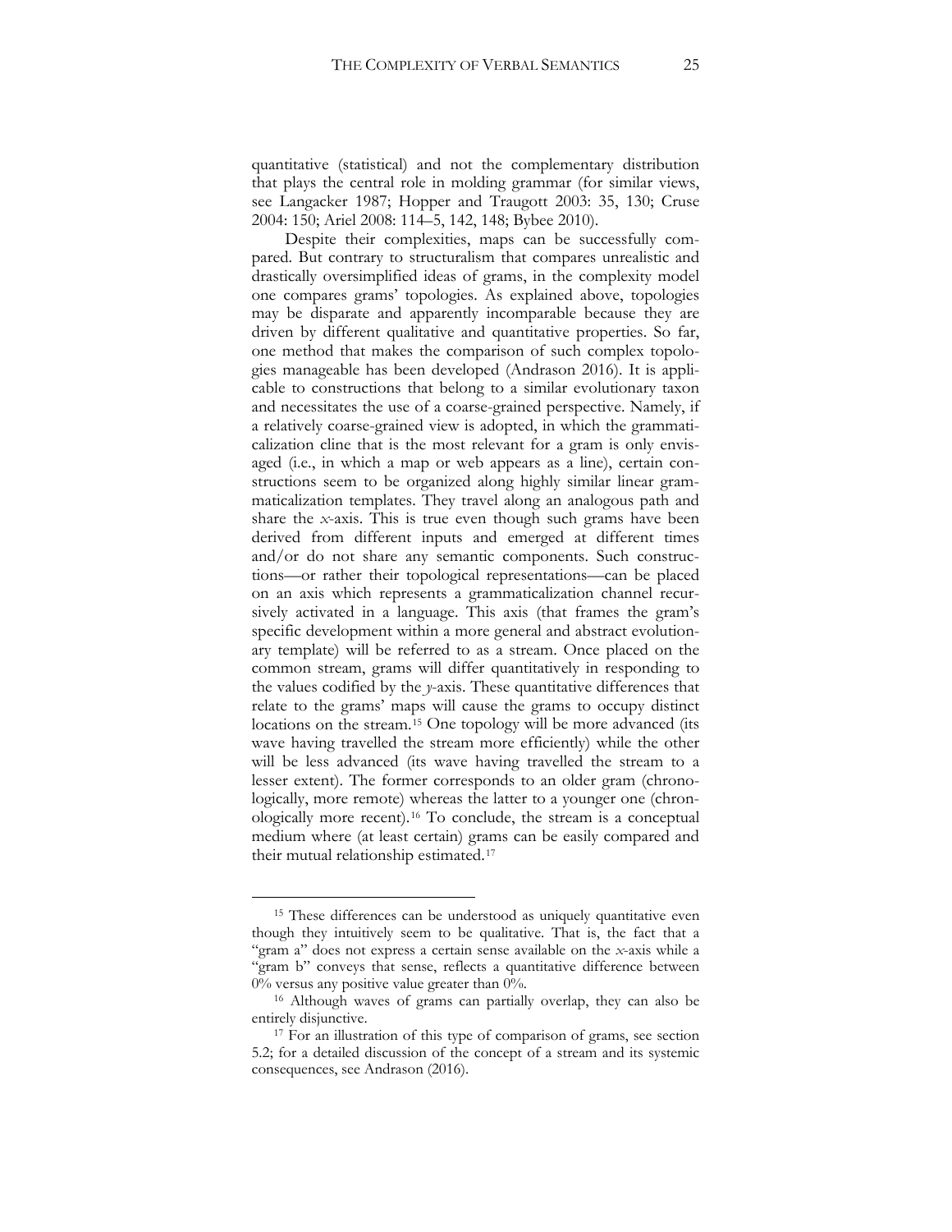quantitative (statistical) and not the complementary distribution that plays the central role in molding grammar (for similar views, see Langacker 1987; Hopper and Traugott 2003: 35, 130; Cruse 2004: 150; Ariel 2008: 114–5, 142, 148; Bybee 2010).

Despite their complexities, maps can be successfully compared. But contrary to structuralism that compares unrealistic and drastically oversimplified ideas of grams, in the complexity model one compares grams' topologies. As explained above, topologies may be disparate and apparently incomparable because they are driven by different qualitative and quantitative properties. So far, one method that makes the comparison of such complex topologies manageable has been developed (Andrason 2016). It is applicable to constructions that belong to a similar evolutionary taxon and necessitates the use of a coarse-grained perspective. Namely, if a relatively coarse-grained view is adopted, in which the grammaticalization cline that is the most relevant for a gram is only envisaged (i.e., in which a map or web appears as a line), certain constructions seem to be organized along highly similar linear grammaticalization templates. They travel along an analogous path and share the *x*-axis. This is true even though such grams have been derived from different inputs and emerged at different times and/or do not share any semantic components. Such constructions—or rather their topological representations—can be placed on an axis which represents a grammaticalization channel recursively activated in a language. This axis (that frames the gram's specific development within a more general and abstract evolutionary template) will be referred to as a stream. Once placed on the common stream, grams will differ quantitatively in responding to the values codified by the *y*-axis. These quantitative differences that relate to the grams' maps will cause the grams to occupy distinct locations on the stream.[15] One topology will be more advanced (its wave having travelled the stream more efficiently) while the other will be less advanced (its wave having travelled the stream to a lesser extent). The former corresponds to an older gram (chronologically, more remote) whereas the latter to a younger one (chronologically more recent).[16] To conclude, the stream is a conceptual medium where (at least certain) grams can be easily compared and their mutual relationship estimated.[17]

---

[15] These differences can be understood as uniquely quantitative even though they intuitively seem to be qualitative. That is, the fact that a "gram a" does not express a certain sense available on the *x*-axis while a "gram b" conveys that sense, reflects a quantitative difference between 0% versus any positive value greater than 0%.

[16] Although waves of grams can partially overlap, they can also be entirely disjunctive.

[17] For an illustration of this type of comparison of grams, see section 5.2; for a detailed discussion of the concept of a stream and its systemic consequences, see Andrason (2016).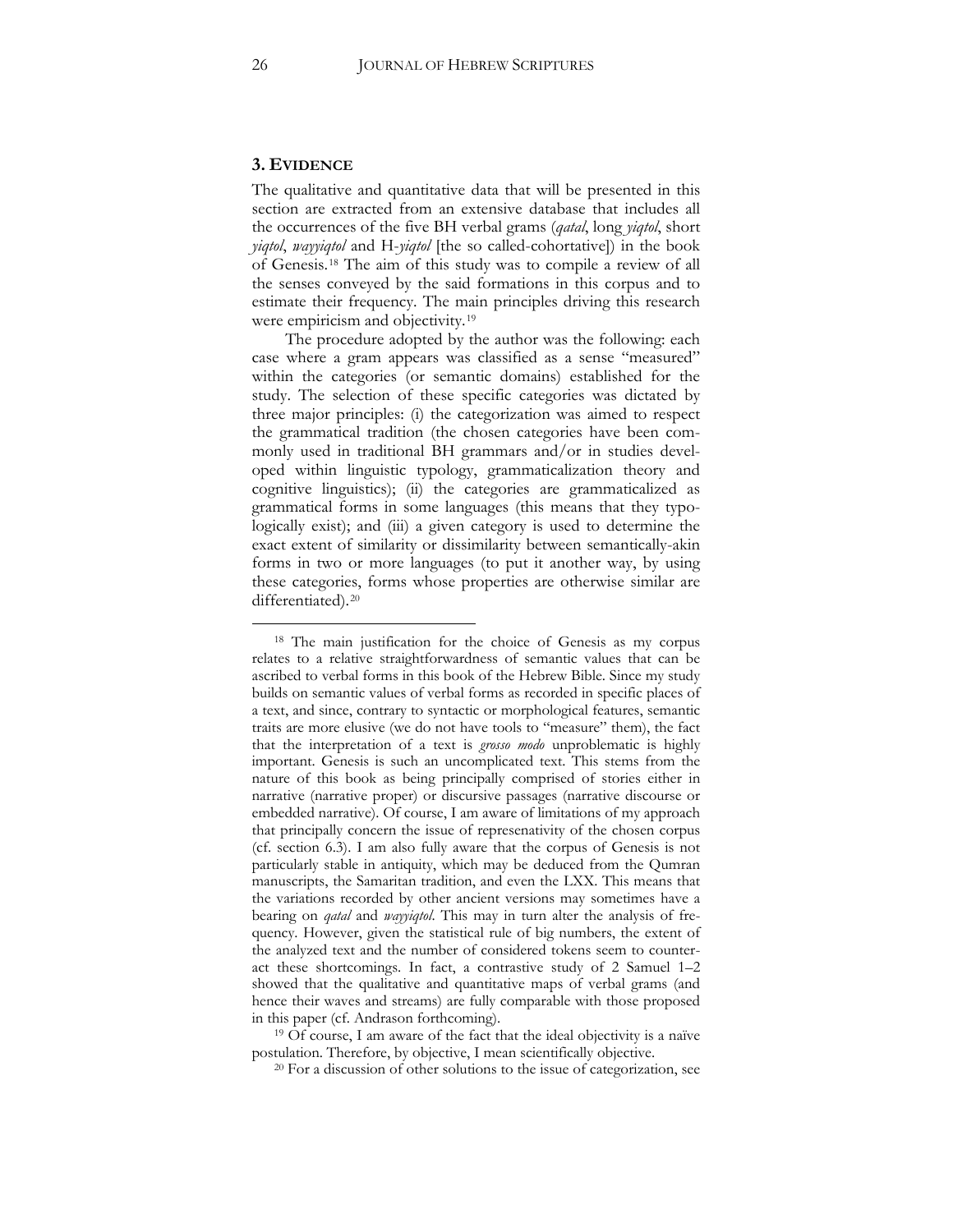## 3. EVIDENCE

The qualitative and quantitative data that will be presented in this section are extracted from an extensive database that includes all the occurrences of the five BH verbal grams (*qatal*, long *yiqtol*, short *yiqtol*, *wayyiqtol* and H-*yiqtol* [the so called-cohortative]) in the book of Genesis.[18] The aim of this study was to compile a review of all the senses conveyed by the said formations in this corpus and to estimate their frequency. The main principles driving this research were empiricism and objectivity.[19]

The procedure adopted by the author was the following: each case where a gram appears was classified as a sense "measured" within the categories (or semantic domains) established for the study. The selection of these specific categories was dictated by three major principles: (i) the categorization was aimed to respect the grammatical tradition (the chosen categories have been commonly used in traditional BH grammars and/or in studies developed within linguistic typology, grammaticalization theory and cognitive linguistics); (ii) the categories are grammaticalized as grammatical forms in some languages (this means that they typologically exist); and (iii) a given category is used to determine the exact extent of similarity or dissimilarity between semantically-akin forms in two or more languages (to put it another way, by using these categories, forms whose properties are otherwise similar are differentiated).[20]

---

[18] The main justification for the choice of Genesis as my corpus relates to a relative straightforwardness of semantic values that can be ascribed to verbal forms in this book of the Hebrew Bible. Since my study builds on semantic values of verbal forms as recorded in specific places of a text, and since, contrary to syntactic or morphological features, semantic traits are more elusive (we do not have tools to "measure" them), the fact that the interpretation of a text is *grosso modo* unproblematic is highly important. Genesis is such an uncomplicated text. This stems from the nature of this book as being principally comprised of stories either in narrative (narrative proper) or discursive passages (narrative discourse or embedded narrative). Of course, I am aware of limitations of my approach that principally concern the issue of represenativity of the chosen corpus (cf. section 6.3). I am also fully aware that the corpus of Genesis is not particularly stable in antiquity, which may be deduced from the Qumran manuscripts, the Samaritan tradition, and even the LXX. This means that the variations recorded by other ancient versions may sometimes have a bearing on *qatal* and *wayyiqtol*. This may in turn alter the analysis of frequency. However, given the statistical rule of big numbers, the extent of the analyzed text and the number of considered tokens seem to counteract these shortcomings. In fact, a contrastive study of 2 Samuel 1–2 showed that the qualitative and quantitative maps of verbal grams (and hence their waves and streams) are fully comparable with those proposed in this paper (cf. Andrason forthcoming).

[19] Of course, I am aware of the fact that the ideal objectivity is a naïve postulation. Therefore, by objective, I mean scientifically objective.

[20] For a discussion of other solutions to the issue of categorization, see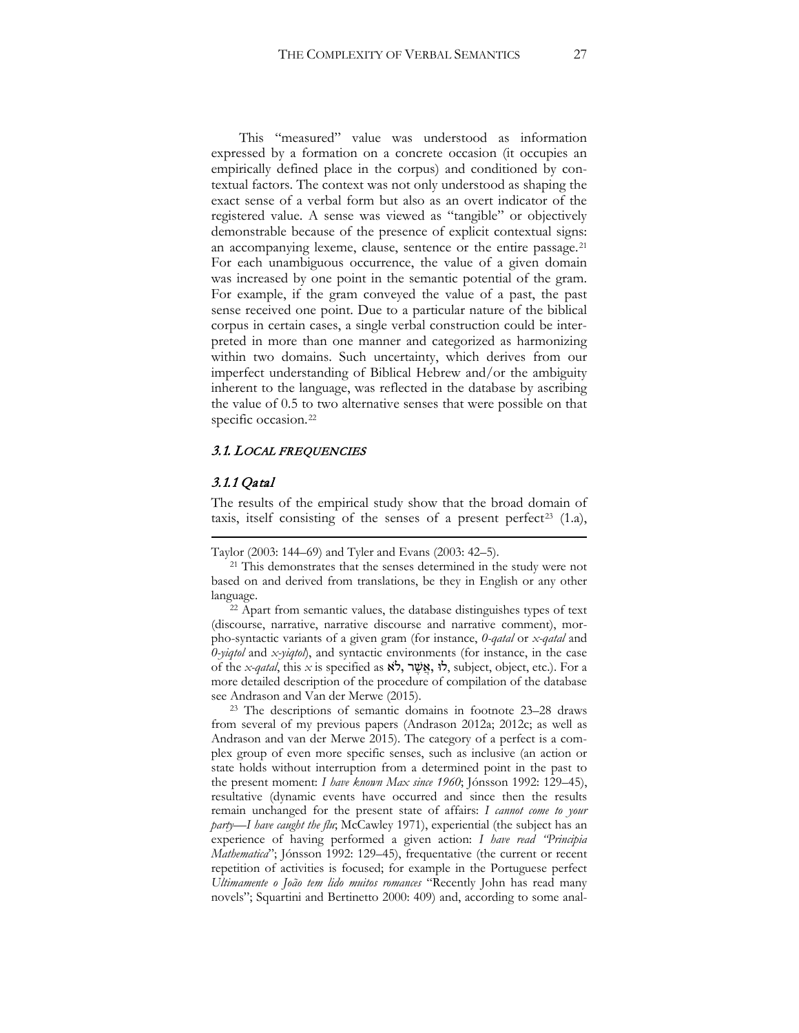This "measured" value was understood as information expressed by a formation on a concrete occasion (it occupies an empirically defined place in the corpus) and conditioned by contextual factors. The context was not only understood as shaping the exact sense of a verbal form but also as an overt indicator of the registered value. A sense was viewed as "tangible" or objectively demonstrable because of the presence of explicit contextual signs: an accompanying lexeme, clause, sentence or the entire passage.[21] For each unambiguous occurrence, the value of a given domain was increased by one point in the semantic potential of the gram. For example, if the gram conveyed the value of a past, the past sense received one point. Due to a particular nature of the biblical corpus in certain cases, a single verbal construction could be interpreted in more than one manner and categorized as harmonizing within two domains. Such uncertainty, which derives from our imperfect understanding of Biblical Hebrew and/or the ambiguity inherent to the language, was reflected in the database by ascribing the value of 0.5 to two alternative senses that were possible on that specific occasion.[22]

### 3.1. *LOCAL FREQUENCIES*

#### *3.1.1 Qatal*

The results of the empirical study show that the broad domain of taxis, itself consisting of the senses of a present perfect[23] (1.a),

---

Taylor (2003: 144–69) and Tyler and Evans (2003: 42–5).

[21] This demonstrates that the senses determined in the study were not based on and derived from translations, be they in English or any other language.

[22] Apart from semantic values, the database distinguishes types of text (discourse, narrative, narrative discourse and narrative comment), morpho-syntactic variants of a given gram (for instance, *0-qatal* or *x-qatal* and *0-yiqtol* and *x-yiqtol*), and syntactic environments (for instance, in the case of the *x-qatal*, this *x* is specified as לֹא, אֲשֶׁר, לוּ, subject, object, etc.). For a more detailed description of the procedure of compilation of the database see Andrason and Van der Merwe (2015).

[23] The descriptions of semantic domains in footnote 23–28 draws from several of my previous papers (Andrason 2012a; 2012c; as well as Andrason and van der Merwe 2015). The category of a perfect is a complex group of even more specific senses, such as inclusive (an action or state holds without interruption from a determined point in the past to the present moment: *I have known Max since 1960*; Jónsson 1992: 129–45), resultative (dynamic events have occurred and since then the results remain unchanged for the present state of affairs: *I cannot come to your party—I have caught the flu*; McCawley 1971), experiential (the subject has an experience of having performed a given action: *I have read "Principia Mathematica"*; Jónsson 1992: 129–45), frequentative (the current or recent repetition of activities is focused; for example in the Portuguese perfect *Ultimamente o João tem lido muitos romances* "Recently John has read many novels"; Squartini and Bertinetto 2000: 409) and, according to some anal-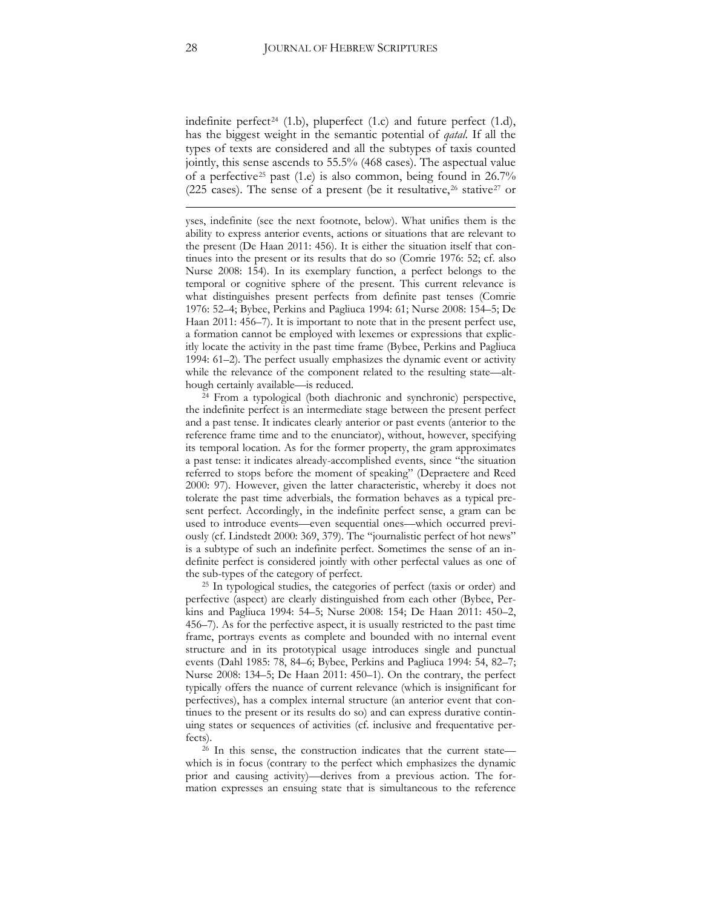indefinite perfect[24] (1.b), pluperfect (1.c) and future perfect (1.d), has the biggest weight in the semantic potential of *qatal*. If all the types of texts are considered and all the subtypes of taxis counted jointly, this sense ascends to 55.5% (468 cases). The aspectual value of a perfective[25] past (1.e) is also common, being found in 26.7% (225 cases). The sense of a present (be it resultative,[26] stative[27] or

---

yses, indefinite (see the next footnote, below). What unifies them is the ability to express anterior events, actions or situations that are relevant to the present (De Haan 2011: 456). It is either the situation itself that continues into the present or its results that do so (Comrie 1976: 52; cf. also Nurse 2008: 154). In its exemplary function, a perfect belongs to the temporal or cognitive sphere of the present. This current relevance is what distinguishes present perfects from definite past tenses (Comrie 1976: 52–4; Bybee, Perkins and Pagliuca 1994: 61; Nurse 2008: 154–5; De Haan 2011: 456–7). It is important to note that in the present perfect use, a formation cannot be employed with lexemes or expressions that explicitly locate the activity in the past time frame (Bybee, Perkins and Pagliuca 1994: 61–2). The perfect usually emphasizes the dynamic event or activity while the relevance of the component related to the resulting state—although certainly available—is reduced.

[24] From a typological (both diachronic and synchronic) perspective, the indefinite perfect is an intermediate stage between the present perfect and a past tense. It indicates clearly anterior or past events (anterior to the reference frame time and to the enunciator), without, however, specifying its temporal location. As for the former property, the gram approximates a past tense: it indicates already-accomplished events, since "the situation referred to stops before the moment of speaking" (Depraetere and Reed 2000: 97). However, given the latter characteristic, whereby it does not tolerate the past time adverbials, the formation behaves as a typical present perfect. Accordingly, in the indefinite perfect sense, a gram can be used to introduce events—even sequential ones—which occurred previously (cf. Lindstedt 2000: 369, 379). The "journalistic perfect of hot news" is a subtype of such an indefinite perfect. Sometimes the sense of an indefinite perfect is considered jointly with other perfectal values as one of the sub-types of the category of perfect.

[25] In typological studies, the categories of perfect (taxis or order) and perfective (aspect) are clearly distinguished from each other (Bybee, Perkins and Pagliuca 1994: 54–5; Nurse 2008: 154; De Haan 2011: 450–2, 456–7). As for the perfective aspect, it is usually restricted to the past time frame, portrays events as complete and bounded with no internal event structure and in its prototypical usage introduces single and punctual events (Dahl 1985: 78, 84–6; Bybee, Perkins and Pagliuca 1994: 54, 82–7; Nurse 2008: 134–5; De Haan 2011: 450–1). On the contrary, the perfect typically offers the nuance of current relevance (which is insignificant for perfectives), has a complex internal structure (an anterior event that continues to the present or its results do so) and can express durative continuing states or sequences of activities (cf. inclusive and frequentative perfects).

[26] In this sense, the construction indicates that the current state—which is in focus (contrary to the perfect which emphasizes the dynamic prior and causing activity)—derives from a previous action. The formation expresses an ensuing state that is simultaneous to the reference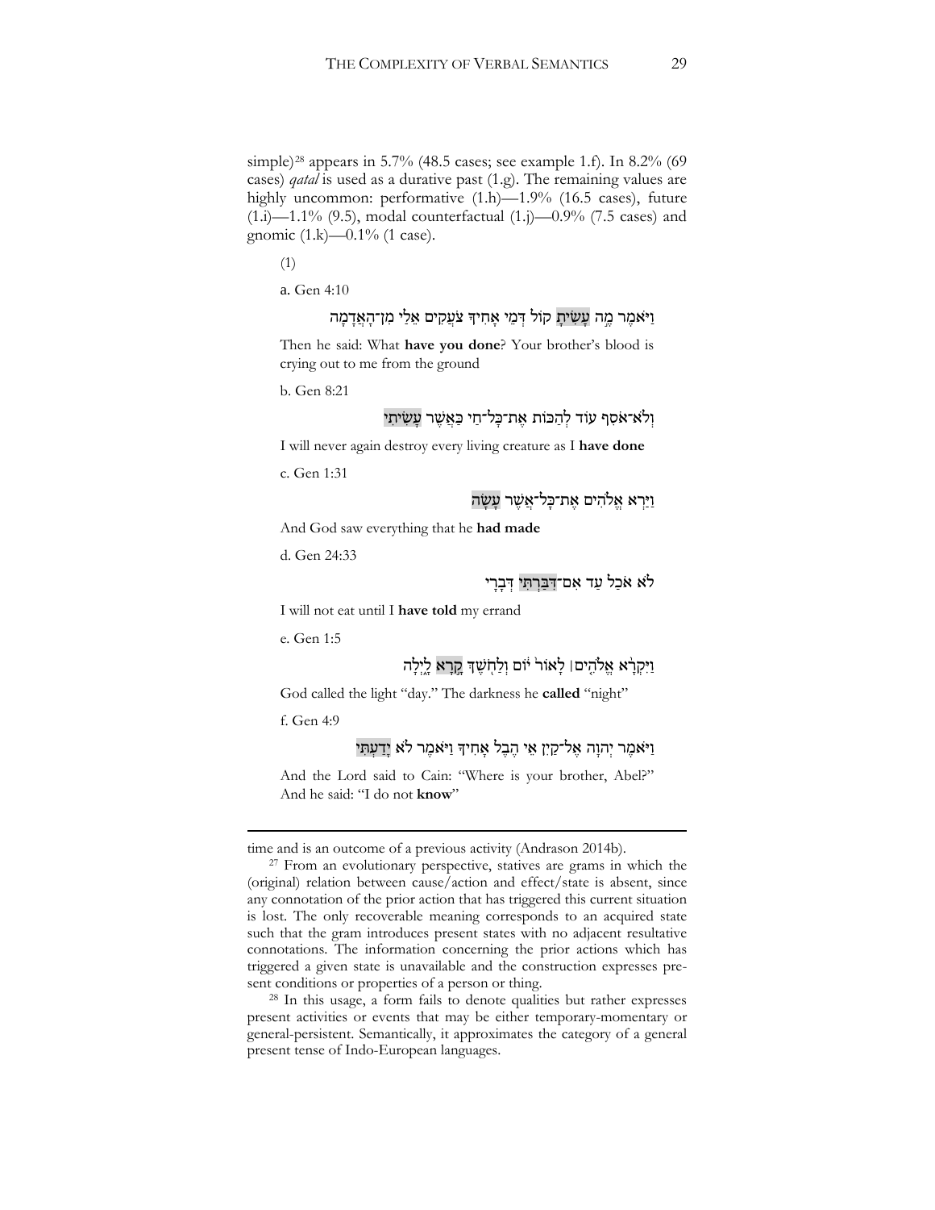simple)[28] appears in 5.7% (48.5 cases; see example 1.f). In 8.2% (69 cases) *qatal* is used as a durative past (1.g). The remaining values are highly uncommon: performative (1.h)—1.9% (16.5 cases), future (1.i)—1.1% (9.5), modal counterfactual (1.j)—0.9% (7.5 cases) and gnomic (1.k)—0.1% (1 case).

(1)

a. Gen 4:10

וַיֹּאמֶר מֶה עָשִׂיתָ קוֹל דְּמֵי אָחִיךָ צֹעֲקִים אֵלַי מִן־הָאֲדָמָה

Then he said: What **have you done**? Your brother's blood is crying out to me from the ground

b. Gen 8:21

וְלֹא־אֹסִף עוֹד לְהַכּוֹת אֶת־כָּל־חַי כַּאֲשֶׁר עָשִׂיתִי

I will never again destroy every living creature as I **have done**

c. Gen 1:31

וַיַּרְא אֱלֹהִים אֶת־כָּל־אֲשֶׁר עָשָׂה

And God saw everything that he **had made**

d. Gen 24:33

לֹא אֹכַל עַד אִם־דִּבַּרְתִּי דְּבָרָי

I will not eat until I **have told** my errand

e. Gen 1:5

וַיִּקְרָא אֱלֹהִים׀ לָאוֹר יוֹם וְלַחֹשֶׁךְ קָרָא לָיְלָה

God called the light "day." The darkness he **called** "night"

f. Gen 4:9

וַיֹּאמֶר יְהוָה אֶל־קַיִן אֵי הֶבֶל אָחִיךָ וַיֹּאמֶר לֹא יָדַעְתִּי

And the Lord said to Cain: "Where is your brother, Abel?" And he said: "I do not **know**"

---

time and is an outcome of a previous activity (Andrason 2014b).

[27] From an evolutionary perspective, statives are grams in which the (original) relation between cause/action and effect/state is absent, since any connotation of the prior action that has triggered this current situation is lost. The only recoverable meaning corresponds to an acquired state such that the gram introduces present states with no adjacent resultative connotations. The information concerning the prior actions which has triggered a given state is unavailable and the construction expresses present conditions or properties of a person or thing.

[28] In this usage, a form fails to denote qualities but rather expresses present activities or events that may be either temporary-momentary or general-persistent. Semantically, it approximates the category of a general present tense of Indo-European languages.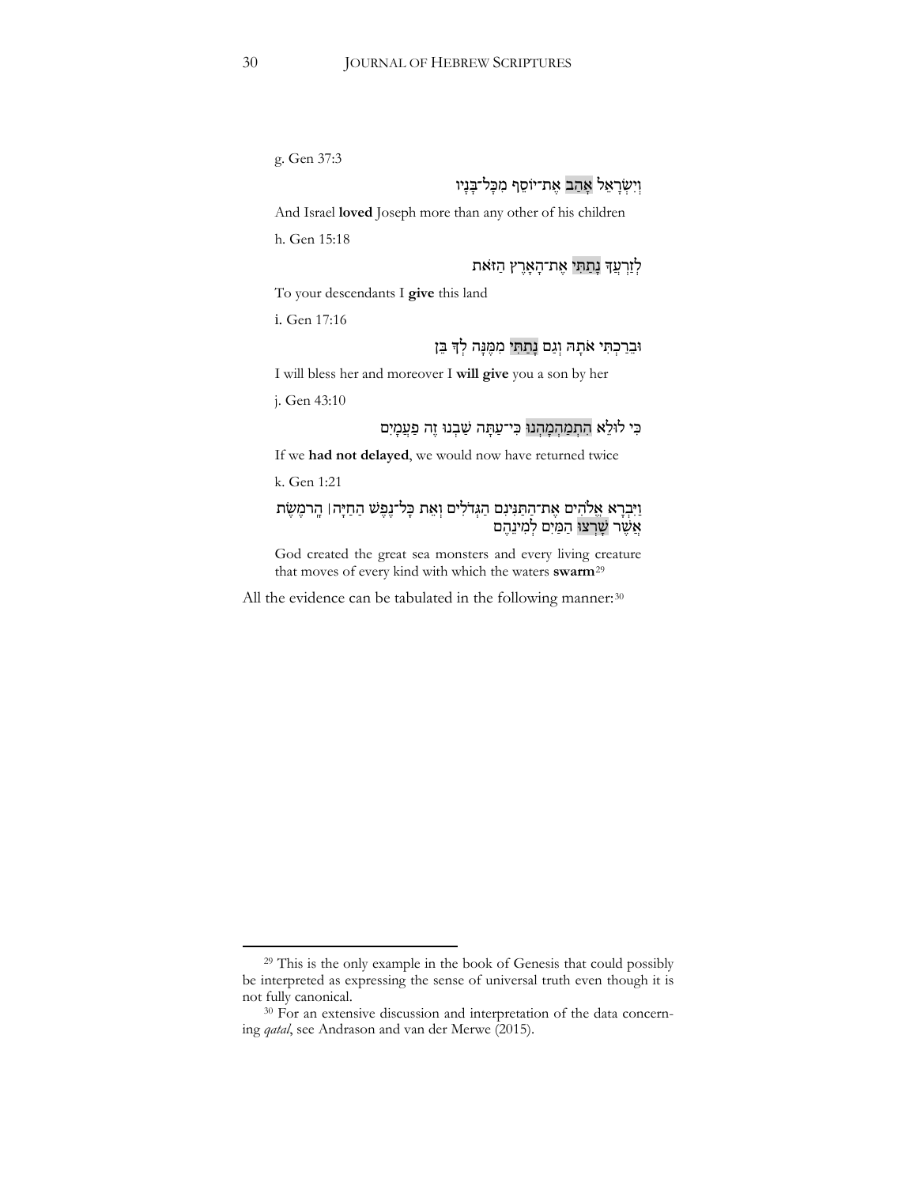g. Gen 37:3

וְיִשְׂרָאֵל אָהַב אֶת־יוֹסֵף מִכָּל־בָּנָיו

And Israel **loved** Joseph more than any other of his children

h. Gen 15:18

לְזַרְעֲךָ נָתַתִּי אֶת־הָאָרֶץ הַזֹּאת

To your descendants I **give** this land

i. Gen 17:16

וּבֵרַכְתִּי אֹתָהּ וְגַם נָתַתִּי מִמֶּנָּה לְךָ בֵּן

I will bless her and moreover I **will give** you a son by her

j. Gen 43:10

כִּי לוּלֵא הִתְמַהְמָהְנוּ כִּי־עַתָּה שַׁבְנוּ זֶה פַעֲמָיִם

If we **had not delayed**, we would now have returned twice

k. Gen 1:21

וַיִּבְרָא אֱלֹהִים אֶת־הַתַּנִּינִם הַגְּדֹלִים וְאֵת כָּל־נֶפֶשׁ הַחַיָּה ׀ הָרֹמֶשֶׂת אֲשֶׁר שָׁרְצוּ הַמַּיִם לְמִינֵהֶם

God created the great sea monsters and every living creature that moves of every kind with which the waters **swarm**[29]

All the evidence can be tabulated in the following manner:[30]

---

[29] This is the only example in the book of Genesis that could possibly be interpreted as expressing the sense of universal truth even though it is not fully canonical.

[30] For an extensive discussion and interpretation of the data concerning *qatal*, see Andrason and van der Merwe (2015).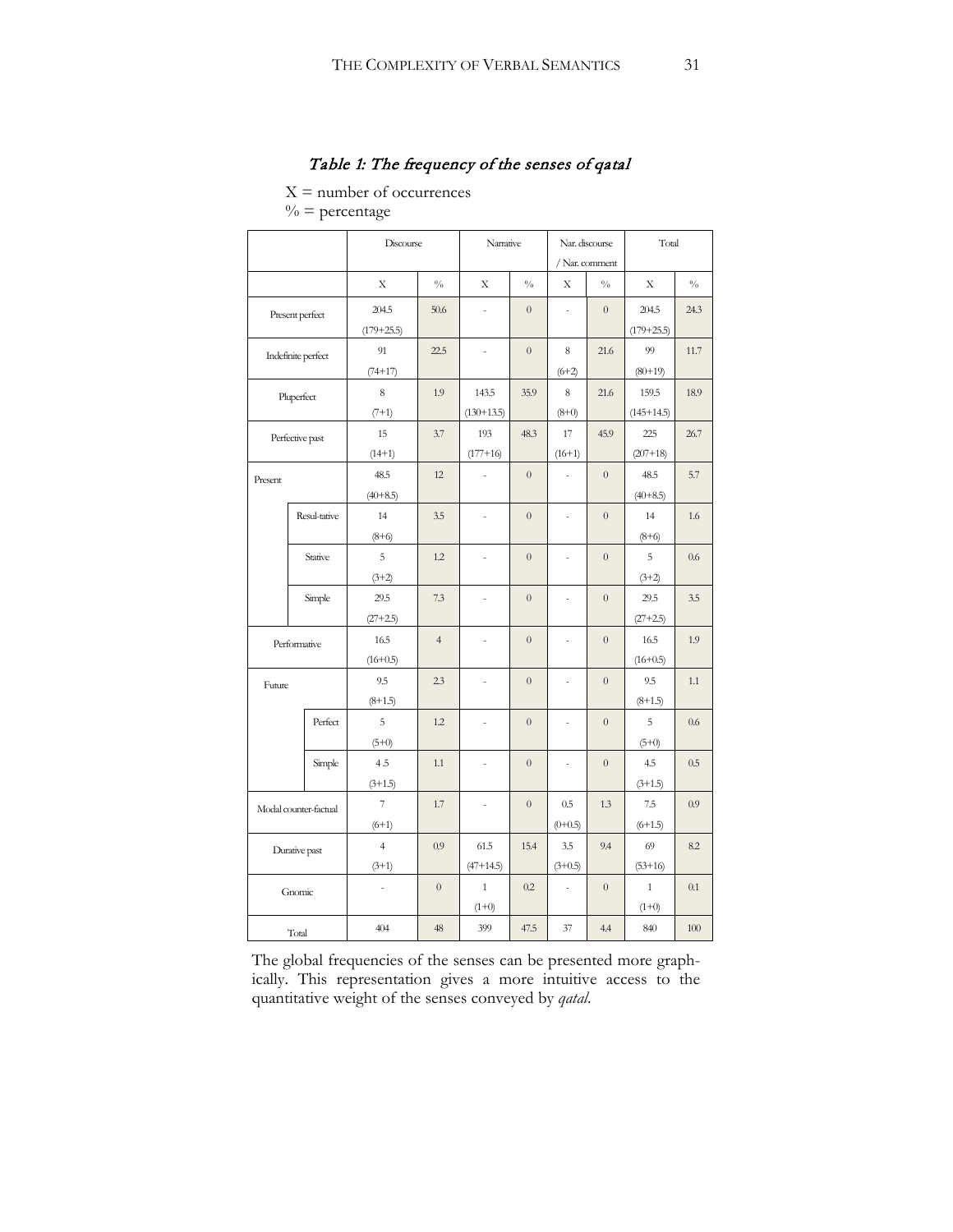*Table 1: The frequency of the senses of qatal*

X = number of occurrences
% = percentage

| | | Discourse | | Narrative | | Nar. discourse / Nar. comment | | Total | |
|---|---|---|---|---|---|---|---|---|---|
| | | X | % | X | % | X | % | X | % |
| Present perfect | | 204.5 (179+25.5) | 50.6 | - | 0 | - | 0 | 204.5 (179+25.5) | 24.3 |
| Indefinite perfect | | 91 (74+17) | 22.5 | - | 0 | 8 (6+2) | 21.6 | 99 (80+19) | 11.7 |
| Pluperfect | | 8 (7+1) | 1.9 | 143.5 (130+13.5) | 35.9 | 8 (8+0) | 21.6 | 159.5 (145+14.5) | 18.9 |
| Perfective past | | 15 (14+1) | 3.7 | 193 (177+16) | 48.3 | 17 (16+1) | 45.9 | 225 (207+18) | 26.7 |
| Present | | 48.5 (40+8.5) | 12 | - | 0 | - | 0 | 48.5 (40+8.5) | 5.7 |
| | Resul-tative | 14 (8+6) | 3.5 | - | 0 | - | 0 | 14 (8+6) | 1.6 |
| | Stative | 5 (3+2) | 1.2 | - | 0 | - | 0 | 5 (3+2) | 0.6 |
| | Simple | 29.5 (27+2.5) | 7.3 | - | 0 | - | 0 | 29.5 (27+2.5) | 3.5 |
| Performative | | 16.5 (16+0.5) | 4 | - | 0 | - | 0 | 16.5 (16+0.5) | 1.9 |
| Future | | 9.5 (8+1.5) | 2.3 | - | 0 | - | 0 | 9.5 (8+1.5) | 1.1 |
| | Perfect | 5 (5+0) | 1.2 | - | 0 | - | 0 | 5 (5+0) | 0.6 |
| | Simple | 4.5 (3+1.5) | 1.1 | - | 0 | - | 0 | 4.5 (3+1.5) | 0.5 |
| Modal counter-factual | | 7 (6+1) | 1.7 | - | 0 | 0.5 (0+0.5) | 1.3 | 7.5 (6+1.5) | 0.9 |
| Durative past | | 4 (3+1) | 0.9 | 61.5 (47+14.5) | 15.4 | 3.5 (3+0.5) | 9.4 | 69 (53+16) | 8.2 |
| Gnomic | | - | 0 | 1 (1+0) | 0.2 | - | 0 | 1 (1+0) | 0.1 |
| Total | | 404 | 48 | 399 | 47.5 | 37 | 4.4 | 840 | 100 |

The global frequencies of the senses can be presented more graphically. This representation gives a more intuitive access to the quantitative weight of the senses conveyed by *qatal*.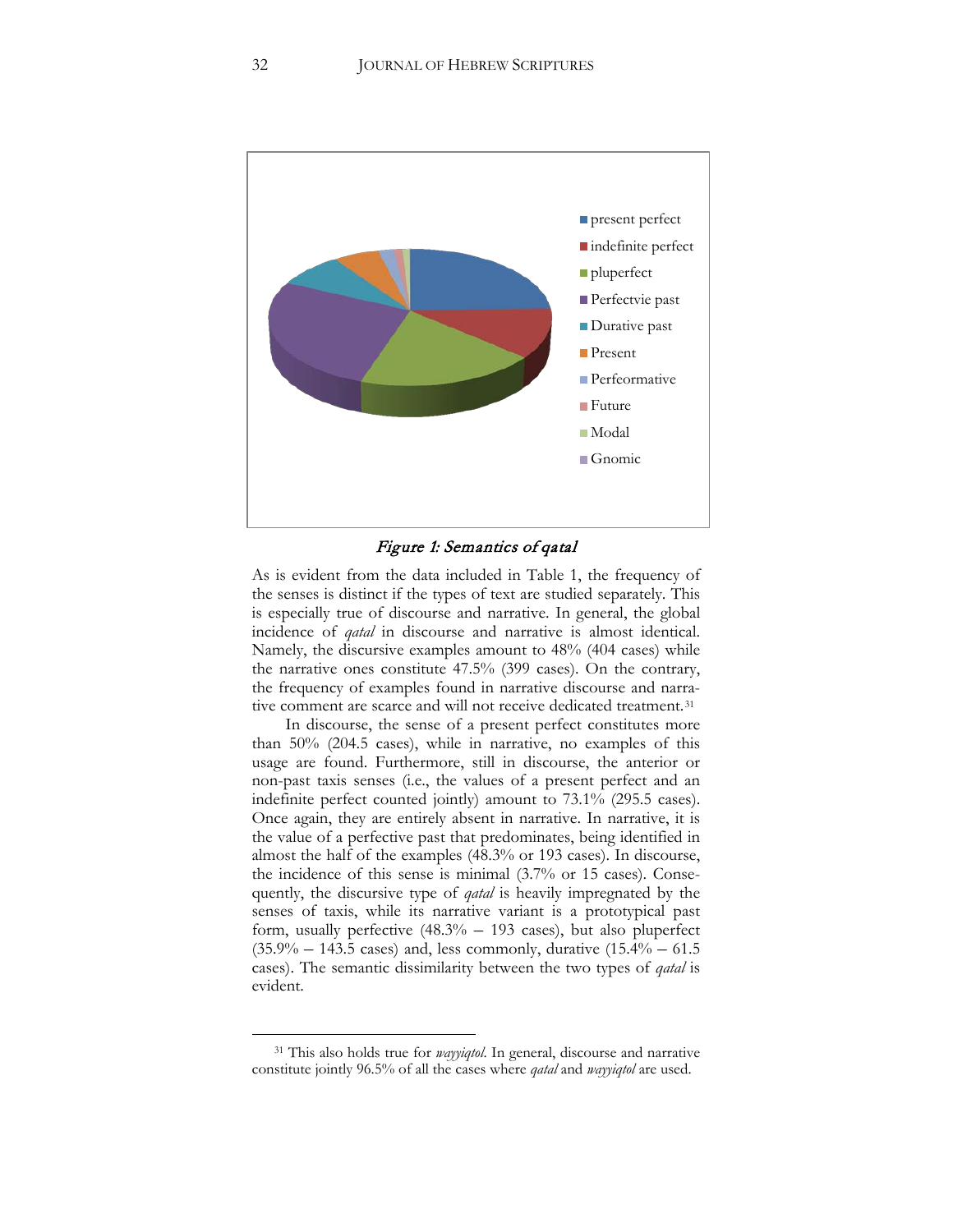- present perfect
- indefinite perfect
- pluperfect
- Perfectvie past
- Durative past
- Present
- Perfeormative
- Future
- Modal
- Gnomic

*Figure 1: Semantics of qatal*

As is evident from the data included in Table 1, the frequency of the senses is distinct if the types of text are studied separately. This is especially true of discourse and narrative. In general, the global incidence of *qatal* in discourse and narrative is almost identical. Namely, the discursive examples amount to 48% (404 cases) while the narrative ones constitute 47.5% (399 cases). On the contrary, the frequency of examples found in narrative discourse and narrative comment are scarce and will not receive dedicated treatment.[31]

In discourse, the sense of a present perfect constitutes more than 50% (204.5 cases), while in narrative, no examples of this usage are found. Furthermore, still in discourse, the anterior or non-past taxis senses (i.e., the values of a present perfect and an indefinite perfect counted jointly) amount to 73.1% (295.5 cases). Once again, they are entirely absent in narrative. In narrative, it is the value of a perfective past that predominates, being identified in almost the half of the examples (48.3% or 193 cases). In discourse, the incidence of this sense is minimal (3.7% or 15 cases). Consequently, the discursive type of *qatal* is heavily impregnated by the senses of taxis, while its narrative variant is a prototypical past form, usually perfective (48.3% – 193 cases), but also pluperfect (35.9% – 143.5 cases) and, less commonly, durative (15.4% – 61.5 cases). The semantic dissimilarity between the two types of *qatal* is evident.

[31] This also holds true for *wayyiqtol*. In general, discourse and narrative constitute jointly 96.5% of all the cases where *qatal* and *wayyiqtol* are used.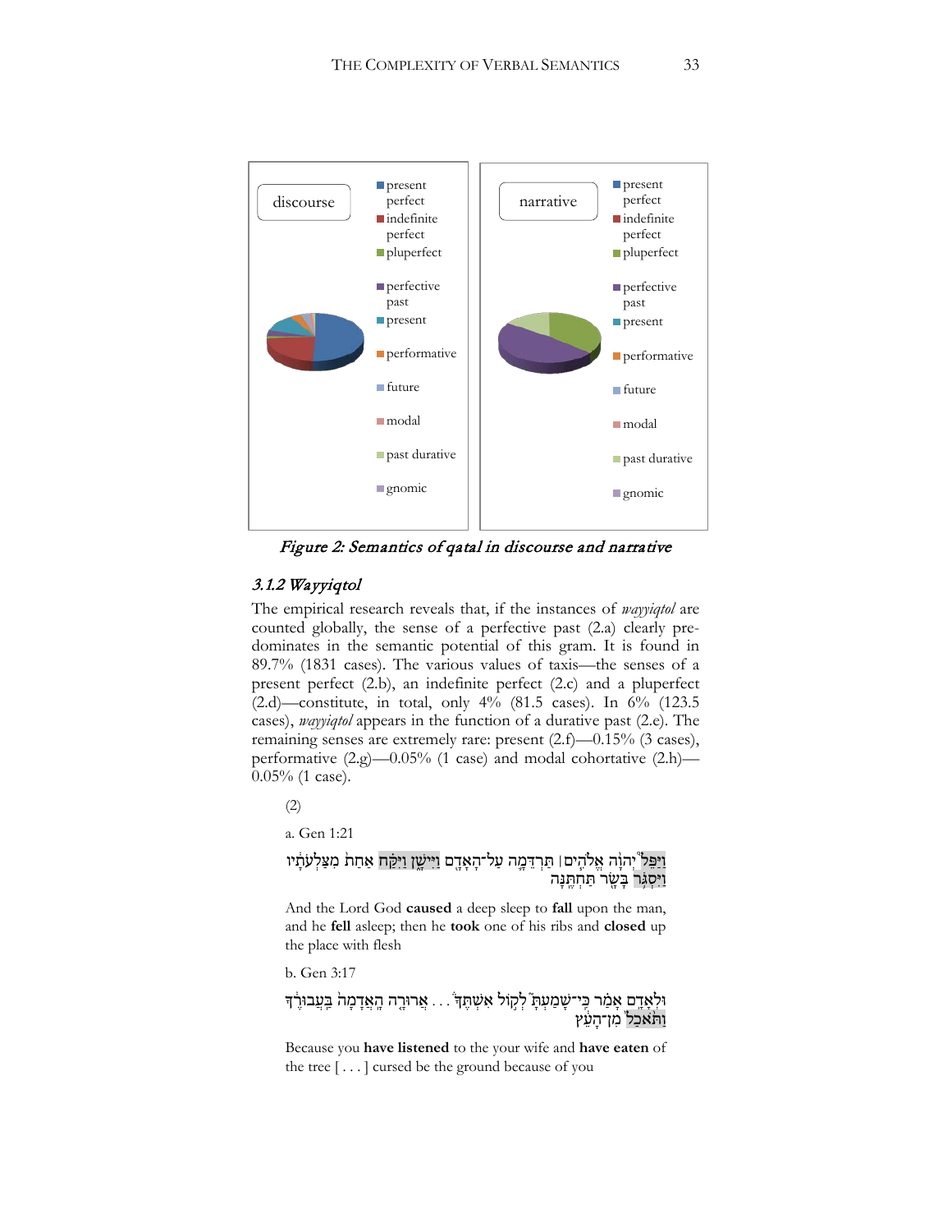discourse

- present perfect
- indefinite perfect
- pluperfect
- perfective past
- present
- performative
- future
- modal
- past durative
- gnomic

narrative

- present perfect
- indefinite perfect
- pluperfect
- perfective past
- present
- performative
- future
- modal
- past durative
- gnomic

*Figure 2: Semantics of qatal in discourse and narrative*

### *3.1.2 Wayyiqtol*

The empirical research reveals that, if the instances of *wayyiqtol* are counted globally, the sense of a perfective past (2.a) clearly predominates in the semantic potential of this gram. It is found in 89.7% (1831 cases). The various values of taxis—the senses of a present perfect (2.b), an indefinite perfect (2.c) and a pluperfect (2.d)—constitute, in total, only 4% (81.5 cases). In 6% (123.5 cases), *wayyiqtol* appears in the function of a durative past (2.e). The remaining senses are extremely rare: present (2.f)—0.15% (3 cases), performative (2.g)—0.05% (1 case) and modal cohortative (2.h)—0.05% (1 case).

(2)

a. Gen 1:21

וַיַּפֵּל֩ יְהוָ֨ה אֱלֹהִ֧ים׀ תַּרְדֵּמָ֛ה עַל־הָאָדָ֖ם וַיִּישָׁ֑ן וַיִּקַּ֗ח אַחַת֙ מִצַּלְעֹתָ֔יו וַיִּסְגֹּ֥ר בָּשָׂ֖ר תַּחְתֶּֽנָּה

And the Lord God **caused** a deep sleep to **fall** upon the man, and he **fell** asleep; then he **took** one of his ribs and **closed** up the place with flesh

b. Gen 3:17

וּלְאָדָ֣ם אָמַ֗ר כִּֽי־שָׁמַעְתָּ֮ לְק֣וֹל אִשְׁתֶּךָ֒ . . . אֲרוּרָ֤ה הָֽאֲדָמָה֙ בַּעֲבוּרֶ֔ךָ וַתֹּ֙אכַל֙ מִן־הָעֵ֔ץ

Because you **have listened** to the your wife and **have eaten** of the tree [ . . . ] cursed be the ground because of you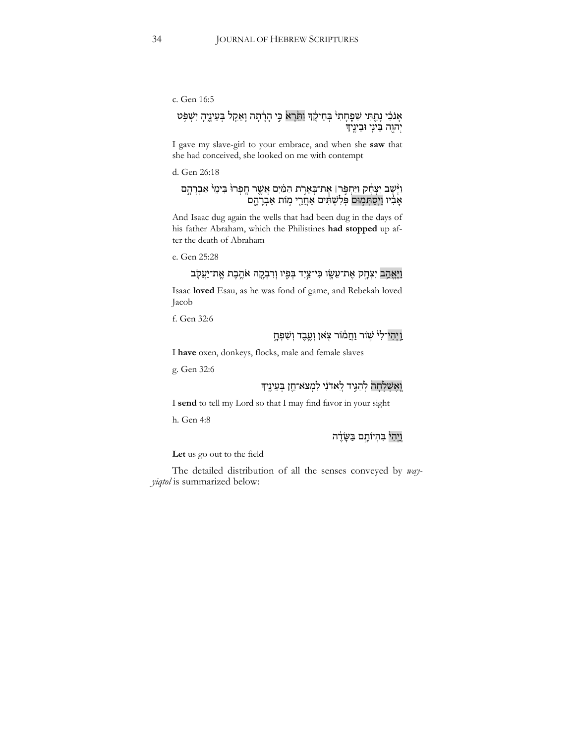c. Gen 16:5

אָנֹכִי נָתַתִּי שִׁפְחָתִי בְּחֵיקֶךָ וַתֵּרֶא כִּי הָרָתָה וָאֵקַל בְּעֵינֶיהָ יִשְׁפֹּט יְהוָה בֵּינִי וּבֵינֶיךָ

I gave my slave-girl to your embrace, and when she **saw** that she had conceived, she looked on me with contempt

d. Gen 26:18

וַיָּשָׁב יִצְחָק וַיַּחְפֹּר׀ אֶת־בְּאֵרֹת הַמַּיִם אֲשֶׁר חָפְרוּ בִּימֵי אַבְרָהָם אָבִיו וַיְסַתְּמוּם פְּלִשְׁתִּים אַחֲרֵי מוֹת אַבְרָהָם

And Isaac dug again the wells that had been dug in the days of his father Abraham, which the Philistines **had stopped** up after the death of Abraham

e. Gen 25:28

וַיֶּאֱהַב יִצְחָק אֶת־עֵשָׂו כִּי־צַיִד בְּפִיו וְרִבְקָה אֹהֶבֶת אֶת־יַעֲקֹב

Isaac **loved** Esau, as he was fond of game, and Rebekah loved Jacob

f. Gen 32:6

וַיְהִי־לִי שׁוֹר וַחֲמוֹר צֹאן וְעֶבֶד וְשִׁפְחָה

I **have** oxen, donkeys, flocks, male and female slaves

g. Gen 32:6

וָאֶשְׁלְחָה לְהַגִּיד לַאדֹנִי לִמְצֹא־חֵן בְּעֵינֶיךָ

I **send** to tell my Lord so that I may find favor in your sight

h. Gen 4:8

וַיְהִי בִּהְיוֹתָם בַּשָּׂדֶה

**Let** us go out to the field

The detailed distribution of all the senses conveyed by *way-yiqtol* is summarized below: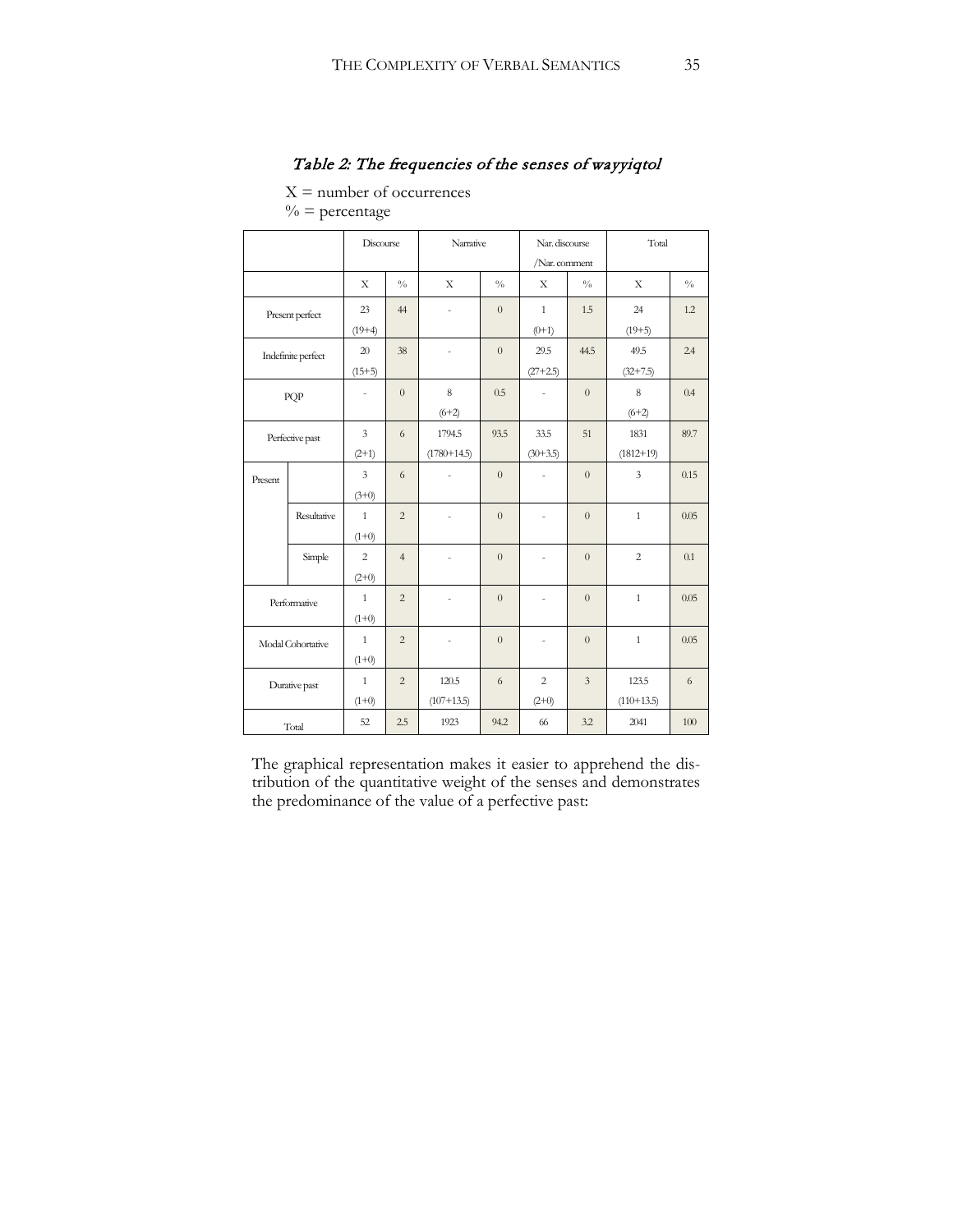*Table 2: The frequencies of the senses of wayyiqtol*

X = number of occurrences
% = percentage

| | | Discourse | | Narrative | | Nar. discourse /Nar. comment | | Total | |
|---|---|---|---|---|---|---|---|---|---|
| | | X | % | X | % | X | % | X | % |
| Present perfect | | 23 (19+4) | 44 | - | 0 | 1 (0+1) | 1.5 | 24 (19+5) | 1.2 |
| Indefinite perfect | | 20 (15+5) | 38 | - | 0 | 29.5 (27+2.5) | 44.5 | 49.5 (32+7.5) | 2.4 |
| PQP | | - | 0 | 8 (6+2) | 0.5 | - | 0 | 8 (6+2) | 0.4 |
| Perfective past | | 3 (2+1) | 6 | 1794.5 (1780+14.5) | 93.5 | 33.5 (30+3.5) | 51 | 1831 (1812+19) | 89.7 |
| Present | | 3 (3+0) | 6 | - | 0 | - | 0 | 3 | 0.15 |
| | Resultative | 1 (1+0) | 2 | - | 0 | - | 0 | 1 | 0.05 |
| | Simple | 2 (2+0) | 4 | - | 0 | - | 0 | 2 | 0.1 |
| Performative | | 1 (1+0) | 2 | - | 0 | - | 0 | 1 | 0.05 |
| Modal Cohortative | | 1 (1+0) | 2 | - | 0 | - | 0 | 1 | 0.05 |
| Durative past | | 1 (1+0) | 2 | 120.5 (107+13.5) | 6 | 2 (2+0) | 3 | 123.5 (110+13.5) | 6 |
| Total | | 52 | 2.5 | 1923 | 94.2 | 66 | 3.2 | 2041 | 100 |

The graphical representation makes it easier to apprehend the distribution of the quantitative weight of the senses and demonstrates the predominance of the value of a perfective past: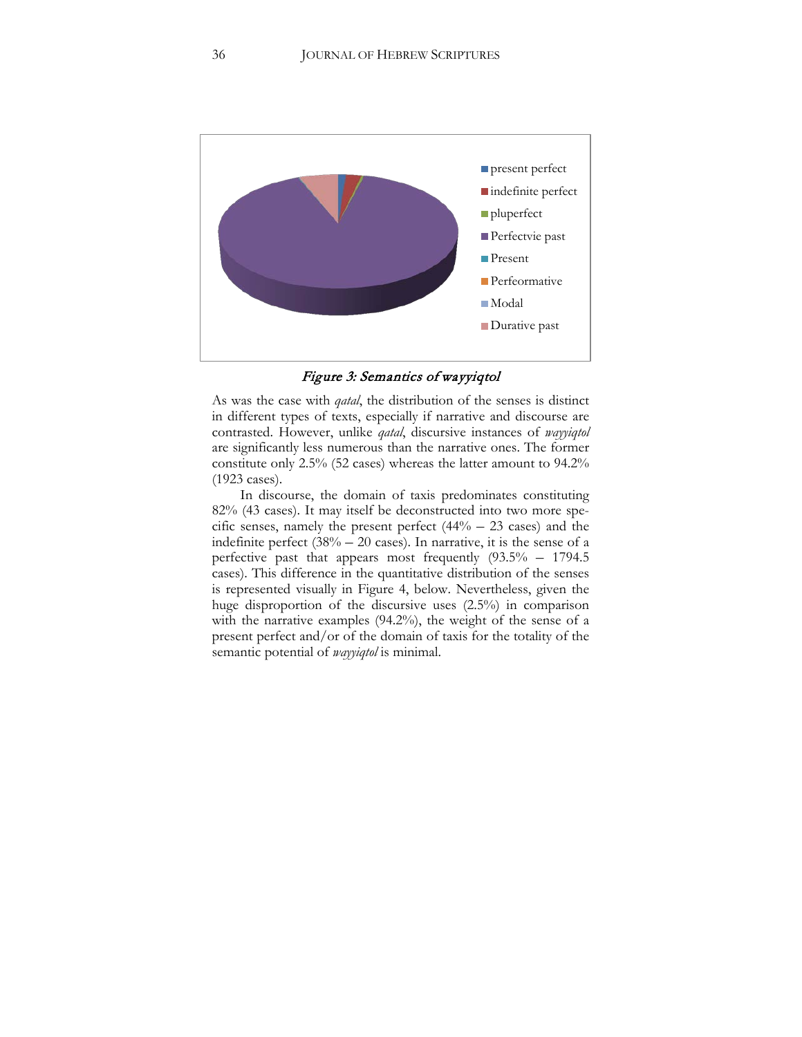present perfect
indefinite perfect
pluperfect
Perfectvie past
Present
Perfeormative
Modal
Durative past

*Figure 3: Semantics of wayyiqtol*

As was the case with *qatal*, the distribution of the senses is distinct in different types of texts, especially if narrative and discourse are contrasted. However, unlike *qatal*, discursive instances of *wayyiqtol* are significantly less numerous than the narrative ones. The former constitute only 2.5% (52 cases) whereas the latter amount to 94.2% (1923 cases).

In discourse, the domain of taxis predominates constituting 82% (43 cases). It may itself be deconstructed into two more specific senses, namely the present perfect (44% – 23 cases) and the indefinite perfect (38% – 20 cases). In narrative, it is the sense of a perfective past that appears most frequently (93.5% – 1794.5 cases). This difference in the quantitative distribution of the senses is represented visually in Figure 4, below. Nevertheless, given the huge disproportion of the discursive uses (2.5%) in comparison with the narrative examples (94.2%), the weight of the sense of a present perfect and/or of the domain of taxis for the totality of the semantic potential of *wayyiqtol* is minimal.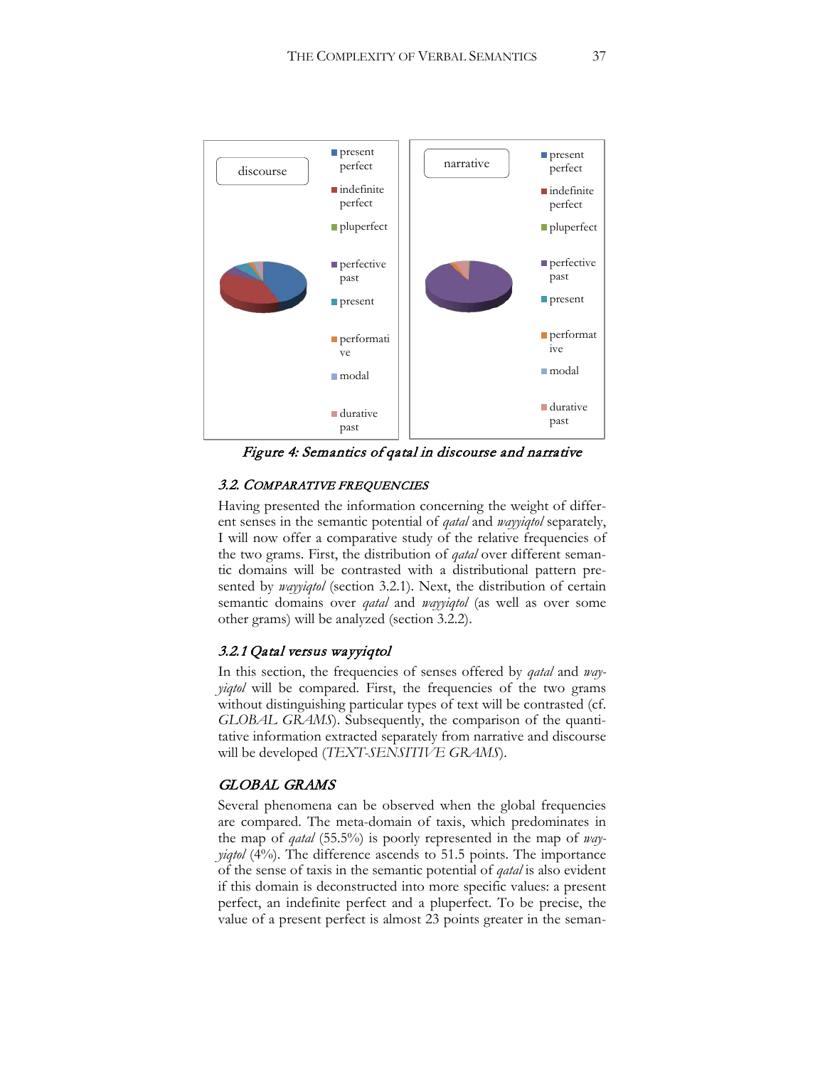Figure 4: Semantics of qatal in discourse and narrative

### 3.2. COMPARATIVE FREQUENCIES

Having presented the information concerning the weight of different senses in the semantic potential of *qatal* and *wayyiqtol* separately, I will now offer a comparative study of the relative frequencies of the two grams. First, the distribution of *qatal* over different semantic domains will be contrasted with a distributional pattern presented by *wayyiqtol* (section 3.2.1). Next, the distribution of certain semantic domains over *qatal* and *wayyiqtol* (as well as over some other grams) will be analyzed (section 3.2.2).

#### 3.2.1 Qatal versus wayyiqtol

In this section, the frequencies of senses offered by *qatal* and *wayyiqtol* will be compared. First, the frequencies of the two grams without distinguishing particular types of text will be contrasted (cf. GLOBAL GRAMS). Subsequently, the comparison of the quantitative information extracted separately from narrative and discourse will be developed (TEXT-SENSITIVE GRAMS).

#### GLOBAL GRAMS

Several phenomena can be observed when the global frequencies are compared. The meta-domain of taxis, which predominates in the map of *qatal* (55.5%) is poorly represented in the map of *wayyiqtol* (4%). The difference ascends to 51.5 points. The importance of the sense of taxis in the semantic potential of *qatal* is also evident if this domain is deconstructed into more specific values: a present perfect, an indefinite perfect and a pluperfect. To be precise, the value of a present perfect is almost 23 points greater in the seman-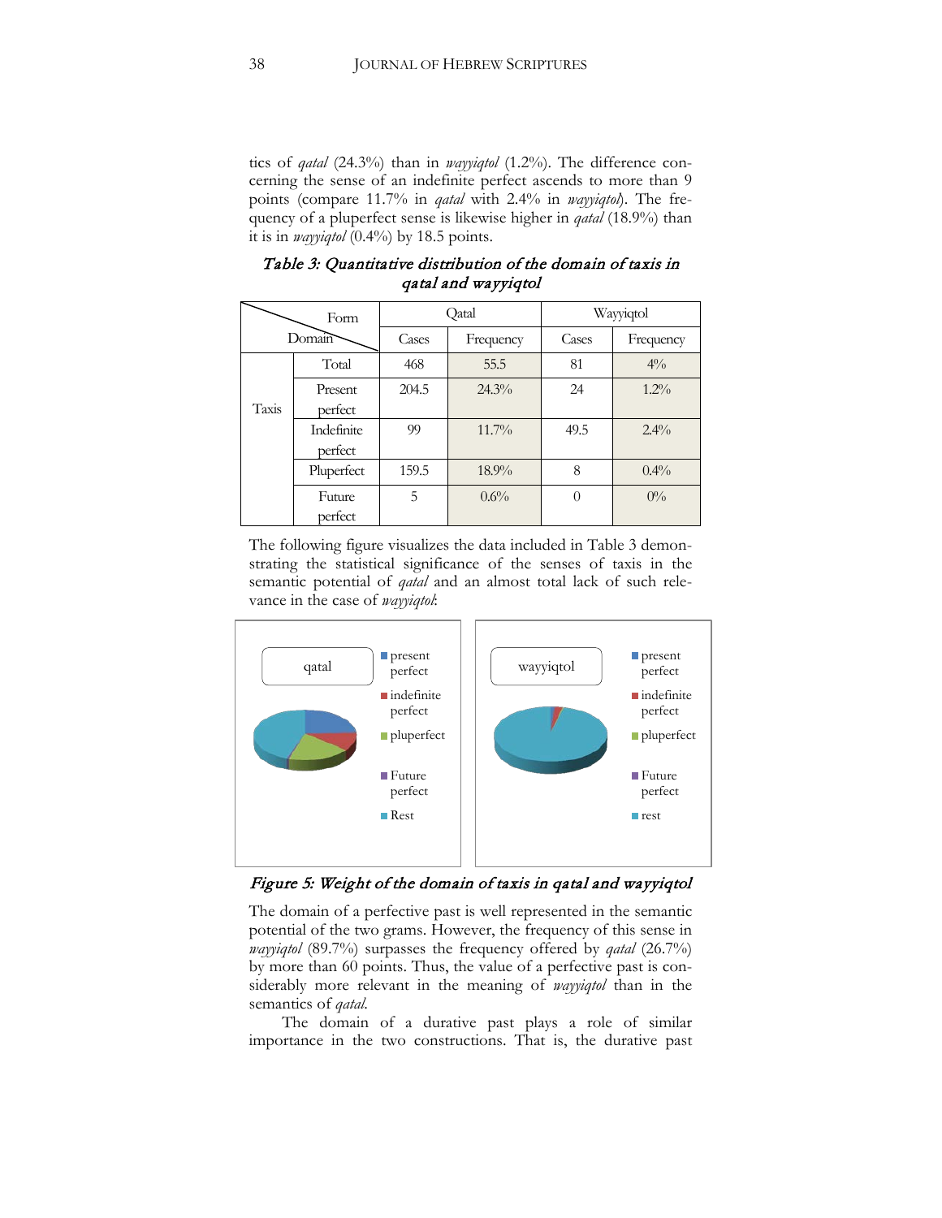tics of *qatal* (24.3%) than in *wayyiqtol* (1.2%). The difference concerning the sense of an indefinite perfect ascends to more than 9 points (compare 11.7% in *qatal* with 2.4% in *wayyiqtol*). The frequency of a pluperfect sense is likewise higher in *qatal* (18.9%) than it is in *wayyiqtol* (0.4%) by 18.5 points.

*Table 3: Quantitative distribution of the domain of taxis in qatal and wayyiqtol*

| Domain \ Form | | Qatal | | Wayyiqtol | |
|---|---|---|---|---|---|
| | | Cases | Frequency | Cases | Frequency |
| Taxis | Total | 468 | 55.5 | 81 | 4% |
| | Present perfect | 204.5 | 24.3% | 24 | 1.2% |
| | Indefinite perfect | 99 | 11.7% | 49.5 | 2.4% |
| | Pluperfect | 159.5 | 18.9% | 8 | 0.4% |
| | Future perfect | 5 | 0.6% | 0 | 0% |

The following figure visualizes the data included in Table 3 demonstrating the statistical significance of the senses of taxis in the semantic potential of *qatal* and an almost total lack of such relevance in the case of *wayyiqtol*:

*Figure 5: Weight of the domain of taxis in qatal and wayyiqtol*

The domain of a perfective past is well represented in the semantic potential of the two grams. However, the frequency of this sense in *wayyiqtol* (89.7%) surpasses the frequency offered by *qatal* (26.7%) by more than 60 points. Thus, the value of a perfective past is considerably more relevant in the meaning of *wayyiqtol* than in the semantics of *qatal*.

The domain of a durative past plays a role of similar importance in the two constructions. That is, the durative past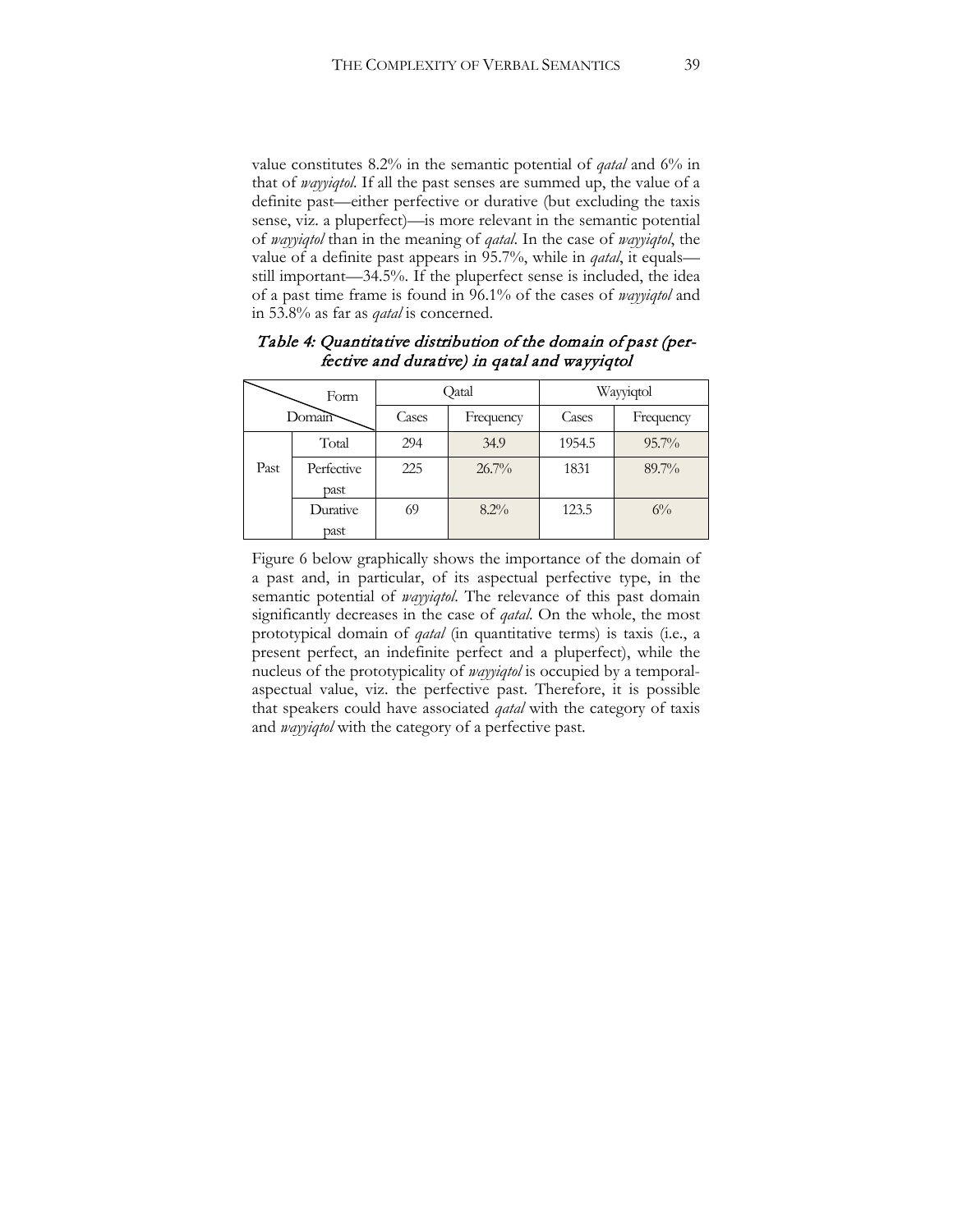value constitutes 8.2% in the semantic potential of *qatal* and 6% in that of *wayyiqtol*. If all the past senses are summed up, the value of a definite past—either perfective or durative (but excluding the taxis sense, viz. a pluperfect)—is more relevant in the semantic potential of *wayyiqtol* than in the meaning of *qatal*. In the case of *wayyiqtol*, the value of a definite past appears in 95.7%, while in *qatal*, it equals—still important—34.5%. If the pluperfect sense is included, the idea of a past time frame is found in 96.1% of the cases of *wayyiqtol* and in 53.8% as far as *qatal* is concerned.

*Table 4: Quantitative distribution of the domain of past (perfective and durative) in qatal and wayyiqtol*

| Form / Domain | | Qatal | | Wayyiqtol | |
|---|---|---|---|---|---|
| | | Cases | Frequency | Cases | Frequency |
| Past | Total | 294 | 34.9 | 1954.5 | 95.7% |
| | Perfective past | 225 | 26.7% | 1831 | 89.7% |
| | Durative past | 69 | 8.2% | 123.5 | 6% |

Figure 6 below graphically shows the importance of the domain of a past and, in particular, of its aspectual perfective type, in the semantic potential of *wayyiqtol*. The relevance of this past domain significantly decreases in the case of *qatal*. On the whole, the most prototypical domain of *qatal* (in quantitative terms) is taxis (i.e., a present perfect, an indefinite perfect and a pluperfect), while the nucleus of the prototypicality of *wayyiqtol* is occupied by a temporal-aspectual value, viz. the perfective past. Therefore, it is possible that speakers could have associated *qatal* with the category of taxis and *wayyiqtol* with the category of a perfective past.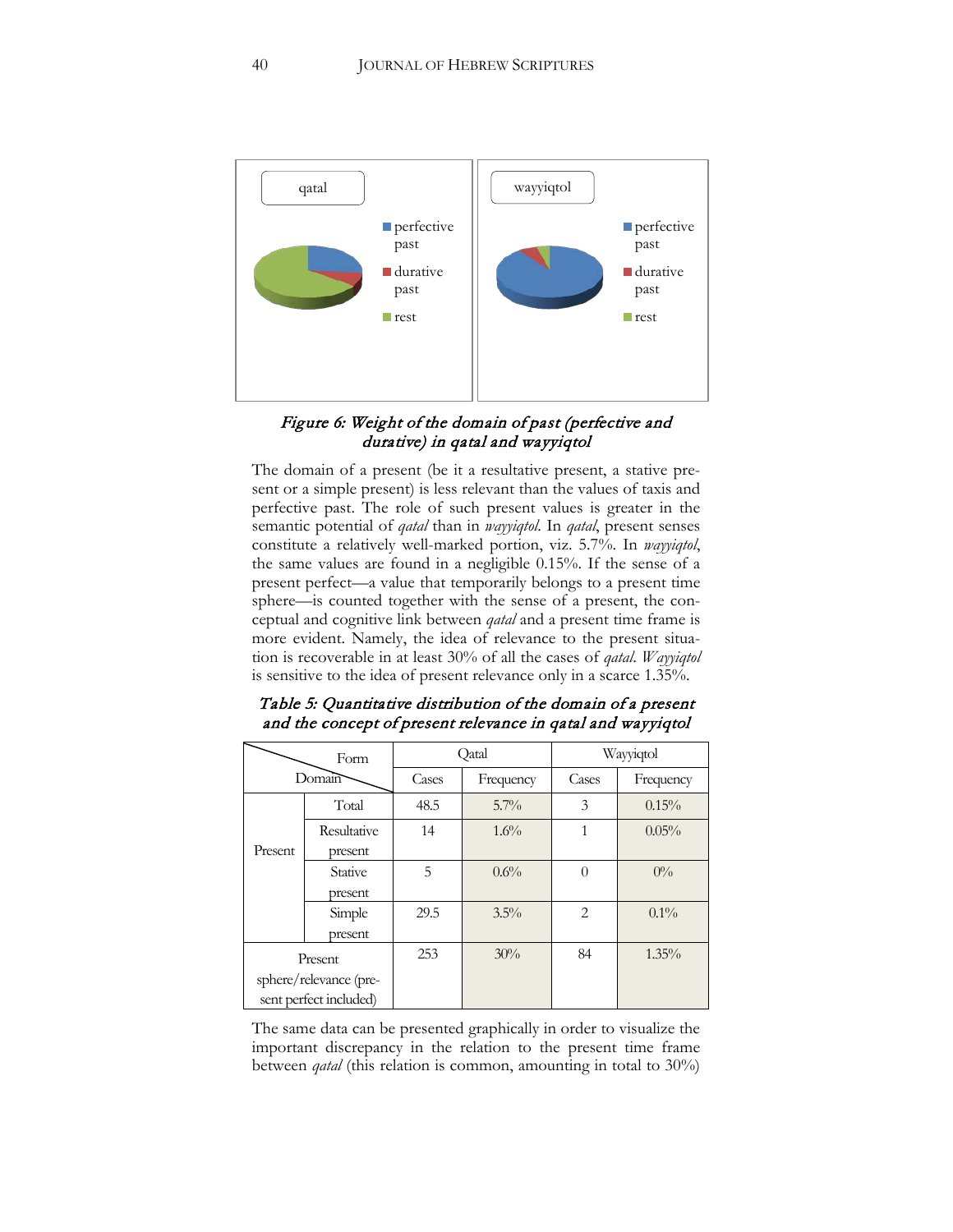*Figure 6: Weight of the domain of past (perfective and durative) in qatal and wayyiqtol*

The domain of a present (be it a resultative present, a stative present or a simple present) is less relevant than the values of taxis and perfective past. The role of such present values is greater in the semantic potential of *qatal* than in *wayyiqtol*. In *qatal*, present senses constitute a relatively well-marked portion, viz. 5.7%. In *wayyiqtol*, the same values are found in a negligible 0.15%. If the sense of a present perfect—a value that temporarily belongs to a present time sphere—is counted together with the sense of a present, the conceptual and cognitive link between *qatal* and a present time frame is more evident. Namely, the idea of relevance to the present situation is recoverable in at least 30% of all the cases of *qatal*. *Wayyiqtol* is sensitive to the idea of present relevance only in a scarce 1.35%.

*Table 5: Quantitative distribution of the domain of a present and the concept of present relevance in qatal and wayyiqtol*

| Domain \ Form | | Qatal | | Wayyiqtol | |
|---|---|---|---|---|---|
| | | Cases | Frequency | Cases | Frequency |
| Present | Total | 48.5 | 5.7% | 3 | 0.15% |
| | Resultative present | 14 | 1.6% | 1 | 0.05% |
| | Stative present | 5 | 0.6% | 0 | 0% |
| | Simple present | 29.5 | 3.5% | 2 | 0.1% |
| Present sphere/relevance (present perfect included) | | 253 | 30% | 84 | 1.35% |

The same data can be presented graphically in order to visualize the important discrepancy in the relation to the present time frame between *qatal* (this relation is common, amounting in total to 30%)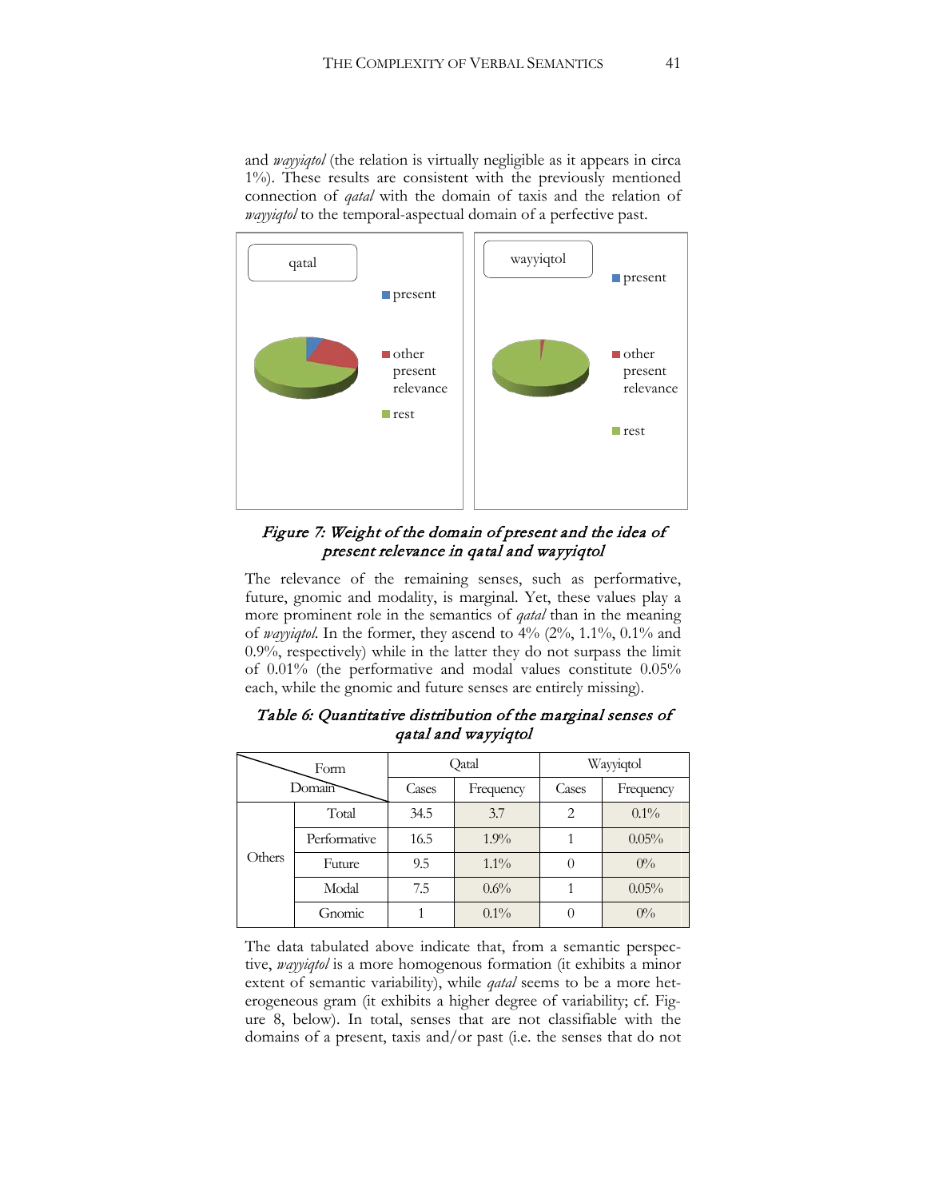and *wayyiqtol* (the relation is virtually negligible as it appears in circa 1%). These results are consistent with the previously mentioned connection of *qatal* with the domain of taxis and the relation of *wayyiqtol* to the temporal-aspectual domain of a perfective past.

*Figure 7: Weight of the domain of present and the idea of present relevance in qatal and wayyiqtol*

The relevance of the remaining senses, such as performative, future, gnomic and modality, is marginal. Yet, these values play a more prominent role in the semantics of *qatal* than in the meaning of *wayyiqtol*. In the former, they ascend to 4% (2%, 1.1%, 0.1% and 0.9%, respectively) while in the latter they do not surpass the limit of 0.01% (the performative and modal values constitute 0.05% each, while the gnomic and future senses are entirely missing).

*Table 6: Quantitative distribution of the marginal senses of qatal and wayyiqtol*

| Form / Domain | | Qatal | | Wayyiqtol | |
|---|---|---|---|---|---|
| | | Cases | Frequency | Cases | Frequency |
| Others | Total | 34.5 | 3.7 | 2 | 0.1% |
| | Performative | 16.5 | 1.9% | 1 | 0.05% |
| | Future | 9.5 | 1.1% | 0 | 0% |
| | Modal | 7.5 | 0.6% | 1 | 0.05% |
| | Gnomic | 1 | 0.1% | 0 | 0% |

The data tabulated above indicate that, from a semantic perspective, *wayyiqtol* is a more homogenous formation (it exhibits a minor extent of semantic variability), while *qatal* seems to be a more heterogeneous gram (it exhibits a higher degree of variability; cf. Figure 8, below). In total, senses that are not classifiable with the domains of a present, taxis and/or past (i.e. the senses that do not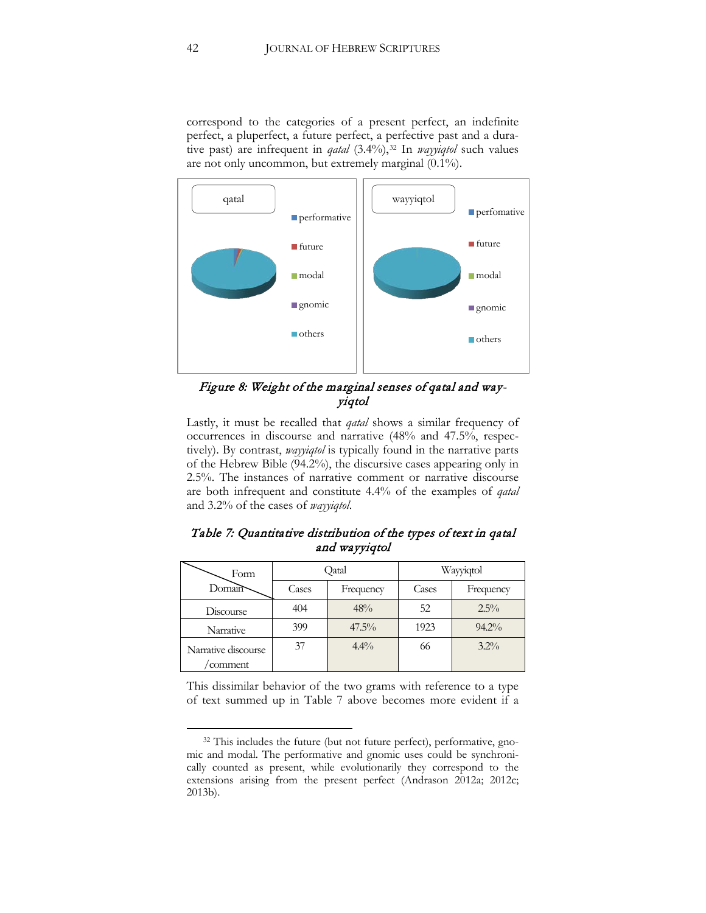correspond to the categories of a present perfect, an indefinite perfect, a pluperfect, a future perfect, a perfective past and a durative past) are infrequent in *qatal* (3.4%),[32] In *wayyiqtol* such values are not only uncommon, but extremely marginal (0.1%).

*Figure 8: Weight of the marginal senses of qatal and wayyiqtol*

Lastly, it must be recalled that *qatal* shows a similar frequency of occurrences in discourse and narrative (48% and 47.5%, respectively). By contrast, *wayyiqtol* is typically found in the narrative parts of the Hebrew Bible (94.2%), the discursive cases appearing only in 2.5%. The instances of narrative comment or narrative discourse are both infrequent and constitute 4.4% of the examples of *qatal* and 3.2% of the cases of *wayyiqtol*.

*Table 7: Quantitative distribution of the types of text in qatal and wayyiqtol*

| Form / Domain | Qatal | | Wayyiqtol | |
|---|---|---|---|---|
| | Cases | Frequency | Cases | Frequency |
| Discourse | 404 | 48% | 52 | 2.5% |
| Narrative | 399 | 47.5% | 1923 | 94.2% |
| Narrative discourse /comment | 37 | 4.4% | 66 | 3.2% |

This dissimilar behavior of the two grams with reference to a type of text summed up in Table 7 above becomes more evident if a

[32] This includes the future (but not future perfect), performative, gnomic and modal. The performative and gnomic uses could be synchronically counted as present, while evolutionarily they correspond to the extensions arising from the present perfect (Andrason 2012a; 2012c; 2013b).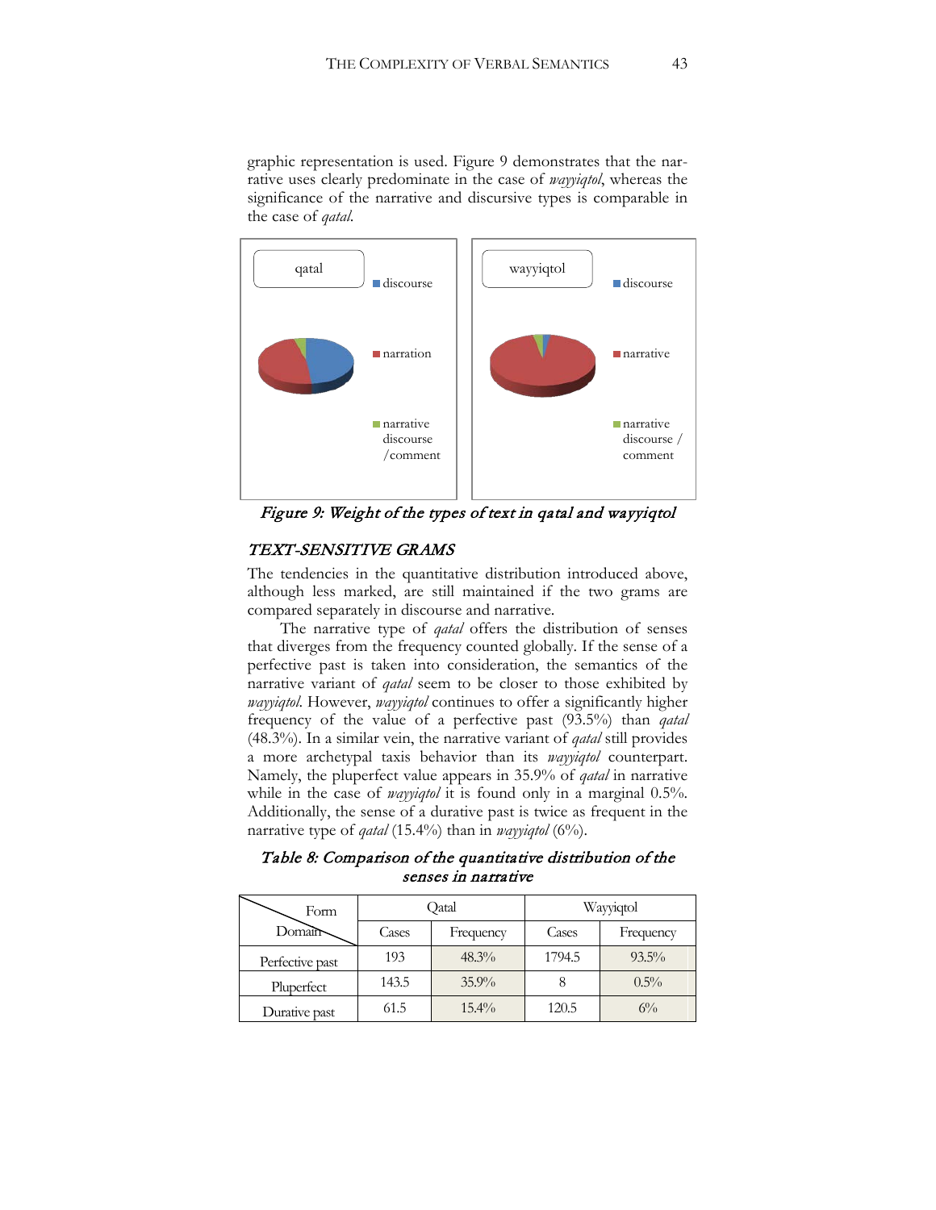graphic representation is used. Figure 9 demonstrates that the narrative uses clearly predominate in the case of *wayyiqtol*, whereas the significance of the narrative and discursive types is comparable in the case of *qatal*.

*Figure 9: Weight of the types of text in qatal and wayyiqtol*

### *TEXT-SENSITIVE GRAMS*

The tendencies in the quantitative distribution introduced above, although less marked, are still maintained if the two grams are compared separately in discourse and narrative.

The narrative type of *qatal* offers the distribution of senses that diverges from the frequency counted globally. If the sense of a perfective past is taken into consideration, the semantics of the narrative variant of *qatal* seem to be closer to those exhibited by *wayyiqtol*. However, *wayyiqtol* continues to offer a significantly higher frequency of the value of a perfective past (93.5%) than *qatal* (48.3%). In a similar vein, the narrative variant of *qatal* still provides a more archetypal taxis behavior than its *wayyiqtol* counterpart. Namely, the pluperfect value appears in 35.9% of *qatal* in narrative while in the case of *wayyiqtol* it is found only in a marginal 0.5%. Additionally, the sense of a durative past is twice as frequent in the narrative type of *qatal* (15.4%) than in *wayyiqtol* (6%).

*Table 8: Comparison of the quantitative distribution of the senses in narrative*

| Form / Domain | Qatal | | Wayyiqtol | |
|---|---|---|---|---|
| | Cases | Frequency | Cases | Frequency |
| Perfective past | 193 | 48.3% | 1794.5 | 93.5% |
| Pluperfect | 143.5 | 35.9% | 8 | 0.5% |
| Durative past | 61.5 | 15.4% | 120.5 | 6% |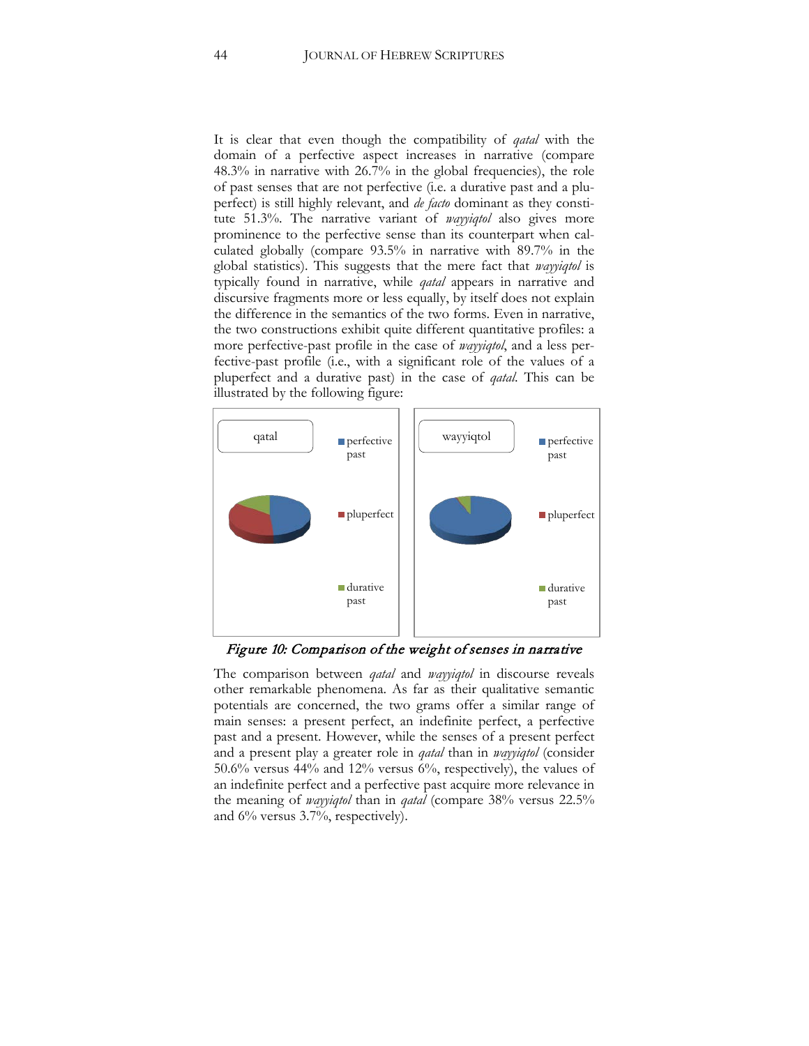It is clear that even though the compatibility of *qatal* with the domain of a perfective aspect increases in narrative (compare 48.3% in narrative with 26.7% in the global frequencies), the role of past senses that are not perfective (i.e. a durative past and a pluperfect) is still highly relevant, and *de facto* dominant as they constitute 51.3%. The narrative variant of *wayyiqtol* also gives more prominence to the perfective sense than its counterpart when calculated globally (compare 93.5% in narrative with 89.7% in the global statistics). This suggests that the mere fact that *wayyiqtol* is typically found in narrative, while *qatal* appears in narrative and discursive fragments more or less equally, by itself does not explain the difference in the semantics of the two forms. Even in narrative, the two constructions exhibit quite different quantitative profiles: a more perfective-past profile in the case of *wayyiqtol*, and a less perfective-past profile (i.e., with a significant role of the values of a pluperfect and a durative past) in the case of *qatal*. This can be illustrated by the following figure:

*Figure 10: Comparison of the weight of senses in narrative*

The comparison between *qatal* and *wayyiqtol* in discourse reveals other remarkable phenomena. As far as their qualitative semantic potentials are concerned, the two grams offer a similar range of main senses: a present perfect, an indefinite perfect, a perfective past and a present. However, while the senses of a present perfect and a present play a greater role in *qatal* than in *wayyiqtol* (consider 50.6% versus 44% and 12% versus 6%, respectively), the values of an indefinite perfect and a perfective past acquire more relevance in the meaning of *wayyiqtol* than in *qatal* (compare 38% versus 22.5% and 6% versus 3.7%, respectively).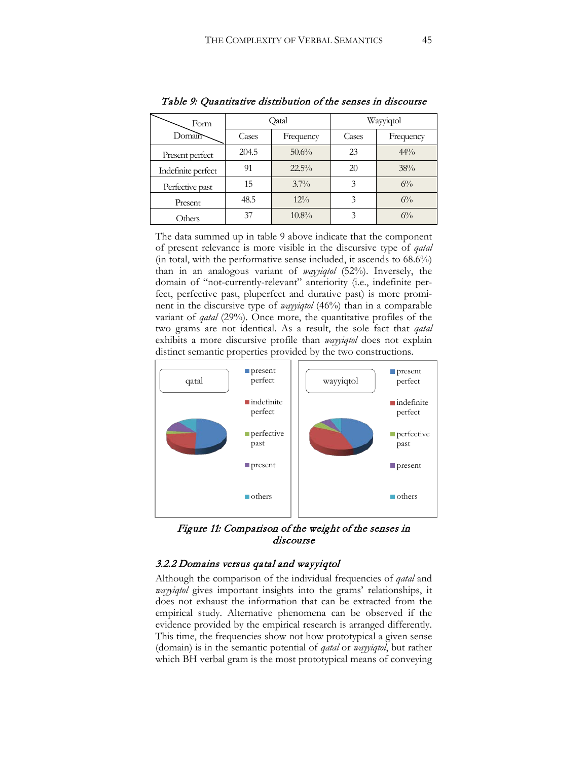*Table 9: Quantitative distribution of the senses in discourse*

| Form / Domain | Qatal | | Wayyiqtol | |
|---|---|---|---|---|
| | Cases | Frequency | Cases | Frequency |
| Present perfect | 204.5 | 50.6% | 23 | 44% |
| Indefinite perfect | 91 | 22.5% | 20 | 38% |
| Perfective past | 15 | 3.7% | 3 | 6% |
| Present | 48.5 | 12% | 3 | 6% |
| Others | 37 | 10.8% | 3 | 6% |

The data summed up in table 9 above indicate that the component of present relevance is more visible in the discursive type of *qatal* (in total, with the performative sense included, it ascends to 68.6%) than in an analogous variant of *wayyiqtol* (52%). Inversely, the domain of "not-currently-relevant" anteriority (i.e., indefinite perfect, perfective past, pluperfect and durative past) is more prominent in the discursive type of *wayyiqtol* (46%) than in a comparable variant of *qatal* (29%). Once more, the quantitative profiles of the two grams are not identical. As a result, the sole fact that *qatal* exhibits a more discursive profile than *wayyiqtol* does not explain distinct semantic properties provided by the two constructions.

*Figure 11: Comparison of the weight of the senses in discourse*

### *3.2.2 Domains versus qatal and wayyiqtol*

Although the comparison of the individual frequencies of *qatal* and *wayyiqtol* gives important insights into the grams' relationships, it does not exhaust the information that can be extracted from the empirical study. Alternative phenomena can be observed if the evidence provided by the empirical research is arranged differently. This time, the frequencies show not how prototypical a given sense (domain) is in the semantic potential of *qatal* or *wayyiqtol*, but rather which BH verbal gram is the most prototypical means of conveying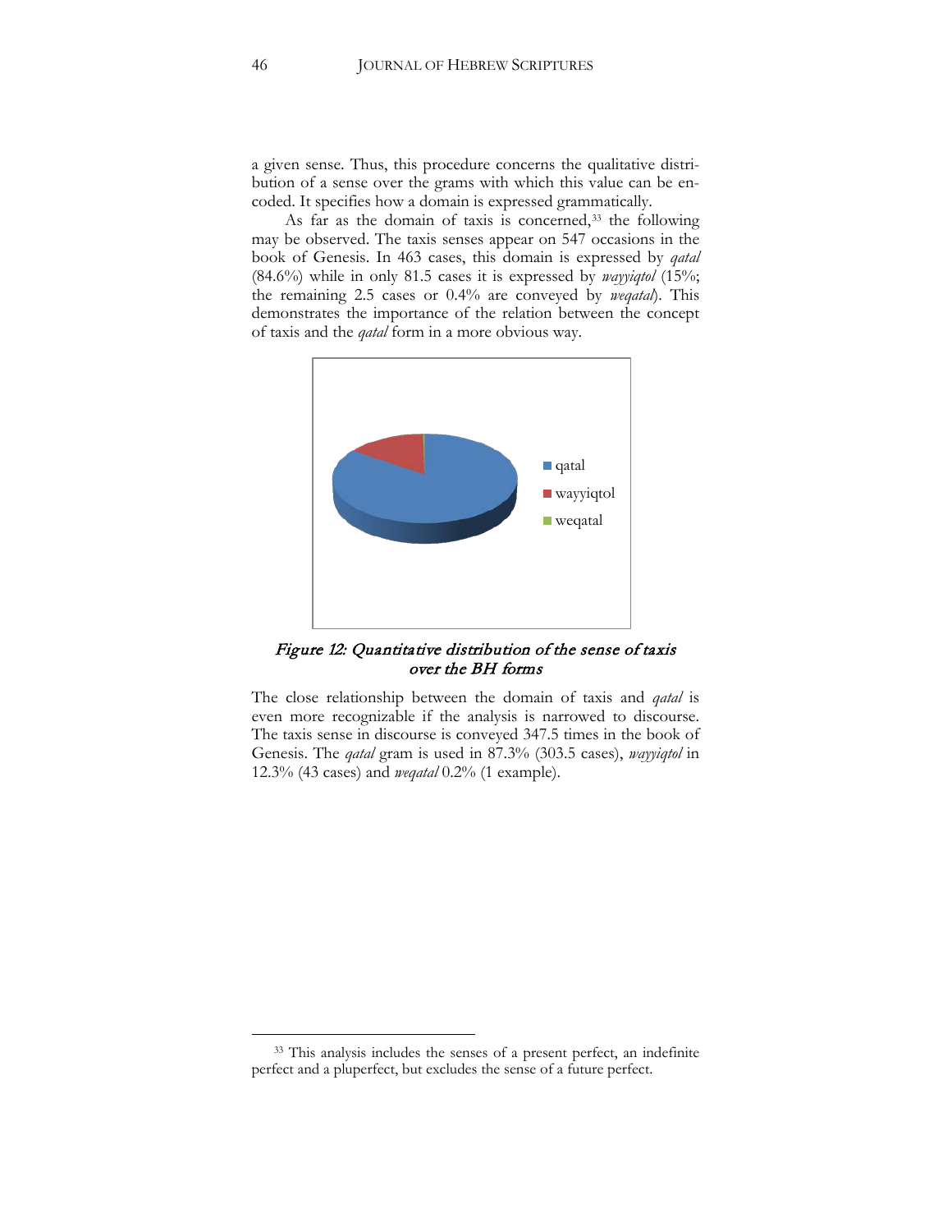a given sense. Thus, this procedure concerns the qualitative distribution of a sense over the grams with which this value can be encoded. It specifies how a domain is expressed grammatically.

As far as the domain of taxis is concerned,[33] the following may be observed. The taxis senses appear on 547 occasions in the book of Genesis. In 463 cases, this domain is expressed by *qatal* (84.6%) while in only 81.5 cases it is expressed by *wayyiqtol* (15%; the remaining 2.5 cases or 0.4% are conveyed by *weqatal*). This demonstrates the importance of the relation between the concept of taxis and the *qatal* form in a more obvious way.

*Figure 12: Quantitative distribution of the sense of taxis over the BH forms*

The close relationship between the domain of taxis and *qatal* is even more recognizable if the analysis is narrowed to discourse. The taxis sense in discourse is conveyed 347.5 times in the book of Genesis. The *qatal* gram is used in 87.3% (303.5 cases), *wayyiqtol* in 12.3% (43 cases) and *weqatal* 0.2% (1 example).

[33] This analysis includes the senses of a present perfect, an indefinite perfect and a pluperfect, but excludes the sense of a future perfect.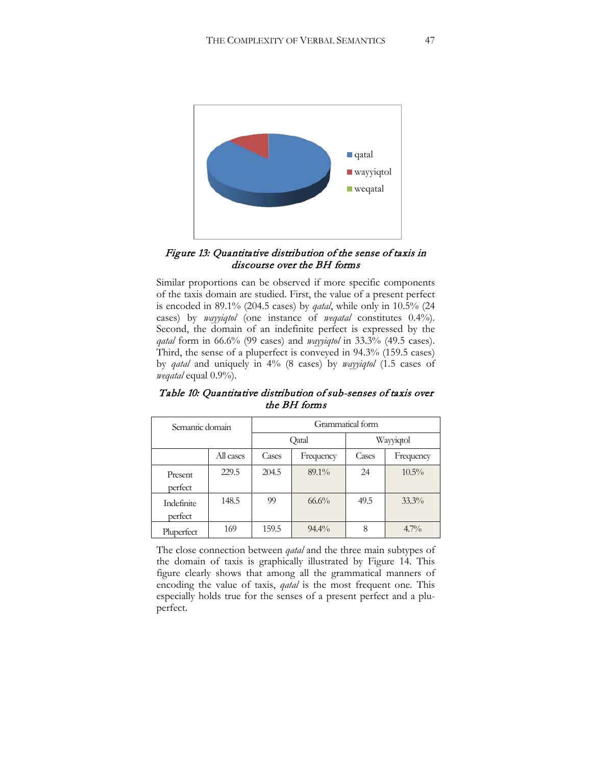*Figure 13: Quantitative distribution of the sense of taxis in discourse over the BH forms*

Similar proportions can be observed if more specific components of the taxis domain are studied. First, the value of a present perfect is encoded in 89.1% (204.5 cases) by *qatal*, while only in 10.5% (24 cases) by *wayyiqtol* (one instance of *weqatal* constitutes 0.4%). Second, the domain of an indefinite perfect is expressed by the *qatal* form in 66.6% (99 cases) and *wayyiqtol* in 33.3% (49.5 cases). Third, the sense of a pluperfect is conveyed in 94.3% (159.5 cases) by *qatal* and uniquely in 4% (8 cases) by *wayyiqtol* (1.5 cases of *weqatal* equal 0.9%).

*Table 10: Quantitative distribution of sub-senses of taxis over the BH forms*

| Semantic domain | | Grammatical form | | | |
|---|---|---|---|---|---|
| | | Qatal | | Wayyiqtol | |
| | All cases | Cases | Frequency | Cases | Frequency |
| Present perfect | 229.5 | 204.5 | 89.1% | 24 | 10.5% |
| Indefinite perfect | 148.5 | 99 | 66.6% | 49.5 | 33.3% |
| Pluperfect | 169 | 159.5 | 94.4% | 8 | 4.7% |

The close connection between *qatal* and the three main subtypes of the domain of taxis is graphically illustrated by Figure 14. This figure clearly shows that among all the grammatical manners of encoding the value of taxis, *qatal* is the most frequent one. This especially holds true for the senses of a present perfect and a pluperfect.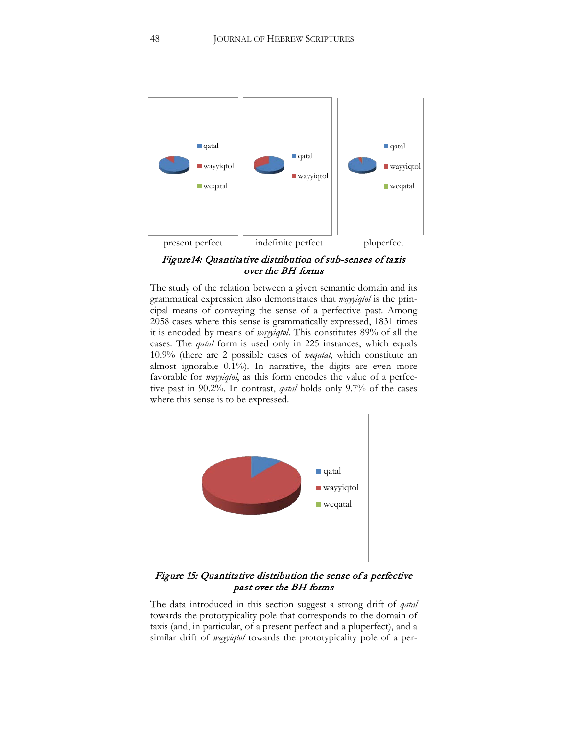*Figure14: Quantitative distribution of sub-senses of taxis over the BH forms*

The study of the relation between a given semantic domain and its grammatical expression also demonstrates that *wayyiqtol* is the principal means of conveying the sense of a perfective past. Among 2058 cases where this sense is grammatically expressed, 1831 times it is encoded by means of *wayyiqtol*. This constitutes 89% of all the cases. The *qatal* form is used only in 225 instances, which equals 10.9% (there are 2 possible cases of *weqatal*, which constitute an almost ignorable 0.1%). In narrative, the digits are even more favorable for *wayyiqtol*, as this form encodes the value of a perfective past in 90.2%. In contrast, *qatal* holds only 9.7% of the cases where this sense is to be expressed.

*Figure 15: Quantitative distribution the sense of a perfective past over the BH forms*

The data introduced in this section suggest a strong drift of *qatal* towards the prototypicality pole that corresponds to the domain of taxis (and, in particular, of a present perfect and a pluperfect), and a similar drift of *wayyiqtol* towards the prototypicality pole of a per-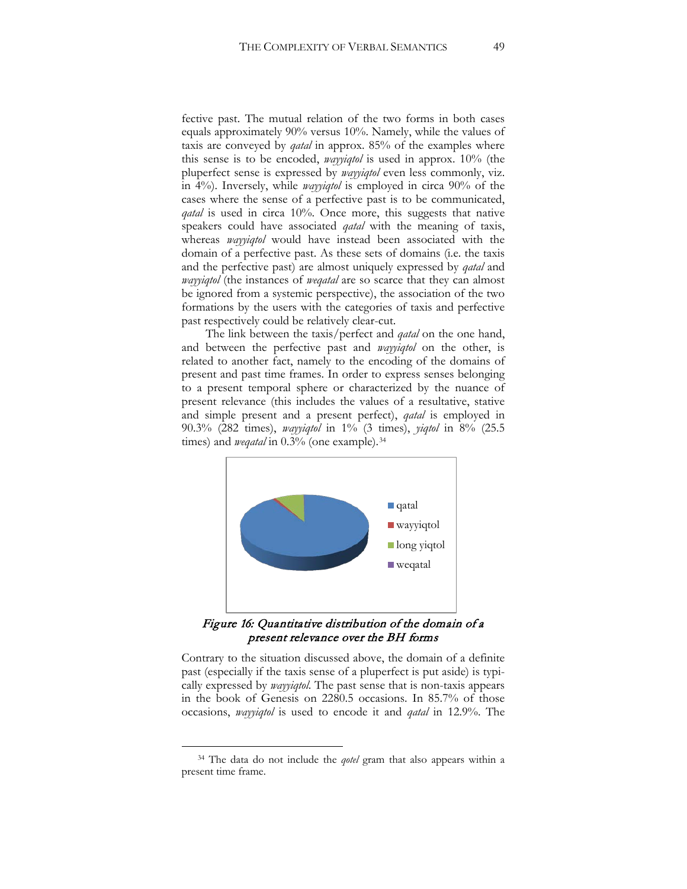fective past. The mutual relation of the two forms in both cases equals approximately 90% versus 10%. Namely, while the values of taxis are conveyed by *qatal* in approx. 85% of the examples where this sense is to be encoded, *wayyiqtol* is used in approx. 10% (the pluperfect sense is expressed by *wayyiqtol* even less commonly, viz. in 4%). Inversely, while *wayyiqtol* is employed in circa 90% of the cases where the sense of a perfective past is to be communicated, *qatal* is used in circa 10%. Once more, this suggests that native speakers could have associated *qatal* with the meaning of taxis, whereas *wayyiqtol* would have instead been associated with the domain of a perfective past. As these sets of domains (i.e. the taxis and the perfective past) are almost uniquely expressed by *qatal* and *wayyiqtol* (the instances of *weqatal* are so scarce that they can almost be ignored from a systemic perspective), the association of the two formations by the users with the categories of taxis and perfective past respectively could be relatively clear-cut.

The link between the taxis/perfect and *qatal* on the one hand, and between the perfective past and *wayyiqtol* on the other, is related to another fact, namely to the encoding of the domains of present and past time frames. In order to express senses belonging to a present temporal sphere or characterized by the nuance of present relevance (this includes the values of a resultative, stative and simple present and a present perfect), *qatal* is employed in 90.3% (282 times), *wayyiqtol* in 1% (3 times), *yiqtol* in 8% (25.5 times) and *weqatal* in 0.3% (one example).[34]

*Figure 16: Quantitative distribution of the domain of a present relevance over the BH forms*

Contrary to the situation discussed above, the domain of a definite past (especially if the taxis sense of a pluperfect is put aside) is typically expressed by *wayyiqtol*. The past sense that is non-taxis appears in the book of Genesis on 2280.5 occasions. In 85.7% of those occasions, *wayyiqtol* is used to encode it and *qatal* in 12.9%. The

[34] The data do not include the *qotel* gram that also appears within a present time frame.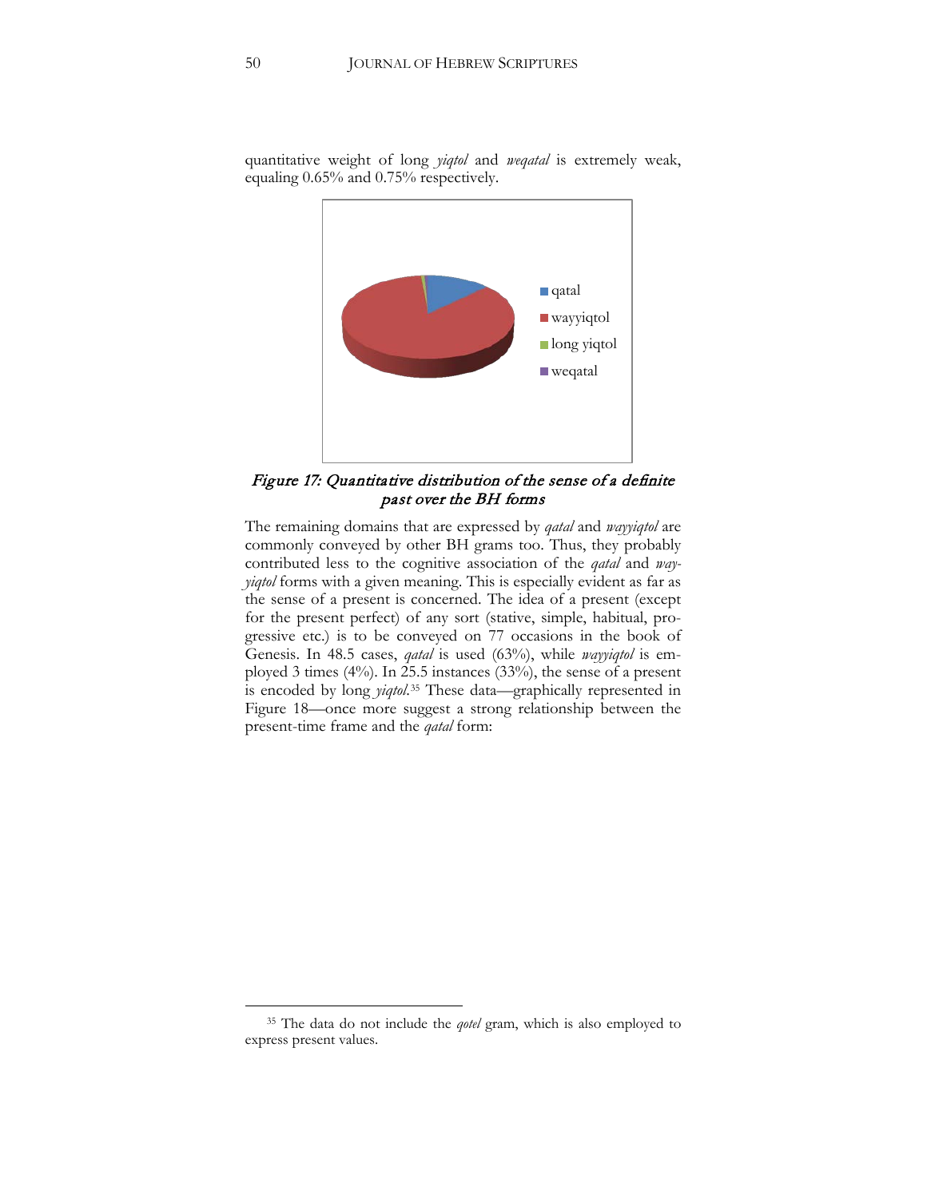quantitative weight of long *yiqtol* and *weqatal* is extremely weak, equaling 0.65% and 0.75% respectively.

qatal
wayyiqtol
long yiqtol
weqatal

*Figure 17: Quantitative distribution of the sense of a definite past over the BH forms*

The remaining domains that are expressed by *qatal* and *wayyiqtol* are commonly conveyed by other BH grams too. Thus, they probably contributed less to the cognitive association of the *qatal* and *wayyiqtol* forms with a given meaning. This is especially evident as far as the sense of a present is concerned. The idea of a present (except for the present perfect) of any sort (stative, simple, habitual, progressive etc.) is to be conveyed on 77 occasions in the book of Genesis. In 48.5 cases, *qatal* is used (63%), while *wayyiqtol* is employed 3 times (4%). In 25.5 instances (33%), the sense of a present is encoded by long *yiqtol*.[35] These data—graphically represented in Figure 18—once more suggest a strong relationship between the present-time frame and the *qatal* form:

[35] The data do not include the *qotel* gram, which is also employed to express present values.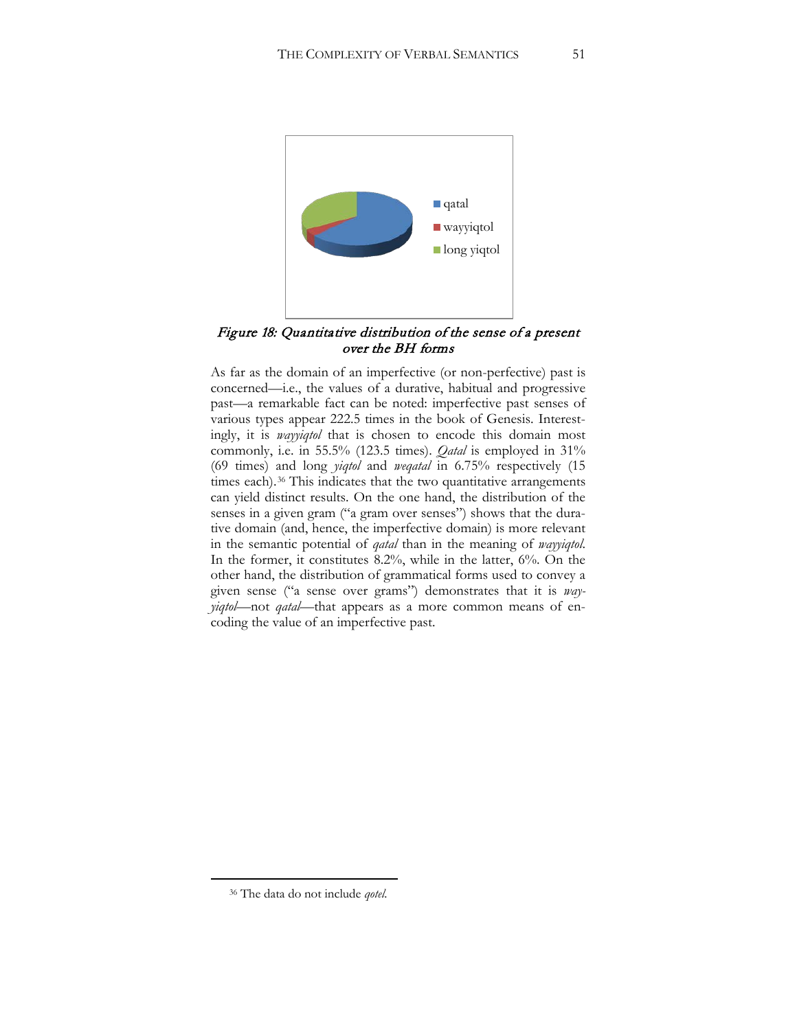*Figure 18: Quantitative distribution of the sense of a present over the BH forms*

As far as the domain of an imperfective (or non-perfective) past is concerned—i.e., the values of a durative, habitual and progressive past—a remarkable fact can be noted: imperfective past senses of various types appear 222.5 times in the book of Genesis. Interestingly, it is *wayyiqtol* that is chosen to encode this domain most commonly, i.e. in 55.5% (123.5 times). *Qatal* is employed in 31% (69 times) and long *yiqtol* and *weqatal* in 6.75% respectively (15 times each).[36] This indicates that the two quantitative arrangements can yield distinct results. On the one hand, the distribution of the senses in a given gram ("a gram over senses") shows that the durative domain (and, hence, the imperfective domain) is more relevant in the semantic potential of *qatal* than in the meaning of *wayyiqtol*. In the former, it constitutes 8.2%, while in the latter, 6%. On the other hand, the distribution of grammatical forms used to convey a given sense ("a sense over grams") demonstrates that it is *wayyiqtol*—not *qatal*—that appears as a more common means of encoding the value of an imperfective past.

[36] The data do not include *qotel*.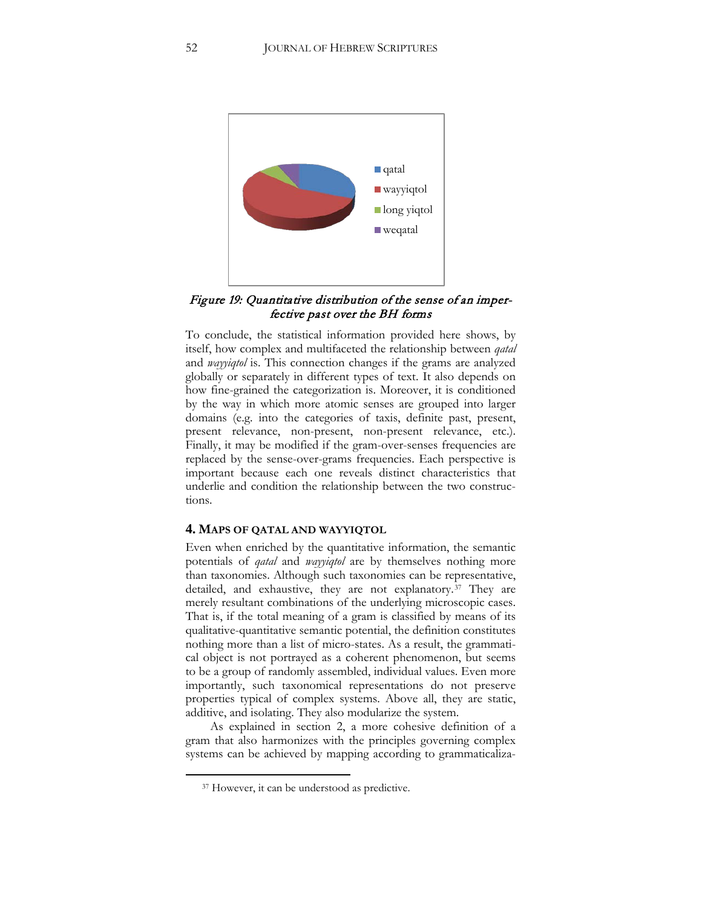*Figure 19: Quantitative distribution of the sense of an imperfective past over the BH forms*

To conclude, the statistical information provided here shows, by itself, how complex and multifaceted the relationship between *qatal* and *wayyiqtol* is. This connection changes if the grams are analyzed globally or separately in different types of text. It also depends on how fine-grained the categorization is. Moreover, it is conditioned by the way in which more atomic senses are grouped into larger domains (e.g. into the categories of taxis, definite past, present, present relevance, non-present, non-present relevance, etc.). Finally, it may be modified if the gram-over-senses frequencies are replaced by the sense-over-grams frequencies. Each perspective is important because each one reveals distinct characteristics that underlie and condition the relationship between the two constructions.

## 4. Maps of qatal and wayyiqtol

Even when enriched by the quantitative information, the semantic potentials of *qatal* and *wayyiqtol* are by themselves nothing more than taxonomies. Although such taxonomies can be representative, detailed, and exhaustive, they are not explanatory.[37] They are merely resultant combinations of the underlying microscopic cases. That is, if the total meaning of a gram is classified by means of its qualitative-quantitative semantic potential, the definition constitutes nothing more than a list of micro-states. As a result, the grammatical object is not portrayed as a coherent phenomenon, but seems to be a group of randomly assembled, individual values. Even more importantly, such taxonomical representations do not preserve properties typical of complex systems. Above all, they are static, additive, and isolating. They also modularize the system.

As explained in section 2, a more cohesive definition of a gram that also harmonizes with the principles governing complex systems can be achieved by mapping according to grammaticaliza-

---

[37] However, it can be understood as predictive.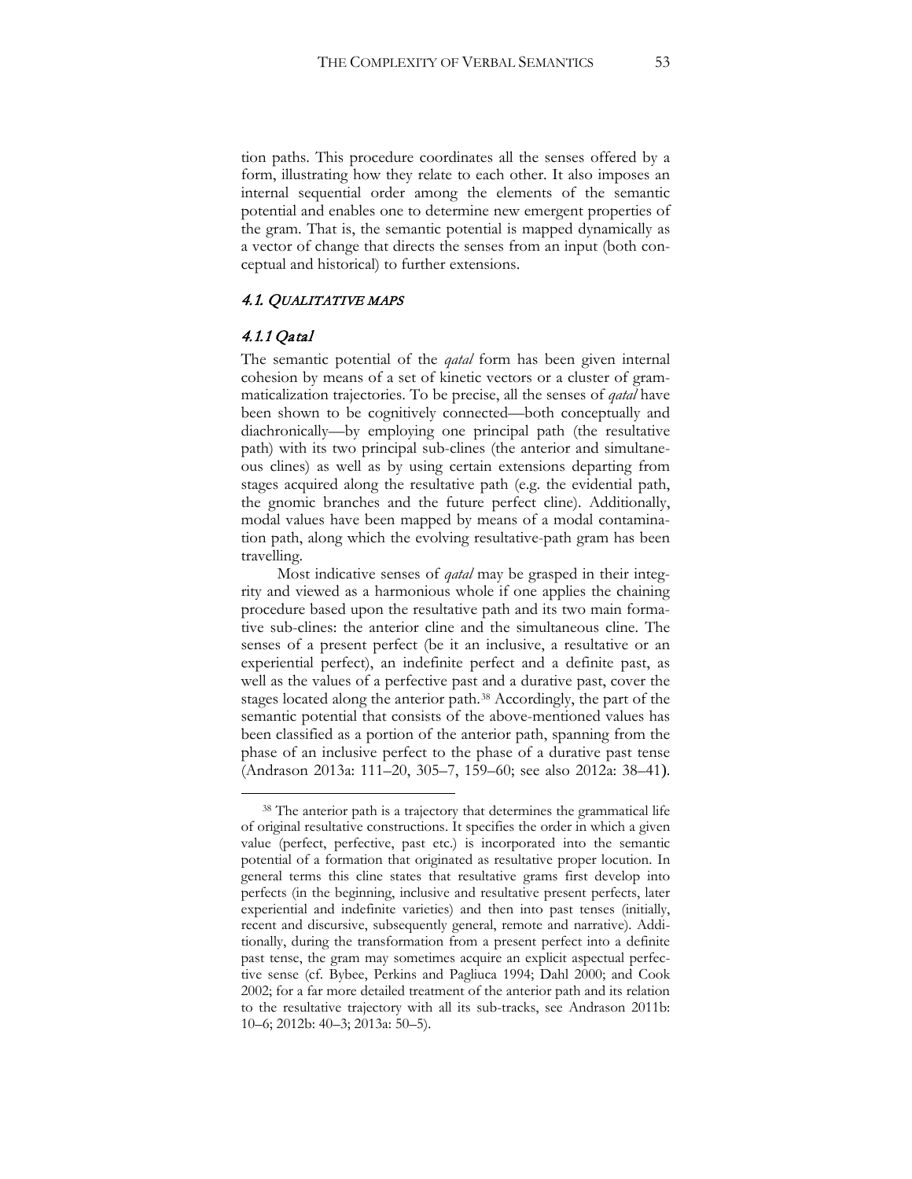tion paths. This procedure coordinates all the senses offered by a form, illustrating how they relate to each other. It also imposes an internal sequential order among the elements of the semantic potential and enables one to determine new emergent properties of the gram. That is, the semantic potential is mapped dynamically as a vector of change that directs the senses from an input (both conceptual and historical) to further extensions.

### *4.1. QUALITATIVE MAPS*

#### *4.1.1 Qatal*

The semantic potential of the *qatal* form has been given internal cohesion by means of a set of kinetic vectors or a cluster of grammaticalization trajectories. To be precise, all the senses of *qatal* have been shown to be cognitively connected—both conceptually and diachronically—by employing one principal path (the resultative path) with its two principal sub-clines (the anterior and simultaneous clines) as well as by using certain extensions departing from stages acquired along the resultative path (e.g. the evidential path, the gnomic branches and the future perfect cline). Additionally, modal values have been mapped by means of a modal contamination path, along which the evolving resultative-path gram has been travelling.

Most indicative senses of *qatal* may be grasped in their integrity and viewed as a harmonious whole if one applies the chaining procedure based upon the resultative path and its two main formative sub-clines: the anterior cline and the simultaneous cline. The senses of a present perfect (be it an inclusive, a resultative or an experiential perfect), an indefinite perfect and a definite past, as well as the values of a perfective past and a durative past, cover the stages located along the anterior path.[38] Accordingly, the part of the semantic potential that consists of the above-mentioned values has been classified as a portion of the anterior path, spanning from the phase of an inclusive perfect to the phase of a durative past tense (Andrason 2013a: 111–20, 305–7, 159–60; see also 2012a: 38–41).

---

[38] The anterior path is a trajectory that determines the grammatical life of original resultative constructions. It specifies the order in which a given value (perfect, perfective, past etc.) is incorporated into the semantic potential of a formation that originated as resultative proper locution. In general terms this cline states that resultative grams first develop into perfects (in the beginning, inclusive and resultative present perfects, later experiential and indefinite varieties) and then into past tenses (initially, recent and discursive, subsequently general, remote and narrative). Additionally, during the transformation from a present perfect into a definite past tense, the gram may sometimes acquire an explicit aspectual perfective sense (cf. Bybee, Perkins and Pagliuca 1994; Dahl 2000; and Cook 2002; for a far more detailed treatment of the anterior path and its relation to the resultative trajectory with all its sub-tracks, see Andrason 2011b: 10–6; 2012b: 40–3; 2013a: 50–5).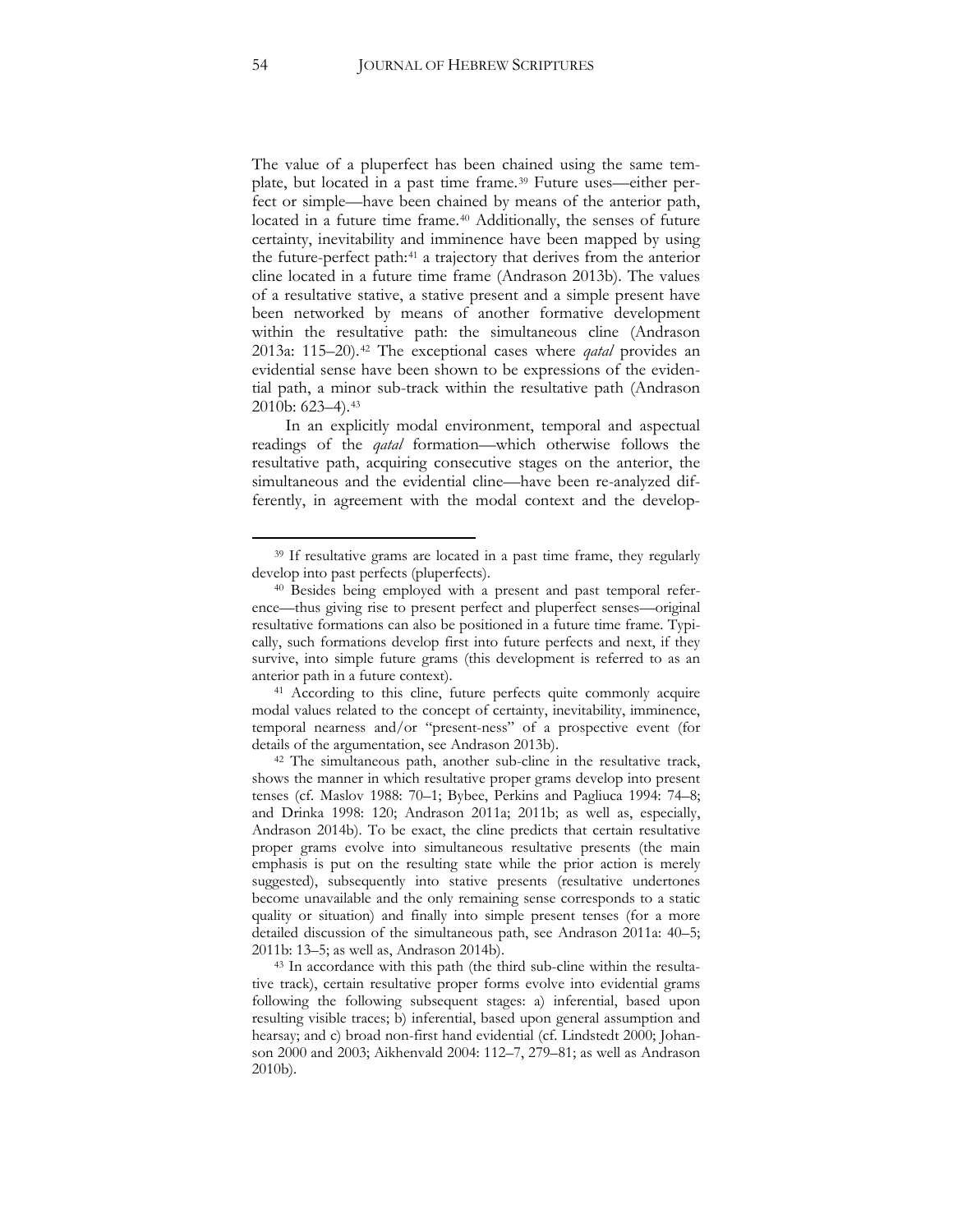The value of a pluperfect has been chained using the same template, but located in a past time frame.[39] Future uses—either perfect or simple—have been chained by means of the anterior path, located in a future time frame.[40] Additionally, the senses of future certainty, inevitability and imminence have been mapped by using the future-perfect path:[41] a trajectory that derives from the anterior cline located in a future time frame (Andrason 2013b). The values of a resultative stative, a stative present and a simple present have been networked by means of another formative development within the resultative path: the simultaneous cline (Andrason 2013a: 115–20).[42] The exceptional cases where *qatal* provides an evidential sense have been shown to be expressions of the evidential path, a minor sub-track within the resultative path (Andrason 2010b: 623–4).[43]

In an explicitly modal environment, temporal and aspectual readings of the *qatal* formation—which otherwise follows the resultative path, acquiring consecutive stages on the anterior, the simultaneous and the evidential cline—have been re-analyzed differently, in agreement with the modal context and the develop-

---

[39] If resultative grams are located in a past time frame, they regularly develop into past perfects (pluperfects).

[40] Besides being employed with a present and past temporal reference—thus giving rise to present perfect and pluperfect senses—original resultative formations can also be positioned in a future time frame. Typically, such formations develop first into future perfects and next, if they survive, into simple future grams (this development is referred to as an anterior path in a future context).

[41] According to this cline, future perfects quite commonly acquire modal values related to the concept of certainty, inevitability, imminence, temporal nearness and/or "present-ness" of a prospective event (for details of the argumentation, see Andrason 2013b).

[42] The simultaneous path, another sub-cline in the resultative track, shows the manner in which resultative proper grams develop into present tenses (cf. Maslov 1988: 70–1; Bybee, Perkins and Pagliuca 1994: 74–8; and Drinka 1998: 120; Andrason 2011a; 2011b; as well as, especially, Andrason 2014b). To be exact, the cline predicts that certain resultative proper grams evolve into simultaneous resultative presents (the main emphasis is put on the resulting state while the prior action is merely suggested), subsequently into stative presents (resultative undertones become unavailable and the only remaining sense corresponds to a static quality or situation) and finally into simple present tenses (for a more detailed discussion of the simultaneous path, see Andrason 2011a: 40–5; 2011b: 13–5; as well as, Andrason 2014b).

[43] In accordance with this path (the third sub-cline within the resultative track), certain resultative proper forms evolve into evidential grams following the following subsequent stages: a) inferential, based upon resulting visible traces; b) inferential, based upon general assumption and hearsay; and c) broad non-first hand evidential (cf. Lindstedt 2000; Johanson 2000 and 2003; Aikhenvald 2004: 112–7, 279–81; as well as Andrason 2010b).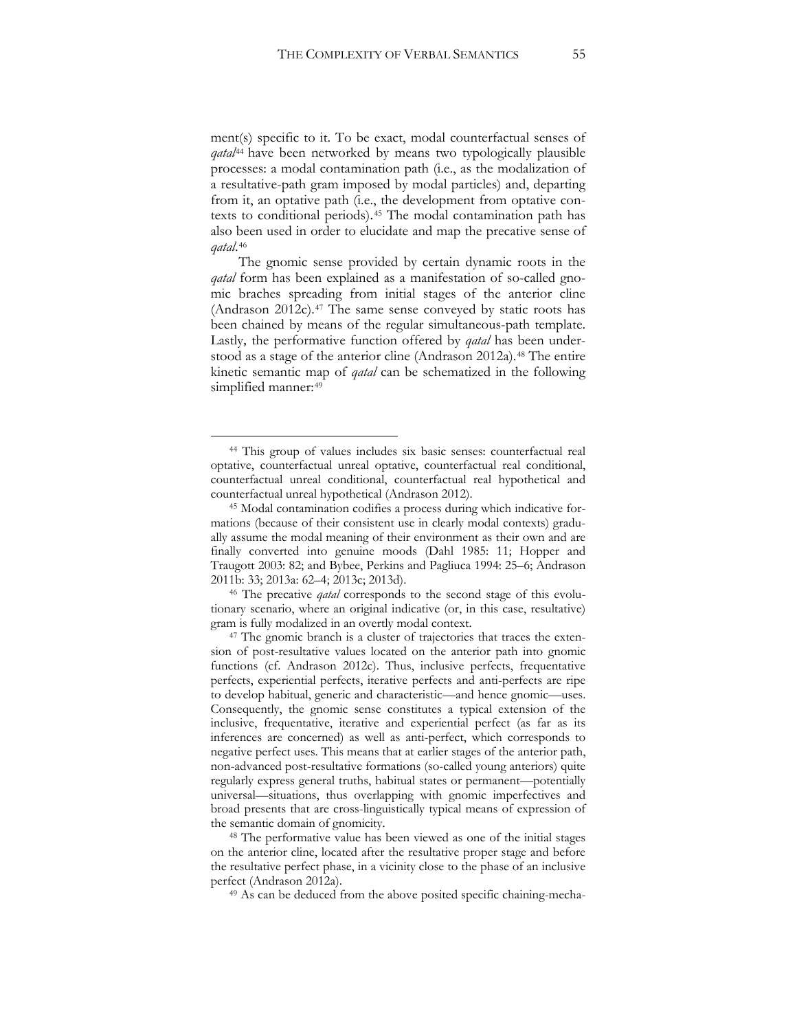ment(s) specific to it. To be exact, modal counterfactual senses of *qatal*[44] have been networked by means two typologically plausible processes: a modal contamination path (i.e., as the modalization of a resultative-path gram imposed by modal particles) and, departing from it, an optative path (i.e., the development from optative contexts to conditional periods).[45] The modal contamination path has also been used in order to elucidate and map the precative sense of *qatal*.[46]

The gnomic sense provided by certain dynamic roots in the *qatal* form has been explained as a manifestation of so-called gnomic braches spreading from initial stages of the anterior cline (Andrason 2012c).[47] The same sense conveyed by static roots has been chained by means of the regular simultaneous-path template. Lastly, the performative function offered by *qatal* has been understood as a stage of the anterior cline (Andrason 2012a).[48] The entire kinetic semantic map of *qatal* can be schematized in the following simplified manner:[49]

---

[44] This group of values includes six basic senses: counterfactual real optative, counterfactual unreal optative, counterfactual real conditional, counterfactual unreal conditional, counterfactual real hypothetical and counterfactual unreal hypothetical (Andrason 2012).

[45] Modal contamination codifies a process during which indicative formations (because of their consistent use in clearly modal contexts) gradually assume the modal meaning of their environment as their own and are finally converted into genuine moods (Dahl 1985: 11; Hopper and Traugott 2003: 82; and Bybee, Perkins and Pagliuca 1994: 25–6; Andrason 2011b: 33; 2013a: 62–4; 2013c; 2013d).

[46] The precative *qatal* corresponds to the second stage of this evolutionary scenario, where an original indicative (or, in this case, resultative) gram is fully modalized in an overtly modal context.

[47] The gnomic branch is a cluster of trajectories that traces the extension of post-resultative values located on the anterior path into gnomic functions (cf. Andrason 2012c). Thus, inclusive perfects, frequentative perfects, experiential perfects, iterative perfects and anti-perfects are ripe to develop habitual, generic and characteristic—and hence gnomic—uses. Consequently, the gnomic sense constitutes a typical extension of the inclusive, frequentative, iterative and experiential perfect (as far as its inferences are concerned) as well as anti-perfect, which corresponds to negative perfect uses. This means that at earlier stages of the anterior path, non-advanced post-resultative formations (so-called young anteriors) quite regularly express general truths, habitual states or permanent—potentially universal—situations, thus overlapping with gnomic imperfectives and broad presents that are cross-linguistically typical means of expression of the semantic domain of gnomicity.

[48] The performative value has been viewed as one of the initial stages on the anterior cline, located after the resultative proper stage and before the resultative perfect phase, in a vicinity close to the phase of an inclusive perfect (Andrason 2012a).

[49] As can be deduced from the above posited specific chaining-mecha-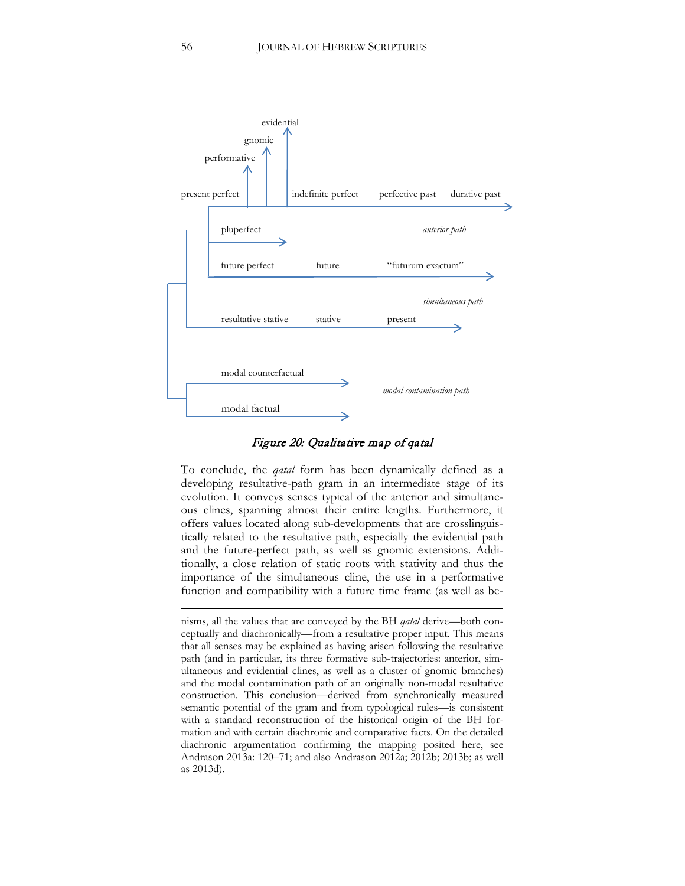evidential

gnomic

performative

present perfect | indefinite perfect | perfective past | durative past

pluperfect | *anterior path*

future perfect | future | "futurum exactum"

*simultaneous path*

resultative stative | stative | present

modal counterfactual

*modal contamination path*

modal factual

*Figure 20: Qualitative map of qatal*

To conclude, the *qatal* form has been dynamically defined as a developing resultative-path gram in an intermediate stage of its evolution. It conveys senses typical of the anterior and simultaneous clines, spanning almost their entire lengths. Furthermore, it offers values located along sub-developments that are crosslinguistically related to the resultative path, especially the evidential path and the future-perfect path, as well as gnomic extensions. Additionally, a close relation of static roots with stativity and thus the importance of the simultaneous cline, the use in a performative function and compatibility with a future time frame (as well as be-

---

nisms, all the values that are conveyed by the BH *qatal* derive—both conceptually and diachronically—from a resultative proper input. This means that all senses may be explained as having arisen following the resultative path (and in particular, its three formative sub-trajectories: anterior, simultaneous and evidential clines, as well as a cluster of gnomic branches) and the modal contamination path of an originally non-modal resultative construction. This conclusion—derived from synchronically measured semantic potential of the gram and from typological rules—is consistent with a standard reconstruction of the historical origin of the BH formation and with certain diachronic and comparative facts. On the detailed diachronic argumentation confirming the mapping posited here, see Andrason 2013a: 120–71; and also Andrason 2012a; 2012b; 2013b; as well as 2013d).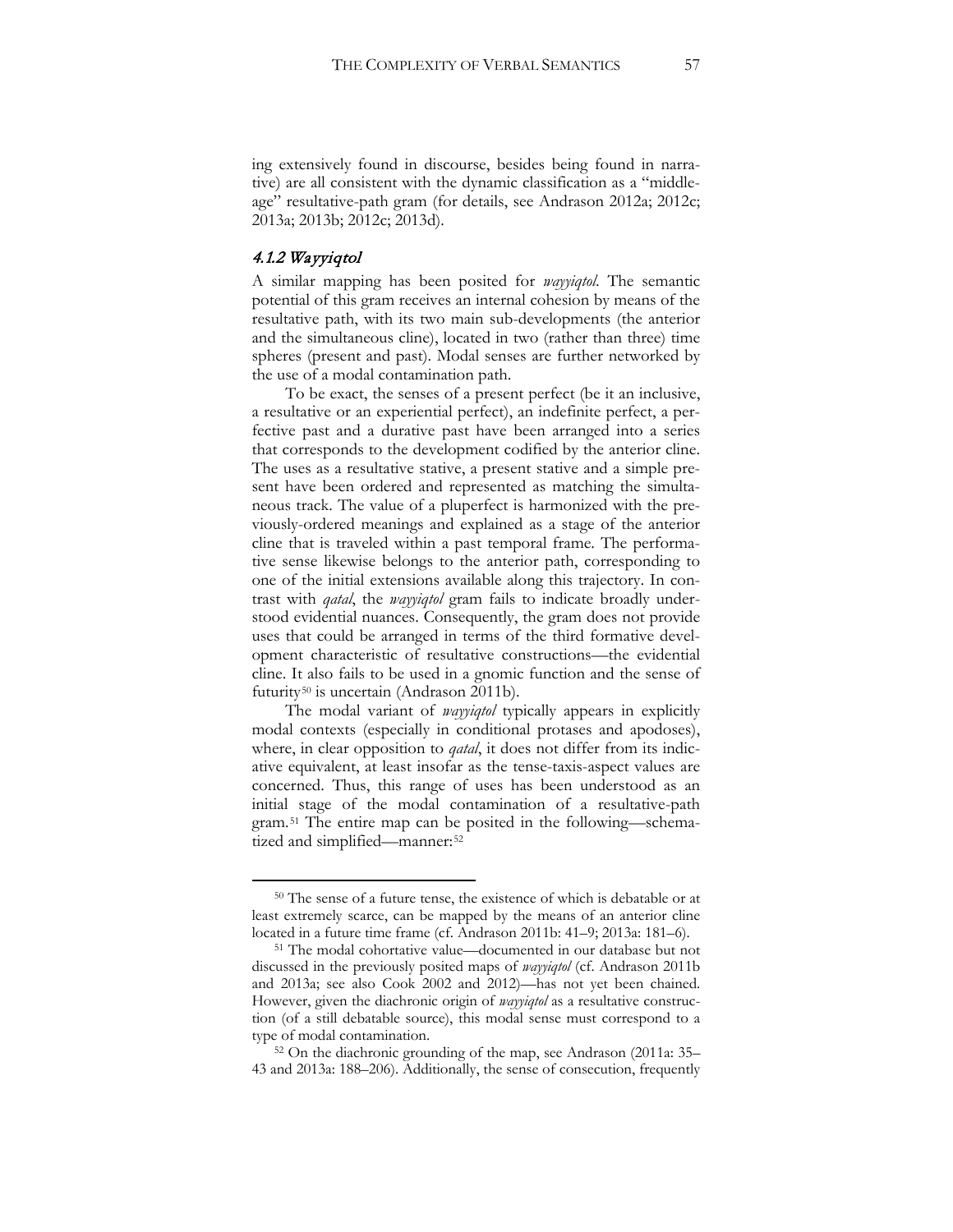ing extensively found in discourse, besides being found in narrative) are all consistent with the dynamic classification as a "middle-age" resultative-path gram (for details, see Andrason 2012a; 2012c; 2013a; 2013b; 2012c; 2013d).

### 4.1.2 Wayyiqtol

A similar mapping has been posited for *wayyiqtol*. The semantic potential of this gram receives an internal cohesion by means of the resultative path, with its two main sub-developments (the anterior and the simultaneous cline), located in two (rather than three) time spheres (present and past). Modal senses are further networked by the use of a modal contamination path.

To be exact, the senses of a present perfect (be it an inclusive, a resultative or an experiential perfect), an indefinite perfect, a perfective past and a durative past have been arranged into a series that corresponds to the development codified by the anterior cline. The uses as a resultative stative, a present stative and a simple present have been ordered and represented as matching the simultaneous track. The value of a pluperfect is harmonized with the previously-ordered meanings and explained as a stage of the anterior cline that is traveled within a past temporal frame. The performative sense likewise belongs to the anterior path, corresponding to one of the initial extensions available along this trajectory. In contrast with *qatal*, the *wayyiqtol* gram fails to indicate broadly understood evidential nuances. Consequently, the gram does not provide uses that could be arranged in terms of the third formative development characteristic of resultative constructions—the evidential cline. It also fails to be used in a gnomic function and the sense of futurity[50] is uncertain (Andrason 2011b).

The modal variant of *wayyiqtol* typically appears in explicitly modal contexts (especially in conditional protases and apodoses), where, in clear opposition to *qatal*, it does not differ from its indicative equivalent, at least insofar as the tense-taxis-aspect values are concerned. Thus, this range of uses has been understood as an initial stage of the modal contamination of a resultative-path gram.[51] The entire map can be posited in the following—schematized and simplified—manner:[52]

---

[50] The sense of a future tense, the existence of which is debatable or at least extremely scarce, can be mapped by the means of an anterior cline located in a future time frame (cf. Andrason 2011b: 41–9; 2013a: 181–6).

[51] The modal cohortative value—documented in our database but not discussed in the previously posited maps of *wayyiqtol* (cf. Andrason 2011b and 2013a; see also Cook 2002 and 2012)—has not yet been chained. However, given the diachronic origin of *wayyiqtol* as a resultative construction (of a still debatable source), this modal sense must correspond to a type of modal contamination.

[52] On the diachronic grounding of the map, see Andrason (2011a: 35–43 and 2013a: 188–206). Additionally, the sense of consecution, frequently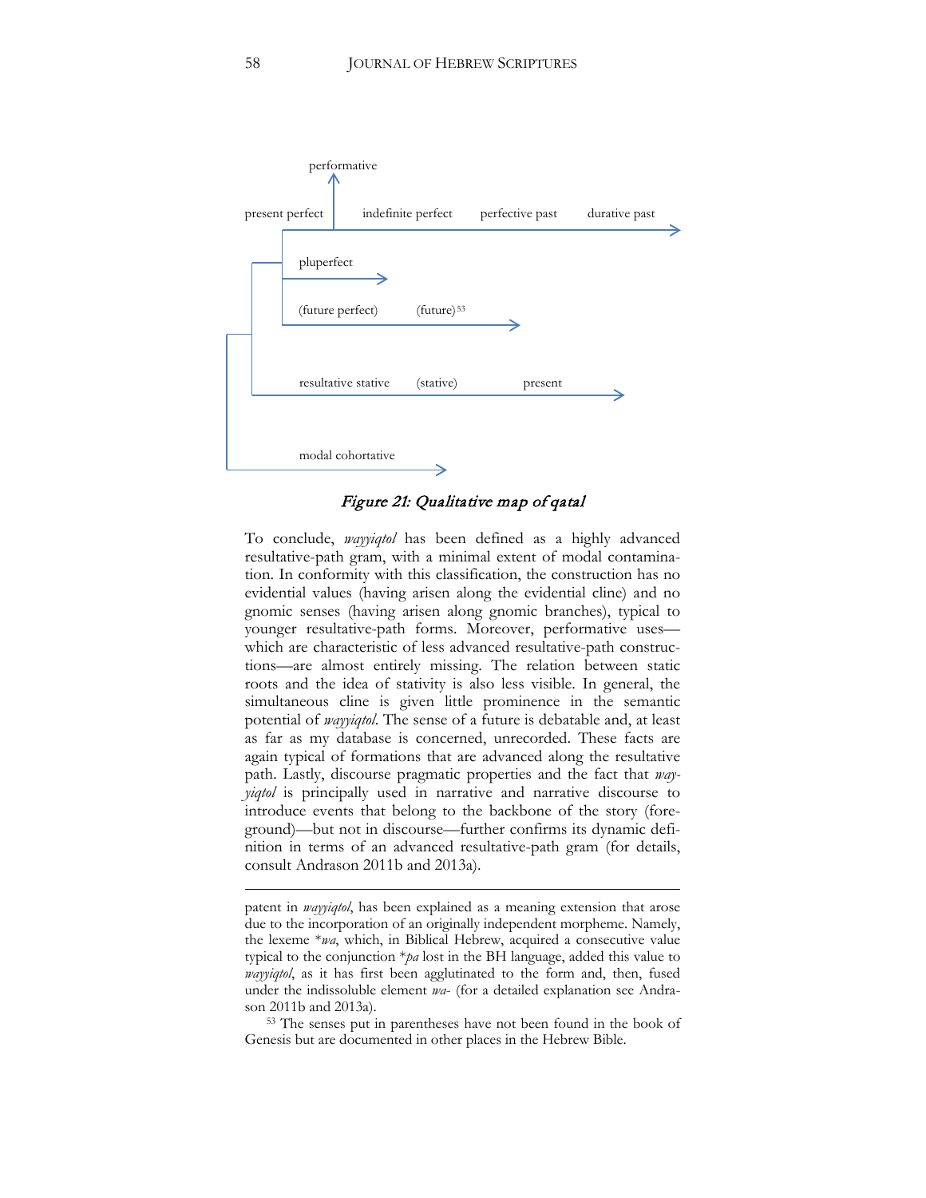performative

present perfect — indefinite perfect — perfective past — durative past

pluperfect

(future perfect) — (future)[53]

resultative stative — (stative) — present

modal cohortative

*Figure 21: Qualitative map of qatal*

To conclude, *wayyiqtol* has been defined as a highly advanced resultative-path gram, with a minimal extent of modal contamination. In conformity with this classification, the construction has no evidential values (having arisen along the evidential cline) and no gnomic senses (having arisen along gnomic branches), typical to younger resultative-path forms. Moreover, performative uses—which are characteristic of less advanced resultative-path constructions—are almost entirely missing. The relation between static roots and the idea of stativity is also less visible. In general, the simultaneous cline is given little prominence in the semantic potential of *wayyiqtol*. The sense of a future is debatable and, at least as far as my database is concerned, unrecorded. These facts are again typical of formations that are advanced along the resultative path. Lastly, discourse pragmatic properties and the fact that *wayyiqtol* is principally used in narrative and narrative discourse to introduce events that belong to the backbone of the story (foreground)—but not in discourse—further confirms its dynamic definition in terms of an advanced resultative-path gram (for details, consult Andrason 2011b and 2013a).

---

patent in *wayyiqtol*, has been explained as a meaning extension that arose due to the incorporation of an originally independent morpheme. Namely, the lexeme \**wa*, which, in Biblical Hebrew, acquired a consecutive value typical to the conjunction \**pa* lost in the BH language, added this value to *wayyiqtol*, as it has first been agglutinated to the form and, then, fused under the indissoluble element *wa-* (for a detailed explanation see Andrason 2011b and 2013a).

[53] The senses put in parentheses have not been found in the book of Genesis but are documented in other places in the Hebrew Bible.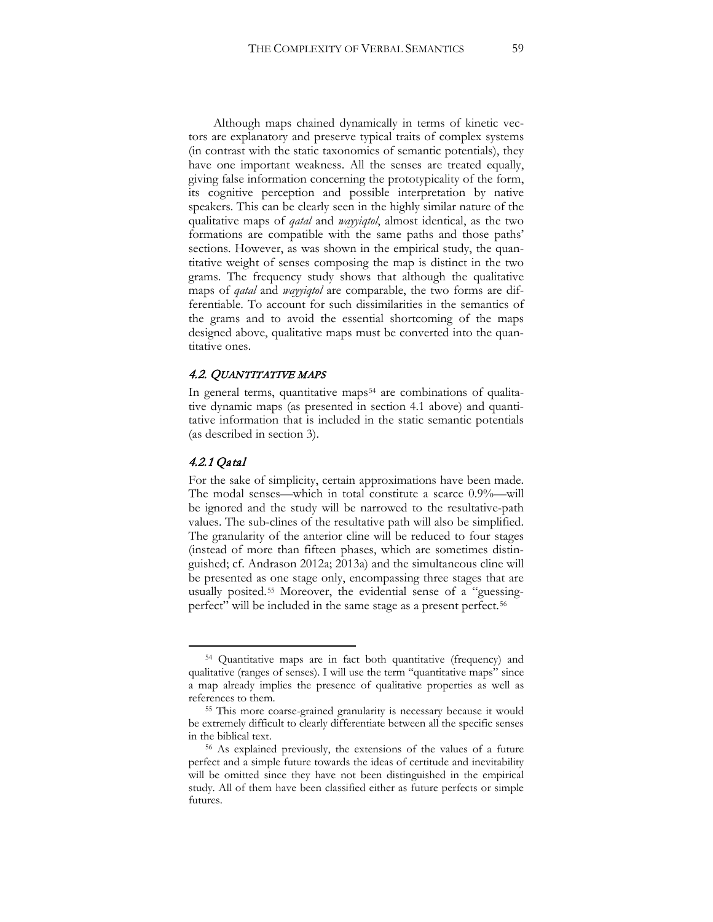Although maps chained dynamically in terms of kinetic vectors are explanatory and preserve typical traits of complex systems (in contrast with the static taxonomies of semantic potentials), they have one important weakness. All the senses are treated equally, giving false information concerning the prototypicality of the form, its cognitive perception and possible interpretation by native speakers. This can be clearly seen in the highly similar nature of the qualitative maps of *qatal* and *wayyiqtol*, almost identical, as the two formations are compatible with the same paths and those paths' sections. However, as was shown in the empirical study, the quantitative weight of senses composing the map is distinct in the two grams. The frequency study shows that although the qualitative maps of *qatal* and *wayyiqtol* are comparable, the two forms are differentiable. To account for such dissimilarities in the semantics of the grams and to avoid the essential shortcoming of the maps designed above, qualitative maps must be converted into the quantitative ones.

### *4.2. Quantitative Maps*

In general terms, quantitative maps[54] are combinations of qualitative dynamic maps (as presented in section 4.1 above) and quantitative information that is included in the static semantic potentials (as described in section 3).

#### *4.2.1 Qatal*

For the sake of simplicity, certain approximations have been made. The modal senses—which in total constitute a scarce 0.9%—will be ignored and the study will be narrowed to the resultative-path values. The sub-clines of the resultative path will also be simplified. The granularity of the anterior cline will be reduced to four stages (instead of more than fifteen phases, which are sometimes distinguished; cf. Andrason 2012a; 2013a) and the simultaneous cline will be presented as one stage only, encompassing three stages that are usually posited.[55] Moreover, the evidential sense of a "guessing-perfect" will be included in the same stage as a present perfect.[56]

---

[54] Quantitative maps are in fact both quantitative (frequency) and qualitative (ranges of senses). I will use the term "quantitative maps" since a map already implies the presence of qualitative properties as well as references to them.

[55] This more coarse-grained granularity is necessary because it would be extremely difficult to clearly differentiate between all the specific senses in the biblical text.

[56] As explained previously, the extensions of the values of a future perfect and a simple future towards the ideas of certitude and inevitability will be omitted since they have not been distinguished in the empirical study. All of them have been classified either as future perfects or simple futures.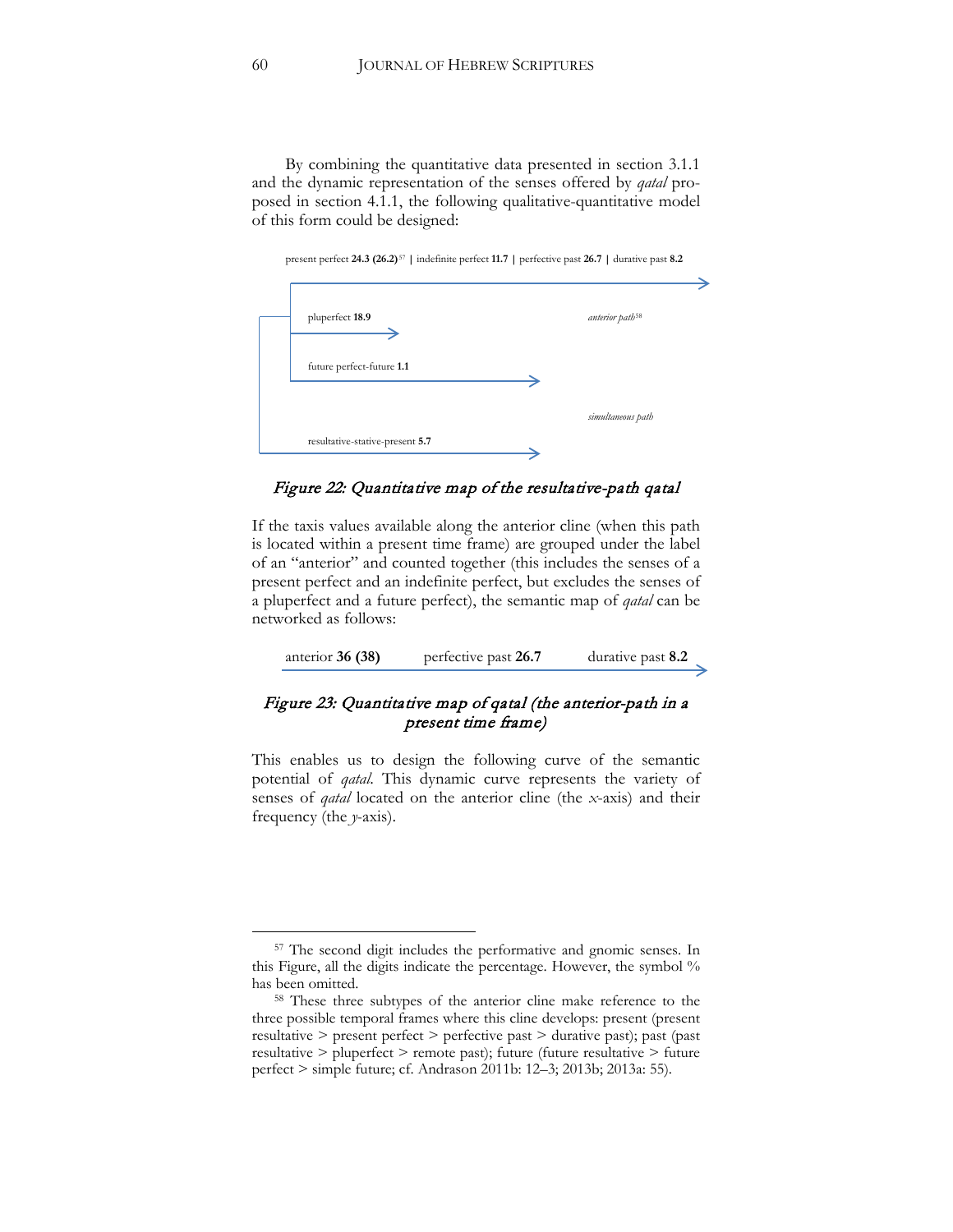By combining the quantitative data presented in section 3.1.1 and the dynamic representation of the senses offered by *qatal* proposed in section 4.1.1, the following qualitative-quantitative model of this form could be designed:

present perfect **24.3 (26.2)**[57] | indefinite perfect **11.7** | perfective past **26.7** | durative past **8.2**

pluperfect **18.9**

*anterior path*[58]

future perfect-future **1.1**

*simultaneous path*

resultative-stative-present **5.7**

*Figure 22: Quantitative map of the resultative-path qatal*

If the taxis values available along the anterior cline (when this path is located within a present time frame) are grouped under the label of an "anterior" and counted together (this includes the senses of a present perfect and an indefinite perfect, but excludes the senses of a pluperfect and a future perfect), the semantic map of *qatal* can be networked as follows:

anterior **36 (38)** perfective past **26.7** durative past **8.2**

*Figure 23: Quantitative map of qatal (the anterior-path in a present time frame)*

This enables us to design the following curve of the semantic potential of *qatal*. This dynamic curve represents the variety of senses of *qatal* located on the anterior cline (the *x*-axis) and their frequency (the *y*-axis).

---

[57] The second digit includes the performative and gnomic senses. In this Figure, all the digits indicate the percentage. However, the symbol % has been omitted.

[58] These three subtypes of the anterior cline make reference to the three possible temporal frames where this cline develops: present (present resultative > present perfect > perfective past > durative past); past (past resultative > pluperfect > remote past); future (future resultative > future perfect > simple future; cf. Andrason 2011b: 12–3; 2013b; 2013a: 55).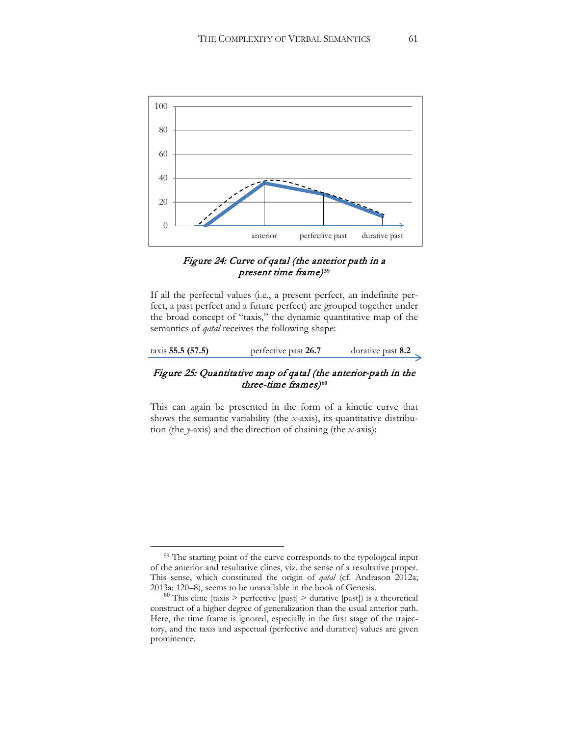*Figure 24: Curve of qatal (the anterior path in a present time frame)*[59]

If all the perfectal values (i.e., a present perfect, an indefinite perfect, a past perfect and a future perfect) are grouped together under the broad concept of "taxis," the dynamic quantitative map of the semantics of *qatal* receives the following shape:

taxis **55.5 (57.5)** → perfective past **26.7** → durative past **8.2**

*Figure 25: Quantitative map of qatal (the anterior-path in the three-time frames)*[60]

This can again be presented in the form of a kinetic curve that shows the semantic variability (the *x*-axis), its quantitative distribution (the *y*-axis) and the direction of chaining (the *x*-axis):

---

[59] The starting point of the curve corresponds to the typological input of the anterior and resultative clines, viz. the sense of a resultative proper. This sense, which constituted the origin of *qatal* (cf. Andrason 2012a; 2013a: 120–8), seems to be unavailable in the book of Genesis.

[60] This cline (taxis > perfective [past] > durative [past]) is a theoretical construct of a higher degree of generalization than the usual anterior path. Here, the time frame is ignored, especially in the first stage of the trajectory, and the taxis and aspectual (perfective and durative) values are given prominence.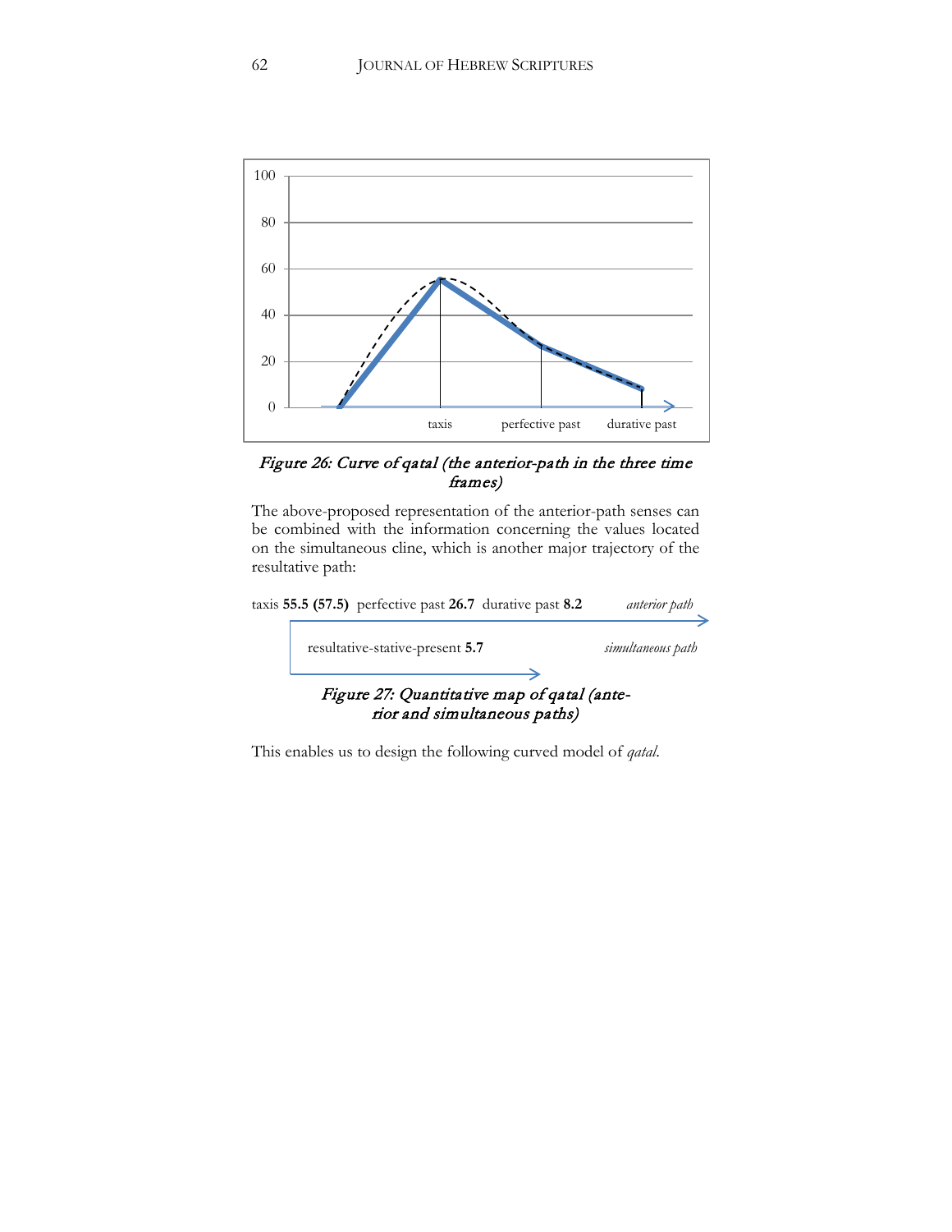Figure 26: Curve of qatal (the anterior-path in the three time frames)

The above-proposed representation of the anterior-path senses can be combined with the information concerning the values located on the simultaneous cline, which is another major trajectory of the resultative path:

taxis **55.5 (57.5)** perfective past **26.7** durative past **8.2** *anterior path*

resultative-stative-present **5.7** *simultaneous path*

*Figure 27: Quantitative map of qatal (anterior and simultaneous paths)*

This enables us to design the following curved model of *qatal*.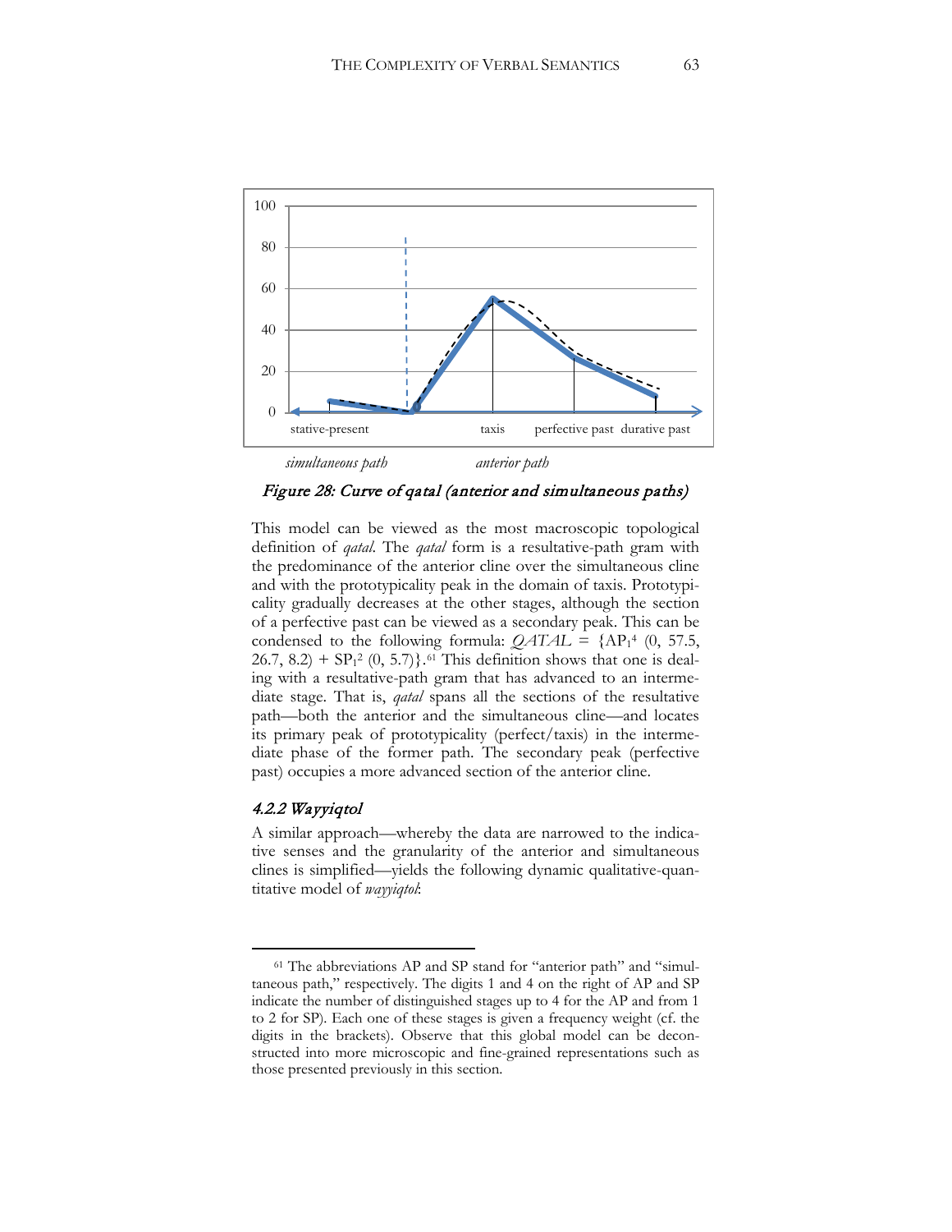*Figure 28: Curve of qatal (anterior and simultaneous paths)*

This model can be viewed as the most macroscopic topological definition of *qatal*. The *qatal* form is a resultative-path gram with the predominance of the anterior cline over the simultaneous cline and with the prototypicality peak in the domain of taxis. Prototypicality gradually decreases at the other stages, although the section of a perfective past can be viewed as a secondary peak. This can be condensed to the following formula: *QATAL* = {$AP_1^4$ (0, 57.5, 26.7, 8.2) + $SP_1^2$ (0, 5.7)}.[61] This definition shows that one is dealing with a resultative-path gram that has advanced to an intermediate stage. That is, *qatal* spans all the sections of the resultative path—both the anterior and the simultaneous cline—and locates its primary peak of prototypicality (perfect/taxis) in the intermediate phase of the former path. The secondary peak (perfective past) occupies a more advanced section of the anterior cline.

### 4.2.2 Wayyiqtol

A similar approach—whereby the data are narrowed to the indicative senses and the granularity of the anterior and simultaneous clines is simplified—yields the following dynamic qualitative-quantitative model of *wayyiqtol*:

---

[61] The abbreviations AP and SP stand for "anterior path" and "simultaneous path," respectively. The digits 1 and 4 on the right of AP and SP indicate the number of distinguished stages up to 4 for the AP and from 1 to 2 for SP). Each one of these stages is given a frequency weight (cf. the digits in the brackets). Observe that this global model can be deconstructed into more microscopic and fine-grained representations such as those presented previously in this section.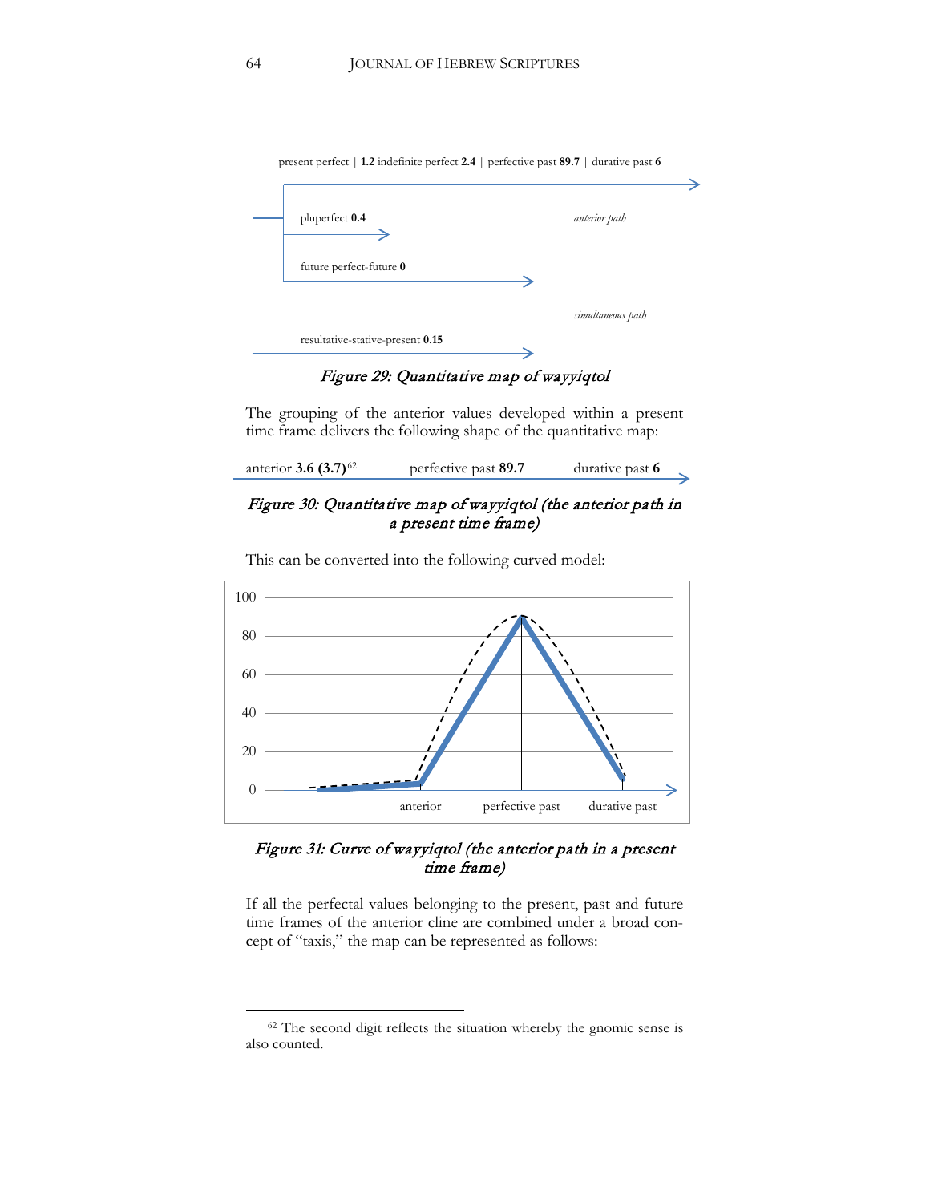present perfect | **1.2** indefinite perfect **2.4** | perfective past **89.7** | durative past **6**

pluperfect **0.4**

*anterior path*

future perfect-future **0**

*simultaneous path*

resultative-stative-present **0.15**

*Figure 29: Quantitative map of wayyiqtol*

The grouping of the anterior values developed within a present time frame delivers the following shape of the quantitative map:

anterior **3.6 (3.7)**[62] perfective past **89.7** durative past **6**

*Figure 30: Quantitative map of wayyiqtol (the anterior path in a present time frame)*

This can be converted into the following curved model:

*Figure 31: Curve of wayyiqtol (the anterior path in a present time frame)*

If all the perfectal values belonging to the present, past and future time frames of the anterior cline are combined under a broad concept of "taxis," the map can be represented as follows:

---

[62] The second digit reflects the situation whereby the gnomic sense is also counted.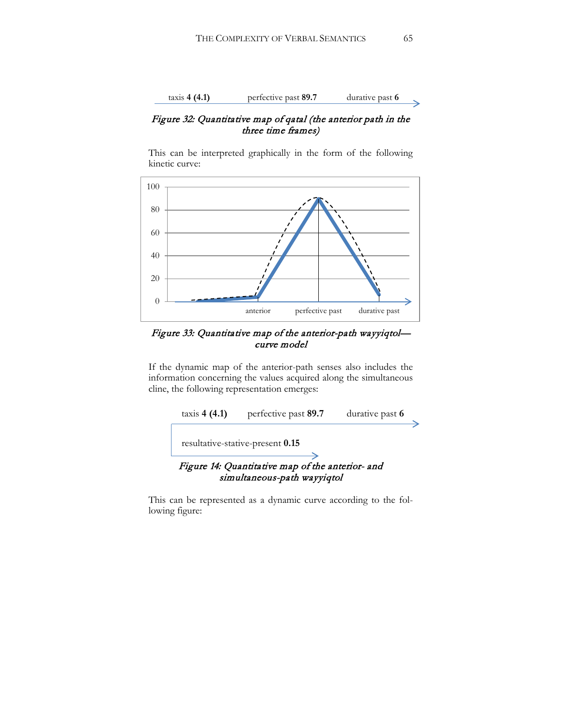taxis **4 (4.1)** perfective past **89.7** durative past **6**

*Figure 32: Quantitative map of qatal (the anterior path in the three time frames)*

This can be interpreted graphically in the form of the following kinetic curve:

*Figure 33: Quantitative map of the anterior-path wayyiqtol—curve model*

If the dynamic map of the anterior-path senses also includes the information concerning the values acquired along the simultaneous cline, the following representation emerges:

taxis **4 (4.1)** perfective past **89.7** durative past **6**

resultative-stative-present **0.15**

*Figure 14: Quantitative map of the anterior- and simultaneous-path wayyiqtol*

This can be represented as a dynamic curve according to the following figure: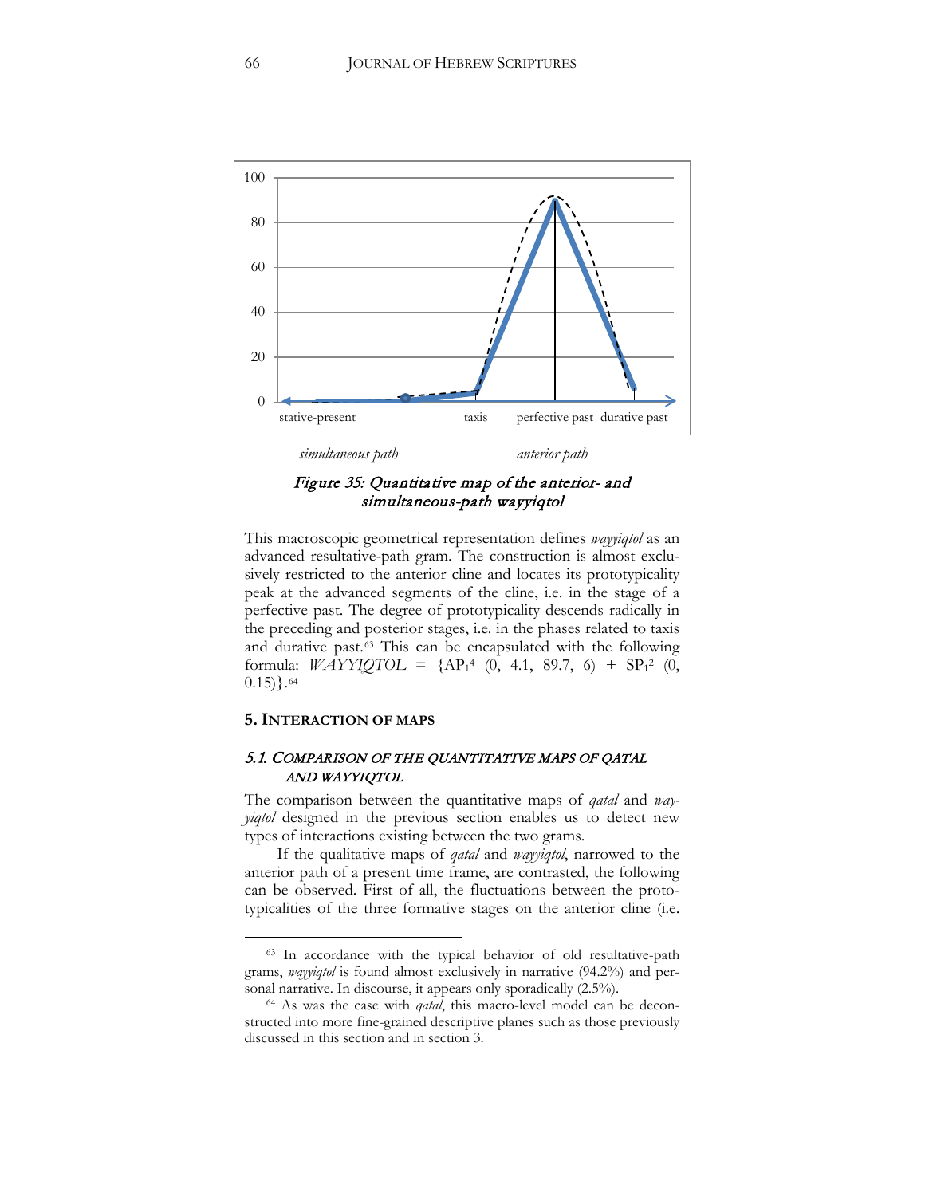*Figure 35: Quantitative map of the anterior- and simultaneous-path wayyiqtol*

This macroscopic geometrical representation defines *wayyiqtol* as an advanced resultative-path gram. The construction is almost exclusively restricted to the anterior cline and locates its prototypicality peak at the advanced segments of the cline, i.e. in the stage of a perfective past. The degree of prototypicality descends radically in the preceding and posterior stages, i.e. in the phases related to taxis and durative past.[63] This can be encapsulated with the following formula: *WAYYIQTOL* = $\{AP_1^4$ (0, 4.1, 89.7, 6) + $SP_1^2$ (0, 0.15)$\}$.[64]

## 5. Interaction of Maps

### 5.1. Comparison of the Quantitative Maps of *Qatal* and *Wayyiqtol*

The comparison between the quantitative maps of *qatal* and *wayyiqtol* designed in the previous section enables us to detect new types of interactions existing between the two grams.

If the qualitative maps of *qatal* and *wayyiqtol*, narrowed to the anterior path of a present time frame, are contrasted, the following can be observed. First of all, the fluctuations between the prototypicalities of the three formative stages on the anterior cline (i.e.

---

[63] In accordance with the typical behavior of old resultative-path grams, *wayyiqtol* is found almost exclusively in narrative (94.2%) and personal narrative. In discourse, it appears only sporadically (2.5%).

[64] As was the case with *qatal*, this macro-level model can be deconstructed into more fine-grained descriptive planes such as those previously discussed in this section and in section 3.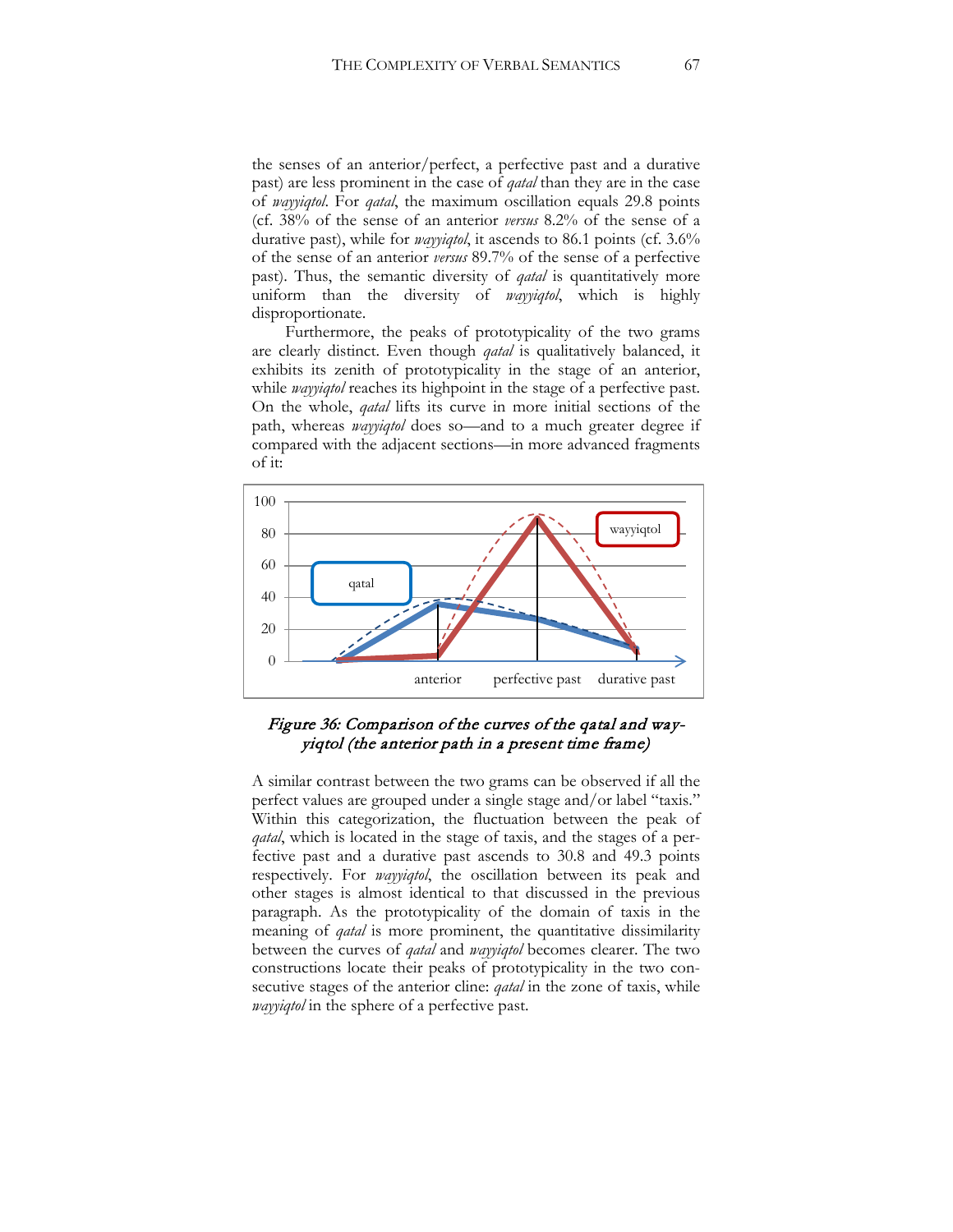the senses of an anterior/perfect, a perfective past and a durative past) are less prominent in the case of *qatal* than they are in the case of *wayyiqtol*. For *qatal*, the maximum oscillation equals 29.8 points (cf. 38% of the sense of an anterior *versus* 8.2% of the sense of a durative past), while for *wayyiqtol*, it ascends to 86.1 points (cf. 3.6% of the sense of an anterior *versus* 89.7% of the sense of a perfective past). Thus, the semantic diversity of *qatal* is quantitatively more uniform than the diversity of *wayyiqtol*, which is highly disproportionate.

Furthermore, the peaks of prototypicality of the two grams are clearly distinct. Even though *qatal* is qualitatively balanced, it exhibits its zenith of prototypicality in the stage of an anterior, while *wayyiqtol* reaches its highpoint in the stage of a perfective past. On the whole, *qatal* lifts its curve in more initial sections of the path, whereas *wayyiqtol* does so—and to a much greater degree if compared with the adjacent sections—in more advanced fragments of it:

*Figure 36: Comparison of the curves of the qatal and wayyiqtol (the anterior path in a present time frame)*

A similar contrast between the two grams can be observed if all the perfect values are grouped under a single stage and/or label "taxis." Within this categorization, the fluctuation between the peak of *qatal*, which is located in the stage of taxis, and the stages of a perfective past and a durative past ascends to 30.8 and 49.3 points respectively. For *wayyiqtol*, the oscillation between its peak and other stages is almost identical to that discussed in the previous paragraph. As the prototypicality of the domain of taxis in the meaning of *qatal* is more prominent, the quantitative dissimilarity between the curves of *qatal* and *wayyiqtol* becomes clearer. The two constructions locate their peaks of prototypicality in the two consecutive stages of the anterior cline: *qatal* in the zone of taxis, while *wayyiqtol* in the sphere of a perfective past.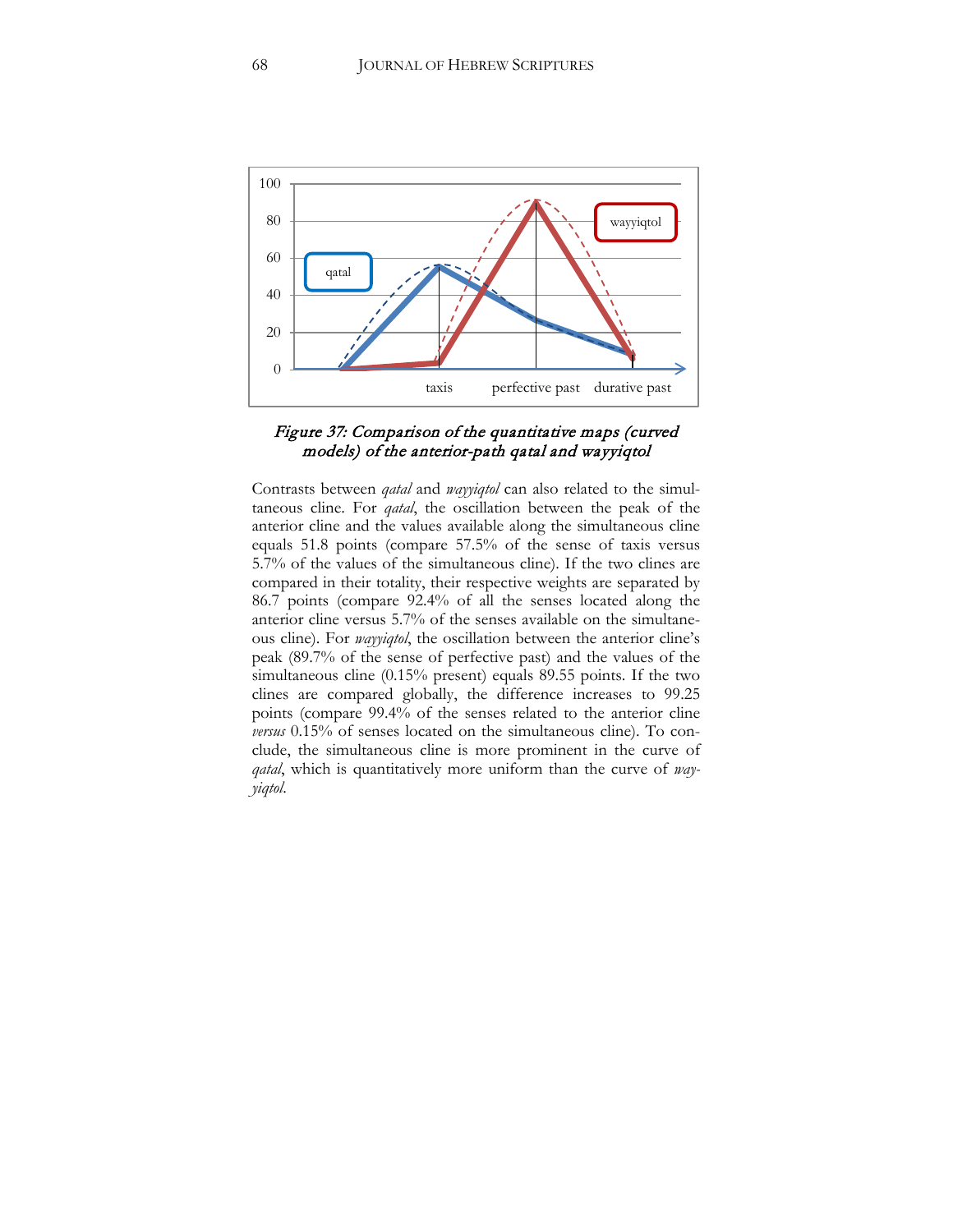*Figure 37: Comparison of the quantitative maps (curved models) of the anterior-path qatal and wayyiqtol*

Contrasts between *qatal* and *wayyiqtol* can also related to the simultaneous cline. For *qatal*, the oscillation between the peak of the anterior cline and the values available along the simultaneous cline equals 51.8 points (compare 57.5% of the sense of taxis versus 5.7% of the values of the simultaneous cline). If the two clines are compared in their totality, their respective weights are separated by 86.7 points (compare 92.4% of all the senses located along the anterior cline versus 5.7% of the senses available on the simultaneous cline). For *wayyiqtol*, the oscillation between the anterior cline's peak (89.7% of the sense of perfective past) and the values of the simultaneous cline (0.15% present) equals 89.55 points. If the two clines are compared globally, the difference increases to 99.25 points (compare 99.4% of the senses related to the anterior cline *versus* 0.15% of senses located on the simultaneous cline). To conclude, the simultaneous cline is more prominent in the curve of *qatal*, which is quantitatively more uniform than the curve of *wayyiqtol*.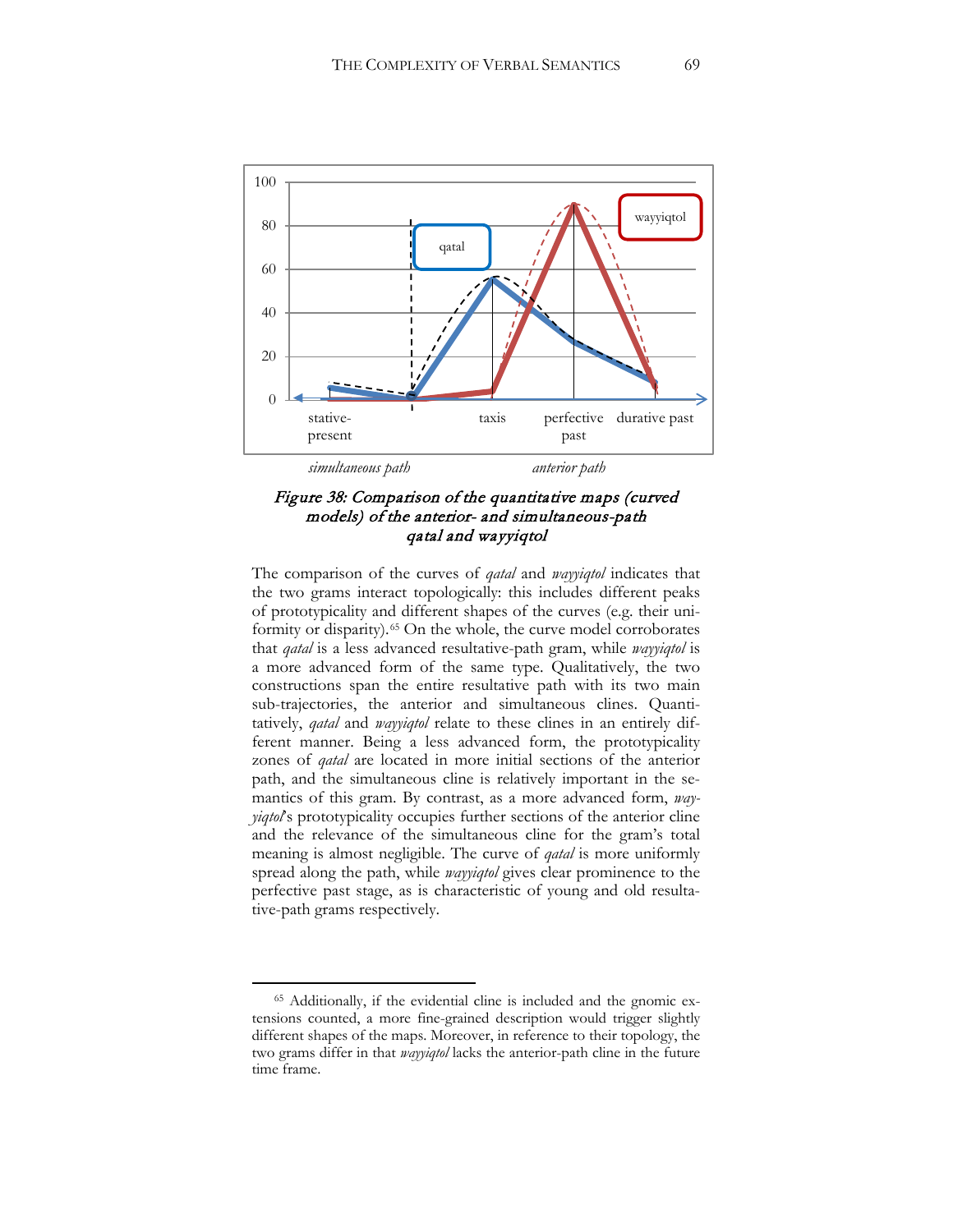*Figure 38: Comparison of the quantitative maps (curved models) of the anterior- and simultaneous-path qatal and wayyiqtol*

The comparison of the curves of *qatal* and *wayyiqtol* indicates that the two grams interact topologically: this includes different peaks of prototypicality and different shapes of the curves (e.g. their uniformity or disparity).[65] On the whole, the curve model corroborates that *qatal* is a less advanced resultative-path gram, while *wayyiqtol* is a more advanced form of the same type. Qualitatively, the two constructions span the entire resultative path with its two main sub-trajectories, the anterior and simultaneous clines. Quantitatively, *qatal* and *wayyiqtol* relate to these clines in an entirely different manner. Being a less advanced form, the prototypicality zones of *qatal* are located in more initial sections of the anterior path, and the simultaneous cline is relatively important in the semantics of this gram. By contrast, as a more advanced form, *wayyiqtol*'s prototypicality occupies further sections of the anterior cline and the relevance of the simultaneous cline for the gram's total meaning is almost negligible. The curve of *qatal* is more uniformly spread along the path, while *wayyiqtol* gives clear prominence to the perfective past stage, as is characteristic of young and old resultative-path grams respectively.

[65] Additionally, if the evidential cline is included and the gnomic extensions counted, a more fine-grained description would trigger slightly different shapes of the maps. Moreover, in reference to their topology, the two grams differ in that *wayyiqtol* lacks the anterior-path cline in the future time frame.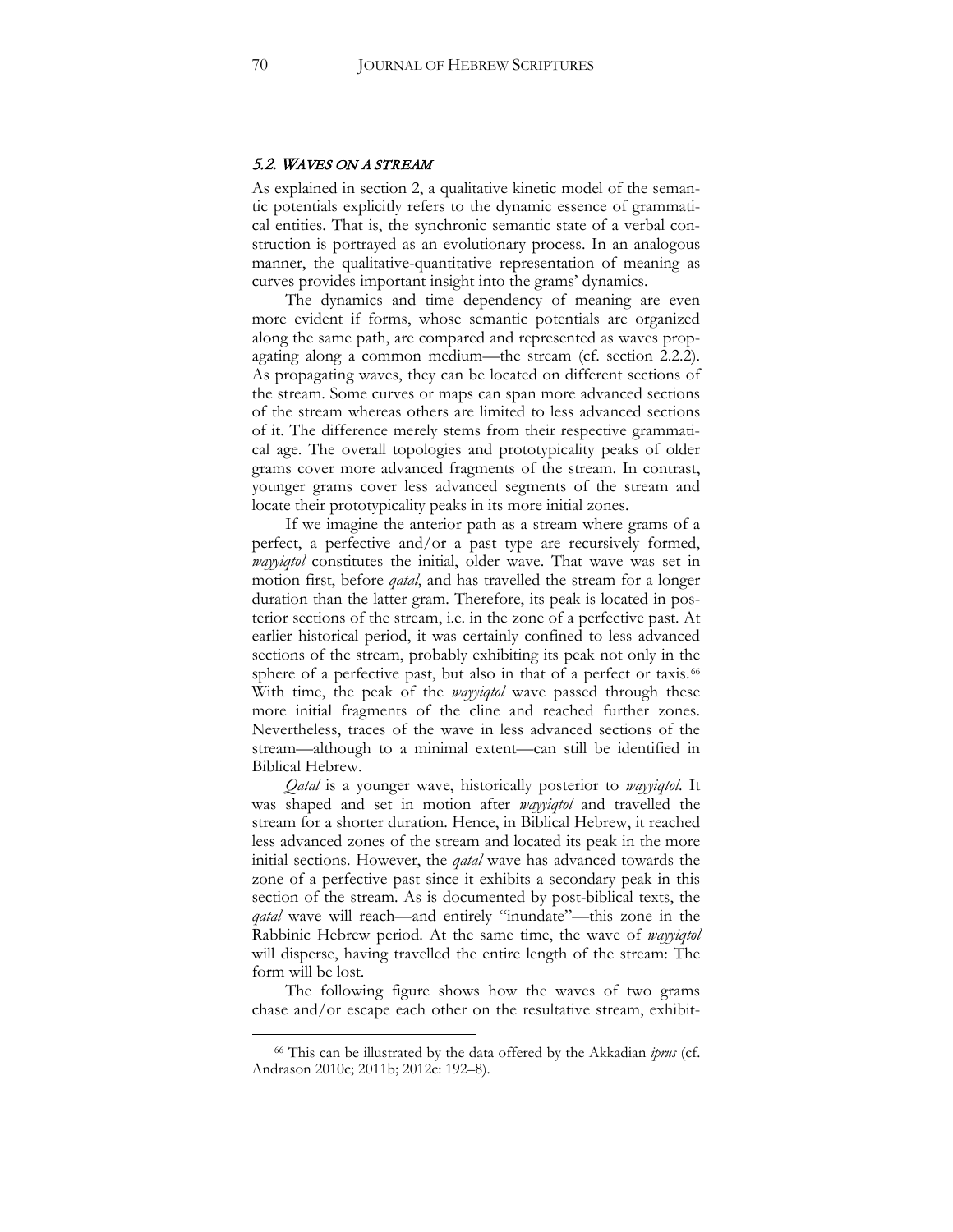### 5.2. WAVES ON A STREAM

As explained in section 2, a qualitative kinetic model of the semantic potentials explicitly refers to the dynamic essence of grammatical entities. That is, the synchronic semantic state of a verbal construction is portrayed as an evolutionary process. In an analogous manner, the qualitative-quantitative representation of meaning as curves provides important insight into the grams' dynamics.

The dynamics and time dependency of meaning are even more evident if forms, whose semantic potentials are organized along the same path, are compared and represented as waves propagating along a common medium—the stream (cf. section 2.2.2). As propagating waves, they can be located on different sections of the stream. Some curves or maps can span more advanced sections of the stream whereas others are limited to less advanced sections of it. The difference merely stems from their respective grammatical age. The overall topologies and prototypicality peaks of older grams cover more advanced fragments of the stream. In contrast, younger grams cover less advanced segments of the stream and locate their prototypicality peaks in its more initial zones.

If we imagine the anterior path as a stream where grams of a perfect, a perfective and/or a past type are recursively formed, *wayyiqtol* constitutes the initial, older wave. That wave was set in motion first, before *qatal*, and has travelled the stream for a longer duration than the latter gram. Therefore, its peak is located in posterior sections of the stream, i.e. in the zone of a perfective past. At earlier historical period, it was certainly confined to less advanced sections of the stream, probably exhibiting its peak not only in the sphere of a perfective past, but also in that of a perfect or taxis.[66] With time, the peak of the *wayyiqtol* wave passed through these more initial fragments of the cline and reached further zones. Nevertheless, traces of the wave in less advanced sections of the stream—although to a minimal extent—can still be identified in Biblical Hebrew.

*Qatal* is a younger wave, historically posterior to *wayyiqtol*. It was shaped and set in motion after *wayyiqtol* and travelled the stream for a shorter duration. Hence, in Biblical Hebrew, it reached less advanced zones of the stream and located its peak in the more initial sections. However, the *qatal* wave has advanced towards the zone of a perfective past since it exhibits a secondary peak in this section of the stream. As is documented by post-biblical texts, the *qatal* wave will reach—and entirely "inundate"—this zone in the Rabbinic Hebrew period. At the same time, the wave of *wayyiqtol* will disperse, having travelled the entire length of the stream: The form will be lost.

The following figure shows how the waves of two grams chase and/or escape each other on the resultative stream, exhibit-

[66] This can be illustrated by the data offered by the Akkadian *iprus* (cf. Andrason 2010c; 2011b; 2012c: 192–8).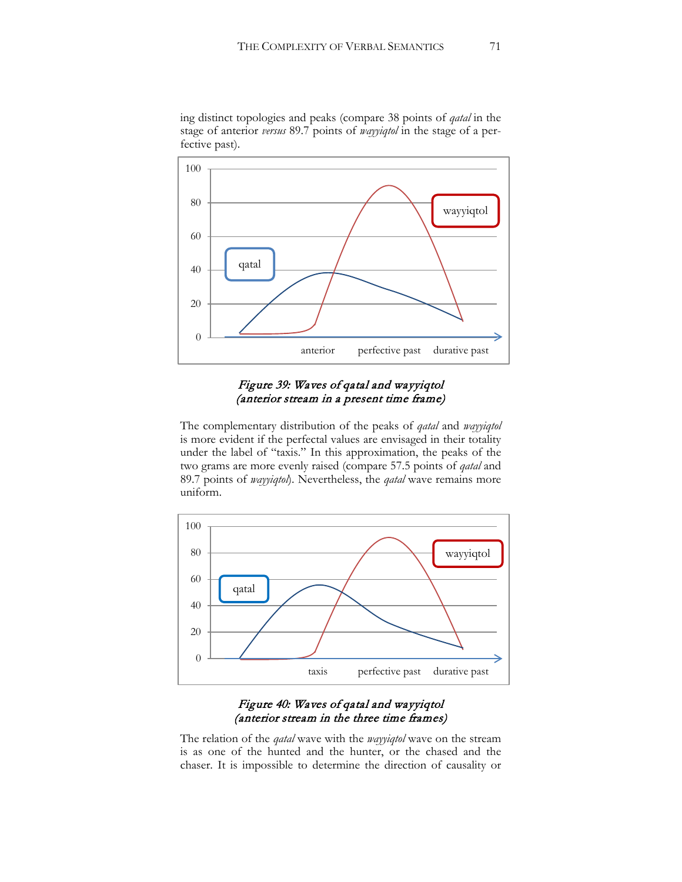ing distinct topologies and peaks (compare 38 points of *qatal* in the stage of anterior *versus* 89.7 points of *wayyiqtol* in the stage of a perfective past).

*Figure 39: Waves of qatal and wayyiqtol (anterior stream in a present time frame)*

The complementary distribution of the peaks of *qatal* and *wayyiqtol* is more evident if the perfectal values are envisaged in their totality under the label of "taxis." In this approximation, the peaks of the two grams are more evenly raised (compare 57.5 points of *qatal* and 89.7 points of *wayyiqtol*). Nevertheless, the *qatal* wave remains more uniform.

*Figure 40: Waves of qatal and wayyiqtol (anterior stream in the three time frames)*

The relation of the *qatal* wave with the *wayyiqtol* wave on the stream is as one of the hunted and the hunter, or the chased and the chaser. It is impossible to determine the direction of causality or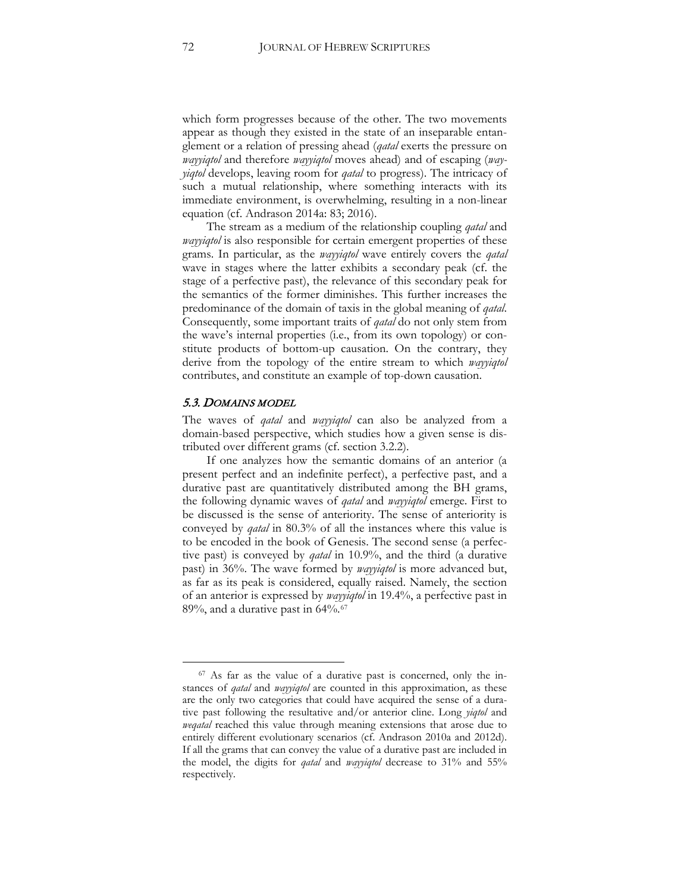which form progresses because of the other. The two movements appear as though they existed in the state of an inseparable entanglement or a relation of pressing ahead (*qatal* exerts the pressure on *wayyiqtol* and therefore *wayyiqtol* moves ahead) and of escaping (*wayyiqtol* develops, leaving room for *qatal* to progress). The intricacy of such a mutual relationship, where something interacts with its immediate environment, is overwhelming, resulting in a non-linear equation (cf. Andrason 2014a: 83; 2016).

The stream as a medium of the relationship coupling *qatal* and *wayyiqtol* is also responsible for certain emergent properties of these grams. In particular, as the *wayyiqtol* wave entirely covers the *qatal* wave in stages where the latter exhibits a secondary peak (cf. the stage of a perfective past), the relevance of this secondary peak for the semantics of the former diminishes. This further increases the predominance of the domain of taxis in the global meaning of *qatal*. Consequently, some important traits of *qatal* do not only stem from the wave's internal properties (i.e., from its own topology) or constitute products of bottom-up causation. On the contrary, they derive from the topology of the entire stream to which *wayyiqtol* contributes, and constitute an example of top-down causation.

### *5.3. DOMAINS MODEL*

The waves of *qatal* and *wayyiqtol* can also be analyzed from a domain-based perspective, which studies how a given sense is distributed over different grams (cf. section 3.2.2).

If one analyzes how the semantic domains of an anterior (a present perfect and an indefinite perfect), a perfective past, and a durative past are quantitatively distributed among the BH grams, the following dynamic waves of *qatal* and *wayyiqtol* emerge. First to be discussed is the sense of anteriority. The sense of anteriority is conveyed by *qatal* in 80.3% of all the instances where this value is to be encoded in the book of Genesis. The second sense (a perfective past) is conveyed by *qatal* in 10.9%, and the third (a durative past) in 36%. The wave formed by *wayyiqtol* is more advanced but, as far as its peak is considered, equally raised. Namely, the section of an anterior is expressed by *wayyiqtol* in 19.4%, a perfective past in 89%, and a durative past in 64%.[67]

---

[67] As far as the value of a durative past is concerned, only the instances of *qatal* and *wayyiqtol* are counted in this approximation, as these are the only two categories that could have acquired the sense of a durative past following the resultative and/or anterior cline. Long *yiqtol* and *weqatal* reached this value through meaning extensions that arose due to entirely different evolutionary scenarios (cf. Andrason 2010a and 2012d). If all the grams that can convey the value of a durative past are included in the model, the digits for *qatal* and *wayyiqtol* decrease to 31% and 55% respectively.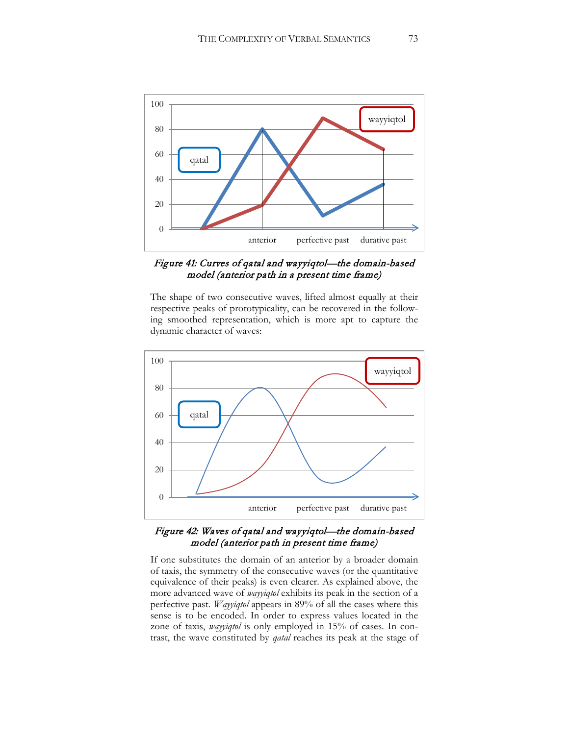*Figure 41: Curves of qatal and wayyiqtol—the domain-based model (anterior path in a present time frame)*

The shape of two consecutive waves, lifted almost equally at their respective peaks of prototypicality, can be recovered in the following smoothed representation, which is more apt to capture the dynamic character of waves:

*Figure 42: Waves of qatal and wayyiqtol—the domain-based model (anterior path in present time frame)*

If one substitutes the domain of an anterior by a broader domain of taxis, the symmetry of the consecutive waves (or the quantitative equivalence of their peaks) is even clearer. As explained above, the more advanced wave of *wayyiqtol* exhibits its peak in the section of a perfective past. *Wayyiqtol* appears in 89% of all the cases where this sense is to be encoded. In order to express values located in the zone of taxis, *wayyiqtol* is only employed in 15% of cases. In contrast, the wave constituted by *qatal* reaches its peak at the stage of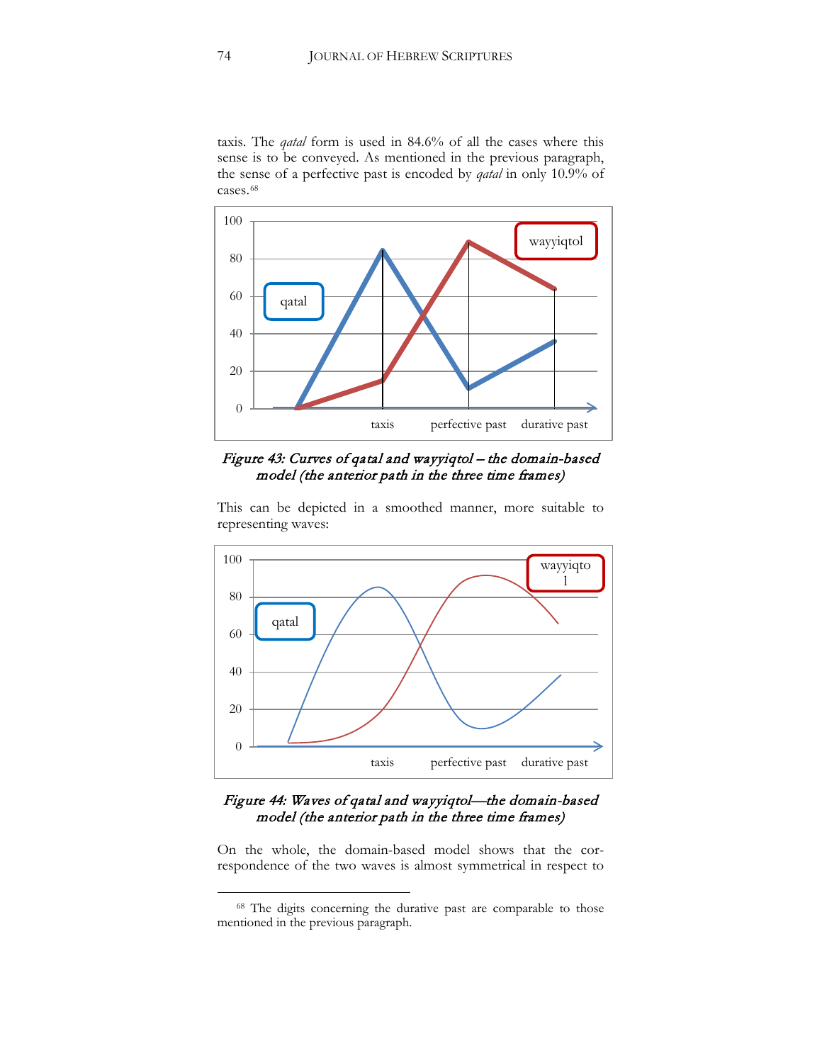taxis. The *qatal* form is used in 84.6% of all the cases where this sense is to be conveyed. As mentioned in the previous paragraph, the sense of a perfective past is encoded by *qatal* in only 10.9% of cases.[68]

*Figure 43: Curves of qatal and wayyiqtol – the domain-based model (the anterior path in the three time frames)*

This can be depicted in a smoothed manner, more suitable to representing waves:

*Figure 44: Waves of qatal and wayyiqtol—the domain-based model (the anterior path in the three time frames)*

On the whole, the domain-based model shows that the correspondence of the two waves is almost symmetrical in respect to

---

[68] The digits concerning the durative past are comparable to those mentioned in the previous paragraph.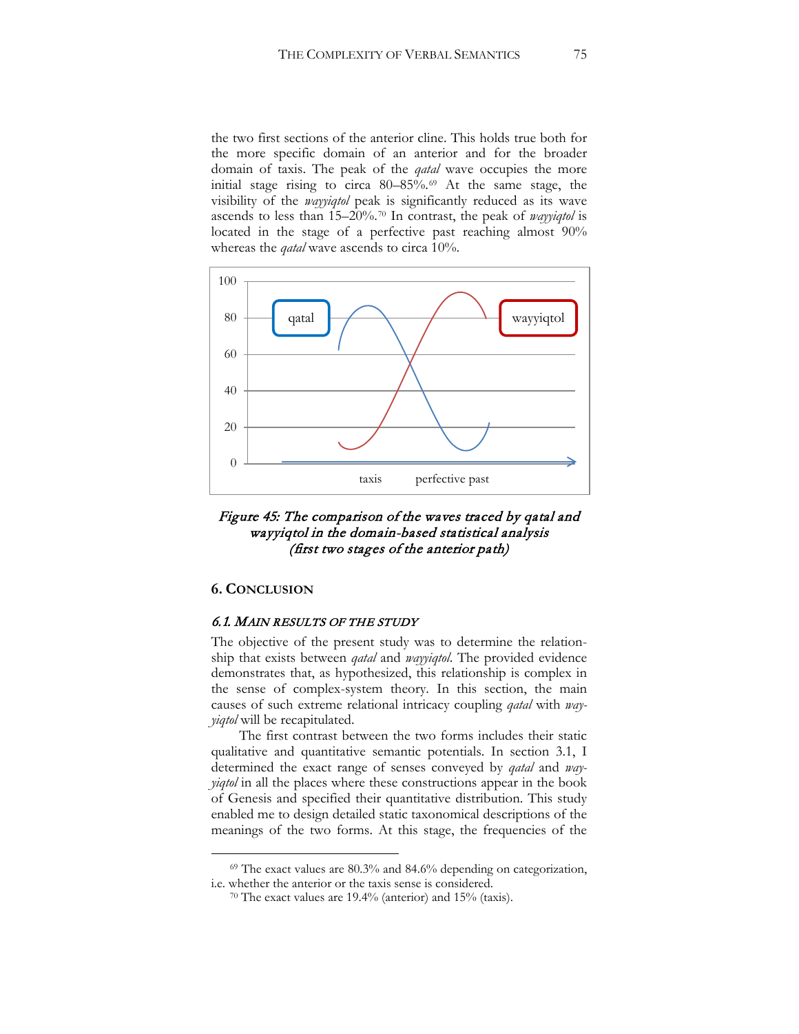the two first sections of the anterior cline. This holds true both for the more specific domain of an anterior and for the broader domain of taxis. The peak of the *qatal* wave occupies the more initial stage rising to circa 80–85%.[69] At the same stage, the visibility of the *wayyiqtol* peak is significantly reduced as its wave ascends to less than 15–20%.[70] In contrast, the peak of *wayyiqtol* is located in the stage of a perfective past reaching almost 90% whereas the *qatal* wave ascends to circa 10%.

*Figure 45: The comparison of the waves traced by qatal and wayyiqtol in the domain-based statistical analysis (first two stages of the anterior path)*

## 6. Conclusion

### *6.1. Main results of the study*

The objective of the present study was to determine the relationship that exists between *qatal* and *wayyiqtol*. The provided evidence demonstrates that, as hypothesized, this relationship is complex in the sense of complex-system theory. In this section, the main causes of such extreme relational intricacy coupling *qatal* with *wayyiqtol* will be recapitulated.

The first contrast between the two forms includes their static qualitative and quantitative semantic potentials. In section 3.1, I determined the exact range of senses conveyed by *qatal* and *wayyiqtol* in all the places where these constructions appear in the book of Genesis and specified their quantitative distribution. This study enabled me to design detailed static taxonomical descriptions of the meanings of the two forms. At this stage, the frequencies of the

---

[69] The exact values are 80.3% and 84.6% depending on categorization, i.e. whether the anterior or the taxis sense is considered.

[70] The exact values are 19.4% (anterior) and 15% (taxis).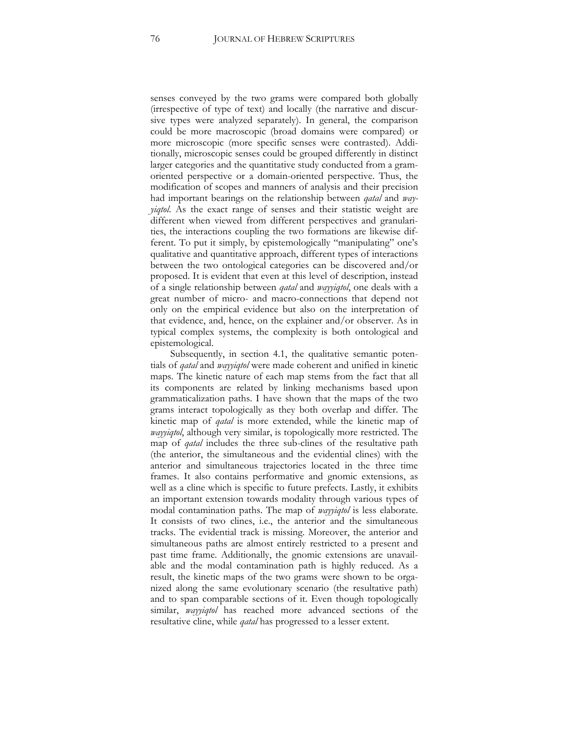senses conveyed by the two grams were compared both globally (irrespective of type of text) and locally (the narrative and discursive types were analyzed separately). In general, the comparison could be more macroscopic (broad domains were compared) or more microscopic (more specific senses were contrasted). Additionally, microscopic senses could be grouped differently in distinct larger categories and the quantitative study conducted from a gram-oriented perspective or a domain-oriented perspective. Thus, the modification of scopes and manners of analysis and their precision had important bearings on the relationship between *qatal* and *wayyiqtol*. As the exact range of senses and their statistic weight are different when viewed from different perspectives and granularities, the interactions coupling the two formations are likewise different. To put it simply, by epistemologically "manipulating" one's qualitative and quantitative approach, different types of interactions between the two ontological categories can be discovered and/or proposed. It is evident that even at this level of description, instead of a single relationship between *qatal* and *wayyiqtol*, one deals with a great number of micro- and macro-connections that depend not only on the empirical evidence but also on the interpretation of that evidence, and, hence, on the explainer and/or observer. As in typical complex systems, the complexity is both ontological and epistemological.

Subsequently, in section 4.1, the qualitative semantic potentials of *qatal* and *wayyiqtol* were made coherent and unified in kinetic maps. The kinetic nature of each map stems from the fact that all its components are related by linking mechanisms based upon grammaticalization paths. I have shown that the maps of the two grams interact topologically as they both overlap and differ. The kinetic map of *qatal* is more extended, while the kinetic map of *wayyiqtol*, although very similar, is topologically more restricted. The map of *qatal* includes the three sub-clines of the resultative path (the anterior, the simultaneous and the evidential clines) with the anterior and simultaneous trajectories located in the three time frames. It also contains performative and gnomic extensions, as well as a cline which is specific to future prefects. Lastly, it exhibits an important extension towards modality through various types of modal contamination paths. The map of *wayyiqtol* is less elaborate. It consists of two clines, i.e., the anterior and the simultaneous tracks. The evidential track is missing. Moreover, the anterior and simultaneous paths are almost entirely restricted to a present and past time frame. Additionally, the gnomic extensions are unavailable and the modal contamination path is highly reduced. As a result, the kinetic maps of the two grams were shown to be organized along the same evolutionary scenario (the resultative path) and to span comparable sections of it. Even though topologically similar, *wayyiqtol* has reached more advanced sections of the resultative cline, while *qatal* has progressed to a lesser extent.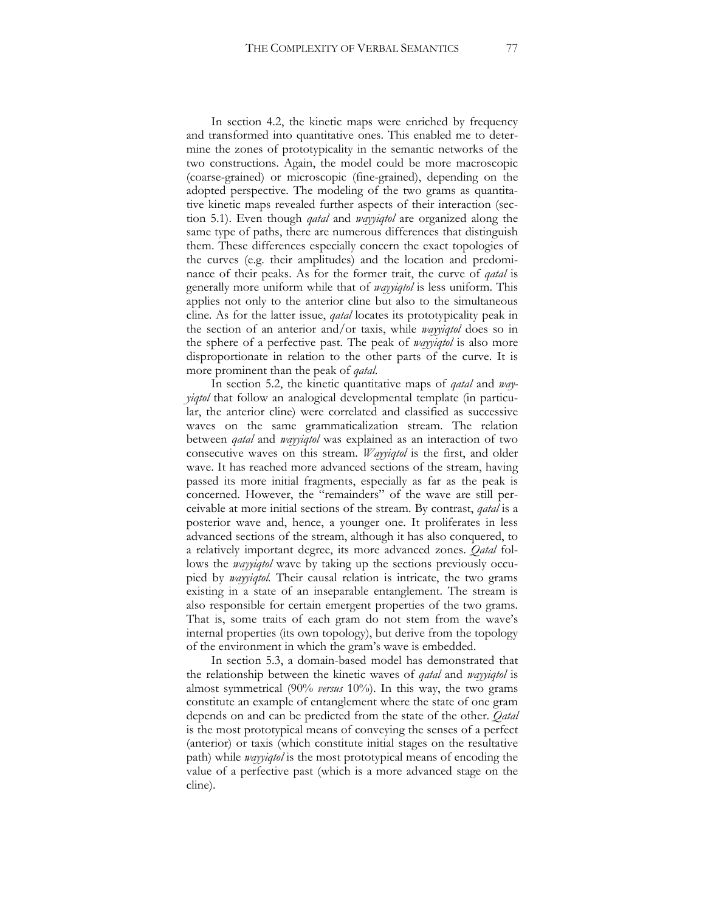In section 4.2, the kinetic maps were enriched by frequency and transformed into quantitative ones. This enabled me to determine the zones of prototypicality in the semantic networks of the two constructions. Again, the model could be more macroscopic (coarse-grained) or microscopic (fine-grained), depending on the adopted perspective. The modeling of the two grams as quantitative kinetic maps revealed further aspects of their interaction (section 5.1). Even though *qatal* and *wayyiqtol* are organized along the same type of paths, there are numerous differences that distinguish them. These differences especially concern the exact topologies of the curves (e.g. their amplitudes) and the location and predominance of their peaks. As for the former trait, the curve of *qatal* is generally more uniform while that of *wayyiqtol* is less uniform. This applies not only to the anterior cline but also to the simultaneous cline. As for the latter issue, *qatal* locates its prototypicality peak in the section of an anterior and/or taxis, while *wayyiqtol* does so in the sphere of a perfective past. The peak of *wayyiqtol* is also more disproportionate in relation to the other parts of the curve. It is more prominent than the peak of *qatal*.

In section 5.2, the kinetic quantitative maps of *qatal* and *wayyiqtol* that follow an analogical developmental template (in particular, the anterior cline) were correlated and classified as successive waves on the same grammaticalization stream. The relation between *qatal* and *wayyiqtol* was explained as an interaction of two consecutive waves on this stream. *Wayyiqtol* is the first, and older wave. It has reached more advanced sections of the stream, having passed its more initial fragments, especially as far as the peak is concerned. However, the "remainders" of the wave are still perceivable at more initial sections of the stream. By contrast, *qatal* is a posterior wave and, hence, a younger one. It proliferates in less advanced sections of the stream, although it has also conquered, to a relatively important degree, its more advanced zones. *Qatal* follows the *wayyiqtol* wave by taking up the sections previously occupied by *wayyiqtol*. Their causal relation is intricate, the two grams existing in a state of an inseparable entanglement. The stream is also responsible for certain emergent properties of the two grams. That is, some traits of each gram do not stem from the wave's internal properties (its own topology), but derive from the topology of the environment in which the gram's wave is embedded.

In section 5.3, a domain-based model has demonstrated that the relationship between the kinetic waves of *qatal* and *wayyiqtol* is almost symmetrical (90% *versus* 10%). In this way, the two grams constitute an example of entanglement where the state of one gram depends on and can be predicted from the state of the other. *Qatal* is the most prototypical means of conveying the senses of a perfect (anterior) or taxis (which constitute initial stages on the resultative path) while *wayyiqtol* is the most prototypical means of encoding the value of a perfective past (which is a more advanced stage on the cline).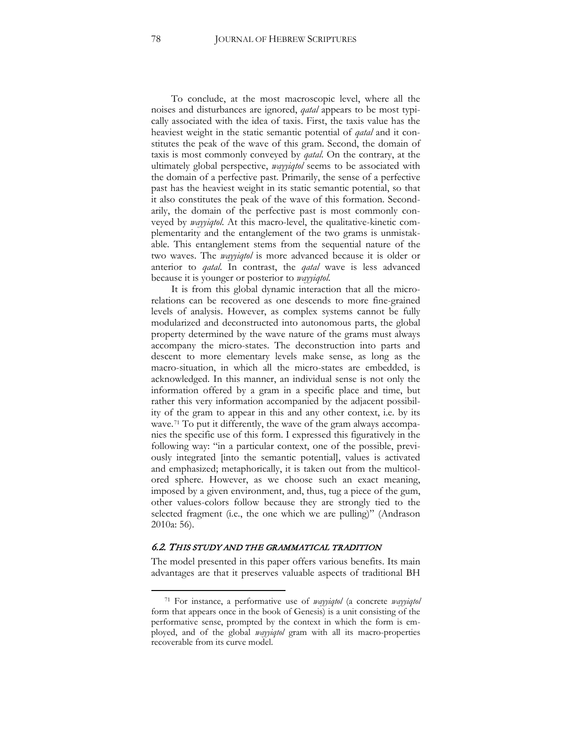To conclude, at the most macroscopic level, where all the noises and disturbances are ignored, *qatal* appears to be most typically associated with the idea of taxis. First, the taxis value has the heaviest weight in the static semantic potential of *qatal* and it constitutes the peak of the wave of this gram. Second, the domain of taxis is most commonly conveyed by *qatal*. On the contrary, at the ultimately global perspective, *wayyiqtol* seems to be associated with the domain of a perfective past. Primarily, the sense of a perfective past has the heaviest weight in its static semantic potential, so that it also constitutes the peak of the wave of this formation. Secondarily, the domain of the perfective past is most commonly conveyed by *wayyiqtol*. At this macro-level, the qualitative-kinetic complementarity and the entanglement of the two grams is unmistakable. This entanglement stems from the sequential nature of the two waves. The *wayyiqtol* is more advanced because it is older or anterior to *qatal*. In contrast, the *qatal* wave is less advanced because it is younger or posterior to *wayyiqtol*.

It is from this global dynamic interaction that all the micro-relations can be recovered as one descends to more fine-grained levels of analysis. However, as complex systems cannot be fully modularized and deconstructed into autonomous parts, the global property determined by the wave nature of the grams must always accompany the micro-states. The deconstruction into parts and descent to more elementary levels make sense, as long as the macro-situation, in which all the micro-states are embedded, is acknowledged. In this manner, an individual sense is not only the information offered by a gram in a specific place and time, but rather this very information accompanied by the adjacent possibility of the gram to appear in this and any other context, i.e. by its wave.[71] To put it differently, the wave of the gram always accompanies the specific use of this form. I expressed this figuratively in the following way: "in a particular context, one of the possible, previously integrated [into the semantic potential], values is activated and emphasized; metaphorically, it is taken out from the multicolored sphere. However, as we choose such an exact meaning, imposed by a given environment, and, thus, tug a piece of the gum, other values-colors follow because they are strongly tied to the selected fragment (i.e., the one which we are pulling)" (Andrason 2010a: 56).

## 6.2. THIS STUDY AND THE GRAMMATICAL TRADITION

The model presented in this paper offers various benefits. Its main advantages are that it preserves valuable aspects of traditional BH

---

[71] For instance, a performative use of *wayyiqtol* (a concrete *wayyiqtol* form that appears once in the book of Genesis) is a unit consisting of the performative sense, prompted by the context in which the form is employed, and of the global *wayyiqtol* gram with all its macro-properties recoverable from its curve model.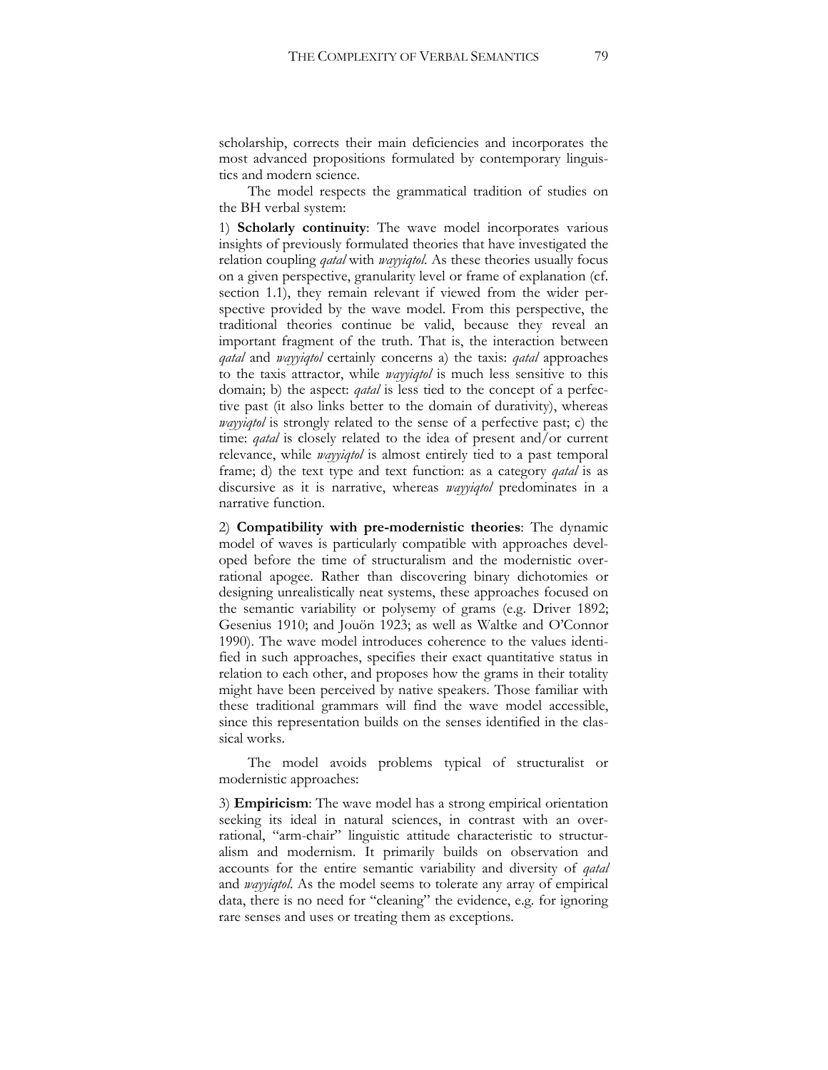scholarship, corrects their main deficiencies and incorporates the most advanced propositions formulated by contemporary linguistics and modern science.

The model respects the grammatical tradition of studies on the BH verbal system:

1) **Scholarly continuity**: The wave model incorporates various insights of previously formulated theories that have investigated the relation coupling *qatal* with *wayyiqtol*. As these theories usually focus on a given perspective, granularity level or frame of explanation (cf. section 1.1), they remain relevant if viewed from the wider perspective provided by the wave model. From this perspective, the traditional theories continue be valid, because they reveal an important fragment of the truth. That is, the interaction between *qatal* and *wayyiqtol* certainly concerns a) the taxis: *qatal* approaches to the taxis attractor, while *wayyiqtol* is much less sensitive to this domain; b) the aspect: *qatal* is less tied to the concept of a perfective past (it also links better to the domain of durativity), whereas *wayyiqtol* is strongly related to the sense of a perfective past; c) the time: *qatal* is closely related to the idea of present and/or current relevance, while *wayyiqtol* is almost entirely tied to a past temporal frame; d) the text type and text function: as a category *qatal* is as discursive as it is narrative, whereas *wayyiqtol* predominates in a narrative function.

2) **Compatibility with pre-modernistic theories**: The dynamic model of waves is particularly compatible with approaches developed before the time of structuralism and the modernistic over-rational apogee. Rather than discovering binary dichotomies or designing unrealistically neat systems, these approaches focused on the semantic variability or polysemy of grams (e.g. Driver 1892; Gesenius 1910; and Jouön 1923; as well as Waltke and O'Connor 1990). The wave model introduces coherence to the values identified in such approaches, specifies their exact quantitative status in relation to each other, and proposes how the grams in their totality might have been perceived by native speakers. Those familiar with these traditional grammars will find the wave model accessible, since this representation builds on the senses identified in the classical works.

The model avoids problems typical of structuralist or modernistic approaches:

3) **Empiricism**: The wave model has a strong empirical orientation seeking its ideal in natural sciences, in contrast with an over-rational, "arm-chair" linguistic attitude characteristic to structuralism and modernism. It primarily builds on observation and accounts for the entire semantic variability and diversity of *qatal* and *wayyiqtol*. As the model seems to tolerate any array of empirical data, there is no need for "cleaning" the evidence, e.g. for ignoring rare senses and uses or treating them as exceptions.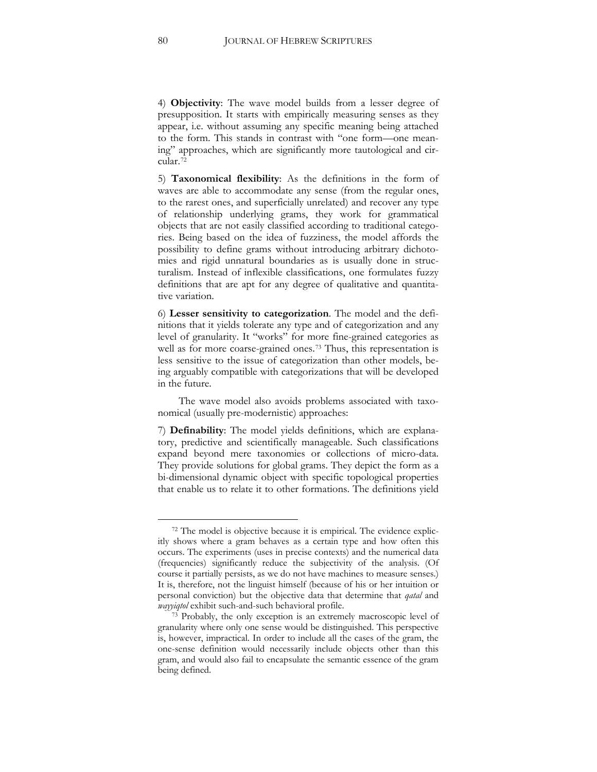4) **Objectivity**: The wave model builds from a lesser degree of presupposition. It starts with empirically measuring senses as they appear, i.e. without assuming any specific meaning being attached to the form. This stands in contrast with "one form—one meaning" approaches, which are significantly more tautological and circular.[72]

5) **Taxonomical flexibility**: As the definitions in the form of waves are able to accommodate any sense (from the regular ones, to the rarest ones, and superficially unrelated) and recover any type of relationship underlying grams, they work for grammatical objects that are not easily classified according to traditional categories. Being based on the idea of fuzziness, the model affords the possibility to define grams without introducing arbitrary dichotomies and rigid unnatural boundaries as is usually done in structuralism. Instead of inflexible classifications, one formulates fuzzy definitions that are apt for any degree of qualitative and quantitative variation.

6) **Lesser sensitivity to categorization**. The model and the definitions that it yields tolerate any type and of categorization and any level of granularity. It "works" for more fine-grained categories as well as for more coarse-grained ones.[73] Thus, this representation is less sensitive to the issue of categorization than other models, being arguably compatible with categorizations that will be developed in the future.

The wave model also avoids problems associated with taxonomical (usually pre-modernistic) approaches:

7) **Definability**: The model yields definitions, which are explanatory, predictive and scientifically manageable. Such classifications expand beyond mere taxonomies or collections of micro-data. They provide solutions for global grams. They depict the form as a bi-dimensional dynamic object with specific topological properties that enable us to relate it to other formations. The definitions yield

---

[72] The model is objective because it is empirical. The evidence explicitly shows where a gram behaves as a certain type and how often this occurs. The experiments (uses in precise contexts) and the numerical data (frequencies) significantly reduce the subjectivity of the analysis. (Of course it partially persists, as we do not have machines to measure senses.) It is, therefore, not the linguist himself (because of his or her intuition or personal conviction) but the objective data that determine that *qatal* and *wayyiqtol* exhibit such-and-such behavioral profile.

[73] Probably, the only exception is an extremely macroscopic level of granularity where only one sense would be distinguished. This perspective is, however, impractical. In order to include all the cases of the gram, the one-sense definition would necessarily include objects other than this gram, and would also fail to encapsulate the semantic essence of the gram being defined.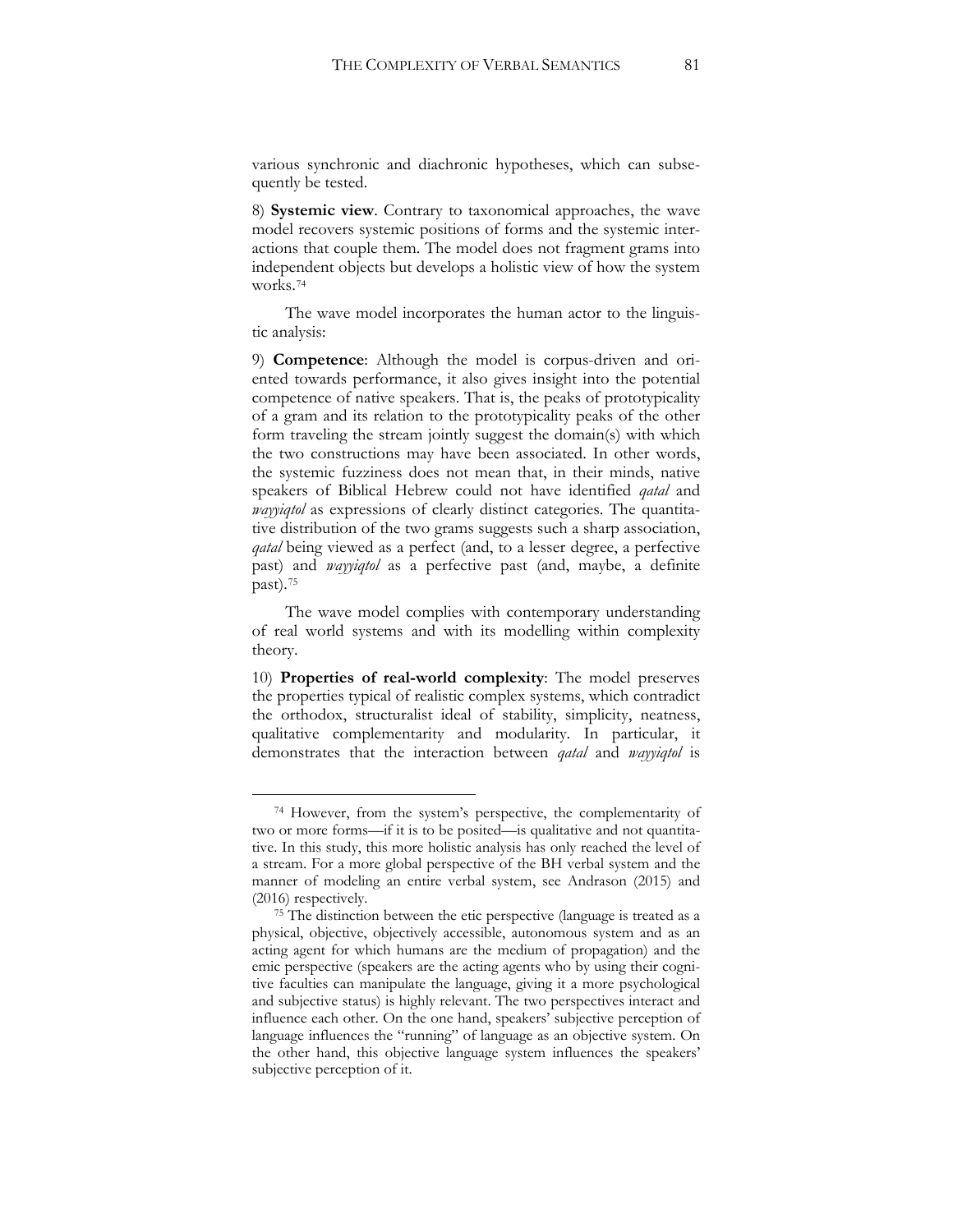various synchronic and diachronic hypotheses, which can subsequently be tested.

8) **Systemic view**. Contrary to taxonomical approaches, the wave model recovers systemic positions of forms and the systemic interactions that couple them. The model does not fragment grams into independent objects but develops a holistic view of how the system works.[74]

The wave model incorporates the human actor to the linguistic analysis:

9) **Competence**: Although the model is corpus-driven and oriented towards performance, it also gives insight into the potential competence of native speakers. That is, the peaks of prototypicality of a gram and its relation to the prototypicality peaks of the other form traveling the stream jointly suggest the domain(s) with which the two constructions may have been associated. In other words, the systemic fuzziness does not mean that, in their minds, native speakers of Biblical Hebrew could not have identified *qatal* and *wayyiqtol* as expressions of clearly distinct categories. The quantitative distribution of the two grams suggests such a sharp association, *qatal* being viewed as a perfect (and, to a lesser degree, a perfective past) and *wayyiqtol* as a perfective past (and, maybe, a definite past).[75]

The wave model complies with contemporary understanding of real world systems and with its modelling within complexity theory.

10) **Properties of real-world complexity**: The model preserves the properties typical of realistic complex systems, which contradict the orthodox, structuralist ideal of stability, simplicity, neatness, qualitative complementarity and modularity. In particular, it demonstrates that the interaction between *qatal* and *wayyiqtol* is

---

[74] However, from the system's perspective, the complementarity of two or more forms—if it is to be posited—is qualitative and not quantitative. In this study, this more holistic analysis has only reached the level of a stream. For a more global perspective of the BH verbal system and the manner of modeling an entire verbal system, see Andrason (2015) and (2016) respectively.

[75] The distinction between the etic perspective (language is treated as a physical, objective, objectively accessible, autonomous system and as an acting agent for which humans are the medium of propagation) and the emic perspective (speakers are the acting agents who by using their cognitive faculties can manipulate the language, giving it a more psychological and subjective status) is highly relevant. The two perspectives interact and influence each other. On the one hand, speakers' subjective perception of language influences the "running" of language as an objective system. On the other hand, this objective language system influences the speakers' subjective perception of it.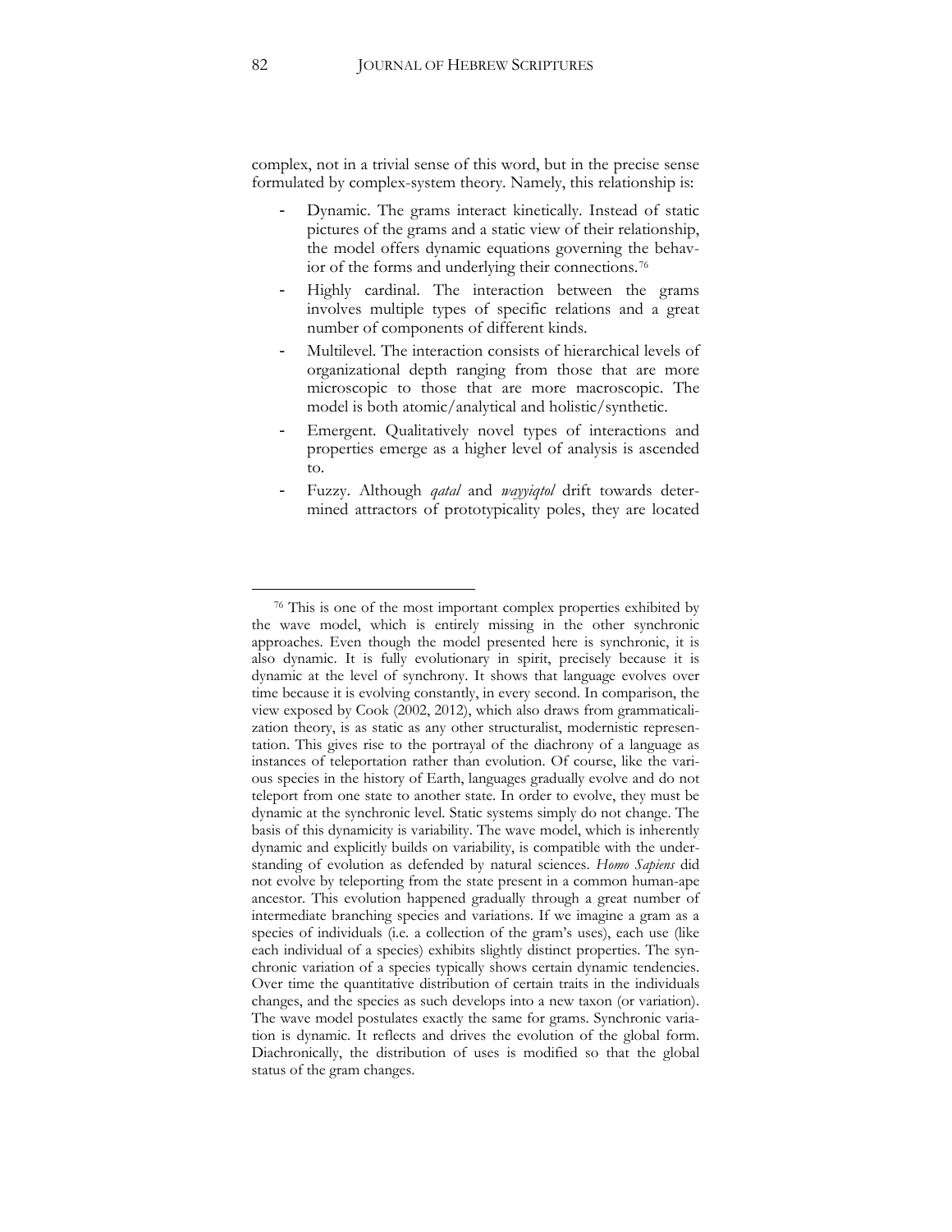complex, not in a trivial sense of this word, but in the precise sense formulated by complex-system theory. Namely, this relationship is:

- Dynamic. The grams interact kinetically. Instead of static pictures of the grams and a static view of their relationship, the model offers dynamic equations governing the behavior of the forms and underlying their connections.[76]
- Highly cardinal. The interaction between the grams involves multiple types of specific relations and a great number of components of different kinds.
- Multilevel. The interaction consists of hierarchical levels of organizational depth ranging from those that are more microscopic to those that are more macroscopic. The model is both atomic/analytical and holistic/synthetic.
- Emergent. Qualitatively novel types of interactions and properties emerge as a higher level of analysis is ascended to.
- Fuzzy. Although *qatal* and *wayyiqtol* drift towards determined attractors of prototypicality poles, they are located

---

[76] This is one of the most important complex properties exhibited by the wave model, which is entirely missing in the other synchronic approaches. Even though the model presented here is synchronic, it is also dynamic. It is fully evolutionary in spirit, precisely because it is dynamic at the level of synchrony. It shows that language evolves over time because it is evolving constantly, in every second. In comparison, the view exposed by Cook (2002, 2012), which also draws from grammaticalization theory, is as static as any other structuralist, modernistic representation. This gives rise to the portrayal of the diachrony of a language as instances of teleportation rather than evolution. Of course, like the various species in the history of Earth, languages gradually evolve and do not teleport from one state to another state. In order to evolve, they must be dynamic at the synchronic level. Static systems simply do not change. The basis of this dynamicity is variability. The wave model, which is inherently dynamic and explicitly builds on variability, is compatible with the understanding of evolution as defended by natural sciences. *Homo Sapiens* did not evolve by teleporting from the state present in a common human-ape ancestor. This evolution happened gradually through a great number of intermediate branching species and variations. If we imagine a gram as a species of individuals (i.e. a collection of the gram's uses), each use (like each individual of a species) exhibits slightly distinct properties. The synchronic variation of a species typically shows certain dynamic tendencies. Over time the quantitative distribution of certain traits in the individuals changes, and the species as such develops into a new taxon (or variation). The wave model postulates exactly the same for grams. Synchronic variation is dynamic. It reflects and drives the evolution of the global form. Diachronically, the distribution of uses is modified so that the global status of the gram changes.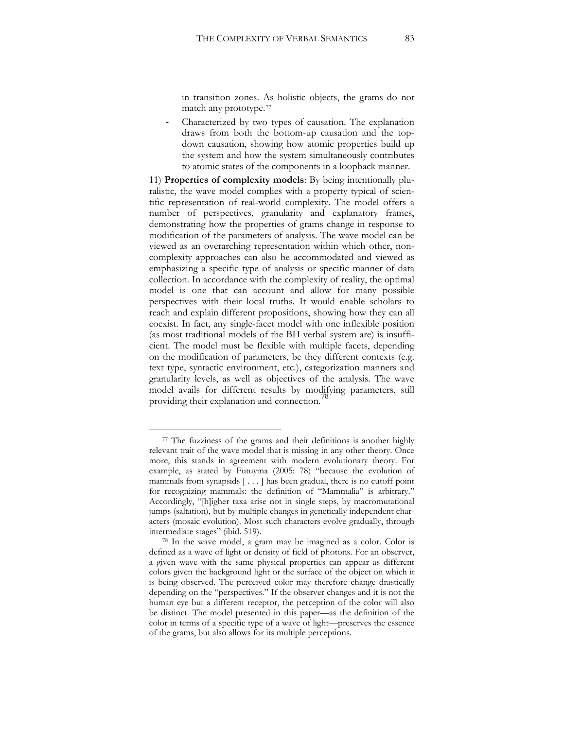in transition zones. As holistic objects, the grams do not match any prototype.[77]

- Characterized by two types of causation. The explanation draws from both the bottom-up causation and the top-down causation, showing how atomic properties build up the system and how the system simultaneously contributes to atomic states of the components in a loopback manner.

11) **Properties of complexity models**: By being intentionally pluralistic, the wave model complies with a property typical of scientific representation of real-world complexity. The model offers a number of perspectives, granularity and explanatory frames, demonstrating how the properties of grams change in response to modification of the parameters of analysis. The wave model can be viewed as an overarching representation within which other, non-complexity approaches can also be accommodated and viewed as emphasizing a specific type of analysis or specific manner of data collection. In accordance with the complexity of reality, the optimal model is one that can account and allow for many possible perspectives with their local truths. It would enable scholars to reach and explain different propositions, showing how they can all coexist. In fact, any single-facet model with one inflexible position (as most traditional models of the BH verbal system are) is insufficient. The model must be flexible with multiple facets, depending on the modification of parameters, be they different contexts (e.g. text type, syntactic environment, etc.), categorization manners and granularity levels, as well as objectives of the analysis. The wave model avails for different results by modifying parameters, still providing their explanation and connection.[78]

---

[77] The fuzziness of the grams and their definitions is another highly relevant trait of the wave model that is missing in any other theory. Once more, this stands in agreement with modern evolutionary theory. For example, as stated by Futuyma (2005: 78) "because the evolution of mammals from synapsids [ . . . ] has been gradual, there is no cutoff point for recognizing mammals: the definition of "Mammalia" is arbitrary." Accordingly, "[h]igher taxa arise not in single steps, by macromutational jumps (saltation), but by multiple changes in genetically independent characters (mosaic evolution). Most such characters evolve gradually, through intermediate stages" (ibid. 519).

[78] In the wave model, a gram may be imagined as a color. Color is defined as a wave of light or density of field of photons. For an observer, a given wave with the same physical properties can appear as different colors given the background light or the surface of the object on which it is being observed. The perceived color may therefore change drastically depending on the "perspectives." If the observer changes and it is not the human eye but a different receptor, the perception of the color will also be distinct. The model presented in this paper—as the definition of the color in terms of a specific type of a wave of light—preserves the essence of the grams, but also allows for its multiple perceptions.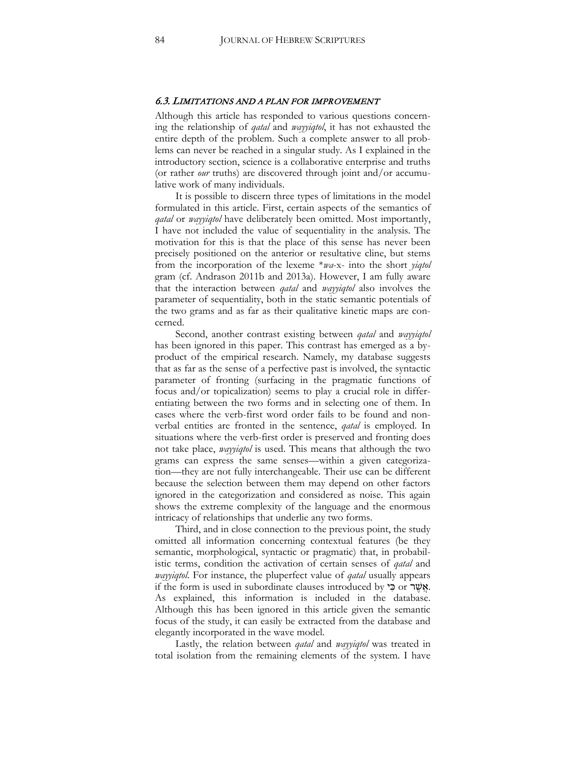### 6.3. LIMITATIONS AND A PLAN FOR IMPROVEMENT

Although this article has responded to various questions concerning the relationship of *qatal* and *wayyiqtol*, it has not exhausted the entire depth of the problem. Such a complete answer to all problems can never be reached in a singular study. As I explained in the introductory section, science is a collaborative enterprise and truths (or rather *our* truths) are discovered through joint and/or accumulative work of many individuals.

It is possible to discern three types of limitations in the model formulated in this article. First, certain aspects of the semantics of *qatal* or *wayyiqtol* have deliberately been omitted. Most importantly, I have not included the value of sequentiality in the analysis. The motivation for this is that the place of this sense has never been precisely positioned on the anterior or resultative cline, but stems from the incorporation of the lexeme \**wa*-x- into the short *yiqtol* gram (cf. Andrason 2011b and 2013a). However, I am fully aware that the interaction between *qatal* and *wayyiqtol* also involves the parameter of sequentiality, both in the static semantic potentials of the two grams and as far as their qualitative kinetic maps are concerned.

Second, another contrast existing between *qatal* and *wayyiqtol* has been ignored in this paper. This contrast has emerged as a by-product of the empirical research. Namely, my database suggests that as far as the sense of a perfective past is involved, the syntactic parameter of fronting (surfacing in the pragmatic functions of focus and/or topicalization) seems to play a crucial role in differentiating between the two forms and in selecting one of them. In cases where the verb-first word order fails to be found and non-verbal entities are fronted in the sentence, *qatal* is employed. In situations where the verb-first order is preserved and fronting does not take place, *wayyiqtol* is used. This means that although the two grams can express the same senses—within a given categorization—they are not fully interchangeable. Their use can be different because the selection between them may depend on other factors ignored in the categorization and considered as noise. This again shows the extreme complexity of the language and the enormous intricacy of relationships that underlie any two forms.

Third, and in close connection to the previous point, the study omitted all information concerning contextual features (be they semantic, morphological, syntactic or pragmatic) that, in probabilistic terms, condition the activation of certain senses of *qatal* and *wayyiqtol*. For instance, the pluperfect value of *qatal* usually appears if the form is used in subordinate clauses introduced by כִּי or אֲשֶׁר. As explained, this information is included in the database. Although this has been ignored in this article given the semantic focus of the study, it can easily be extracted from the database and elegantly incorporated in the wave model.

Lastly, the relation between *qatal* and *wayyiqtol* was treated in total isolation from the remaining elements of the system. I have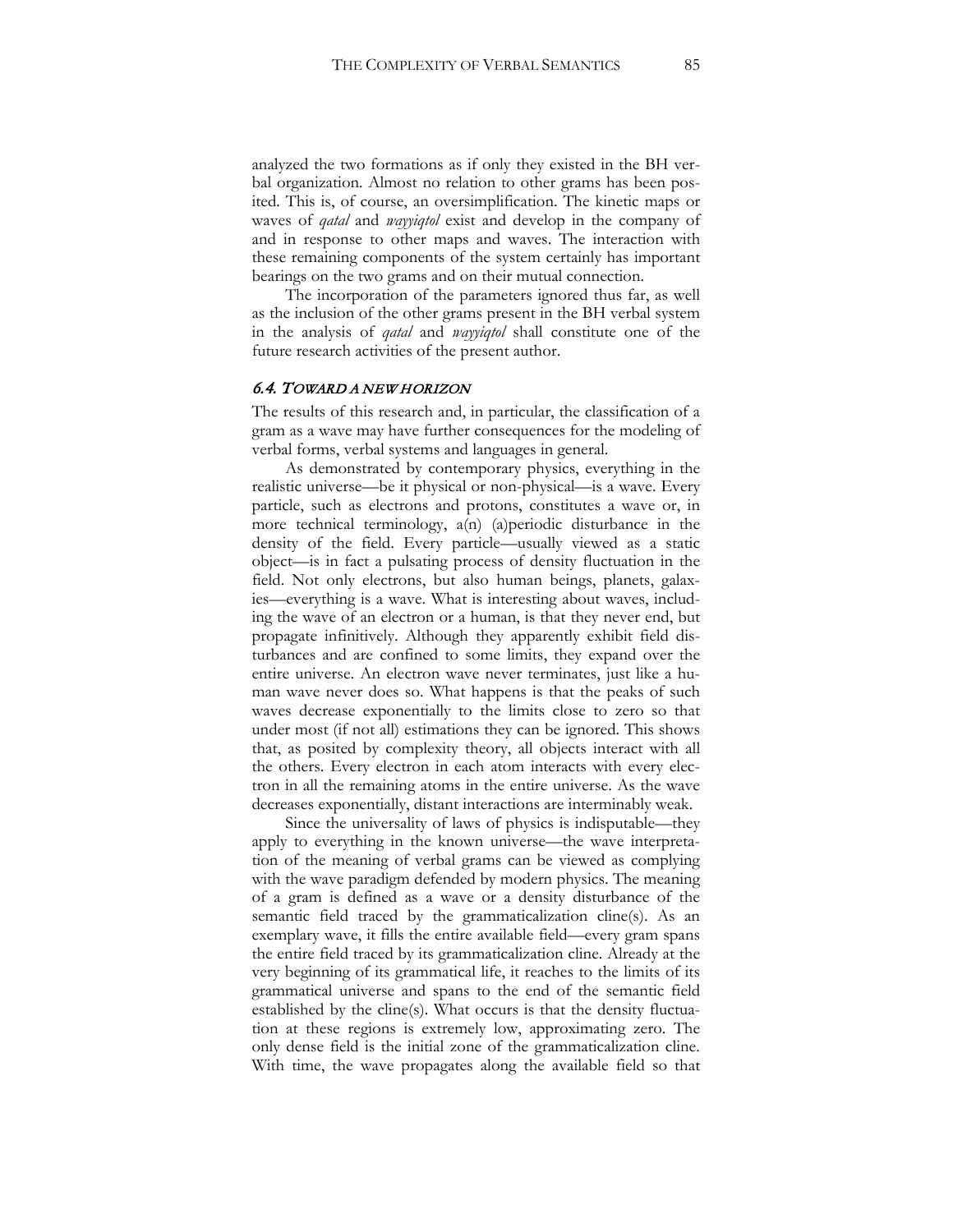analyzed the two formations as if only they existed in the BH verbal organization. Almost no relation to other grams has been posited. This is, of course, an oversimplification. The kinetic maps or waves of *qatal* and *wayyiqtol* exist and develop in the company of and in response to other maps and waves. The interaction with these remaining components of the system certainly has important bearings on the two grams and on their mutual connection.

The incorporation of the parameters ignored thus far, as well as the inclusion of the other grams present in the BH verbal system in the analysis of *qatal* and *wayyiqtol* shall constitute one of the future research activities of the present author.

### *6.4. TOWARD A NEW HORIZON*

The results of this research and, in particular, the classification of a gram as a wave may have further consequences for the modeling of verbal forms, verbal systems and languages in general.

As demonstrated by contemporary physics, everything in the realistic universe—be it physical or non-physical—is a wave. Every particle, such as electrons and protons, constitutes a wave or, in more technical terminology, a(n) (a)periodic disturbance in the density of the field. Every particle—usually viewed as a static object—is in fact a pulsating process of density fluctuation in the field. Not only electrons, but also human beings, planets, galaxies—everything is a wave. What is interesting about waves, including the wave of an electron or a human, is that they never end, but propagate infinitively. Although they apparently exhibit field disturbances and are confined to some limits, they expand over the entire universe. An electron wave never terminates, just like a human wave never does so. What happens is that the peaks of such waves decrease exponentially to the limits close to zero so that under most (if not all) estimations they can be ignored. This shows that, as posited by complexity theory, all objects interact with all the others. Every electron in each atom interacts with every electron in all the remaining atoms in the entire universe. As the wave decreases exponentially, distant interactions are interminably weak.

Since the universality of laws of physics is indisputable—they apply to everything in the known universe—the wave interpretation of the meaning of verbal grams can be viewed as complying with the wave paradigm defended by modern physics. The meaning of a gram is defined as a wave or a density disturbance of the semantic field traced by the grammaticalization cline(s). As an exemplary wave, it fills the entire available field—every gram spans the entire field traced by its grammaticalization cline. Already at the very beginning of its grammatical life, it reaches to the limits of its grammatical universe and spans to the end of the semantic field established by the cline(s). What occurs is that the density fluctuation at these regions is extremely low, approximating zero. The only dense field is the initial zone of the grammaticalization cline. With time, the wave propagates along the available field so that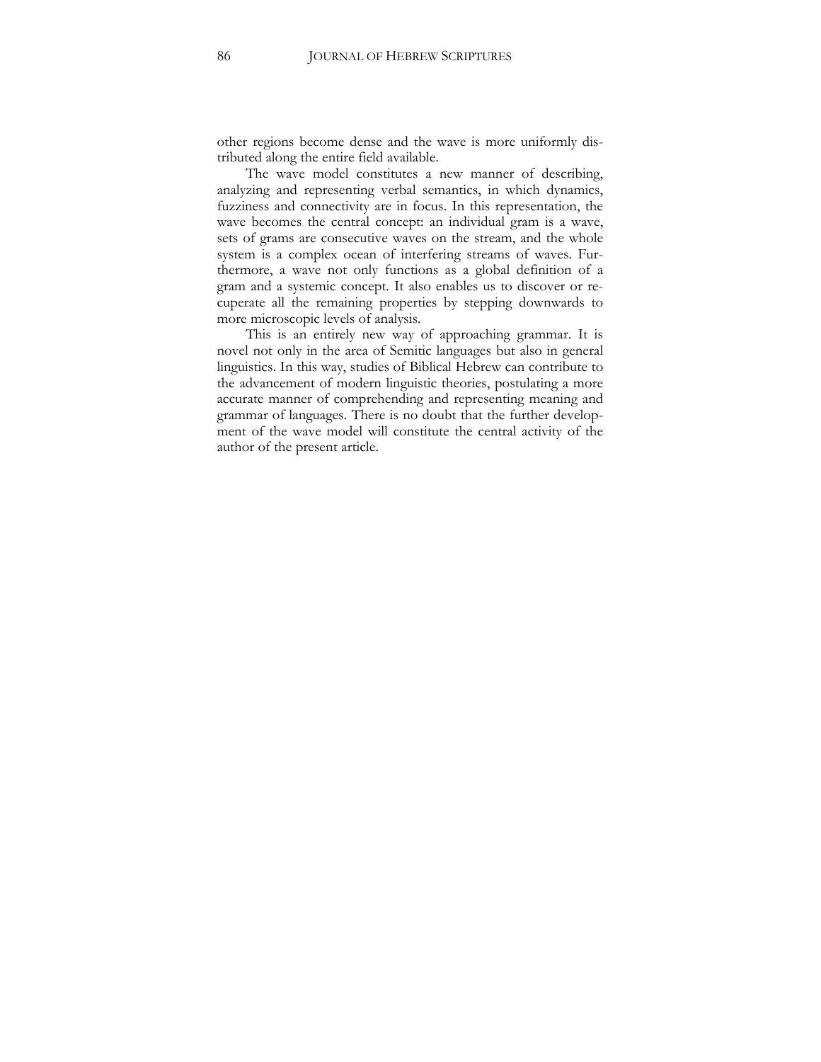other regions become dense and the wave is more uniformly distributed along the entire field available.

The wave model constitutes a new manner of describing, analyzing and representing verbal semantics, in which dynamics, fuzziness and connectivity are in focus. In this representation, the wave becomes the central concept: an individual gram is a wave, sets of grams are consecutive waves on the stream, and the whole system is a complex ocean of interfering streams of waves. Furthermore, a wave not only functions as a global definition of a gram and a systemic concept. It also enables us to discover or recuperate all the remaining properties by stepping downwards to more microscopic levels of analysis.

This is an entirely new way of approaching grammar. It is novel not only in the area of Semitic languages but also in general linguistics. In this way, studies of Biblical Hebrew can contribute to the advancement of modern linguistic theories, postulating a more accurate manner of comprehending and representing meaning and grammar of languages. There is no doubt that the further development of the wave model will constitute the central activity of the author of the present article.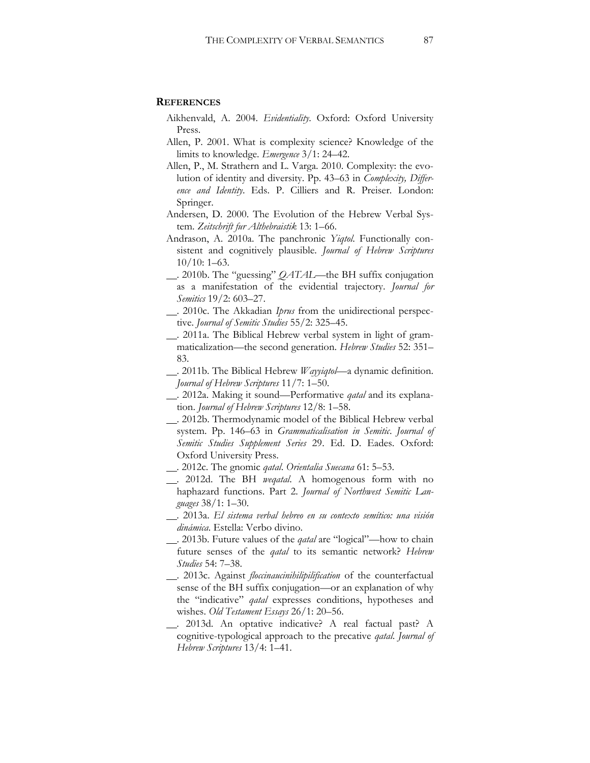## REFERENCES

Aikhenvald, A. 2004. *Evidentiality*. Oxford: Oxford University Press.

Allen, P. 2001. What is complexity science? Knowledge of the limits to knowledge. *Emergence* 3/1: 24–42.

Allen, P., M. Strathern and L. Varga. 2010. Complexity: the evolution of identity and diversity. Pp. 43–63 in *Complexity, Difference and Identity*. Eds. P. Cilliers and R. Preiser. London: Springer.

Andersen, D. 2000. The Evolution of the Hebrew Verbal System. *Zeitschrift fur Althebraistik* 13: 1–66.

Andrason, A. 2010a. The panchronic *Yiqtol*. Functionally consistent and cognitively plausible. *Journal of Hebrew Scriptures* 10/10: 1–63.

__. 2010b. The "guessing" *QATAL*—the BH suffix conjugation as a manifestation of the evidential trajectory. *Journal for Semitics* 19/2: 603–27.

__. 2010c. The Akkadian *Iprus* from the unidirectional perspective. *Journal of Semitic Studies* 55/2: 325–45.

__. 2011a. The Biblical Hebrew verbal system in light of grammaticalization—the second generation. *Hebrew Studies* 52: 351–83.

__. 2011b. The Biblical Hebrew *Wayyiqtol*—a dynamic definition. *Journal of Hebrew Scriptures* 11/7: 1–50.

__. 2012a. Making it sound—Performative *qatal* and its explanation. *Journal of Hebrew Scriptures* 12/8: 1–58.

__. 2012b. Thermodynamic model of the Biblical Hebrew verbal system. Pp. 146–63 in *Grammaticalisation in Semitic*. *Journal of Semitic Studies Supplement Series* 29. Ed. D. Eades. Oxford: Oxford University Press.

__. 2012c. The gnomic *qatal*. *Orientalia Suecana* 61: 5–53.

__. 2012d. The BH *weqatal*. A homogenous form with no haphazard functions. Part 2. *Journal of Northwest Semitic Languages* 38/1: 1–30.

__. 2013a. *El sistema verbal hebreo en su contexto semítico: una visión dinámica*. Estella: Verbo divino.

__. 2013b. Future values of the *qatal* are "logical"—how to chain future senses of the *qatal* to its semantic network? *Hebrew Studies* 54: 7–38.

__. 2013c. Against *floccinaucinihilipilification* of the counterfactual sense of the BH suffix conjugation—or an explanation of why the "indicative" *qatal* expresses conditions, hypotheses and wishes. *Old Testament Essays* 26/1: 20–56.

__. 2013d. An optative indicative? A real factual past? A cognitive-typological approach to the precative *qatal*. *Journal of Hebrew Scriptures* 13/4: 1–41.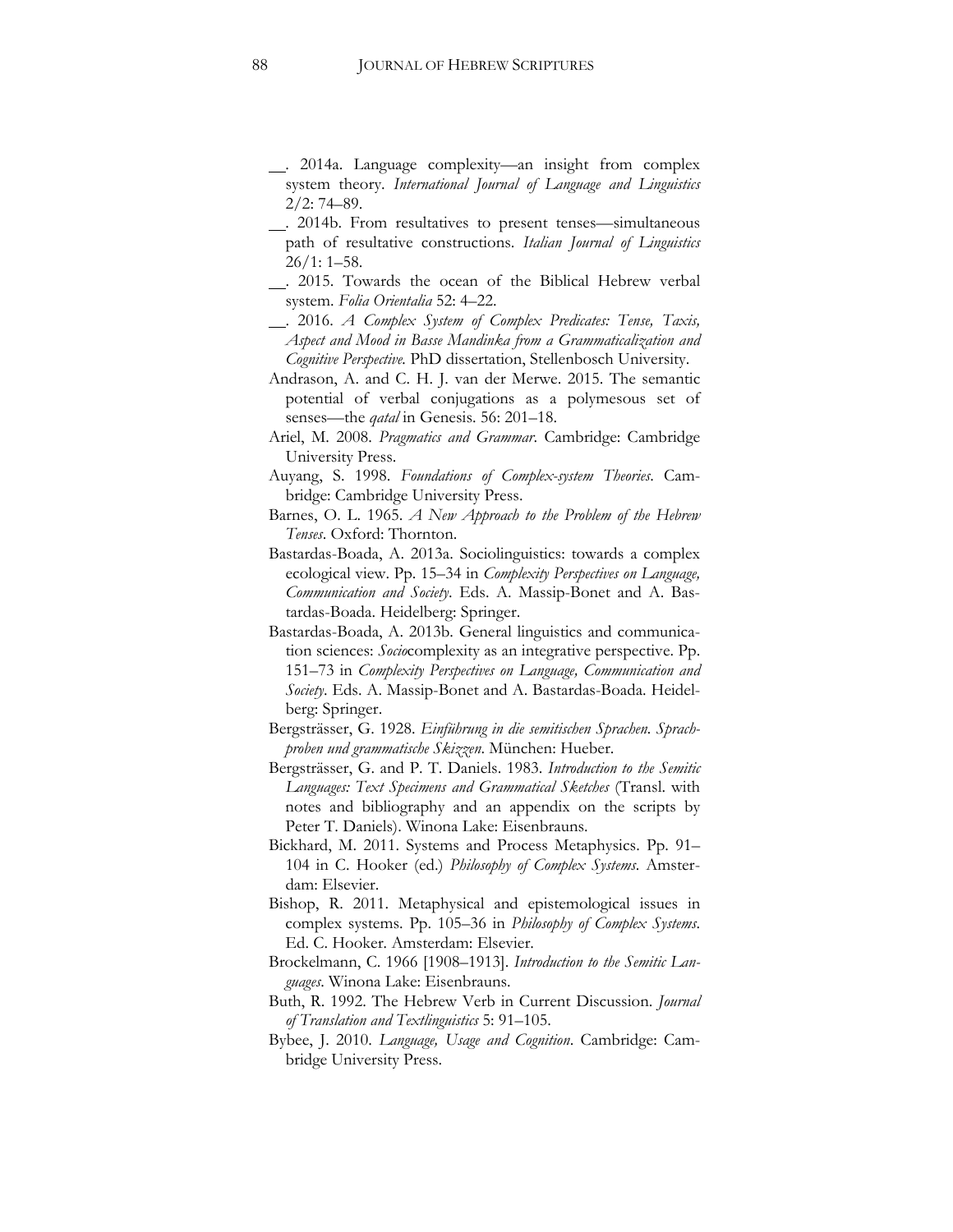__. 2014a. Language complexity—an insight from complex system theory. *International Journal of Language and Linguistics* 2/2: 74–89.

__. 2014b. From resultatives to present tenses—simultaneous path of resultative constructions. *Italian Journal of Linguistics* 26/1: 1–58.

__. 2015. Towards the ocean of the Biblical Hebrew verbal system. *Folia Orientalia* 52: 4–22.

__. 2016. *A Complex System of Complex Predicates: Tense, Taxis, Aspect and Mood in Basse Mandinka from a Grammaticalization and Cognitive Perspective.* PhD dissertation, Stellenbosch University.

Andrason, A. and C. H. J. van der Merwe. 2015. The semantic potential of verbal conjugations as a polymesous set of senses—the *qatal* in Genesis. 56: 201–18.

Ariel, M. 2008. *Pragmatics and Grammar*. Cambridge: Cambridge University Press.

Auyang, S. 1998. *Foundations of Complex-system Theories*. Cambridge: Cambridge University Press.

Barnes, O. L. 1965. *A New Approach to the Problem of the Hebrew Tenses*. Oxford: Thornton.

Bastardas-Boada, A. 2013a. Sociolinguistics: towards a complex ecological view. Pp. 15–34 in *Complexity Perspectives on Language, Communication and Society*. Eds. A. Massip-Bonet and A. Bastardas-Boada. Heidelberg: Springer.

Bastardas-Boada, A. 2013b. General linguistics and communication sciences: *Socio*complexity as an integrative perspective. Pp. 151–73 in *Complexity Perspectives on Language, Communication and Society*. Eds. A. Massip-Bonet and A. Bastardas-Boada. Heidelberg: Springer.

Bergsträsser, G. 1928. *Einführung in die semitischen Sprachen. Sprachproben und grammatische Skizzen*. München: Hueber.

Bergsträsser, G. and P. T. Daniels. 1983. *Introduction to the Semitic Languages: Text Specimens and Grammatical Sketches* (Transl. with notes and bibliography and an appendix on the scripts by Peter T. Daniels). Winona Lake: Eisenbrauns.

Bickhard, M. 2011. Systems and Process Metaphysics. Pp. 91–104 in C. Hooker (ed.) *Philosophy of Complex Systems*. Amsterdam: Elsevier.

Bishop, R. 2011. Metaphysical and epistemological issues in complex systems. Pp. 105–36 in *Philosophy of Complex Systems*. Ed. C. Hooker. Amsterdam: Elsevier.

Brockelmann, C. 1966 [1908–1913]. *Introduction to the Semitic Languages*. Winona Lake: Eisenbrauns.

Buth, R. 1992. The Hebrew Verb in Current Discussion. *Journal of Translation and Textlinguistics* 5: 91–105.

Bybee, J. 2010. *Language, Usage and Cognition*. Cambridge: Cambridge University Press.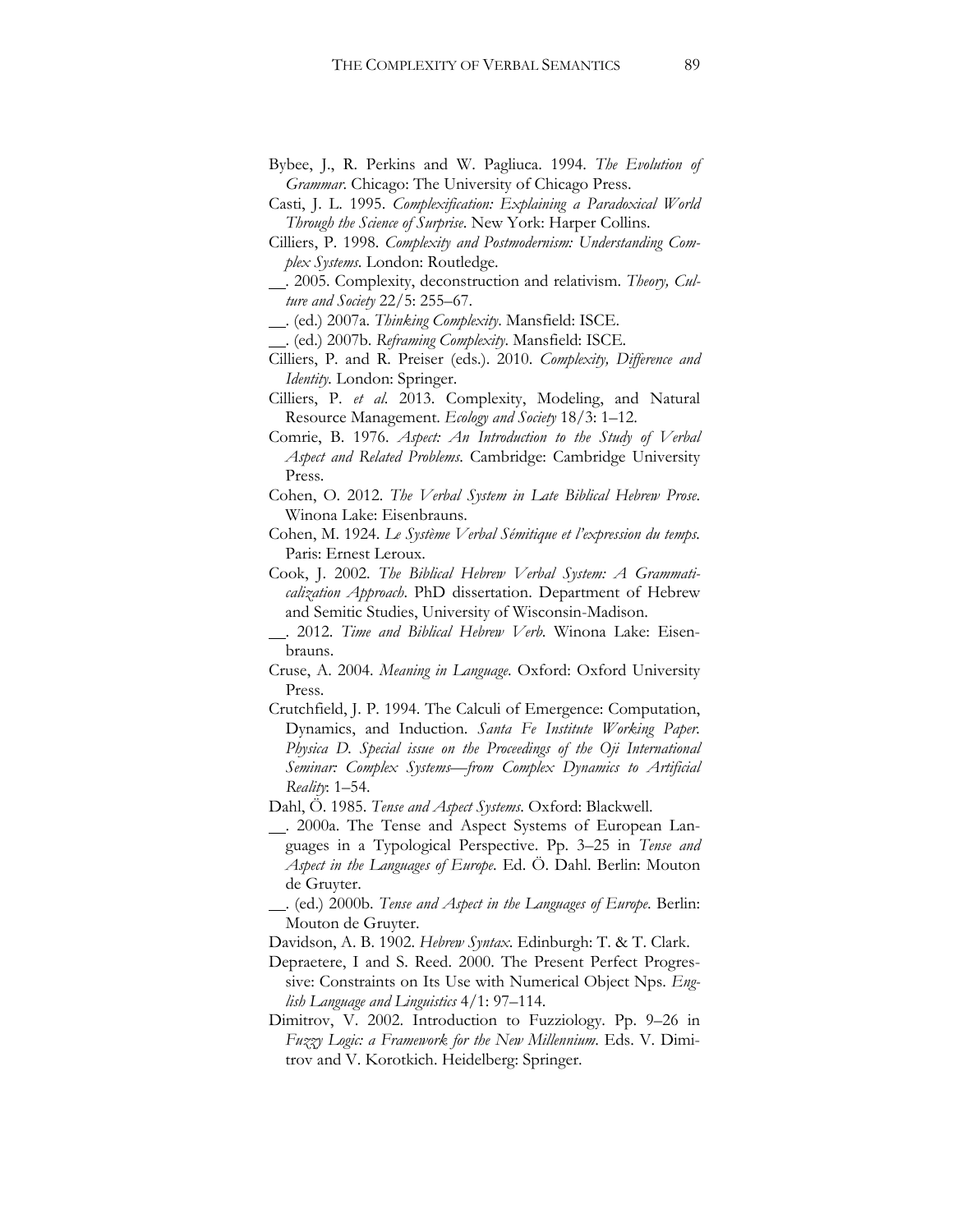Bybee, J., R. Perkins and W. Pagliuca. 1994. *The Evolution of Grammar*. Chicago: The University of Chicago Press.

Casti, J. L. 1995. *Complexification: Explaining a Paradoxical World Through the Science of Surprise*. New York: Harper Collins.

Cilliers, P. 1998. *Complexity and Postmodernism: Understanding Complex Systems*. London: Routledge.

__. 2005. Complexity, deconstruction and relativism. *Theory, Culture and Society* 22/5: 255–67.

__. (ed.) 2007a. *Thinking Complexity*. Mansfield: ISCE.

__. (ed.) 2007b. *Reframing Complexity*. Mansfield: ISCE.

Cilliers, P. and R. Preiser (eds.). 2010. *Complexity, Difference and Identity*. London: Springer.

Cilliers, P. *et al*. 2013. Complexity, Modeling, and Natural Resource Management. *Ecology and Society* 18/3: 1–12.

Comrie, B. 1976. *Aspect: An Introduction to the Study of Verbal Aspect and Related Problems*. Cambridge: Cambridge University Press.

Cohen, O. 2012. *The Verbal System in Late Biblical Hebrew Prose*. Winona Lake: Eisenbrauns.

Cohen, M. 1924. *Le Système Verbal Sémitique et l'expression du temps*. Paris: Ernest Leroux.

Cook, J. 2002. *The Biblical Hebrew Verbal System: A Grammaticalization Approach*. PhD dissertation. Department of Hebrew and Semitic Studies, University of Wisconsin-Madison.

__. 2012. *Time and Biblical Hebrew Verb*. Winona Lake: Eisenbrauns.

Cruse, A. 2004. *Meaning in Language*. Oxford: Oxford University Press.

Crutchfield, J. P. 1994. The Calculi of Emergence: Computation, Dynamics, and Induction. *Santa Fe Institute Working Paper. Physica D. Special issue on the Proceedings of the Oji International Seminar: Complex Systems—from Complex Dynamics to Artificial Reality*: 1–54.

Dahl, Ö. 1985. *Tense and Aspect Systems*. Oxford: Blackwell.

__. 2000a. The Tense and Aspect Systems of European Languages in a Typological Perspective. Pp. 3–25 in *Tense and Aspect in the Languages of Europe*. Ed. Ö. Dahl. Berlin: Mouton de Gruyter.

__. (ed.) 2000b. *Tense and Aspect in the Languages of Europe*. Berlin: Mouton de Gruyter.

Davidson, A. B. 1902. *Hebrew Syntax*. Edinburgh: T. & T. Clark.

Depraetere, I and S. Reed. 2000. The Present Perfect Progressive: Constraints on Its Use with Numerical Object Nps. *English Language and Linguistics* 4/1: 97–114.

Dimitrov, V. 2002. Introduction to Fuzziology. Pp. 9–26 in *Fuzzy Logic: a Framework for the New Millennium*. Eds. V. Dimitrov and V. Korotkich. Heidelberg: Springer.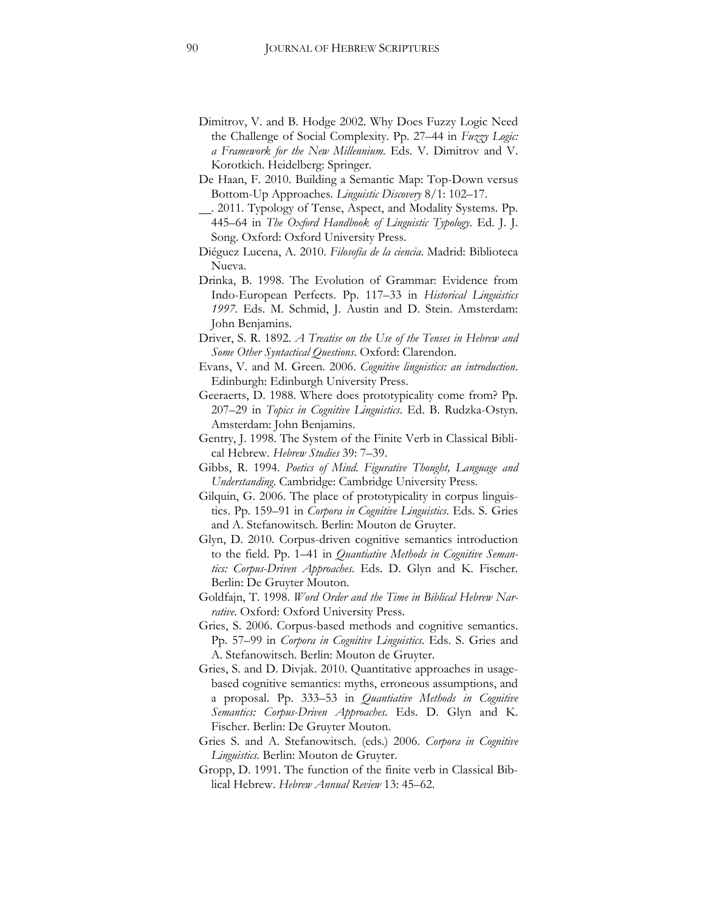Dimitrov, V. and B. Hodge 2002. Why Does Fuzzy Logic Need the Challenge of Social Complexity. Pp. 27–44 in *Fuzzy Logic: a Framework for the New Millennium.* Eds. V. Dimitrov and V. Korotkich. Heidelberg: Springer.

De Haan, F. 2010. Building a Semantic Map: Top-Down versus Bottom-Up Approaches. *Linguistic Discovery* 8/1: 102–17.

__. 2011. Typology of Tense, Aspect, and Modality Systems. Pp. 445–64 in *The Oxford Handbook of Linguistic Typology*. Ed. J. J. Song. Oxford: Oxford University Press.

Diéguez Lucena, A. 2010. *Filosofía de la ciencia*. Madrid: Biblioteca Nueva.

Drinka, B. 1998. The Evolution of Grammar: Evidence from Indo-European Perfects. Pp. 117–33 in *Historical Linguistics 1997*. Eds. M. Schmid, J. Austin and D. Stein. Amsterdam: John Benjamins.

Driver, S. R. 1892. *A Treatise on the Use of the Tenses in Hebrew and Some Other Syntactical Questions*. Oxford: Clarendon.

Evans, V. and M. Green. 2006. *Cognitive linguistics: an introduction*. Edinburgh: Edinburgh University Press.

Geeraerts, D. 1988. Where does prototypicality come from? Pp. 207–29 in *Topics in Cognitive Linguistics*. Ed. B. Rudzka-Ostyn. Amsterdam: John Benjamins.

Gentry, J. 1998. The System of the Finite Verb in Classical Biblical Hebrew. *Hebrew Studies* 39: 7–39.

Gibbs, R. 1994. *Poetics of Mind. Figurative Thought, Language and Understanding*. Cambridge: Cambridge University Press.

Gilquin, G. 2006. The place of prototypicality in corpus linguistics. Pp. 159–91 in *Corpora in Cognitive Linguistics*. Eds. S. Gries and A. Stefanowitsch. Berlin: Mouton de Gruyter.

Glyn, D. 2010. Corpus-driven cognitive semantics introduction to the field. Pp. 1–41 in *Quantiative Methods in Cognitive Semantics: Corpus-Driven Approaches*. Eds. D. Glyn and K. Fischer. Berlin: De Gruyter Mouton.

Goldfajn, T. 1998. *Word Order and the Time in Biblical Hebrew Narrative*. Oxford: Oxford University Press.

Gries, S. 2006. Corpus-based methods and cognitive semantics. Pp. 57–99 in *Corpora in Cognitive Linguistics*. Eds. S. Gries and A. Stefanowitsch. Berlin: Mouton de Gruyter.

Gries, S. and D. Divjak. 2010. Quantitative approaches in usage-based cognitive semantics: myths, erroneous assumptions, and a proposal. Pp. 333–53 in *Quantiative Methods in Cognitive Semantics: Corpus-Driven Approaches*. Eds. D. Glyn and K. Fischer. Berlin: De Gruyter Mouton.

Gries S. and A. Stefanowitsch. (eds.) 2006. *Corpora in Cognitive Linguistics.* Berlin: Mouton de Gruyter.

Gropp, D. 1991. The function of the finite verb in Classical Biblical Hebrew. *Hebrew Annual Review* 13: 45–62.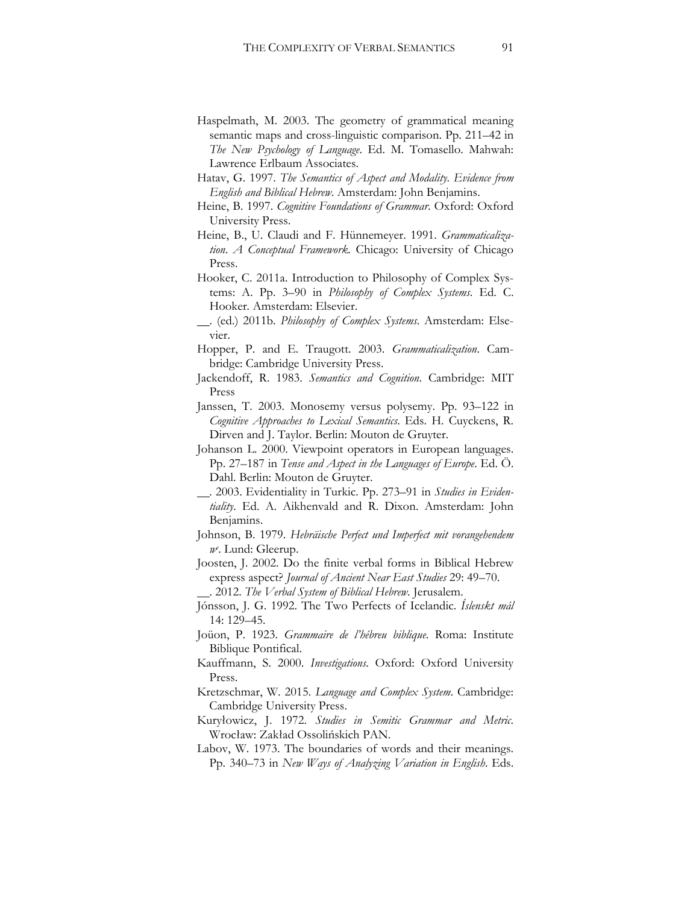Haspelmath, M. 2003. The geometry of grammatical meaning semantic maps and cross-linguistic comparison. Pp. 211–42 in *The New Psychology of Language*. Ed. M. Tomasello. Mahwah: Lawrence Erlbaum Associates.

Hatav, G. 1997. *The Semantics of Aspect and Modality. Evidence from English and Biblical Hebrew*. Amsterdam: John Benjamins.

Heine, B. 1997. *Cognitive Foundations of Grammar*. Oxford: Oxford University Press.

Heine, B., U. Claudi and F. Hünnemeyer. 1991. *Grammaticalization. A Conceptual Framework*. Chicago: University of Chicago Press.

Hooker, C. 2011a. Introduction to Philosophy of Complex Systems: A. Pp. 3–90 in *Philosophy of Complex Systems*. Ed. C. Hooker. Amsterdam: Elsevier.

__. (ed.) 2011b. *Philosophy of Complex Systems*. Amsterdam: Elsevier.

Hopper, P. and E. Traugott. 2003. *Grammaticalization*. Cambridge: Cambridge University Press.

Jackendoff, R. 1983. *Semantics and Cognition*. Cambridge: MIT Press

Janssen, T. 2003. Monosemy versus polysemy. Pp. 93–122 in *Cognitive Approaches to Lexical Semantics*. Eds. H. Cuyckens, R. Dirven and J. Taylor. Berlin: Mouton de Gruyter.

Johanson L. 2000. Viewpoint operators in European languages. Pp. 27–187 in *Tense and Aspect in the Languages of Europe*. Ed. Ö. Dahl. Berlin: Mouton de Gruyter.

__. 2003. Evidentiality in Turkic. Pp. 273–91 in *Studies in Evidentiality*. Ed. A. Aikhenvald and R. Dixon. Amsterdam: John Benjamins.

Johnson, B. 1979. *Hebräische Perfect und Imperfect mit vorangehendem wᵉ*. Lund: Gleerup.

Joosten, J. 2002. Do the finite verbal forms in Biblical Hebrew express aspect? *Journal of Ancient Near East Studies* 29: 49–70.

__. 2012. *The Verbal System of Biblical Hebrew*. Jerusalem.

Jónsson, J. G. 1992. The Two Perfects of Icelandic. *Íslenskt mál* 14: 129–45.

Joüon, P. 1923. *Grammaire de l'hébreu biblique*. Roma: Institute Biblique Pontifical.

Kauffmann, S. 2000. *Investigations*. Oxford: Oxford University Press.

Kretzschmar, W. 2015. *Language and Complex System*. Cambridge: Cambridge University Press.

Kuryłowicz, J. 1972. *Studies in Semitic Grammar and Metric*. Wrocław: Zakład Ossolińskich PAN.

Labov, W. 1973. The boundaries of words and their meanings. Pp. 340–73 in *New Ways of Analyzing Variation in English*. Eds.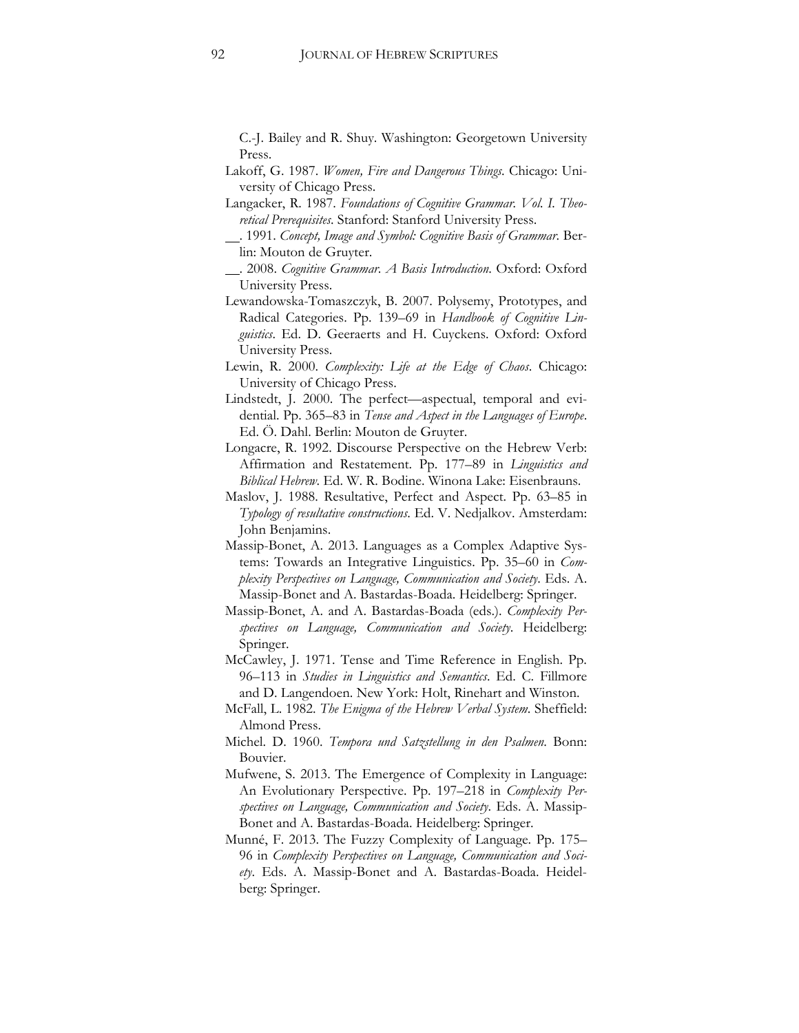C.-J. Bailey and R. Shuy. Washington: Georgetown University Press.

Lakoff, G. 1987. *Women, Fire and Dangerous Things*. Chicago: University of Chicago Press.

Langacker, R. 1987. *Foundations of Cognitive Grammar. Vol. I. Theoretical Prerequisites*. Stanford: Stanford University Press.

\_\_. 1991. *Concept, Image and Symbol: Cognitive Basis of Grammar*. Berlin: Mouton de Gruyter.

\_\_. 2008. *Cognitive Grammar. A Basis Introduction*. Oxford: Oxford University Press.

Lewandowska-Tomaszczyk, B. 2007. Polysemy, Prototypes, and Radical Categories. Pp. 139–69 in *Handbook of Cognitive Linguistics*. Ed. D. Geeraerts and H. Cuyckens. Oxford: Oxford University Press.

Lewin, R. 2000. *Complexity: Life at the Edge of Chaos*. Chicago: University of Chicago Press.

Lindstedt, J. 2000. The perfect—aspectual, temporal and evidential. Pp. 365–83 in *Tense and Aspect in the Languages of Europe*. Ed. Ö. Dahl. Berlin: Mouton de Gruyter.

Longacre, R. 1992. Discourse Perspective on the Hebrew Verb: Affirmation and Restatement. Pp. 177–89 in *Linguistics and Biblical Hebrew*. Ed. W. R. Bodine. Winona Lake: Eisenbrauns.

Maslov, J. 1988. Resultative, Perfect and Aspect. Pp. 63–85 in *Typology of resultative constructions*. Ed. V. Nedjalkov. Amsterdam: John Benjamins.

Massip-Bonet, A. 2013. Languages as a Complex Adaptive Systems: Towards an Integrative Linguistics. Pp. 35–60 in *Complexity Perspectives on Language, Communication and Society*. Eds. A. Massip-Bonet and A. Bastardas-Boada. Heidelberg: Springer.

Massip-Bonet, A. and A. Bastardas-Boada (eds.). *Complexity Perspectives on Language, Communication and Society*. Heidelberg: Springer.

McCawley, J. 1971. Tense and Time Reference in English. Pp. 96–113 in *Studies in Linguistics and Semantics*. Ed. C. Fillmore and D. Langendoen. New York: Holt, Rinehart and Winston.

McFall, L. 1982. *The Enigma of the Hebrew Verbal System*. Sheffield: Almond Press.

Michel. D. 1960. *Tempora und Satzstellung in den Psalmen*. Bonn: Bouvier.

Mufwene, S. 2013. The Emergence of Complexity in Language: An Evolutionary Perspective. Pp. 197–218 in *Complexity Perspectives on Language, Communication and Society*. Eds. A. Massip-Bonet and A. Bastardas-Boada. Heidelberg: Springer.

Munné, F. 2013. The Fuzzy Complexity of Language. Pp. 175–96 in *Complexity Perspectives on Language, Communication and Society*. Eds. A. Massip-Bonet and A. Bastardas-Boada. Heidelberg: Springer.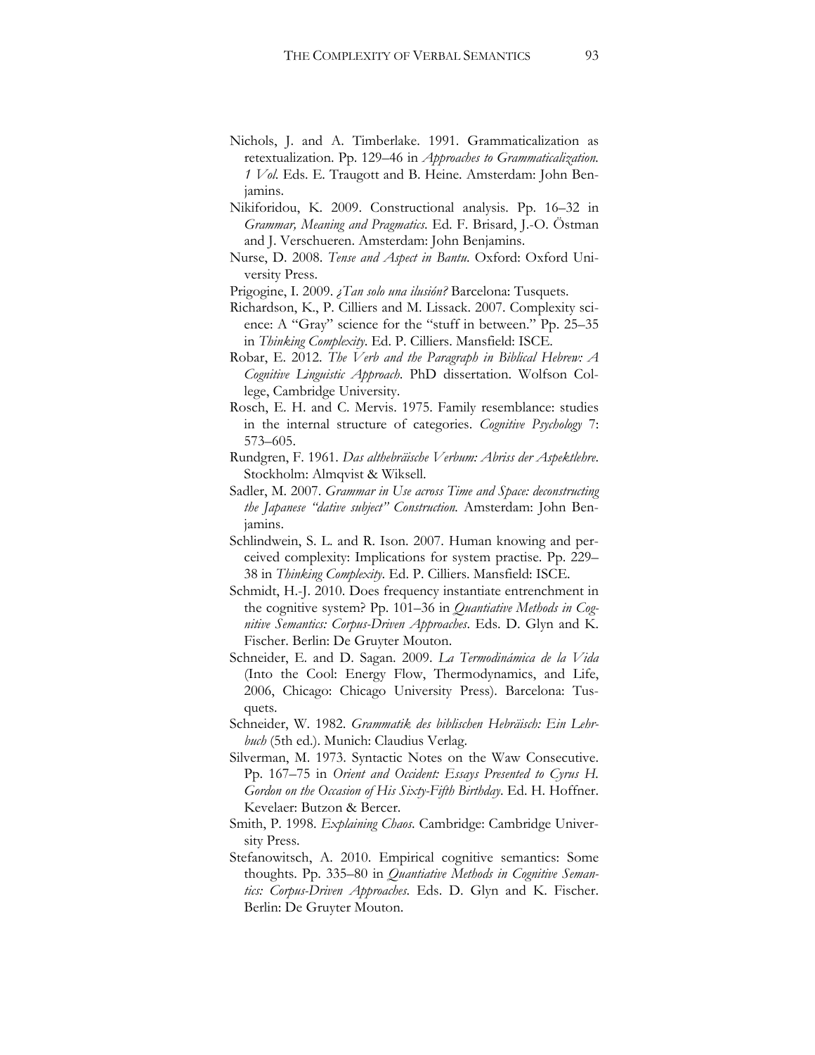Nichols, J. and A. Timberlake. 1991. Grammaticalization as retextualization. Pp. 129–46 in *Approaches to Grammaticalization. 1 Vol.* Eds. E. Traugott and B. Heine. Amsterdam: John Benjamins.

Nikiforidou, K. 2009. Constructional analysis. Pp. 16–32 in *Grammar, Meaning and Pragmatics*. Ed. F. Brisard, J.-O. Östman and J. Verschueren. Amsterdam: John Benjamins.

Nurse, D. 2008. *Tense and Aspect in Bantu*. Oxford: Oxford University Press.

Prigogine, I. 2009. *¿Tan solo una ilusión?* Barcelona: Tusquets.

Richardson, K., P. Cilliers and M. Lissack. 2007. Complexity science: A "Gray" science for the "stuff in between." Pp. 25–35 in *Thinking Complexity*. Ed. P. Cilliers. Mansfield: ISCE.

Robar, E. 2012. *The Verb and the Paragraph in Biblical Hebrew: A Cognitive Linguistic Approach*. PhD dissertation. Wolfson College, Cambridge University.

Rosch, E. H. and C. Mervis. 1975. Family resemblance: studies in the internal structure of categories. *Cognitive Psychology* 7: 573–605.

Rundgren, F. 1961. *Das althebräische Verbum: Abriss der Aspektlehre*. Stockholm: Almqvist & Wiksell.

Sadler, M. 2007. *Grammar in Use across Time and Space: deconstructing the Japanese "dative subject" Construction.* Amsterdam: John Benjamins.

Schlindwein, S. L. and R. Ison. 2007. Human knowing and perceived complexity: Implications for system practise. Pp. 229–38 in *Thinking Complexity*. Ed. P. Cilliers. Mansfield: ISCE.

Schmidt, H.-J. 2010. Does frequency instantiate entrenchment in the cognitive system? Pp. 101–36 in *Quantiative Methods in Cognitive Semantics: Corpus-Driven Approaches*. Eds. D. Glyn and K. Fischer. Berlin: De Gruyter Mouton.

Schneider, E. and D. Sagan. 2009. *La Termodinámica de la Vida* (Into the Cool: Energy Flow, Thermodynamics, and Life, 2006, Chicago: Chicago University Press). Barcelona: Tusquets.

Schneider, W. 1982. *Grammatik des biblischen Hebräisch: Ein Lehrbuch* (5th ed.). Munich: Claudius Verlag.

Silverman, M. 1973. Syntactic Notes on the Waw Consecutive. Pp. 167–75 in *Orient and Occident: Essays Presented to Cyrus H. Gordon on the Occasion of His Sixty-Fifth Birthday*. Ed. H. Hoffner. Kevelaer: Butzon & Bercer.

Smith, P. 1998. *Explaining Chaos*. Cambridge: Cambridge University Press.

Stefanowitsch, A. 2010. Empirical cognitive semantics: Some thoughts. Pp. 335–80 in *Quantiative Methods in Cognitive Semantics: Corpus-Driven Approaches*. Eds. D. Glyn and K. Fischer. Berlin: De Gruyter Mouton.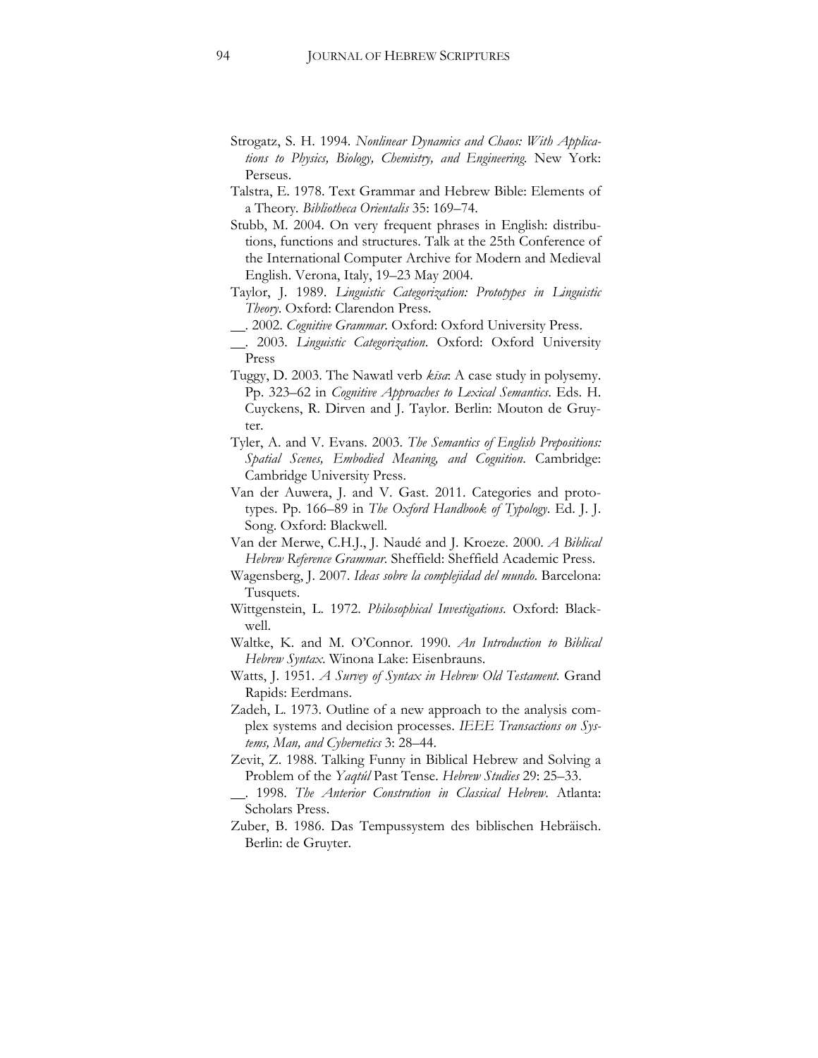Strogatz, S. H. 1994. *Nonlinear Dynamics and Chaos: With Applications to Physics, Biology, Chemistry, and Engineering*. New York: Perseus.

Talstra, E. 1978. Text Grammar and Hebrew Bible: Elements of a Theory. *Bibliotheca Orientalis* 35: 169–74.

Stubb, M. 2004. On very frequent phrases in English: distributions, functions and structures. Talk at the 25th Conference of the International Computer Archive for Modern and Medieval English. Verona, Italy, 19–23 May 2004.

Taylor, J. 1989. *Linguistic Categorization: Prototypes in Linguistic Theory*. Oxford: Clarendon Press.

__. 2002. *Cognitive Grammar*. Oxford: Oxford University Press.

__. 2003. *Linguistic Categorization*. Oxford: Oxford University Press

Tuggy, D. 2003. The Nawatl verb *kīsa*: A case study in polysemy. Pp. 323–62 in *Cognitive Approaches to Lexical Semantics*. Eds. H. Cuyckens, R. Dirven and J. Taylor. Berlin: Mouton de Gruyter.

Tyler, A. and V. Evans. 2003. *The Semantics of English Prepositions: Spatial Scenes, Embodied Meaning, and Cognition*. Cambridge: Cambridge University Press.

Van der Auwera, J. and V. Gast. 2011. Categories and prototypes. Pp. 166–89 in *The Oxford Handbook of Typology*. Ed. J. J. Song. Oxford: Blackwell.

Van der Merwe, C.H.J., J. Naudé and J. Kroeze. 2000. *A Biblical Hebrew Reference Grammar*. Sheffield: Sheffield Academic Press.

Wagensberg, J. 2007. *Ideas sobre la complejidad del mundo*. Barcelona: Tusquets.

Wittgenstein, L. 1972. *Philosophical Investigations*. Oxford: Blackwell.

Waltke, K. and M. O'Connor. 1990. *An Introduction to Biblical Hebrew Syntax*. Winona Lake: Eisenbrauns.

Watts, J. 1951. *A Survey of Syntax in Hebrew Old Testament*. Grand Rapids: Eerdmans.

Zadeh, L. 1973. Outline of a new approach to the analysis complex systems and decision processes. *IEEE Transactions on Systems, Man, and Cybernetics* 3: 28–44.

Zevit, Z. 1988. Talking Funny in Biblical Hebrew and Solving a Problem of the *Yaqtúl* Past Tense. *Hebrew Studies* 29: 25–33.

__. 1998. *The Anterior Constrution in Classical Hebrew*. Atlanta: Scholars Press.

Zuber, B. 1986. Das Tempussystem des biblischen Hebräisch. Berlin: de Gruyter.